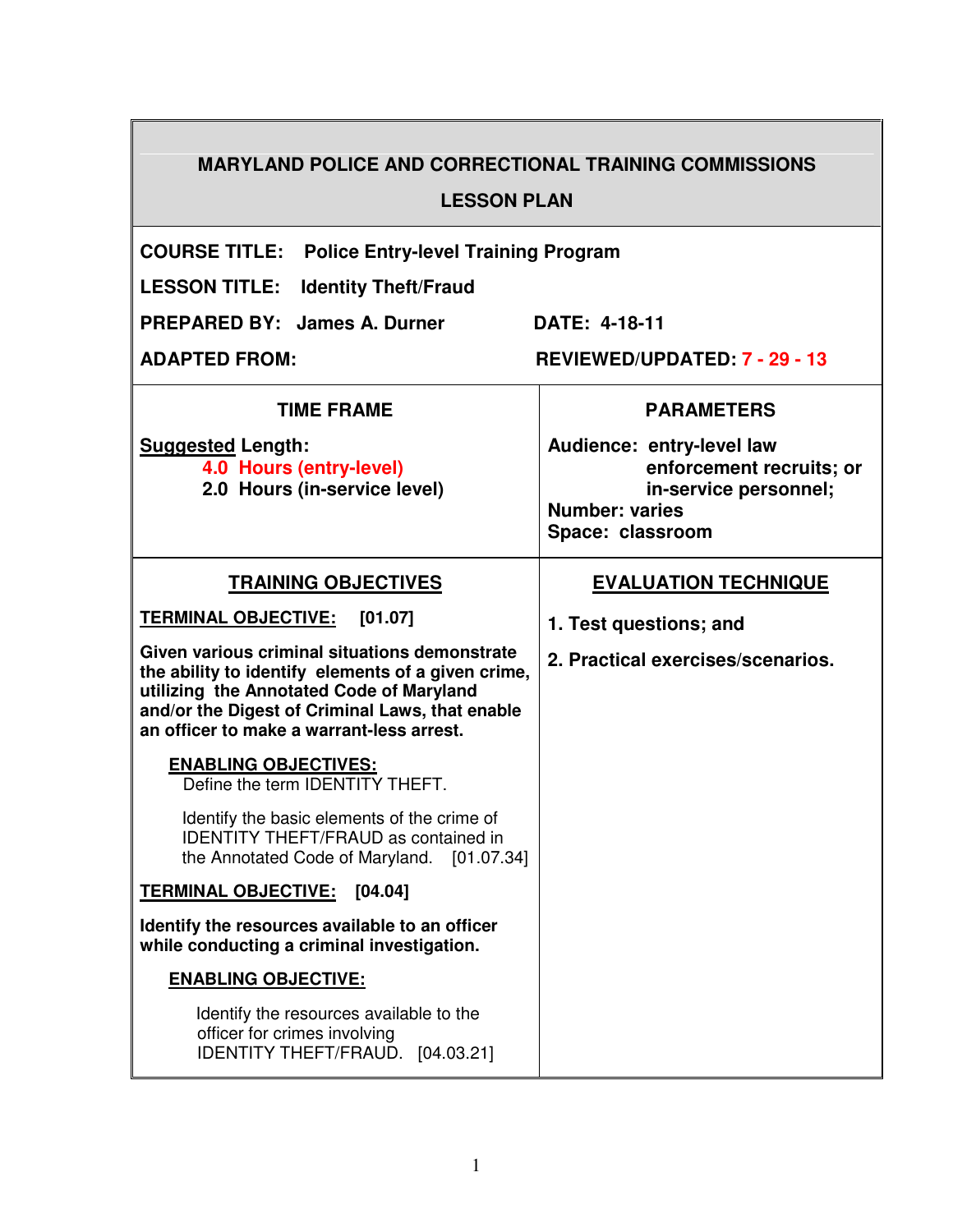# MARYLAND POLICE AND CORRECTIONAL TRAINING COMMISSIONS

## LESSON PLAN

**COURSE TITLE:** Police Entry-level Training Program

**LESSON TITLE:** Identity Theft/Fraud

**PREPARED BY:** James A. Durner **DATE:** 4-18-11

**ADAPTED FROM:** **REVIEWED/UPDATED:** 7 - 29 - 13

| TIME FRAME | PARAMETERS |
|---|---|
| **Suggested Length:**<br>4.0 Hours (entry-level)<br>2.0 Hours (in-service level) | **Audience:** entry-level law enforcement recruits; or in-service personnel;<br>**Number:** varies<br>**Space:** classroom |

| TRAINING OBJECTIVES | EVALUATION TECHNIQUE |
|---|---|
| **TERMINAL OBJECTIVE: [01.07]**<br><br>**Given various criminal situations demonstrate the ability to identify elements of a given crime, utilizing the Annotated Code of Maryland and/or the Digest of Criminal Laws, that enable an officer to make a warrant-less arrest.**<br><br>**ENABLING OBJECTIVES:**<br>Define the term IDENTITY THEFT.<br><br>Identify the basic elements of the crime of IDENTITY THEFT/FRAUD as contained in the Annotated Code of Maryland. [01.07.34]<br><br>**TERMINAL OBJECTIVE: [04.04]**<br><br>**Identify the resources available to an officer while conducting a criminal investigation.**<br><br>**ENABLING OBJECTIVE:**<br>Identify the resources available to the officer for crimes involving IDENTITY THEFT/FRAUD. [04.03.21] | **1. Test questions; and**<br><br>**2. Practical exercises/scenarios.** |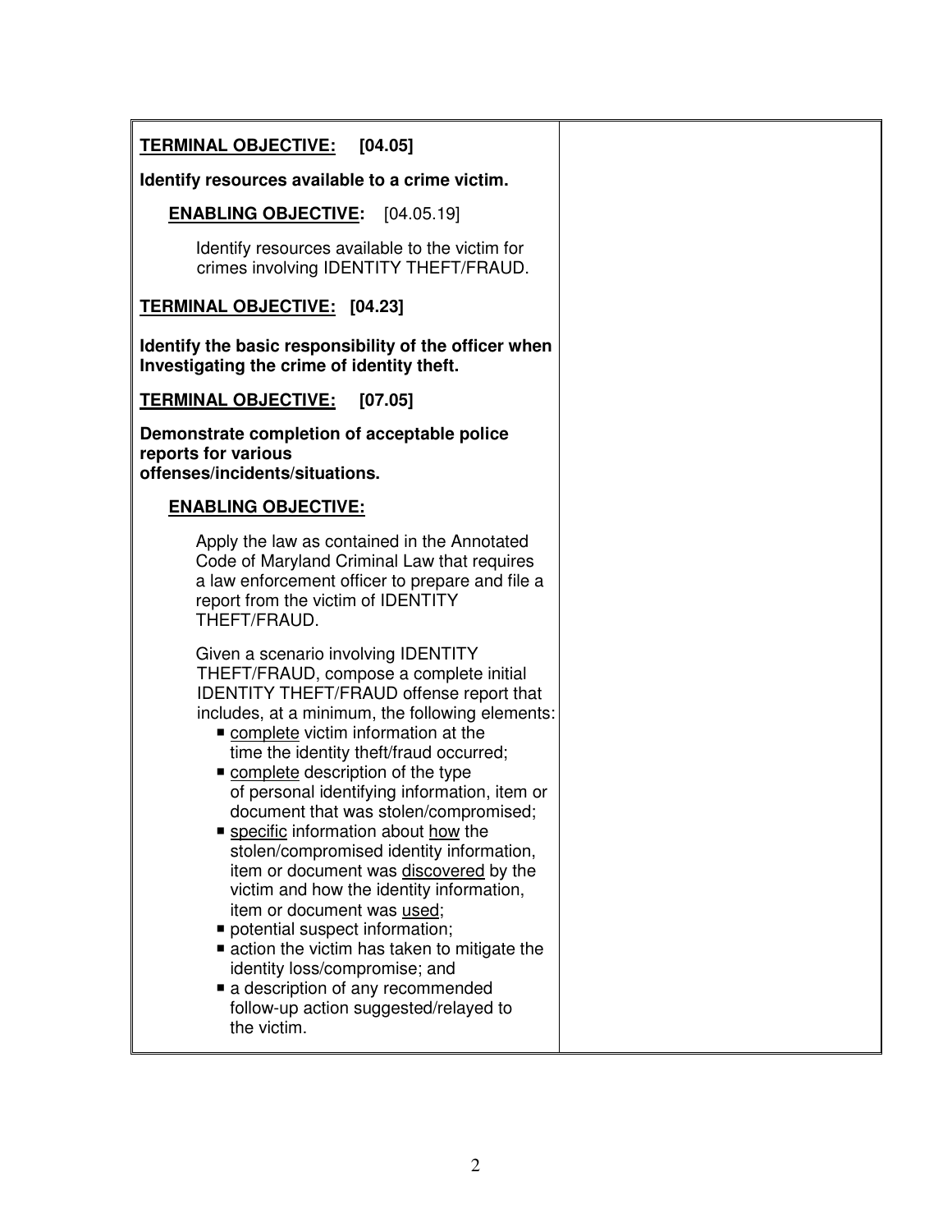**TERMINAL OBJECTIVE: [04.05]**

**Identify resources available to a crime victim.**

**ENABLING OBJECTIVE:** [04.05.19]

Identify resources available to the victim for crimes involving IDENTITY THEFT/FRAUD.

**TERMINAL OBJECTIVE: [04.23]**

**Identify the basic responsibility of the officer when Investigating the crime of identity theft.**

**TERMINAL OBJECTIVE: [07.05]**

**Demonstrate completion of acceptable police reports for various offenses/incidents/situations.**

**ENABLING OBJECTIVE:**

Apply the law as contained in the Annotated Code of Maryland Criminal Law that requires a law enforcement officer to prepare and file a report from the victim of IDENTITY THEFT/FRAUD.

Given a scenario involving IDENTITY THEFT/FRAUD, compose a complete initial IDENTITY THEFT/FRAUD offense report that includes, at a minimum, the following elements:

- complete victim information at the time the identity theft/fraud occurred;
- complete description of the type of personal identifying information, item or document that was stolen/compromised;
- specific information about how the stolen/compromised identity information, item or document was discovered by the victim and how the identity information, item or document was used;
- potential suspect information;
- action the victim has taken to mitigate the identity loss/compromise; and
- a description of any recommended follow-up action suggested/relayed to the victim.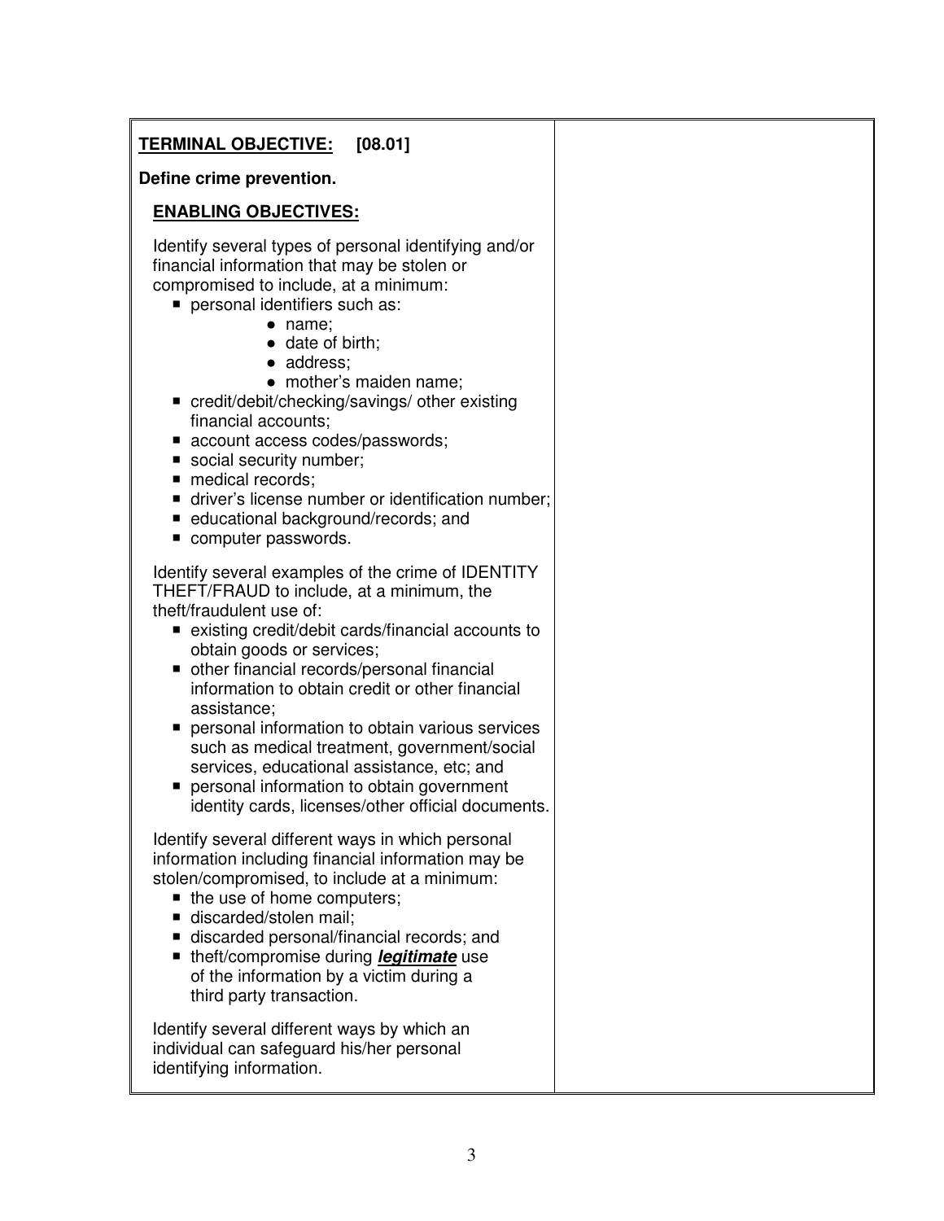**<u>TERMINAL OBJECTIVE:</u> [08.01]**

**Define crime prevention.**

**<u>ENABLING OBJECTIVES:</u>**

Identify several types of personal identifying and/or financial information that may be stolen or compromised to include, at a minimum:

- personal identifiers such as:
  - name;
  - date of birth;
  - address;
  - mother's maiden name;
- credit/debit/checking/savings/ other existing financial accounts;
- account access codes/passwords;
- social security number;
- medical records;
- driver's license number or identification number;
- educational background/records; and
- computer passwords.

Identify several examples of the crime of IDENTITY THEFT/FRAUD to include, at a minimum, the theft/fraudulent use of:

- existing credit/debit cards/financial accounts to obtain goods or services;
- other financial records/personal financial information to obtain credit or other financial assistance;
- personal information to obtain various services such as medical treatment, government/social services, educational assistance, etc; and
- personal information to obtain government identity cards, licenses/other official documents.

Identify several different ways in which personal information including financial information may be stolen/compromised, to include at a minimum:

- the use of home computers;
- discarded/stolen mail;
- discarded personal/financial records; and
- theft/compromise during ***<u>legitimate</u>*** use of the information by a victim during a third party transaction.

Identify several different ways by which an individual can safeguard his/her personal identifying information.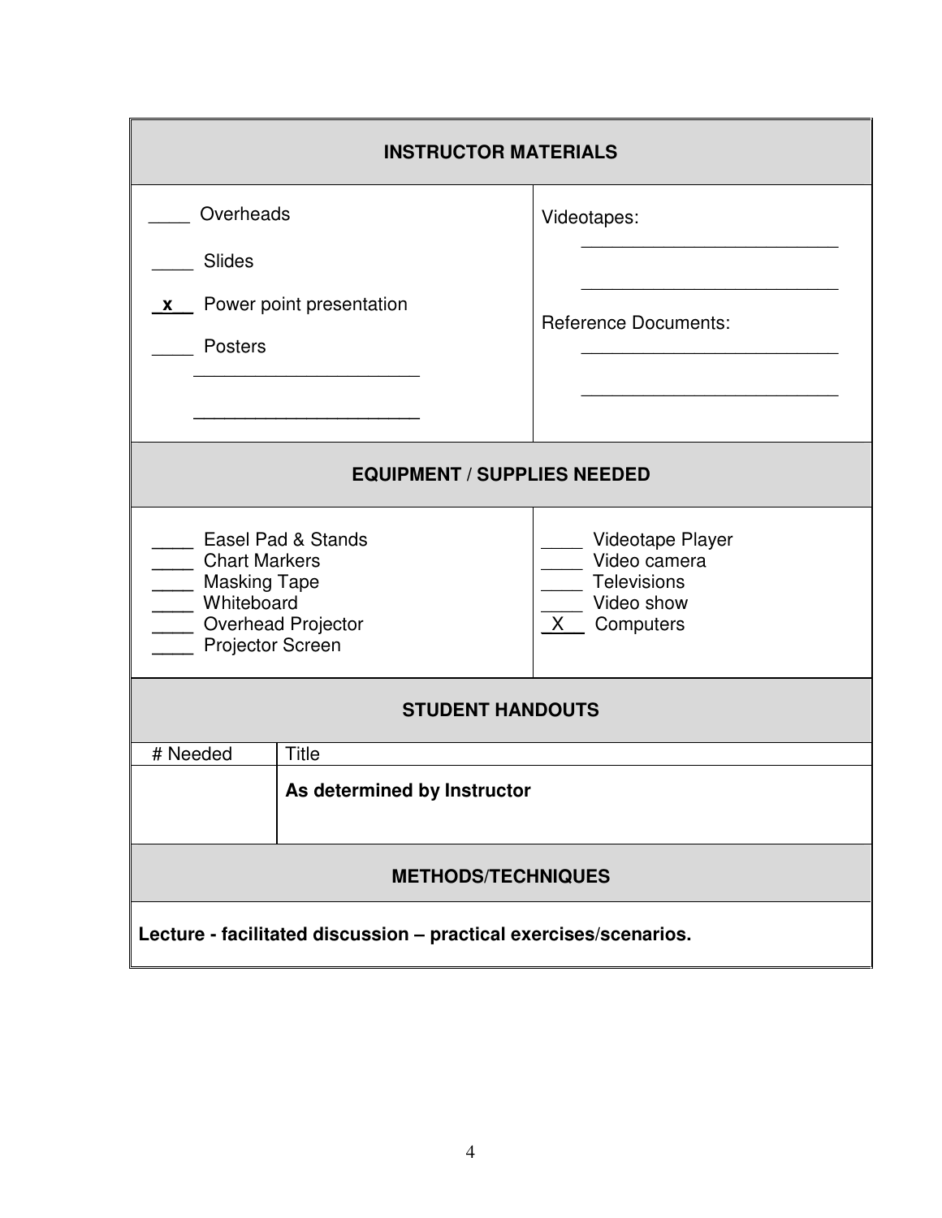| INSTRUCTOR MATERIALS | |
|---|---|
| ____ Overheads<br>____ Slides<br>_x__ Power point presentation<br>____ Posters<br>______________________<br>______________________ | Videotapes:<br>__________________________<br>__________________________<br>Reference Documents:<br>__________________________<br>__________________________ |

| EQUIPMENT / SUPPLIES NEEDED | |
|---|---|
| ____ Easel Pad & Stands<br>____ Chart Markers<br>____ Masking Tape<br>____ Whiteboard<br>____ Overhead Projector<br>____ Projector Screen | ____ Videotape Player<br>____ Video camera<br>____ Televisions<br>____ Video show<br>_X__ Computers |

| STUDENT HANDOUTS | |
|---|---|
| # Needed | Title |
| | **As determined by Instructor** |

| METHODS/TECHNIQUES |
|---|
| **Lecture - facilitated discussion – practical exercises/scenarios.** |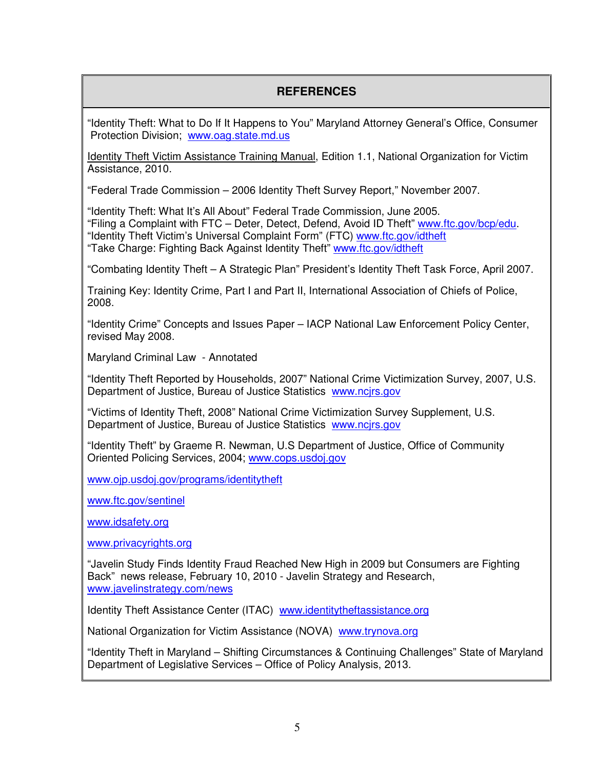## REFERENCES

"Identity Theft: What to Do If It Happens to You" Maryland Attorney General's Office, Consumer Protection Division; www.oag.state.md.us

Identity Theft Victim Assistance Training Manual, Edition 1.1, National Organization for Victim Assistance, 2010.

"Federal Trade Commission – 2006 Identity Theft Survey Report," November 2007.

"Identity Theft: What It's All About" Federal Trade Commission, June 2005.
"Filing a Complaint with FTC – Deter, Detect, Defend, Avoid ID Theft" www.ftc.gov/bcp/edu.
"Identity Theft Victim's Universal Complaint Form" (FTC) www.ftc.gov/idtheft
"Take Charge: Fighting Back Against Identity Theft" www.ftc.gov/idtheft

"Combating Identity Theft – A Strategic Plan" President's Identity Theft Task Force, April 2007.

Training Key: Identity Crime, Part I and Part II, International Association of Chiefs of Police, 2008.

"Identity Crime" Concepts and Issues Paper – IACP National Law Enforcement Policy Center, revised May 2008.

Maryland Criminal Law - Annotated

"Identity Theft Reported by Households, 2007" National Crime Victimization Survey, 2007, U.S. Department of Justice, Bureau of Justice Statistics www.ncjrs.gov

"Victims of Identity Theft, 2008" National Crime Victimization Survey Supplement, U.S. Department of Justice, Bureau of Justice Statistics www.ncjrs.gov

"Identity Theft" by Graeme R. Newman, U.S Department of Justice, Office of Community Oriented Policing Services, 2004; www.cops.usdoj.gov

www.ojp.usdoj.gov/programs/identitytheft

www.ftc.gov/sentinel

www.idsafety.org

www.privacyrights.org

"Javelin Study Finds Identity Fraud Reached New High in 2009 but Consumers are Fighting Back" news release, February 10, 2010 - Javelin Strategy and Research, www.javelinstrategy.com/news

Identity Theft Assistance Center (ITAC) www.identitytheftassistance.org

National Organization for Victim Assistance (NOVA) www.trynova.org

"Identity Theft in Maryland – Shifting Circumstances & Continuing Challenges" State of Maryland Department of Legislative Services – Office of Policy Analysis, 2013.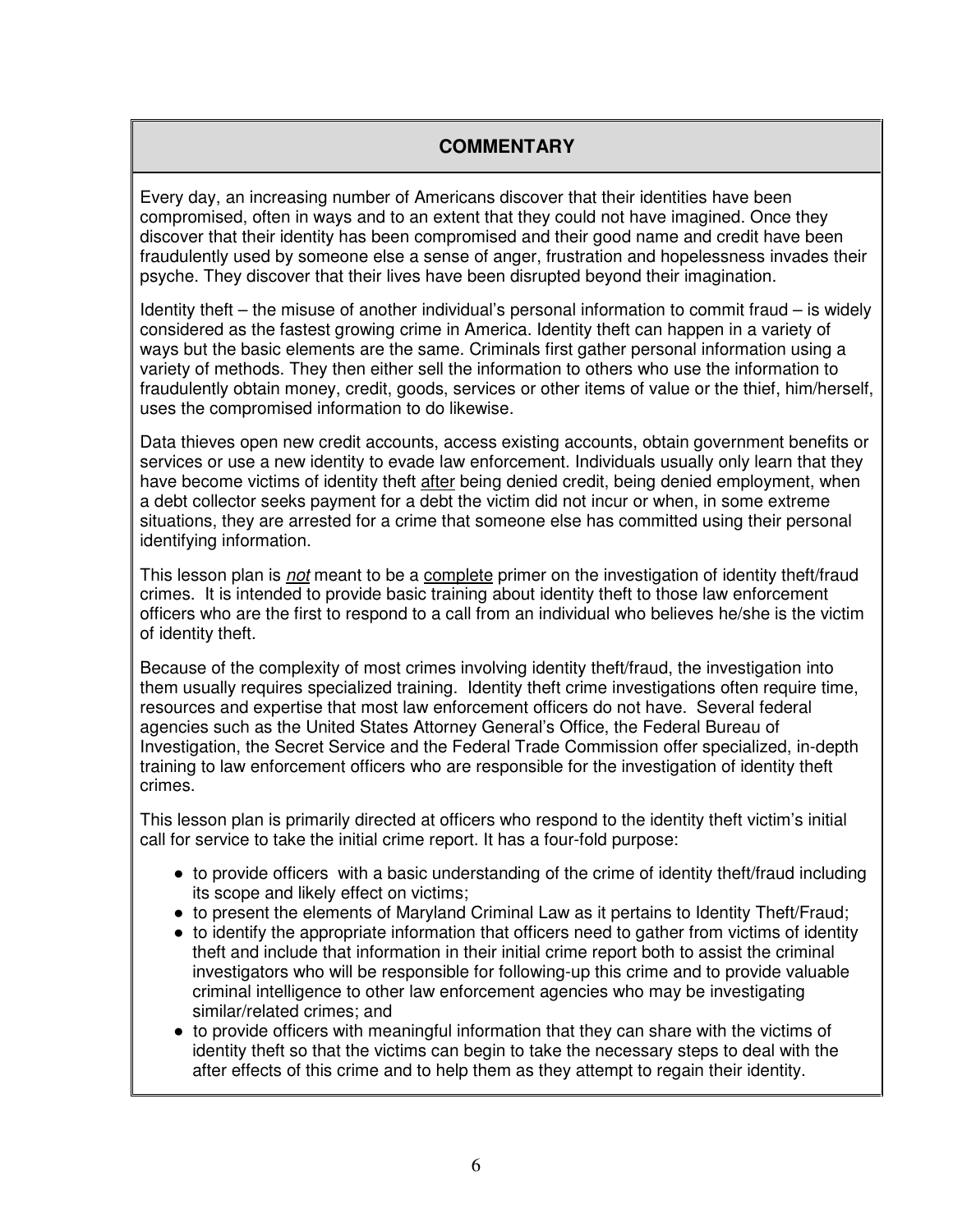## COMMENTARY

Every day, an increasing number of Americans discover that their identities have been compromised, often in ways and to an extent that they could not have imagined. Once they discover that their identity has been compromised and their good name and credit have been fraudulently used by someone else a sense of anger, frustration and hopelessness invades their psyche. They discover that their lives have been disrupted beyond their imagination.

Identity theft – the misuse of another individual's personal information to commit fraud – is widely considered as the fastest growing crime in America. Identity theft can happen in a variety of ways but the basic elements are the same. Criminals first gather personal information using a variety of methods. They then either sell the information to others who use the information to fraudulently obtain money, credit, goods, services or other items of value or the thief, him/herself, uses the compromised information to do likewise.

Data thieves open new credit accounts, access existing accounts, obtain government benefits or services or use a new identity to evade law enforcement. Individuals usually only learn that they have become victims of identity theft <u>after</u> being denied credit, being denied employment, when a debt collector seeks payment for a debt the victim did not incur or when, in some extreme situations, they are arrested for a crime that someone else has committed using their personal identifying information.

This lesson plan is ***not*** meant to be a <u>complete</u> primer on the investigation of identity theft/fraud crimes. It is intended to provide basic training about identity theft to those law enforcement officers who are the first to respond to a call from an individual who believes he/she is the victim of identity theft.

Because of the complexity of most crimes involving identity theft/fraud, the investigation into them usually requires specialized training. Identity theft crime investigations often require time, resources and expertise that most law enforcement officers do not have. Several federal agencies such as the United States Attorney General's Office, the Federal Bureau of Investigation, the Secret Service and the Federal Trade Commission offer specialized, in-depth training to law enforcement officers who are responsible for the investigation of identity theft crimes.

This lesson plan is primarily directed at officers who respond to the identity theft victim's initial call for service to take the initial crime report. It has a four-fold purpose:

- to provide officers with a basic understanding of the crime of identity theft/fraud including its scope and likely effect on victims;
- to present the elements of Maryland Criminal Law as it pertains to Identity Theft/Fraud;
- to identify the appropriate information that officers need to gather from victims of identity theft and include that information in their initial crime report both to assist the criminal investigators who will be responsible for following-up this crime and to provide valuable criminal intelligence to other law enforcement agencies who may be investigating similar/related crimes; and
- to provide officers with meaningful information that they can share with the victims of identity theft so that the victims can begin to take the necessary steps to deal with the after effects of this crime and to help them as they attempt to regain their identity.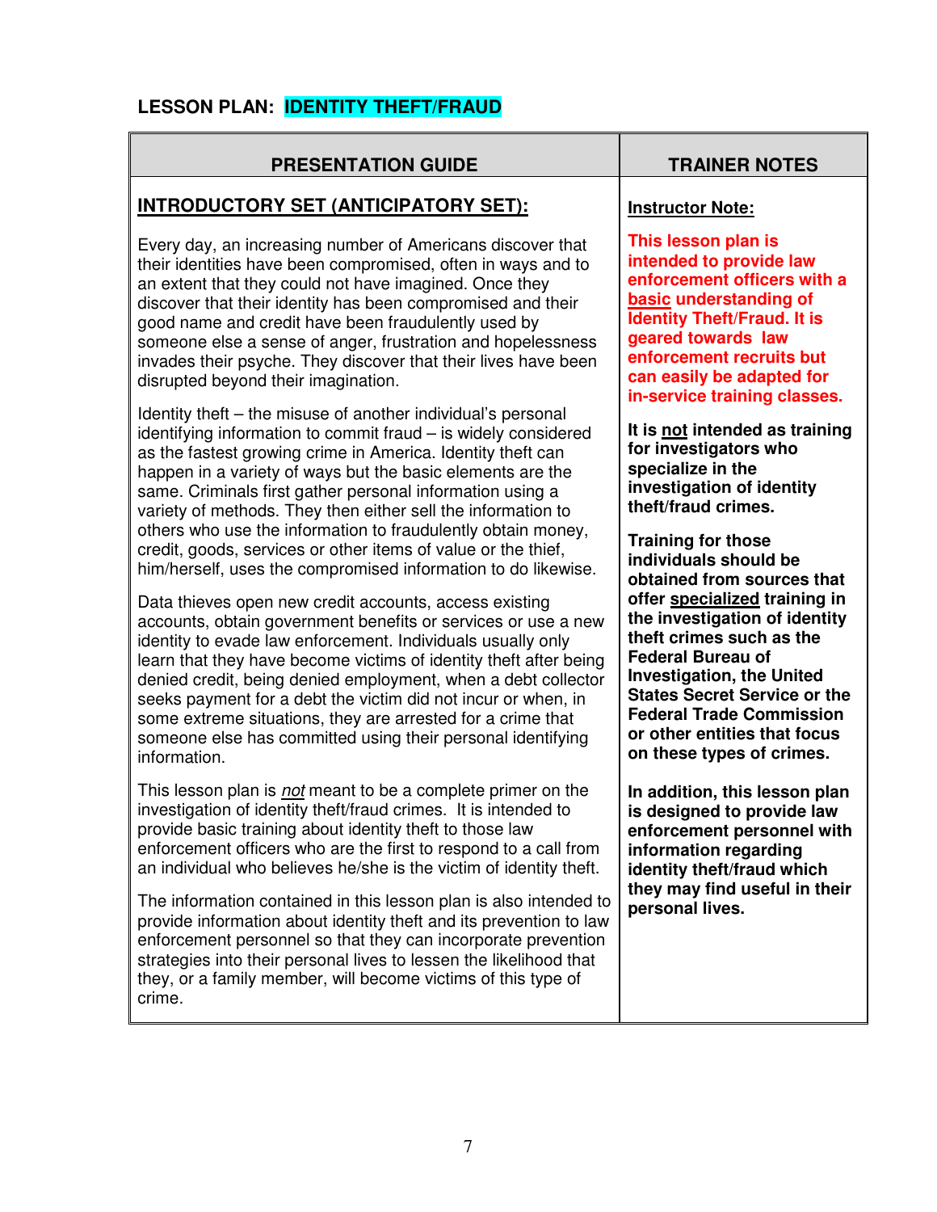## LESSON PLAN: IDENTITY THEFT/FRAUD

| PRESENTATION GUIDE | TRAINER NOTES |
|---|---|
| **INTRODUCTORY SET (ANTICIPATORY SET):**<br><br>Every day, an increasing number of Americans discover that their identities have been compromised, often in ways and to an extent that they could not have imagined. Once they discover that their identity has been compromised and their good name and credit have been fraudulently used by someone else a sense of anger, frustration and hopelessness invades their psyche. They discover that their lives have been disrupted beyond their imagination.<br><br>Identity theft – the misuse of another individual's personal identifying information to commit fraud – is widely considered as the fastest growing crime in America. Identity theft can happen in a variety of ways but the basic elements are the same. Criminals first gather personal information using a variety of methods. They then either sell the information to others who use the information to fraudulently obtain money, credit, goods, services or other items of value or the thief, him/herself, uses the compromised information to do likewise.<br><br>Data thieves open new credit accounts, access existing accounts, obtain government benefits or services or use a new identity to evade law enforcement. Individuals usually only learn that they have become victims of identity theft after being denied credit, being denied employment, when a debt collector seeks payment for a debt the victim did not incur or when, in some extreme situations, they are arrested for a crime that someone else has committed using their personal identifying information.<br><br>This lesson plan is *not* meant to be a complete primer on the investigation of identity theft/fraud crimes. It is intended to provide basic training about identity theft to those law enforcement officers who are the first to respond to a call from an individual who believes he/she is the victim of identity theft.<br><br>The information contained in this lesson plan is also intended to provide information about identity theft and its prevention to law enforcement personnel so that they can incorporate prevention strategies into their personal lives to lessen the likelihood that they, or a family member, will become victims of this type of crime. | **Instructor Note:**<br><br>**This lesson plan is intended to provide law enforcement officers with a basic understanding of Identity Theft/Fraud. It is geared towards law enforcement recruits but can easily be adapted for in-service training classes.**<br><br>**It is not intended as training for investigators who specialize in the investigation of identity theft/fraud crimes.**<br><br>**Training for those individuals should be obtained from sources that offer specialized training in the investigation of identity theft crimes such as the Federal Bureau of Investigation, the United States Secret Service or the Federal Trade Commission or other entities that focus on these types of crimes.**<br><br>**In addition, this lesson plan is designed to provide law enforcement personnel with information regarding identity theft/fraud which they may find useful in their personal lives.** |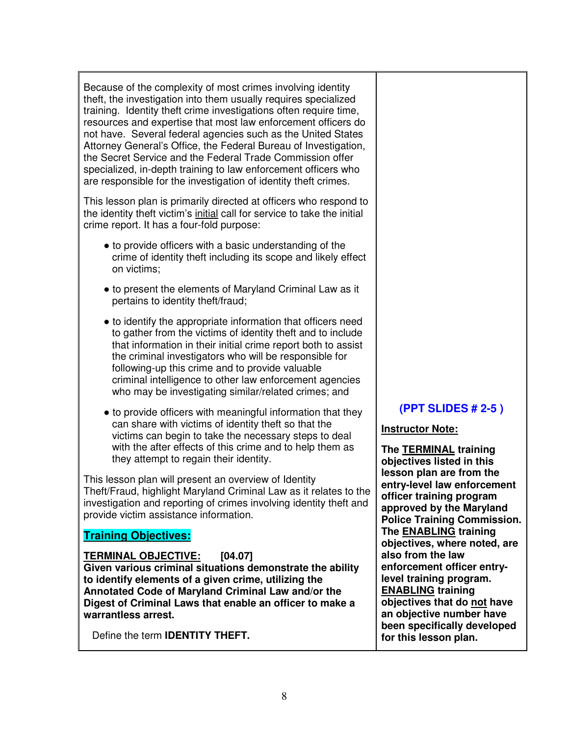Because of the complexity of most crimes involving identity theft, the investigation into them usually requires specialized training. Identity theft crime investigations often require time, resources and expertise that most law enforcement officers do not have. Several federal agencies such as the United States Attorney General's Office, the Federal Bureau of Investigation, the Secret Service and the Federal Trade Commission offer specialized, in-depth training to law enforcement officers who are responsible for the investigation of identity theft crimes.

This lesson plan is primarily directed at officers who respond to the identity theft victim's initial call for service to take the initial crime report. It has a four-fold purpose:

- to provide officers with a basic understanding of the crime of identity theft including its scope and likely effect on victims;
- to present the elements of Maryland Criminal Law as it pertains to identity theft/fraud;
- to identify the appropriate information that officers need to gather from the victims of identity theft and to include that information in their initial crime report both to assist the criminal investigators who will be responsible for following-up this crime and to provide valuable criminal intelligence to other law enforcement agencies who may be investigating similar/related crimes; and
- to provide officers with meaningful information that they can share with victims of identity theft so that the victims can begin to take the necessary steps to deal with the after effects of this crime and to help them as they attempt to regain their identity.

**(PPT SLIDES # 2-5 )**

This lesson plan will present an overview of Identity Theft/Fraud, highlight Maryland Criminal Law as it relates to the investigation and reporting of crimes involving identity theft and provide victim assistance information.

**Instructor Note:**

**The TERMINAL training objectives listed in this lesson plan are from the entry-level law enforcement officer training program approved by the Maryland Police Training Commission. The ENABLING training objectives, where noted, are also from the law enforcement officer entry-level training program. ENABLING training objectives that do not have an objective number have been specifically developed for this lesson plan.**

**Training Objectives:**

**TERMINAL OBJECTIVE: [04.07]**
**Given various criminal situations demonstrate the ability to identify elements of a given crime, utilizing the Annotated Code of Maryland Criminal Law and/or the Digest of Criminal Laws that enable an officer to make a warrantless arrest.**

Define the term **IDENTITY THEFT.**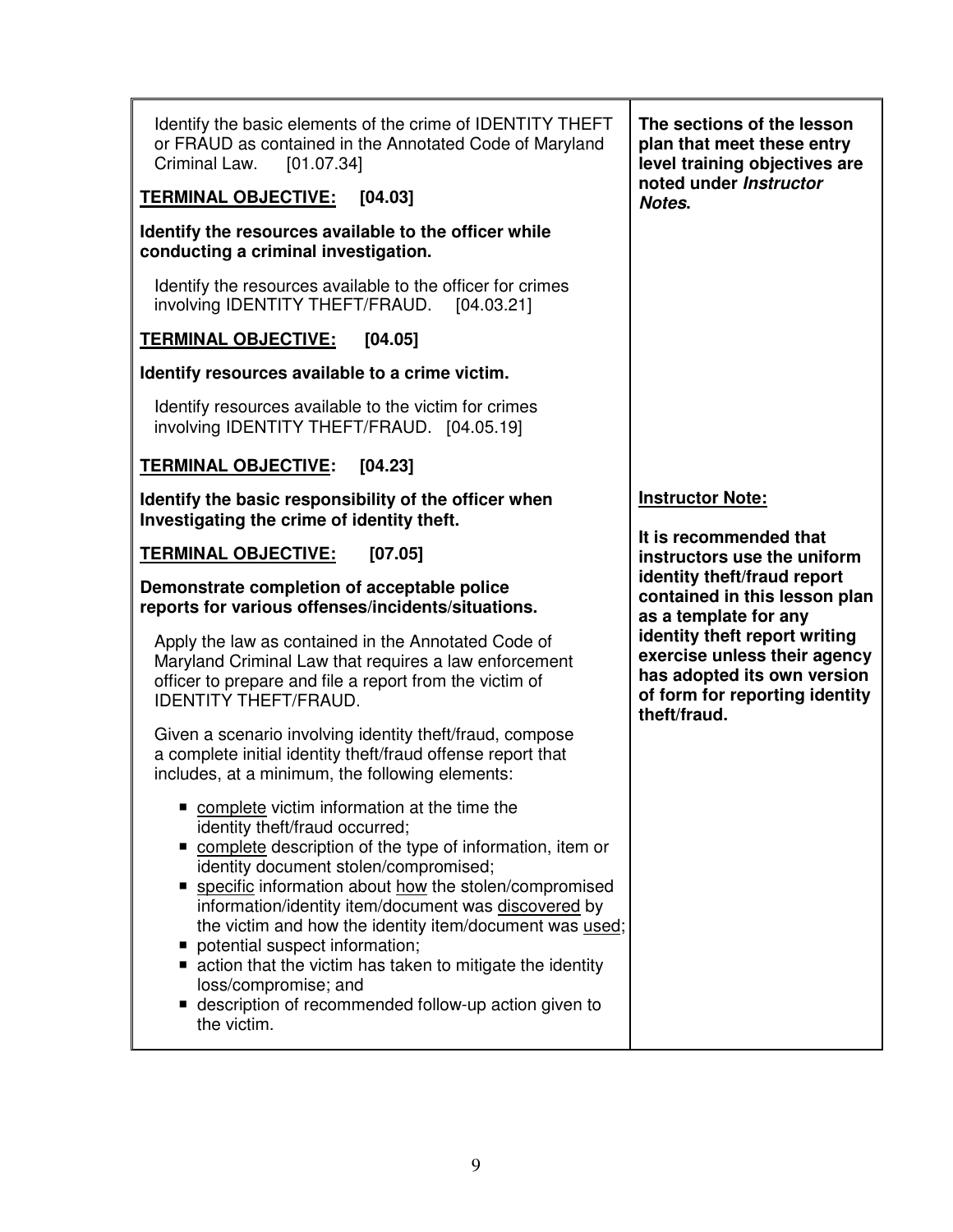| | |
|---|---|
| Identify the basic elements of the crime of IDENTITY THEFT or FRAUD as contained in the Annotated Code of Maryland Criminal Law. [01.07.34]<br><br>**<u>TERMINAL OBJECTIVE:</u> [04.03]**<br><br>**Identify the resources available to the officer while conducting a criminal investigation.**<br><br>Identify the resources available to the officer for crimes involving IDENTITY THEFT/FRAUD. [04.03.21]<br><br>**<u>TERMINAL OBJECTIVE:</u> [04.05]**<br><br>**Identify resources available to a crime victim.**<br><br>Identify resources available to the victim for crimes involving IDENTITY THEFT/FRAUD. [04.05.19]<br><br>**<u>TERMINAL OBJECTIVE:</u> [04.23]**<br><br>**Identify the basic responsibility of the officer when Investigating the crime of identity theft.**<br><br>**<u>TERMINAL OBJECTIVE:</u> [07.05]**<br><br>**Demonstrate completion of acceptable police reports for various offenses/incidents/situations.**<br><br>Apply the law as contained in the Annotated Code of Maryland Criminal Law that requires a law enforcement officer to prepare and file a report from the victim of IDENTITY THEFT/FRAUD.<br><br>Given a scenario involving identity theft/fraud, compose a complete initial identity theft/fraud offense report that includes, at a minimum, the following elements:<br><br>■ <u>complete</u> victim information at the time the identity theft/fraud occurred;<br>■ <u>complete</u> description of the type of information, item or identity document stolen/compromised;<br>■ <u>specific</u> information about <u>how</u> the stolen/compromised information/identity item/document was <u>discovered</u> by the victim and how the identity item/document was <u>used</u>;<br>■ potential suspect information;<br>■ action that the victim has taken to mitigate the identity loss/compromise; and<br>■ description of recommended follow-up action given to the victim. | **The sections of the lesson plan that meet these entry level training objectives are noted under *Instructor Notes*.**<br><br>**<u>Instructor Note:</u>**<br><br>**It is recommended that instructors use the uniform identity theft/fraud report contained in this lesson plan as a template for any identity theft report writing exercise unless their agency has adopted its own version of form for reporting identity theft/fraud.** |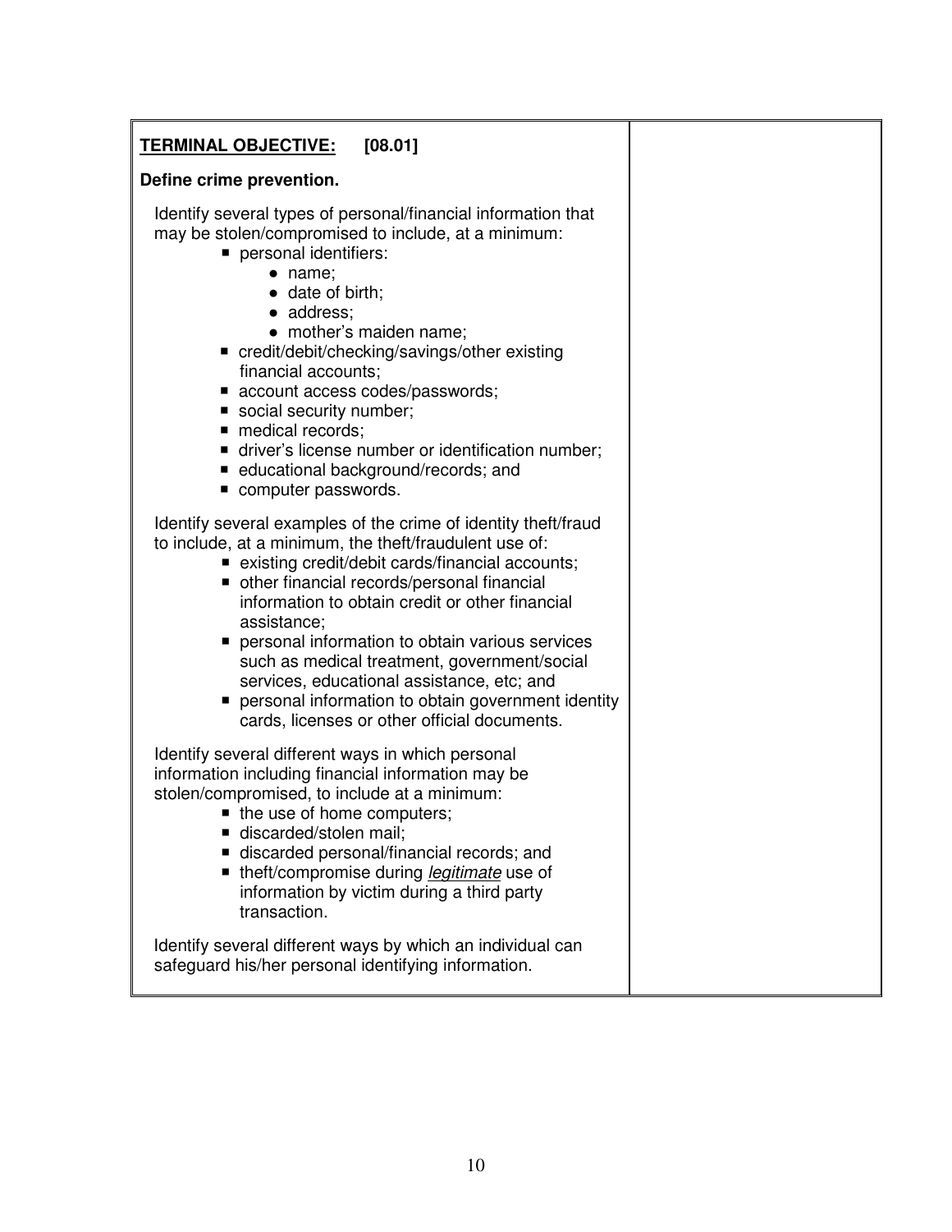**TERMINAL OBJECTIVE: [08.01]**

**Define crime prevention.**

Identify several types of personal/financial information that may be stolen/compromised to include, at a minimum:

- personal identifiers:
  - name;
  - date of birth;
  - address;
  - mother's maiden name;
- credit/debit/checking/savings/other existing financial accounts;
- account access codes/passwords;
- social security number;
- medical records;
- driver's license number or identification number;
- educational background/records; and
- computer passwords.

Identify several examples of the crime of identity theft/fraud to include, at a minimum, the theft/fraudulent use of:

- existing credit/debit cards/financial accounts;
- other financial records/personal financial information to obtain credit or other financial assistance;
- personal information to obtain various services such as medical treatment, government/social services, educational assistance, etc; and
- personal information to obtain government identity cards, licenses or other official documents.

Identify several different ways in which personal information including financial information may be stolen/compromised, to include at a minimum:

- the use of home computers;
- discarded/stolen mail;
- discarded personal/financial records; and
- theft/compromise during *legitimate* use of information by victim during a third party transaction.

Identify several different ways by which an individual can safeguard his/her personal identifying information.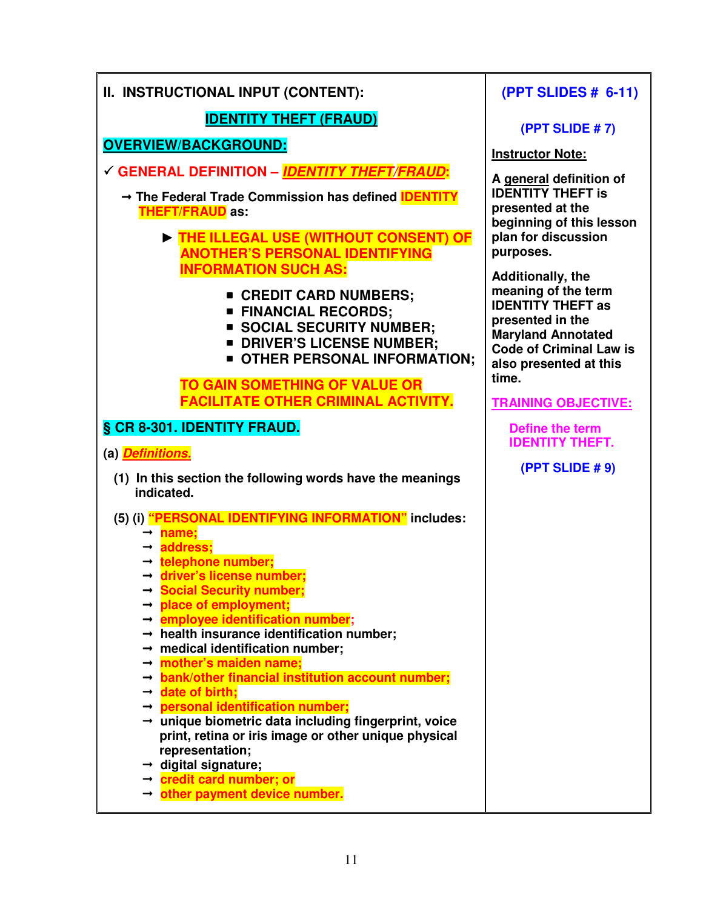## II. INSTRUCTIONAL INPUT (CONTENT):

**(PPT SLIDES # 6-11)**

### IDENTITY THEFT (FRAUD)

**(PPT SLIDE # 7)**

**OVERVIEW/BACKGROUND:**

✓ **GENERAL DEFINITION – *IDENTITY THEFT/FRAUD*:**

→ **The Federal Trade Commission has defined IDENTITY THEFT/FRAUD as:**

► **THE ILLEGAL USE (WITHOUT CONSENT) OF ANOTHER'S PERSONAL IDENTIFYING INFORMATION SUCH AS:**

- **CREDIT CARD NUMBERS;**
- **FINANCIAL RECORDS;**
- **SOCIAL SECURITY NUMBER;**
- **DRIVER'S LICENSE NUMBER;**
- **OTHER PERSONAL INFORMATION;**

**TO GAIN SOMETHING OF VALUE OR FACILITATE OTHER CRIMINAL ACTIVITY.**

**Instructor Note:**

**A general definition of IDENTITY THEFT is presented at the beginning of this lesson plan for discussion purposes.**

**Additionally, the meaning of the term IDENTITY THEFT as presented in the Maryland Annotated Code of Criminal Law is also presented at this time.**

**TRAINING OBJECTIVE:**

**Define the term IDENTITY THEFT.**

**(PPT SLIDE # 9)**

**§ CR 8-301. IDENTITY FRAUD.**

**(a) *Definitions.***

**(1) In this section the following words have the meanings indicated.**

**(5) (i) "PERSONAL IDENTIFYING INFORMATION" includes:**

- → name;
- → address;
- → telephone number;
- → driver's license number;
- → Social Security number;
- → place of employment;
- → employee identification number;
- → health insurance identification number;
- → medical identification number;
- → mother's maiden name;
- → bank/other financial institution account number;
- → date of birth;
- → personal identification number;
- → unique biometric data including fingerprint, voice print, retina or iris image or other unique physical representation;
- → digital signature;
- → credit card number; or
- → other payment device number.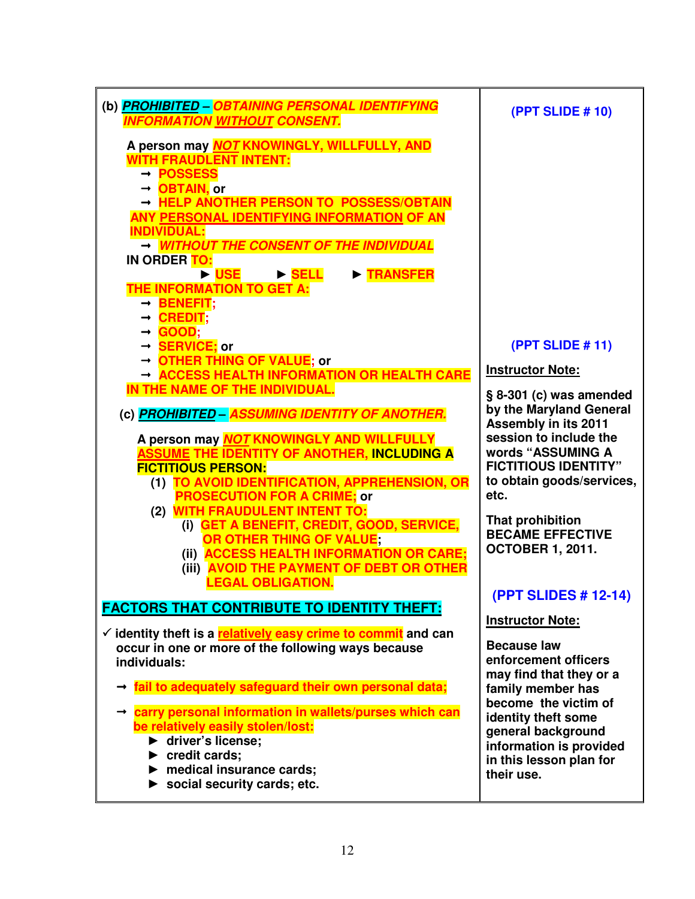| | |
|---|---|
| (b) ***PROHIBITED – OBTAINING PERSONAL IDENTIFYING INFORMATION WITHOUT CONSENT.***<br><br>A person may ***NOT*** **KNOWINGLY, WILLFULLY, AND WITH FRAUDENT INTENT:**<br>→ **POSSESS**<br>→ **OBTAIN**, or<br>→ **HELP ANOTHER PERSON TO POSSESS/OBTAIN ANY PERSONAL IDENTIFYING INFORMATION OF AN INDIVIDUAL:**<br>→ ***WITHOUT THE CONSENT OF THE INDIVIDUAL***<br>**IN ORDER TO:**<br>► **USE** ► **SELL** ► **TRANSFER**<br>**THE INFORMATION TO GET A:**<br>→ **BENEFIT;**<br>→ **CREDIT;**<br>→ **GOOD;**<br>→ **SERVICE;** or<br>→ **OTHER THING OF VALUE;** or<br>→ **ACCESS HEALTH INFORMATION OR HEALTH CARE IN THE NAME OF THE INDIVIDUAL.** | **(PPT SLIDE # 10)**<br><br><br><br><br><br><br><br><br><br>**(PPT SLIDE # 11)**<br><br>**Instructor Note:** |
| (c) ***PROHIBITED – ASSUMING IDENTITY OF ANOTHER.***<br><br>A person may ***NOT*** **KNOWINGLY AND WILLFULLY ASSUME THE IDENTITY OF ANOTHER, INCLUDING A FICTITIOUS PERSON:**<br>(1) **TO AVOID IDENTIFICATION, APPREHENSION, OR PROSECUTION FOR A CRIME;** or<br>(2) **WITH FRAUDULENT INTENT TO:**<br>(i) **GET A BENEFIT, CREDIT, GOOD, SERVICE, OR OTHER THING OF VALUE;**<br>(ii) **ACCESS HEALTH INFORMATION OR CARE;**<br>(iii) **AVOID THE PAYMENT OF DEBT OR OTHER LEGAL OBLIGATION.** | **§ 8-301 (c) was amended by the Maryland General Assembly in its 2011 session to include the words "ASSUMING A FICTITIOUS IDENTITY" to obtain goods/services, etc.**<br><br>**That prohibition BECAME EFFECTIVE OCTOBER 1, 2011.** |
| **FACTORS THAT CONTRIBUTE TO IDENTITY THEFT:**<br><br>✓ **identity theft is a relatively easy crime to commit and can occur in one or more of the following ways because individuals:**<br><br>→ **fail to adequately safeguard their own personal data;**<br><br>→ **carry personal information in wallets/purses which can be relatively easily stolen/lost:**<br>► **driver's license;**<br>► **credit cards;**<br>► **medical insurance cards;**<br>► **social security cards; etc.** | **(PPT SLIDES # 12-14)**<br><br>**Instructor Note:**<br><br>**Because law enforcement officers may find that they or a family member has become the victim of identity theft some general background information is provided in this lesson plan for their use.** |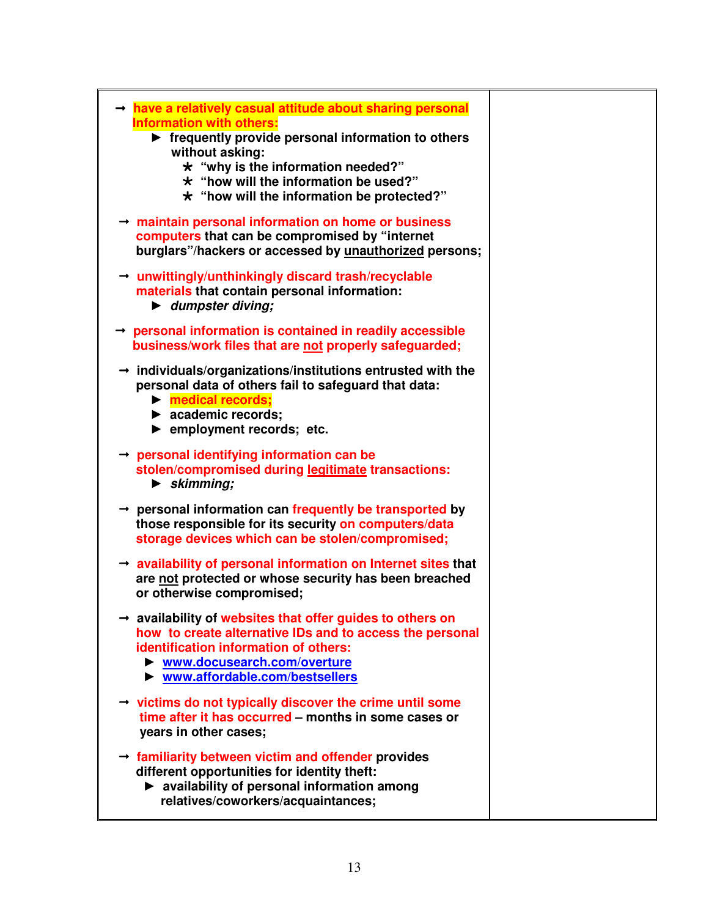| | |
|---|---|
| → **have a relatively casual attitude about sharing personal Information with others:**<br>► **frequently provide personal information to others without asking:**<br>* **"why is the information needed?"**<br>* **"how will the information be used?"**<br>* **"how will the information be protected?"**<br><br>→ **maintain personal information on home or business computers that can be compromised by "internet burglars"/hackers or accessed by <u>unauthorized</u> persons;**<br><br>→ **unwittingly/unthinkingly discard trash/recyclable materials that contain personal information:**<br>► ***dumpster diving;***<br><br>→ **personal information is contained in readily accessible business/work files that are <u>not</u> properly safeguarded;**<br><br>→ **individuals/organizations/institutions entrusted with the personal data of others fail to safeguard that data:**<br>► **medical records;**<br>► **academic records;**<br>► **employment records; etc.**<br><br>→ **personal identifying information can be stolen/compromised during <u>legitimate</u> transactions:**<br>► ***skimming;***<br><br>→ **personal information can frequently be transported by those responsible for its security on computers/data storage devices which can be stolen/compromised;**<br><br>→ **availability of personal information on Internet sites that are <u>not</u> protected or whose security has been breached or otherwise compromised;**<br><br>→ **availability of websites that offer guides to others on how to create alternative IDs and to access the personal identification information of others:**<br>► **www.docusearch.com/overture**<br>► **www.affordable.com/bestsellers**<br><br>→ **victims do not typically discover the crime until some time after it has occurred – months in some cases or years in other cases;**<br><br>→ **familiarity between victim and offender provides different opportunities for identity theft:**<br>► **availability of personal information among relatives/coworkers/acquaintances;** | |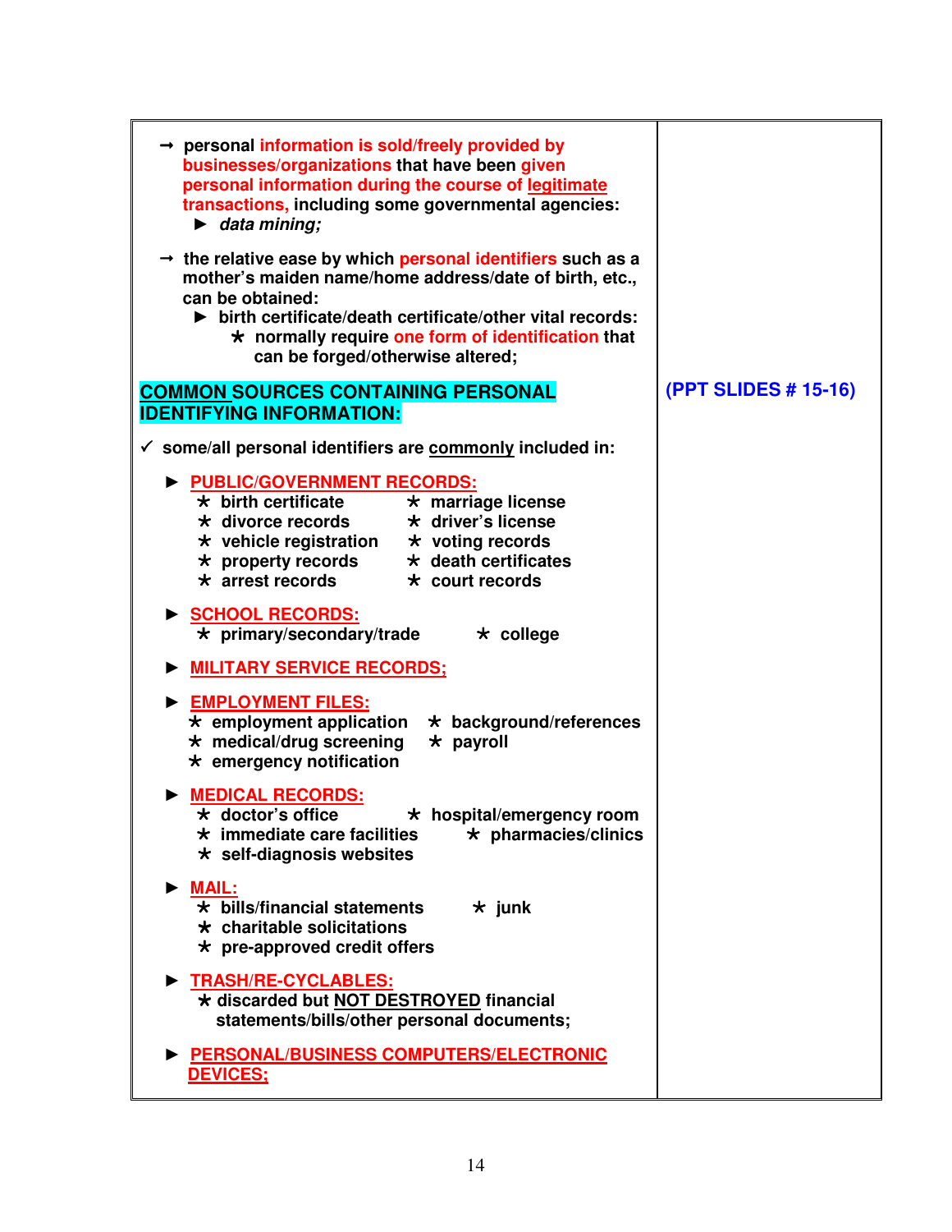- → personal **information is sold/freely provided by businesses/organizations** that have been **given personal information during the course of legitimate transactions,** including some governmental agencies:
  - ► ***data mining;***

- → the relative ease by which **personal identifiers** such as a mother's maiden name/home address/date of birth, etc., can be obtained:
  - ► birth certificate/death certificate/other vital records:
    - ★ normally require **one form of identification** that can be forged/otherwise altered;

## COMMON SOURCES CONTAINING PERSONAL IDENTIFYING INFORMATION:

**(PPT SLIDES # 15-16)**

✓ some/all personal identifiers are commonly included in:

- ► **PUBLIC/GOVERNMENT RECORDS:**
  - ★ birth certificate
  - ★ marriage license
  - ★ divorce records
  - ★ driver's license
  - ★ vehicle registration
  - ★ voting records
  - ★ property records
  - ★ death certificates
  - ★ arrest records
  - ★ court records

- ► **SCHOOL RECORDS:**
  - ★ primary/secondary/trade
  - ★ college

- ► **MILITARY SERVICE RECORDS;**

- ► **EMPLOYMENT FILES:**
  - ★ employment application
  - ★ background/references
  - ★ medical/drug screening
  - ★ payroll
  - ★ emergency notification

- ► **MEDICAL RECORDS:**
  - ★ doctor's office
  - ★ hospital/emergency room
  - ★ immediate care facilities
  - ★ pharmacies/clinics
  - ★ self-diagnosis websites

- ► **MAIL:**
  - ★ bills/financial statements
  - ★ junk
  - ★ charitable solicitations
  - ★ pre-approved credit offers

- ► **TRASH/RE-CYCLABLES:**
  - ★ discarded but NOT DESTROYED financial statements/bills/other personal documents;

- ► **PERSONAL/BUSINESS COMPUTERS/ELECTRONIC DEVICES;**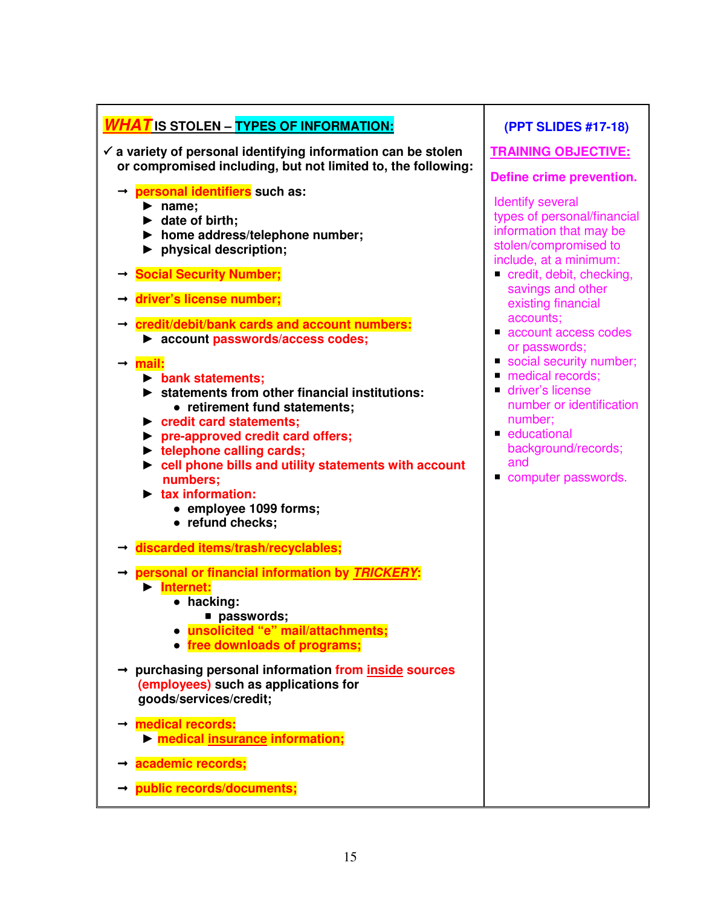| **WHAT IS STOLEN – TYPES OF INFORMATION:** | **(PPT SLIDES #17-18)** |
| --- | --- |
| ✓ **a variety of personal identifying information can be stolen or compromised including, but not limited to, the following:**<br><br>→ **personal identifiers such as:**<br>► **name;**<br>► **date of birth;**<br>► **home address/telephone number;**<br>► **physical description;**<br><br>→ **Social Security Number;**<br><br>→ **driver's license number;**<br><br>→ **credit/debit/bank cards and account numbers:**<br>► **account passwords/access codes;**<br><br>→ **mail:**<br>► **bank statements;**<br>► **statements from other financial institutions:**<br>• **retirement fund statements;**<br>► **credit card statements;**<br>► **pre-approved credit card offers;**<br>► **telephone calling cards;**<br>► **cell phone bills and utility statements with account numbers;**<br>► **tax information:**<br>• **employee 1099 forms;**<br>• **refund checks;**<br><br>→ **discarded items/trash/recyclables;**<br><br>→ **personal or financial information by *TRICKERY*:**<br>► **Internet:**<br>• **hacking:**<br>▪ **passwords;**<br>• **unsolicited "e" mail/attachments;**<br>• **free downloads of programs;**<br><br>→ **purchasing personal information from inside sources (employees) such as applications for goods/services/credit;**<br><br>→ **medical records:**<br>► **medical insurance information;**<br><br>→ **academic records;**<br><br>→ **public records/documents;** | **TRAINING OBJECTIVE:**<br><br>**Define crime prevention.**<br><br>Identify several types of personal/financial information that may be stolen/compromised to include, at a minimum:<br>▪ credit, debit, checking, savings and other existing financial accounts;<br>▪ account access codes or passwords;<br>▪ social security number;<br>▪ medical records;<br>▪ driver's license number or identification number;<br>▪ educational background/records; and<br>▪ computer passwords. |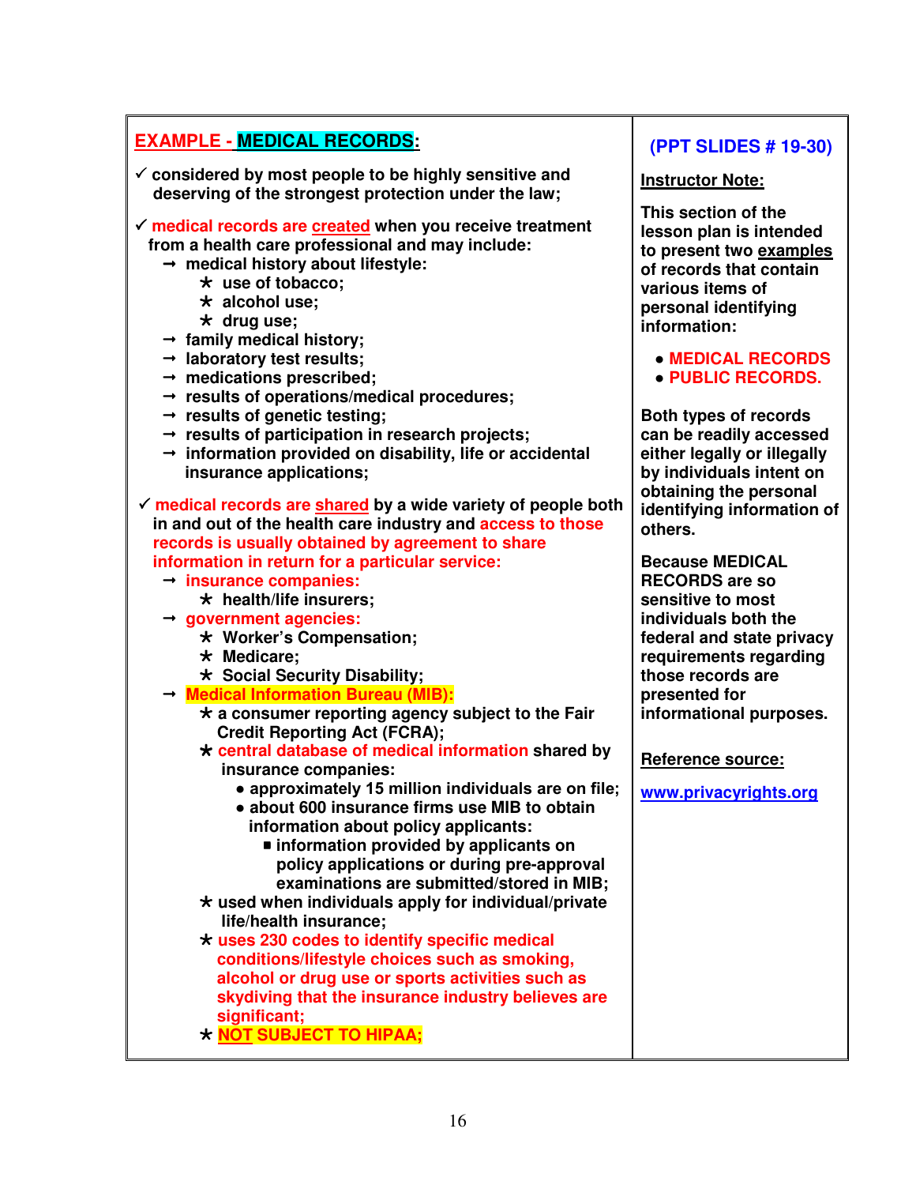## EXAMPLE - MEDICAL RECORDS:

- ✓ considered by most people to be highly sensitive and deserving of the strongest protection under the law;
- ✓ medical records are created when you receive treatment from a health care professional and may include:
  - → medical history about lifestyle:
    - ★ use of tobacco;
    - ★ alcohol use;
    - ★ drug use;
  - → family medical history;
  - → laboratory test results;
  - → medications prescribed;
  - → results of operations/medical procedures;
  - → results of genetic testing;
  - → results of participation in research projects;
  - → information provided on disability, life or accidental insurance applications;
- ✓ medical records are shared by a wide variety of people both in and out of the health care industry and access to those records is usually obtained by agreement to share information in return for a particular service:
  - → insurance companies:
    - ★ health/life insurers;
  - → government agencies:
    - ★ Worker's Compensation;
    - ★ Medicare;
    - ★ Social Security Disability;
  - → Medical Information Bureau (MIB):
    - ★ a consumer reporting agency subject to the Fair Credit Reporting Act (FCRA);
    - ★ central database of medical information shared by insurance companies:
      - approximately 15 million individuals are on file;
      - about 600 insurance firms use MIB to obtain information about policy applicants:
        - ▪ information provided by applicants on policy applications or during pre-approval examinations are submitted/stored in MIB;
    - ★ used when individuals apply for individual/private life/health insurance;
    - ★ uses 230 codes to identify specific medical conditions/lifestyle choices such as smoking, alcohol or drug use or sports activities such as skydiving that the insurance industry believes are significant;
    - ★ NOT SUBJECT TO HIPAA;

**(PPT SLIDES # 19-30)**

**Instructor Note:**

This section of the lesson plan is intended to present two examples of records that contain various items of personal identifying information:

- MEDICAL RECORDS
- PUBLIC RECORDS.

Both types of records can be readily accessed either legally or illegally by individuals intent on obtaining the personal identifying information of others.

Because MEDICAL RECORDS are so sensitive to most individuals both the federal and state privacy requirements regarding those records are presented for informational purposes.

**Reference source:**

www.privacyrights.org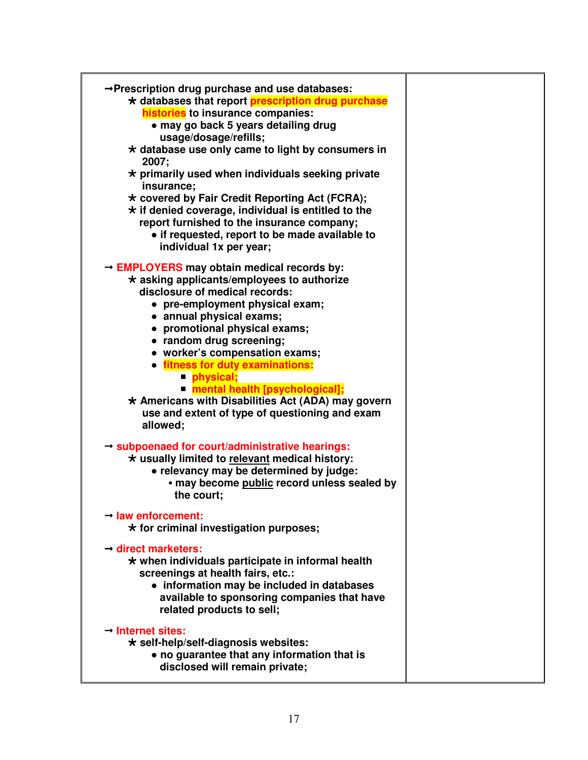→ **Prescription drug purchase and use databases:**

- ★ **databases that report prescription drug purchase histories to insurance companies:**
  - **may go back 5 years detailing drug usage/dosage/refills;**
- ★ **database use only came to light by consumers in 2007;**
- ★ **primarily used when individuals seeking private insurance;**
- ★ **covered by Fair Credit Reporting Act (FCRA);**
- ★ **if denied coverage, individual is entitled to the report furnished to the insurance company;**
  - **if requested, report to be made available to individual 1x per year;**

→ **EMPLOYERS may obtain medical records by:**

- ★ **asking applicants/employees to authorize disclosure of medical records:**
  - **pre-employment physical exam;**
  - **annual physical exams;**
  - **promotional physical exams;**
  - **random drug screening;**
  - **worker's compensation exams;**
  - **fitness for duty examinations:**
    - **physical;**
    - **mental health [psychological];**
- ★ **Americans with Disabilities Act (ADA) may govern use and extent of type of questioning and exam allowed;**

→ **subpoenaed for court/administrative hearings:**

- ★ **usually limited to relevant medical history:**
  - **relevancy may be determined by judge:**
    - **may become public record unless sealed by the court;**

→ **law enforcement:**

- ★ **for criminal investigation purposes;**

→ **direct marketers:**

- ★ **when individuals participate in informal health screenings at health fairs, etc.:**
  - **information may be included in databases available to sponsoring companies that have related products to sell;**

→ **Internet sites:**

- ★ **self-help/self-diagnosis websites:**
  - **no guarantee that any information that is disclosed will remain private;**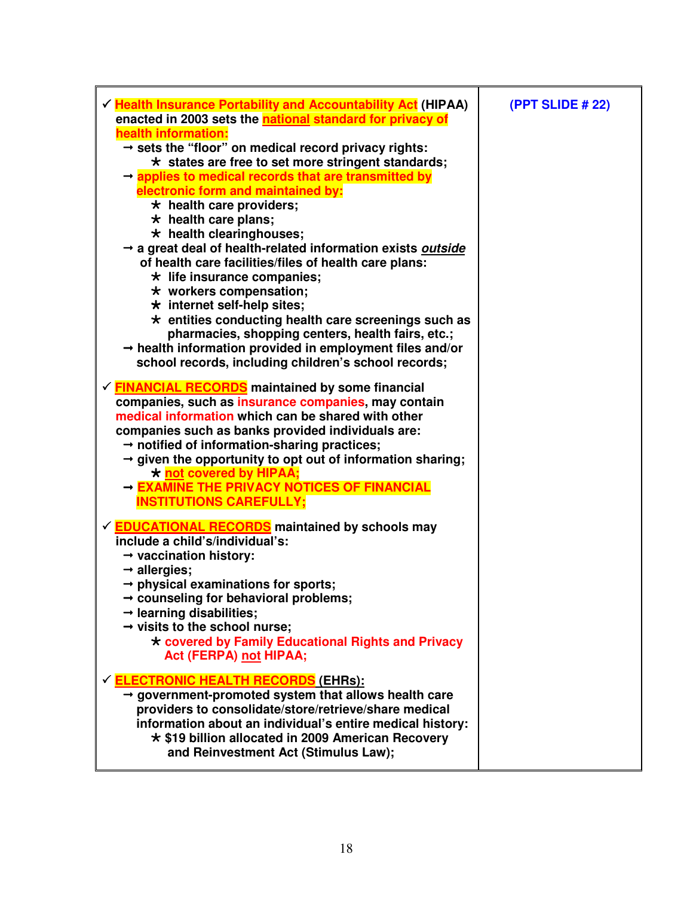| | |
|---|---|
| ✓ **Health Insurance Portability and Accountability Act (HIPAA) enacted in 2003 sets the <u>national</u> standard for privacy of health information:**<br>→ **sets the "floor" on medical record privacy rights:**<br>  ★ **states are free to set more stringent standards;**<br>→ **applies to medical records that are transmitted by electronic form and maintained by:**<br>  ★ **health care providers;**<br>  ★ **health care plans;**<br>  ★ **health clearinghouses;**<br>→ **a great deal of health-related information exists <u>*outside*</u> of health care facilities/files of health care plans:**<br>  ★ **life insurance companies;**<br>  ★ **workers compensation;**<br>  ★ **internet self-help sites;**<br>  ★ **entities conducting health care screenings such as pharmacies, shopping centers, health fairs, etc.;**<br>→ **health information provided in employment files and/or school records, including children's school records;**<br><br>✓ **<u>FINANCIAL RECORDS</u> maintained by some financial companies, such as insurance companies, may contain medical information which can be shared with other companies such as banks provided individuals are:**<br>→ **notified of information-sharing practices;**<br>→ **given the opportunity to opt out of information sharing;**<br>  ★ **<u>not</u> covered by HIPAA;**<br>→ **EXAMINE THE PRIVACY NOTICES OF FINANCIAL INSTITUTIONS CAREFULLY;**<br><br>✓ **<u>EDUCATIONAL RECORDS</u> maintained by schools may include a child's/individual's:**<br>→ **vaccination history:**<br>→ **allergies;**<br>→ **physical examinations for sports;**<br>→ **counseling for behavioral problems;**<br>→ **learning disabilities;**<br>→ **visits to the school nurse;**<br>  ★ **covered by Family Educational Rights and Privacy Act (FERPA) <u>not</u> HIPAA;**<br><br>✓ **<u>ELECTRONIC HEALTH RECORDS</u> (EHRs):**<br>→ **government-promoted system that allows health care providers to consolidate/store/retrieve/share medical information about an individual's entire medical history:**<br>  ★ **$19 billion allocated in 2009 American Recovery and Reinvestment Act (Stimulus Law);** | **(PPT SLIDE # 22)** |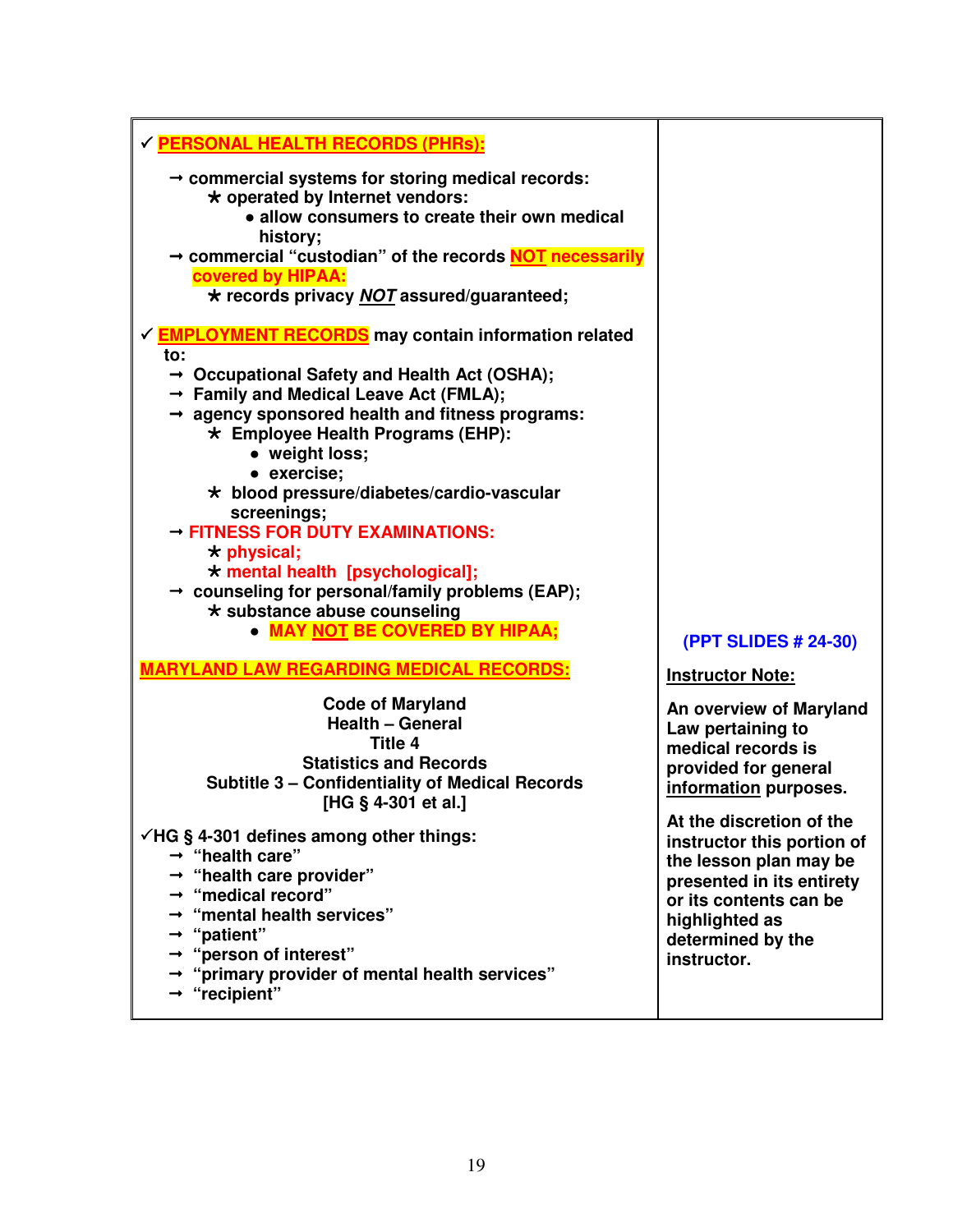- ✓ **PERSONAL HEALTH RECORDS (PHRs):**
  - → **commercial systems for storing medical records:**
    - ★ **operated by Internet vendors:**
      - **allow consumers to create their own medical history;**
  - → **commercial "custodian" of the records NOT necessarily covered by HIPAA:**
    - ★ **records privacy *NOT* assured/guaranteed;**

- ✓ **EMPLOYMENT RECORDS may contain information related to:**
  - → **Occupational Safety and Health Act (OSHA);**
  - → **Family and Medical Leave Act (FMLA);**
  - → **agency sponsored health and fitness programs:**
    - ★ **Employee Health Programs (EHP):**
      - **weight loss;**
      - **exercise;**
    - ★ **blood pressure/diabetes/cardio-vascular screenings;**
  - → **FITNESS FOR DUTY EXAMINATIONS:**
    - ★ **physical;**
    - ★ **mental health [psychological];**
  - → **counseling for personal/family problems (EAP);**
    - ★ **substance abuse counseling**
      - **MAY NOT BE COVERED BY HIPAA;**

## MARYLAND LAW REGARDING MEDICAL RECORDS:

**Code of Maryland**
**Health – General**
**Title 4**
**Statistics and Records**
**Subtitle 3 – Confidentiality of Medical Records**
**[HG § 4-301 et al.]**

- ✓**HG § 4-301 defines among other things:**
  - → **"health care"**
  - → **"health care provider"**
  - → **"medical record"**
  - → **"mental health services"**
  - → **"patient"**
  - → **"person of interest"**
  - → **"primary provider of mental health services"**
  - → **"recipient"**

**(PPT SLIDES # 24-30)**

**Instructor Note:**

**An overview of Maryland Law pertaining to medical records is provided for general information purposes.**

**At the discretion of the instructor this portion of the lesson plan may be presented in its entirety or its contents can be highlighted as determined by the instructor.**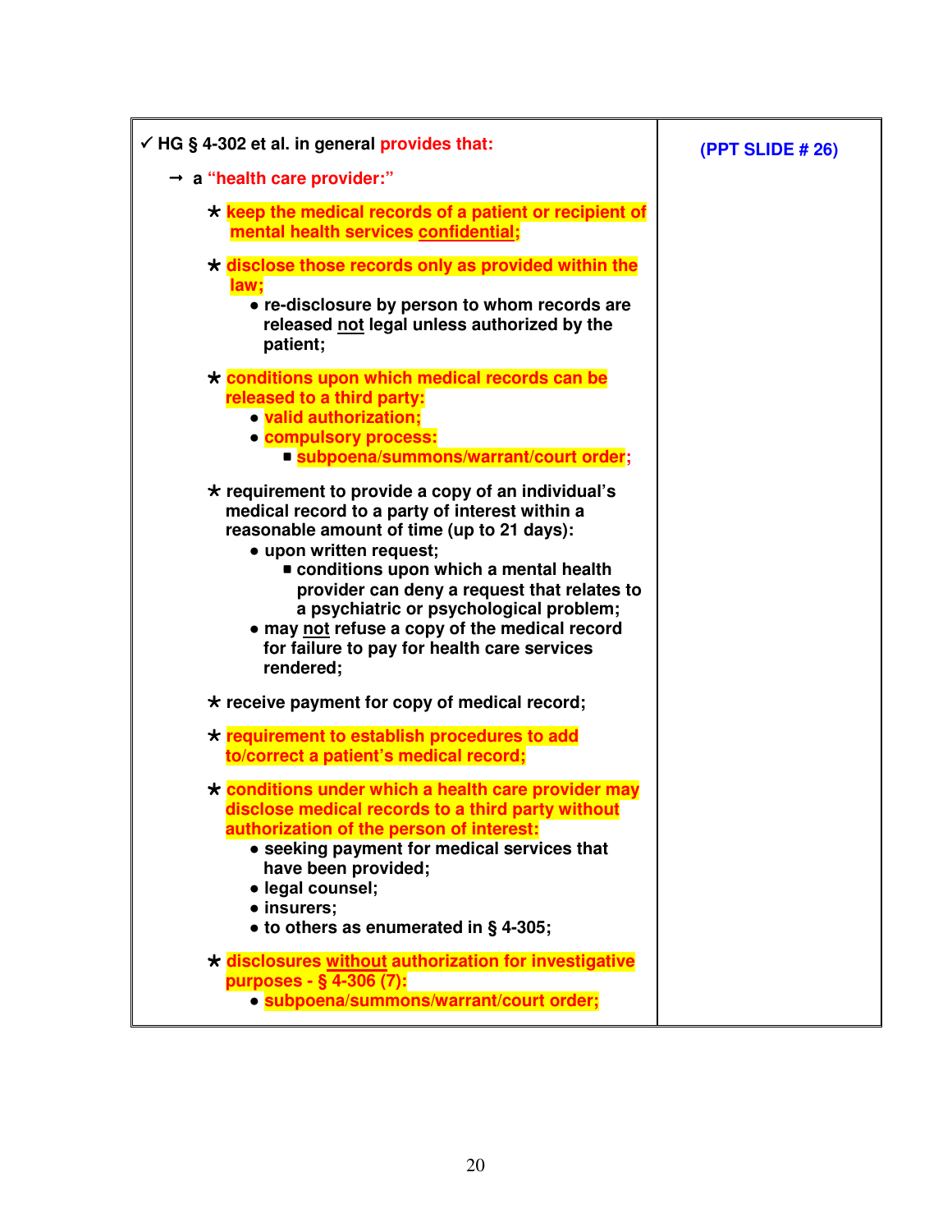| | |
|---|---|
| ✓ **HG § 4-302 et al. in general provides that:**<br><br>→ **a "health care provider:"**<br><br>★ **keep the medical records of a patient or recipient of mental health services <u>confidential</u>;**<br><br>★ **disclose those records only as provided within the law;**<br>• **re-disclosure by person to whom records are released <u>not</u> legal unless authorized by the patient;**<br><br>★ **conditions upon which medical records can be released to a third party:**<br>• **valid authorization;**<br>• **compulsory process:**<br>▪ **subpoena/summons/warrant/court order;**<br><br>★ **requirement to provide a copy of an individual's medical record to a party of interest within a reasonable amount of time (up to 21 days):**<br>• **upon written request;**<br>▪ **conditions upon which a mental health provider can deny a request that relates to a psychiatric or psychological problem;**<br>• **may <u>not</u> refuse a copy of the medical record for failure to pay for health care services rendered;**<br><br>★ **receive payment for copy of medical record;**<br><br>★ **requirement to establish procedures to add to/correct a patient's medical record;**<br><br>★ **conditions under which a health care provider may disclose medical records to a third party without authorization of the person of interest:**<br>• **seeking payment for medical services that have been provided;**<br>• **legal counsel;**<br>• **insurers;**<br>• **to others as enumerated in § 4-305;**<br><br>★ **disclosures <u>without</u> authorization for investigative purposes - § 4-306 (7):**<br>• **subpoena/summons/warrant/court order;** | **(PPT SLIDE # 26)** |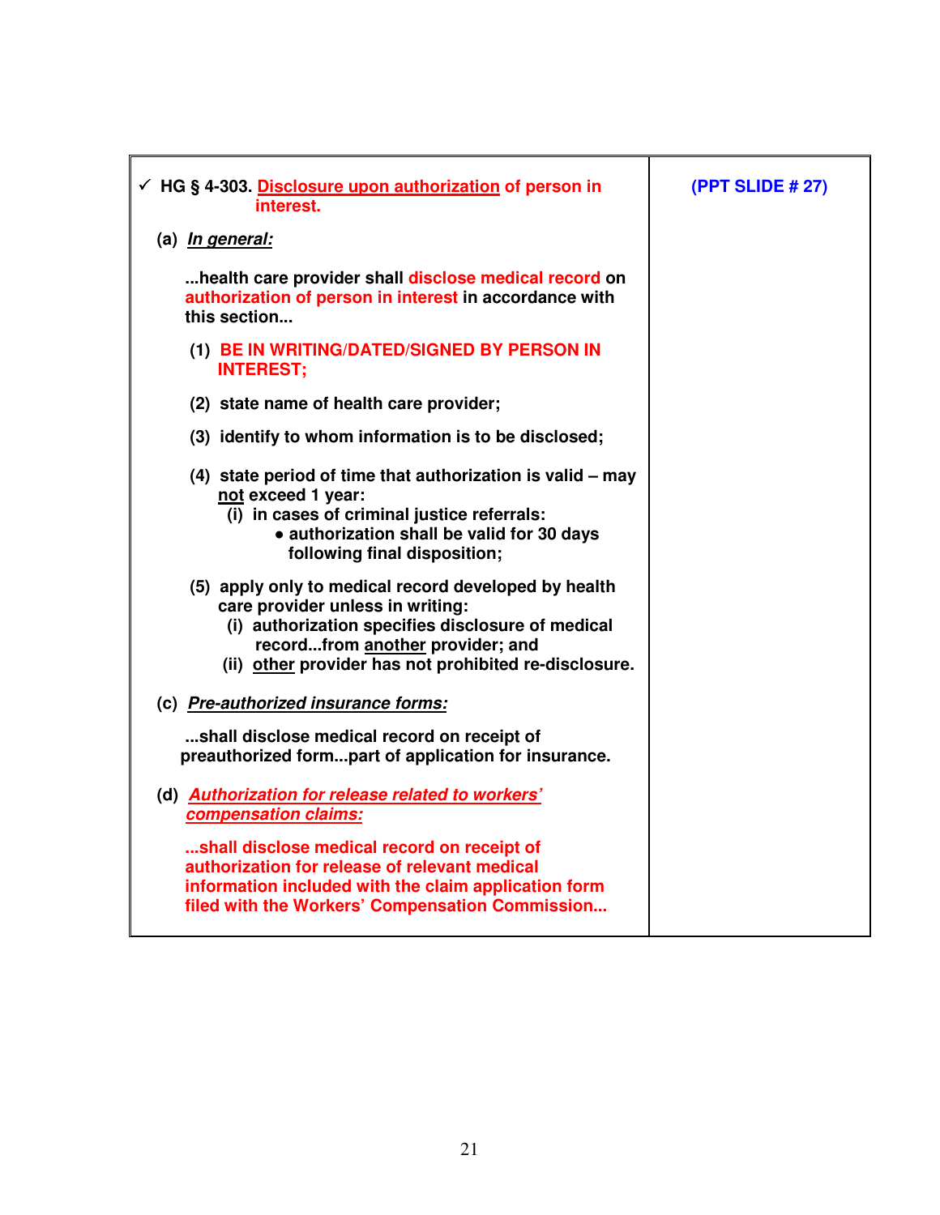| | |
|---|---|
| ✓ **HG § 4-303. Disclosure upon authorization of person in interest.**<br><br>**(a) *In general:***<br><br>**...health care provider shall disclose medical record on authorization of person in interest in accordance with this section...**<br><br>**(1) BE IN WRITING/DATED/SIGNED BY PERSON IN INTEREST;**<br><br>**(2) state name of health care provider;**<br><br>**(3) identify to whom information is to be disclosed;**<br><br>**(4) state period of time that authorization is valid – may not exceed 1 year:**<br>**(i) in cases of criminal justice referrals:**<br>**• authorization shall be valid for 30 days following final disposition;**<br><br>**(5) apply only to medical record developed by health care provider unless in writing:**<br>**(i) authorization specifies disclosure of medical record...from another provider; and**<br>**(ii) other provider has not prohibited re-disclosure.**<br><br>**(c) *Pre-authorized insurance forms:***<br><br>**...shall disclose medical record on receipt of preauthorized form...part of application for insurance.**<br><br>**(d) *Authorization for release related to workers' compensation claims:***<br><br>**...shall disclose medical record on receipt of authorization for release of relevant medical information included with the claim application form filed with the Workers' Compensation Commission...** | **(PPT SLIDE # 27)** |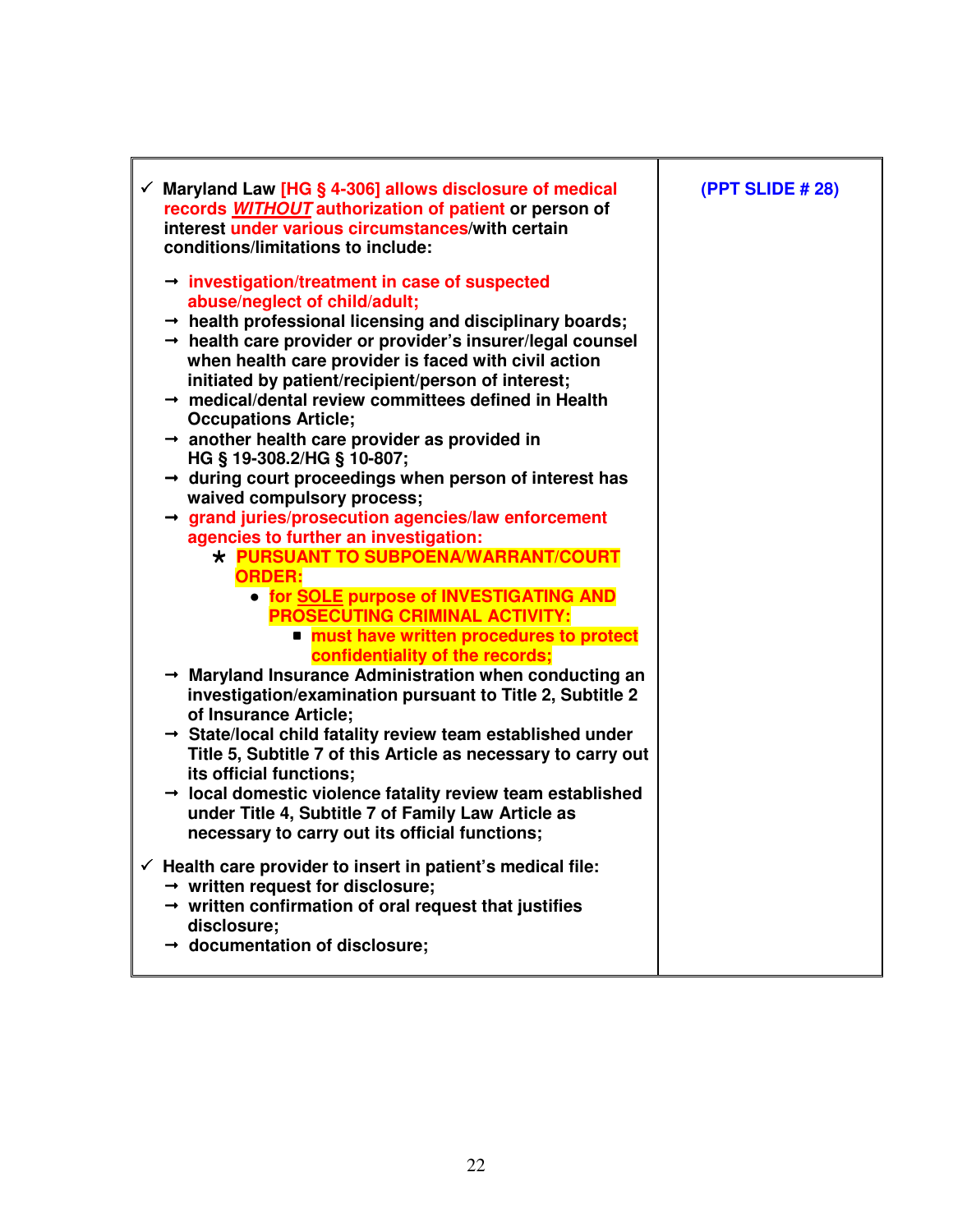| | |
|---|---|
| ✓ **Maryland Law [HG § 4-306] allows disclosure of medical records *WITHOUT* authorization of patient or person of interest under various circumstances/with certain conditions/limitations to include:**<br><br>→ **investigation/treatment in case of suspected abuse/neglect of child/adult;**<br>→ **health professional licensing and disciplinary boards;**<br>→ **health care provider or provider's insurer/legal counsel when health care provider is faced with civil action initiated by patient/recipient/person of interest;**<br>→ **medical/dental review committees defined in Health Occupations Article;**<br>→ **another health care provider as provided in HG § 19-308.2/HG § 10-807;**<br>→ **during court proceedings when person of interest has waived compulsory process;**<br>→ **grand juries/prosecution agencies/law enforcement agencies to further an investigation:**<br>&nbsp;&nbsp;&nbsp;&nbsp;* **PURSUANT TO SUBPOENA/WARRANT/COURT ORDER:**<br>&nbsp;&nbsp;&nbsp;&nbsp;&nbsp;&nbsp;&nbsp;&nbsp;• **for SOLE purpose of INVESTIGATING AND PROSECUTING CRIMINAL ACTIVITY:**<br>&nbsp;&nbsp;&nbsp;&nbsp;&nbsp;&nbsp;&nbsp;&nbsp;&nbsp;&nbsp;&nbsp;&nbsp;▪ **must have written procedures to protect confidentiality of the records;**<br>→ **Maryland Insurance Administration when conducting an investigation/examination pursuant to Title 2, Subtitle 2 of Insurance Article;**<br>→ **State/local child fatality review team established under Title 5, Subtitle 7 of this Article as necessary to carry out its official functions;**<br>→ **local domestic violence fatality review team established under Title 4, Subtitle 7 of Family Law Article as necessary to carry out its official functions;**<br><br>✓ **Health care provider to insert in patient's medical file:**<br>→ **written request for disclosure;**<br>→ **written confirmation of oral request that justifies disclosure;**<br>→ **documentation of disclosure;** | **(PPT SLIDE # 28)** |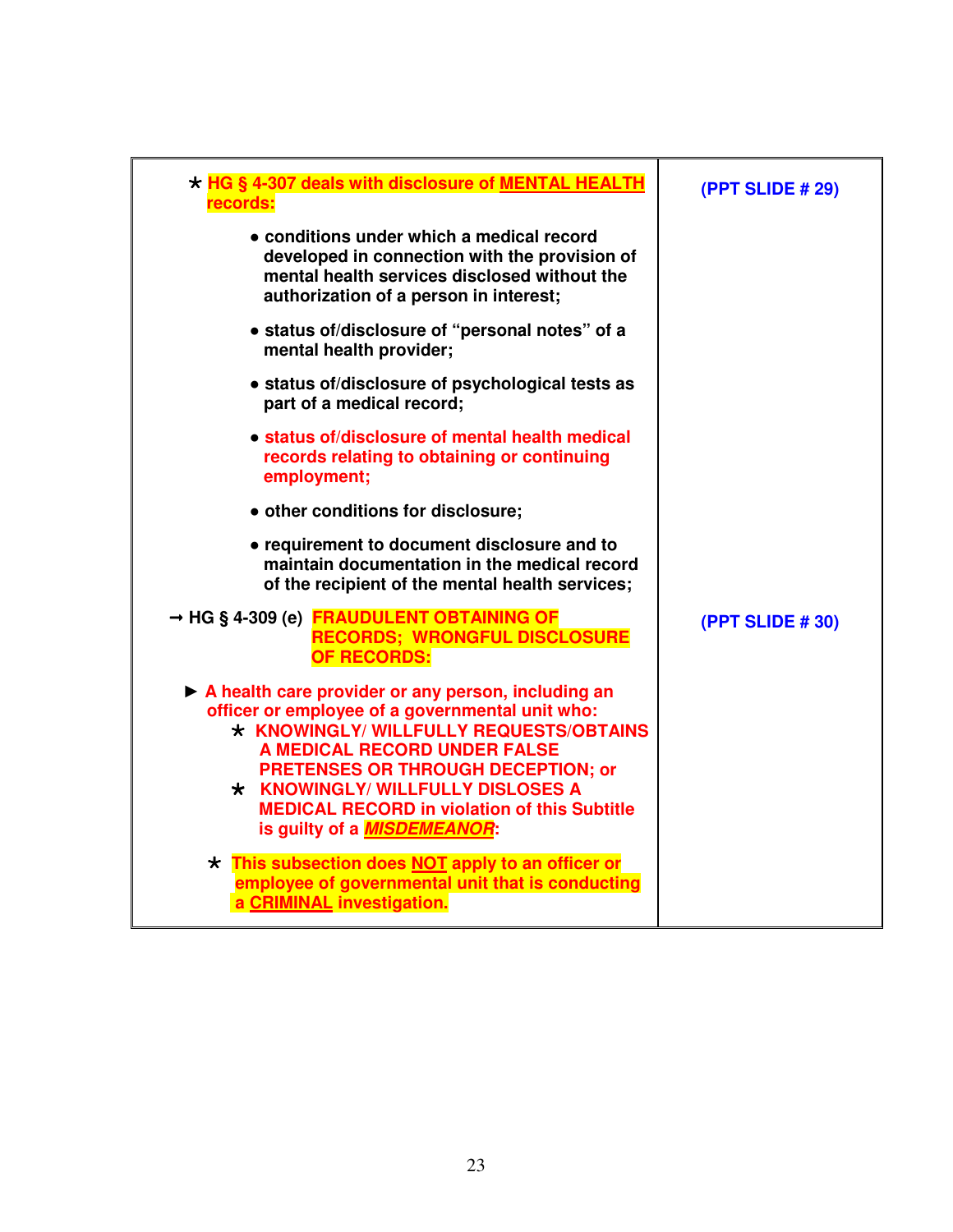| | |
|---|---|
| * **HG § 4-307 deals with disclosure of <u>MENTAL HEALTH</u> records:**<br><br>• **conditions under which a medical record developed in connection with the provision of mental health services disclosed without the authorization of a person in interest;**<br><br>• **status of/disclosure of "personal notes" of a mental health provider;**<br><br>• **status of/disclosure of psychological tests as part of a medical record;**<br><br>• **status of/disclosure of mental health medical records relating to obtaining or continuing employment;**<br><br>• **other conditions for disclosure;**<br><br>• **requirement to document disclosure and to maintain documentation in the medical record of the recipient of the mental health services;** | **(PPT SLIDE # 29)** |
| → **HG § 4-309 (e) FRAUDULENT OBTAINING OF RECORDS; WRONGFUL DISCLOSURE OF RECORDS:**<br><br>► **A health care provider or any person, including an officer or employee of a governmental unit who:**<br>* **KNOWINGLY/ WILLFULLY REQUESTS/OBTAINS A MEDICAL RECORD UNDER FALSE PRETENSES OR THROUGH DECEPTION; or**<br>* **KNOWINGLY/ WILLFULLY DISLOSES A MEDICAL RECORD in violation of this Subtitle is guilty of a <u>*MISDEMEANOR*</u>:**<br><br>* **This subsection does <u>NOT</u> apply to an officer or employee of governmental unit that is conducting a <u>CRIMINAL</u> investigation.** | **(PPT SLIDE # 30)** |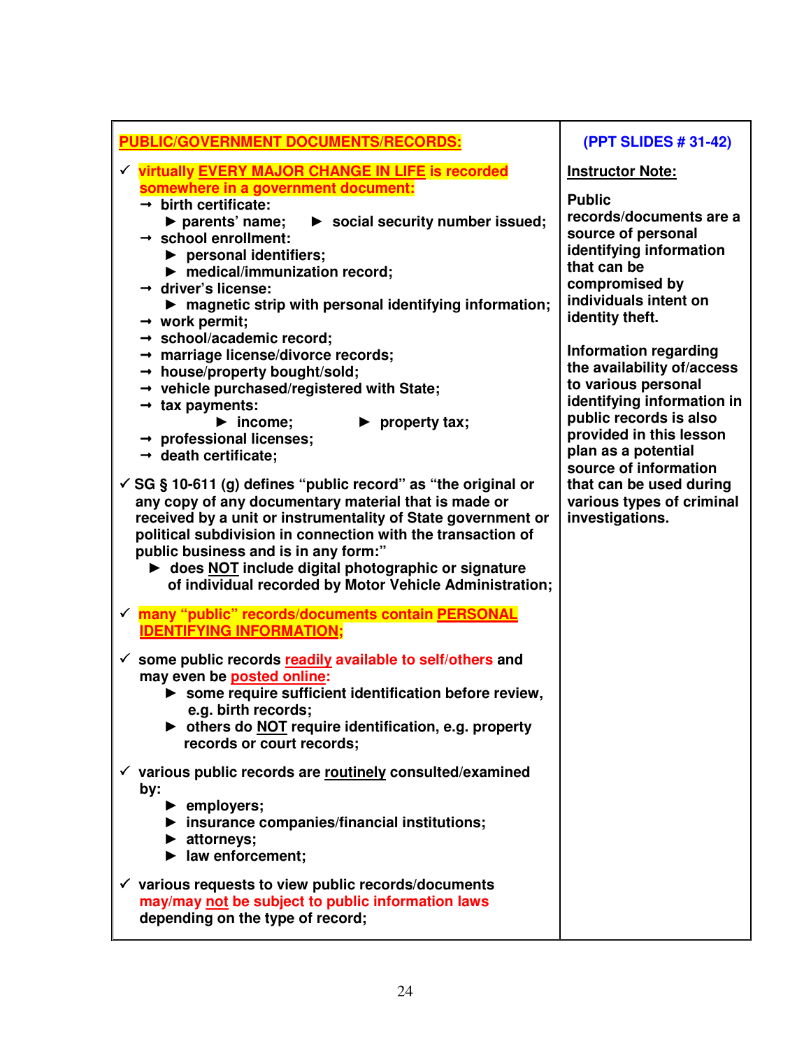| PUBLIC/GOVERNMENT DOCUMENTS/RECORDS: | (PPT SLIDES # 31-42) |
|---|---|
| ✓ virtually EVERY MAJOR CHANGE IN LIFE is recorded somewhere in a government document:<br>→ birth certificate:<br>► parents' name; ► social security number issued;<br>→ school enrollment:<br>► personal identifiers;<br>► medical/immunization record;<br>→ driver's license:<br>► magnetic strip with personal identifying information;<br>→ work permit;<br>→ school/academic record;<br>→ marriage license/divorce records;<br>→ house/property bought/sold;<br>→ vehicle purchased/registered with State;<br>→ tax payments:<br>► income; ► property tax;<br>→ professional licenses;<br>→ death certificate;<br><br>✓ SG § 10-611 (g) defines "public record" as "the original or any copy of any documentary material that is made or received by a unit or instrumentality of State government or political subdivision in connection with the transaction of public business and is in any form:"<br>► does NOT include digital photographic or signature of individual recorded by Motor Vehicle Administration;<br><br>✓ many "public" records/documents contain PERSONAL IDENTIFYING INFORMATION;<br><br>✓ some public records readily available to self/others and may even be posted online:<br>► some require sufficient identification before review, e.g. birth records;<br>► others do NOT require identification, e.g. property records or court records;<br><br>✓ various public records are routinely consulted/examined by:<br>► employers;<br>► insurance companies/financial institutions;<br>► attorneys;<br>► law enforcement;<br><br>✓ various requests to view public records/documents may/may not be subject to public information laws depending on the type of record; | **Instructor Note:**<br><br>Public records/documents are a source of personal identifying information that can be compromised by individuals intent on identity theft.<br><br>Information regarding the availability of/access to various personal identifying information in public records is also provided in this lesson plan as a potential source of information that can be used during various types of criminal investigations. |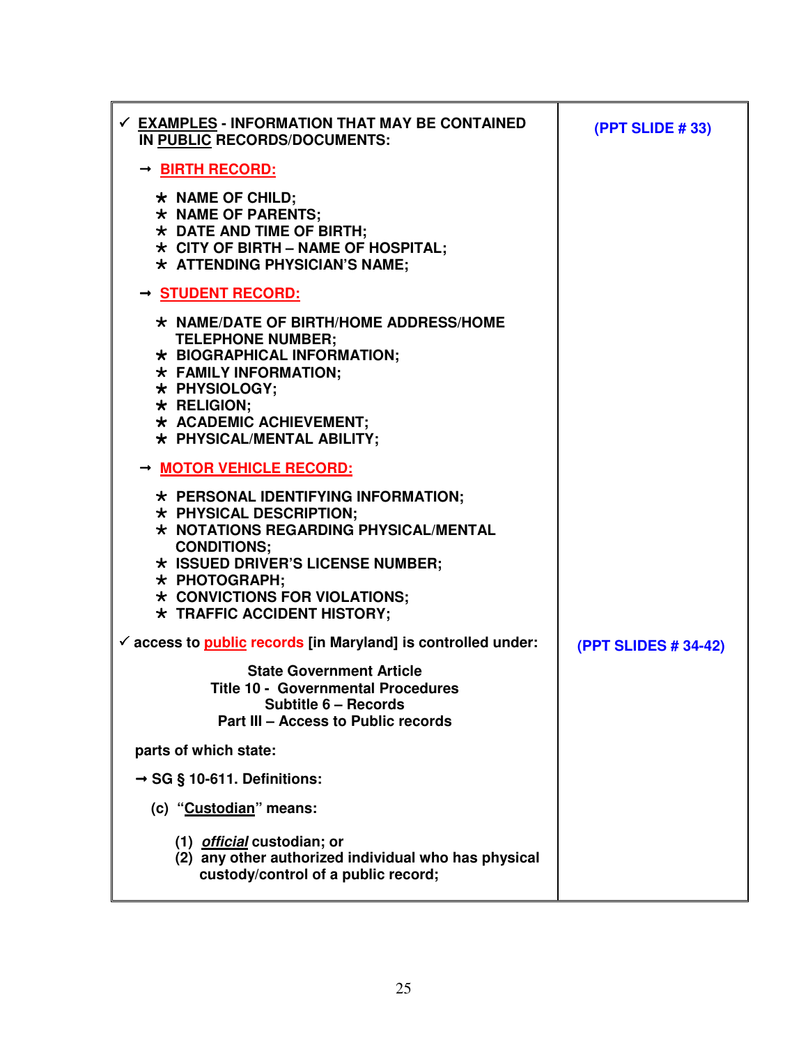| | |
|---|---|
| ✓ **<u>EXAMPLES</u> - INFORMATION THAT MAY BE CONTAINED IN <u>PUBLIC</u> RECORDS/DOCUMENTS:**<br><br>→ **<u>BIRTH RECORD:</u>**<br><br>★ **NAME OF CHILD;**<br>★ **NAME OF PARENTS;**<br>★ **DATE AND TIME OF BIRTH;**<br>★ **CITY OF BIRTH – NAME OF HOSPITAL;**<br>★ **ATTENDING PHYSICIAN'S NAME;**<br><br>→ **<u>STUDENT RECORD:</u>**<br><br>★ **NAME/DATE OF BIRTH/HOME ADDRESS/HOME TELEPHONE NUMBER;**<br>★ **BIOGRAPHICAL INFORMATION;**<br>★ **FAMILY INFORMATION;**<br>★ **PHYSIOLOGY;**<br>★ **RELIGION;**<br>★ **ACADEMIC ACHIEVEMENT;**<br>★ **PHYSICAL/MENTAL ABILITY;**<br><br>→ **<u>MOTOR VEHICLE RECORD:</u>**<br><br>★ **PERSONAL IDENTIFYING INFORMATION;**<br>★ **PHYSICAL DESCRIPTION;**<br>★ **NOTATIONS REGARDING PHYSICAL/MENTAL CONDITIONS;**<br>★ **ISSUED DRIVER'S LICENSE NUMBER;**<br>★ **PHOTOGRAPH;**<br>★ **CONVICTIONS FOR VIOLATIONS;**<br>★ **TRAFFIC ACCIDENT HISTORY;** | **(PPT SLIDE # 33)** |
| ✓ **access to <u>public</u> records [in Maryland] is controlled under:**<br><br>**State Government Article**<br>**Title 10 - Governmental Procedures**<br>**Subtitle 6 – Records**<br>**Part III – Access to Public records**<br><br>**parts of which state:**<br><br>→ **SG § 10-611. Definitions:**<br><br>**(c) "<u>Custodian</u>" means:**<br><br>**(1) *<u>official</u>* custodian; or**<br>**(2) any other authorized individual who has physical custody/control of a public record;** | **(PPT SLIDES # 34-42)** |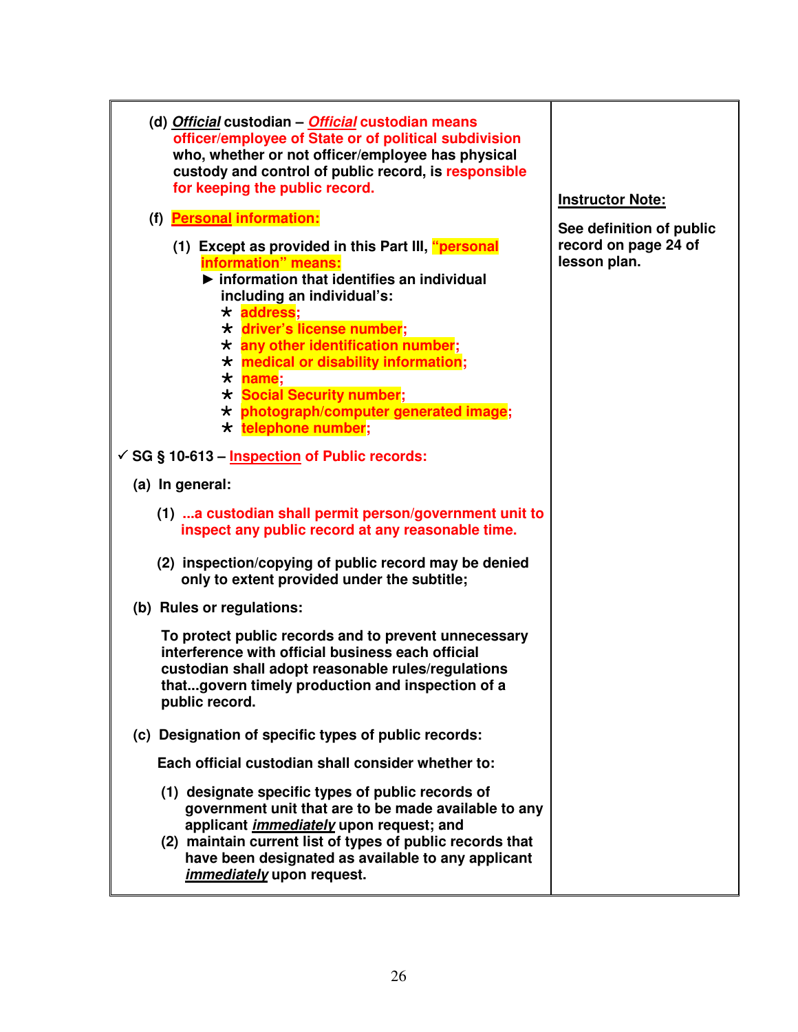**(d) *Official* custodian – *Official* custodian means officer/employee of State or of political subdivision who, whether or not officer/employee has physical custody and control of public record, is responsible for keeping the public record.**

**(f) Personal information:**

**(1) Except as provided in this Part III, "personal information" means:**

- ► **information that identifies an individual including an individual's:**
  - ★ **address;**
  - ★ **driver's license number;**
  - ★ **any other identification number;**
  - ★ **medical or disability information;**
  - ★ **name;**
  - ★ **Social Security number;**
  - ★ **photograph/computer generated image;**
  - ★ **telephone number;**

**Instructor Note:**

**See definition of public record on page 24 of lesson plan.**

**✓ SG § 10-613 – Inspection of Public records:**

**(a) In general:**

**(1) ...a custodian shall permit person/government unit to inspect any public record at any reasonable time.**

**(2) inspection/copying of public record may be denied only to extent provided under the subtitle;**

**(b) Rules or regulations:**

**To protect public records and to prevent unnecessary interference with official business each official custodian shall adopt reasonable rules/regulations that...govern timely production and inspection of a public record.**

**(c) Designation of specific types of public records:**

**Each official custodian shall consider whether to:**

**(1) designate specific types of public records of government unit that are to be made available to any applicant *immediately* upon request; and**

**(2) maintain current list of types of public records that have been designated as available to any applicant *immediately* upon request.**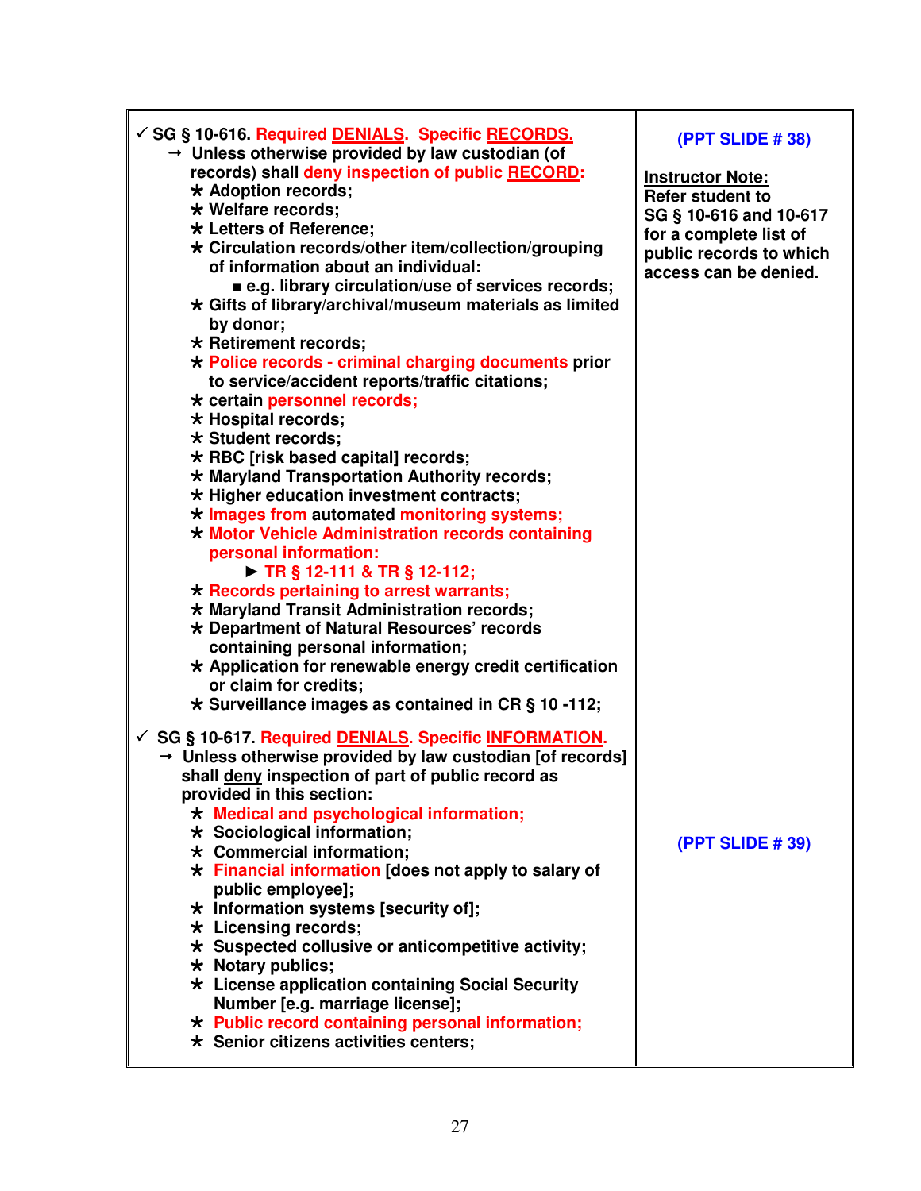| | |
|---|---|
| ✓ **SG § 10-616. Required DENIALS. Specific RECORDS.**<br>→ **Unless otherwise provided by law custodian (of records) shall deny inspection of public RECORD:**<br>★ **Adoption records;**<br>★ **Welfare records;**<br>★ **Letters of Reference;**<br>★ **Circulation records/other item/collection/grouping of information about an individual:**<br>■ **e.g. library circulation/use of services records;**<br>★ **Gifts of library/archival/museum materials as limited by donor;**<br>★ **Retirement records;**<br>★ **Police records - criminal charging documents prior to service/accident reports/traffic citations;**<br>★ **certain personnel records;**<br>★ **Hospital records;**<br>★ **Student records;**<br>★ **RBC [risk based capital] records;**<br>★ **Maryland Transportation Authority records;**<br>★ **Higher education investment contracts;**<br>★ **Images from automated monitoring systems;**<br>★ **Motor Vehicle Administration records containing personal information:**<br>► **TR § 12-111 & TR § 12-112;**<br>★ **Records pertaining to arrest warrants;**<br>★ **Maryland Transit Administration records;**<br>★ **Department of Natural Resources' records containing personal information;**<br>★ **Application for renewable energy credit certification or claim for credits;**<br>★ **Surveillance images as contained in CR § 10 -112;** | **(PPT SLIDE # 38)**<br><br>**Instructor Note:**<br>**Refer student to SG § 10-616 and 10-617 for a complete list of public records to which access can be denied.** |
| ✓ **SG § 10-617. Required DENIALS. Specific INFORMATION.**<br>→ **Unless otherwise provided by law custodian [of records] shall deny inspection of part of public record as provided in this section:**<br>★ **Medical and psychological information;**<br>★ **Sociological information;**<br>★ **Commercial information;**<br>★ **Financial information [does not apply to salary of public employee];**<br>★ **Information systems [security of];**<br>★ **Licensing records;**<br>★ **Suspected collusive or anticompetitive activity;**<br>★ **Notary publics;**<br>★ **License application containing Social Security Number [e.g. marriage license];**<br>★ **Public record containing personal information;**<br>★ **Senior citizens activities centers;** | **(PPT SLIDE # 39)** |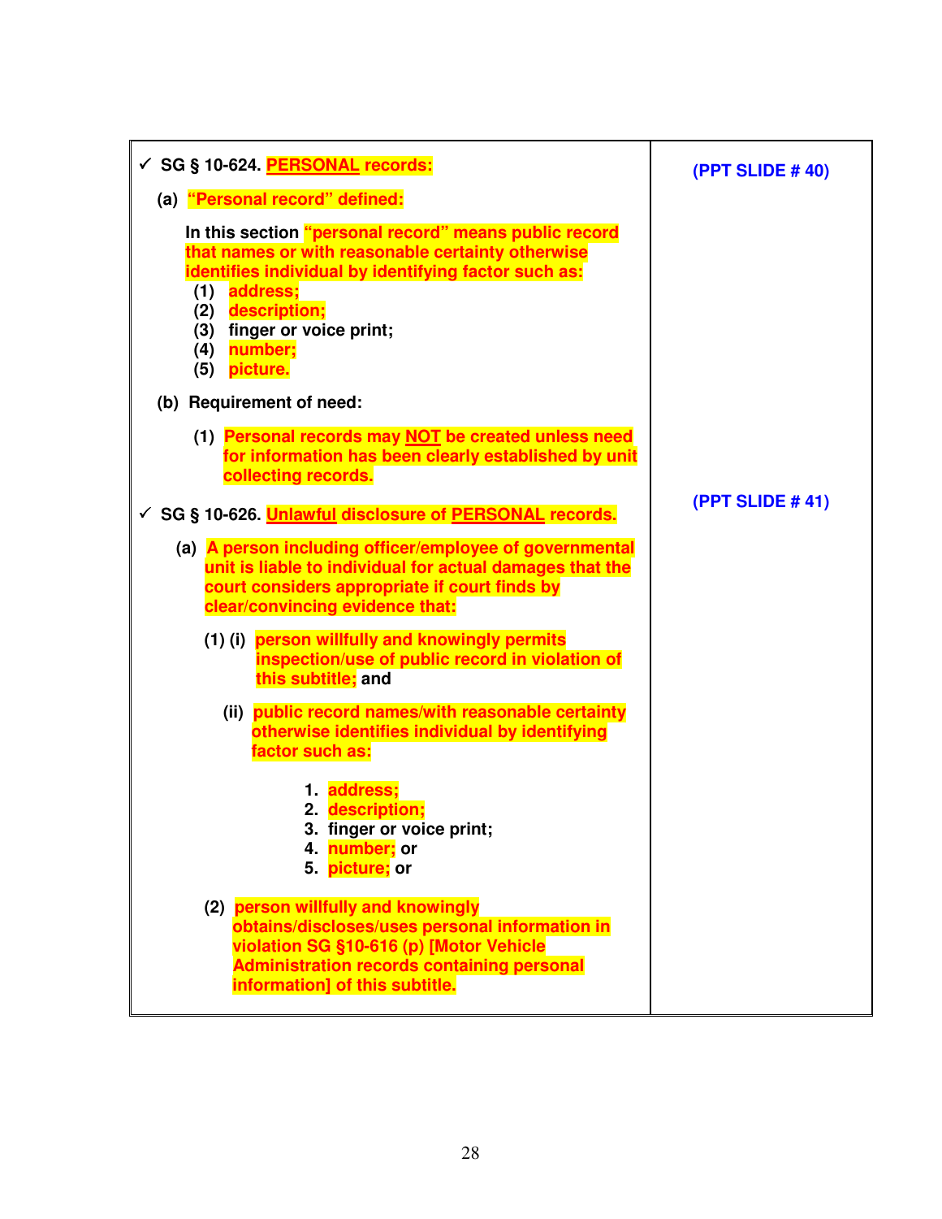| | |
|---|---|
| ✓ **SG § 10-624. PERSONAL records:**<br><br>**(a) "Personal record" defined:**<br><br>**In this section "personal record" means public record that names or with reasonable certainty otherwise identifies individual by identifying factor such as:**<br>**(1) address;**<br>**(2) description;**<br>**(3) finger or voice print;**<br>**(4) number;**<br>**(5) picture.**<br><br>**(b) Requirement of need:**<br><br>**(1) Personal records may NOT be created unless need for information has been clearly established by unit collecting records.** | **(PPT SLIDE # 40)** |
| ✓ **SG § 10-626. Unlawful disclosure of PERSONAL records.**<br><br>**(a) A person including officer/employee of governmental unit is liable to individual for actual damages that the court considers appropriate if court finds by clear/convincing evidence that:**<br><br>**(1) (i) person willfully and knowingly permits inspection/use of public record in violation of this subtitle; and**<br><br>**(ii) public record names/with reasonable certainty otherwise identifies individual by identifying factor such as:**<br><br>**1. address;**<br>**2. description;**<br>**3. finger or voice print;**<br>**4. number; or**<br>**5. picture; or**<br><br>**(2) person willfully and knowingly obtains/discloses/uses personal information in violation SG §10-616 (p) [Motor Vehicle Administration records containing personal information] of this subtitle.** | **(PPT SLIDE # 41)** |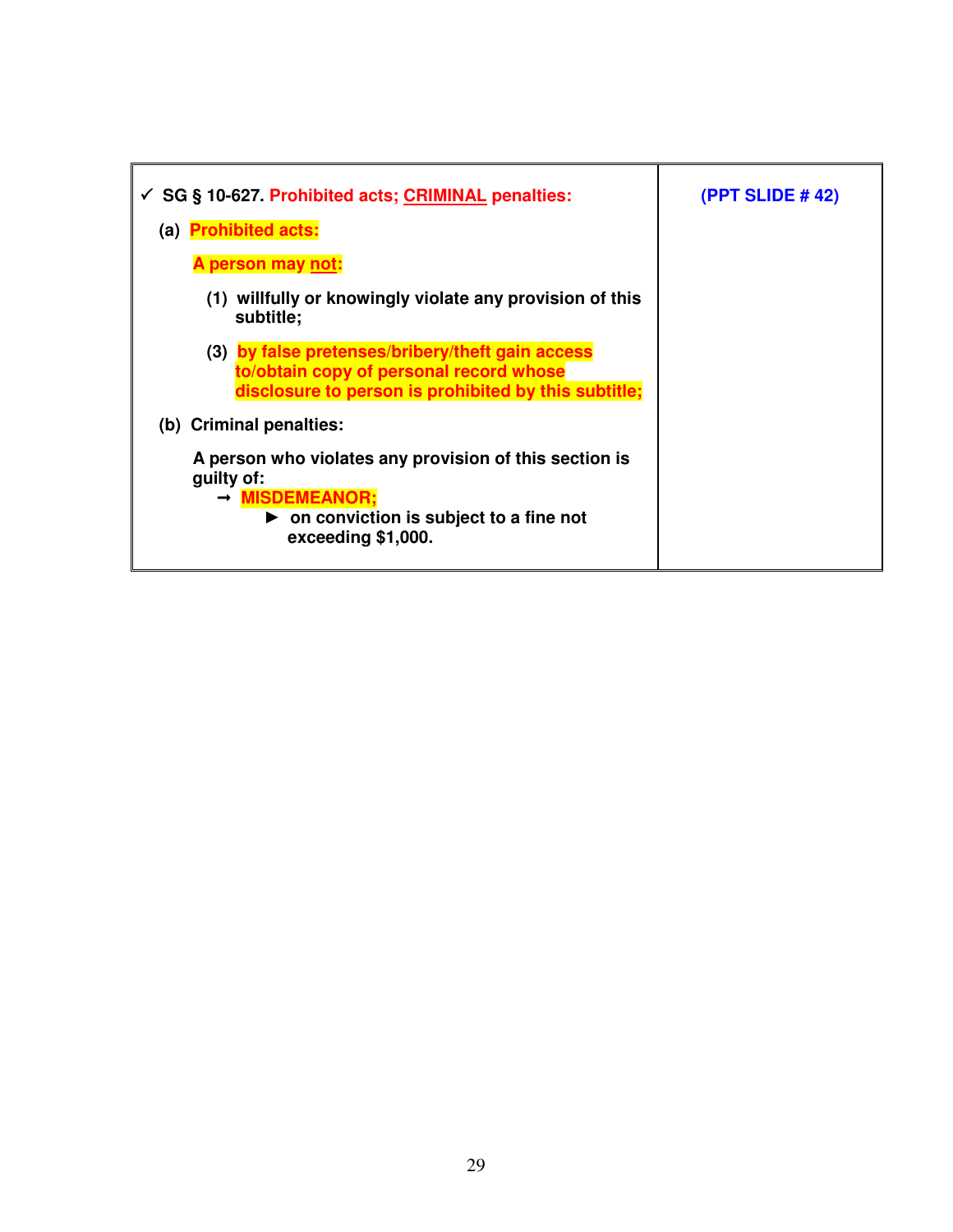| ✓ SG § 10-627. Prohibited acts; CRIMINAL penalties:<br><br>(a) Prohibited acts:<br><br>A person may not:<br><br>(1) willfully or knowingly violate any provision of this subtitle;<br><br>(3) by false pretenses/bribery/theft gain access to/obtain copy of personal record whose disclosure to person is prohibited by this subtitle;<br><br>(b) Criminal penalties:<br><br>A person who violates any provision of this section is guilty of:<br>→ MISDEMEANOR;<br>► on conviction is subject to a fine not exceeding $1,000. | (PPT SLIDE # 42) |
| --- | --- |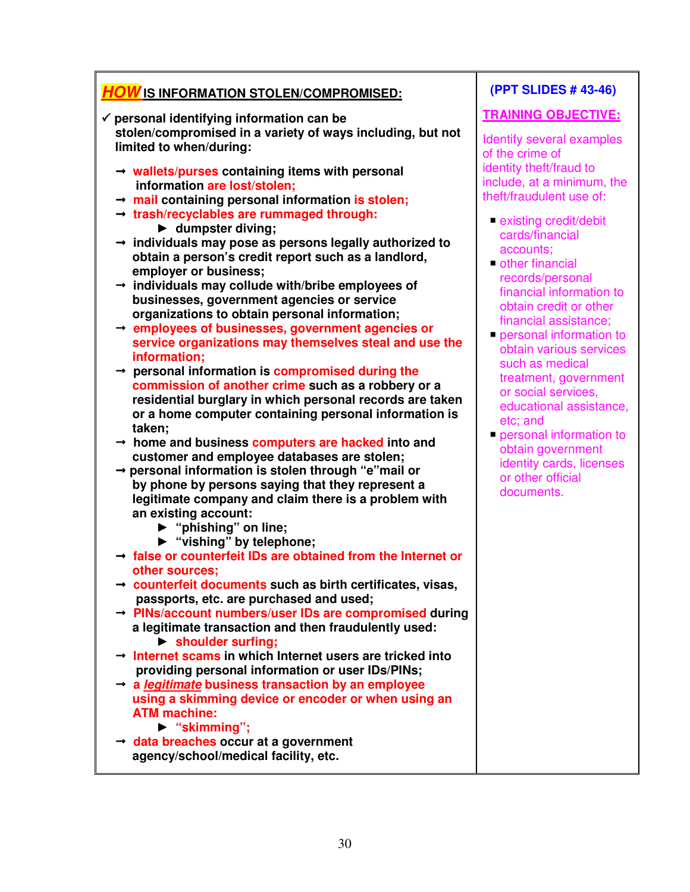## *HOW* IS INFORMATION STOLEN/COMPROMISED:

✓ **personal identifying information can be stolen/compromised in a variety of ways including, but not limited to when/during:**

- **wallets/purses containing items with personal information are lost/stolen;**
- **mail containing personal information is stolen;**
- **trash/recyclables are rummaged through:**
  - **dumpster diving;**
- **individuals may pose as persons legally authorized to obtain a person's credit report such as a landlord, employer or business;**
- **individuals may collude with/bribe employees of businesses, government agencies or service organizations to obtain personal information;**
- **employees of businesses, government agencies or service organizations may themselves steal and use the information;**
- **personal information is compromised during the commission of another crime such as a robbery or a residential burglary in which personal records are taken or a home computer containing personal information is taken;**
- **home and business computers are hacked into and customer and employee databases are stolen;**
- **personal information is stolen through "e"mail or by phone by persons saying that they represent a legitimate company and claim there is a problem with an existing account:**
  - **"phishing" on line;**
  - **"vishing" by telephone;**
- **false or counterfeit IDs are obtained from the Internet or other sources;**
- **counterfeit documents such as birth certificates, visas, passports, etc. are purchased and used;**
- **PINs/account numbers/user IDs are compromised during a legitimate transaction and then fraudulently used:**
  - **shoulder surfing;**
- **Internet scams in which Internet users are tricked into providing personal information or user IDs/PINs;**
- **a *legitimate* business transaction by an employee using a skimming device or encoder or when using an ATM machine:**
  - **"skimming";**
- **data breaches occur at a government agency/school/medical facility, etc.**

**(PPT SLIDES # 43-46)**

**TRAINING OBJECTIVE:**

Identify several examples of the crime of identity theft/fraud to include, at a minimum, the theft/fraudulent use of:

- existing credit/debit cards/financial accounts;
- other financial records/personal financial information to obtain credit or other financial assistance;
- personal information to obtain various services such as medical treatment, government or social services, educational assistance, etc; and
- personal information to obtain government identity cards, licenses or other official documents.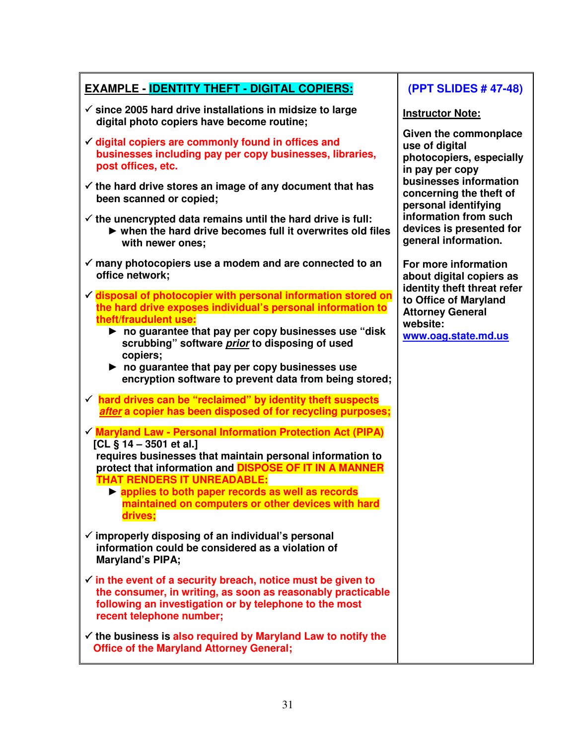**EXAMPLE - IDENTITY THEFT - DIGITAL COPIERS:**

- ✓ since 2005 hard drive installations in midsize to large digital photo copiers have become routine;
- ✓ **digital copiers are commonly found in offices and businesses including pay per copy businesses, libraries, post offices, etc.**
- ✓ the hard drive stores an image of any document that has been scanned or copied;
- ✓ the unencrypted data remains until the hard drive is full:
  - ► when the hard drive becomes full it overwrites old files with newer ones;
- ✓ many photocopiers use a modem and are connected to an office network;
- ✓ **disposal of photocopier with personal information stored on the hard drive exposes individual's personal information to theft/fraudulent use:**
  - ► no guarantee that pay per copy businesses use "disk scrubbing" software ***prior*** to disposing of used copiers;
  - ► no guarantee that pay per copy businesses use encryption software to prevent data from being stored;
- ✓ **hard drives can be "reclaimed" by identity theft suspects *after* a copier has been disposed of for recycling purposes;**
- ✓ **Maryland Law - Personal Information Protection Act (PIPA)** [CL § 14 – 3501 et al.] requires businesses that maintain personal information to protect that information and **DISPOSE OF IT IN A MANNER THAT RENDERS IT UNREADABLE:**
  - ► **applies to both paper records as well as records maintained on computers or other devices with hard drives;**
- ✓ improperly disposing of an individual's personal information could be considered as a violation of Maryland's PIPA;
- ✓ **in the event of a security breach, notice must be given to the consumer, in writing, as soon as reasonably practicable following an investigation or by telephone to the most recent telephone number;**
- ✓ the business is **also required by Maryland Law to notify the Office of the Maryland Attorney General;**

**(PPT SLIDES # 47-48)**

**Instructor Note:**

Given the commonplace use of digital photocopiers, especially in pay per copy businesses information concerning the theft of personal identifying information from such devices is presented for general information.

For more information about digital copiers as identity theft threat refer to Office of Maryland Attorney General website: www.oag.state.md.us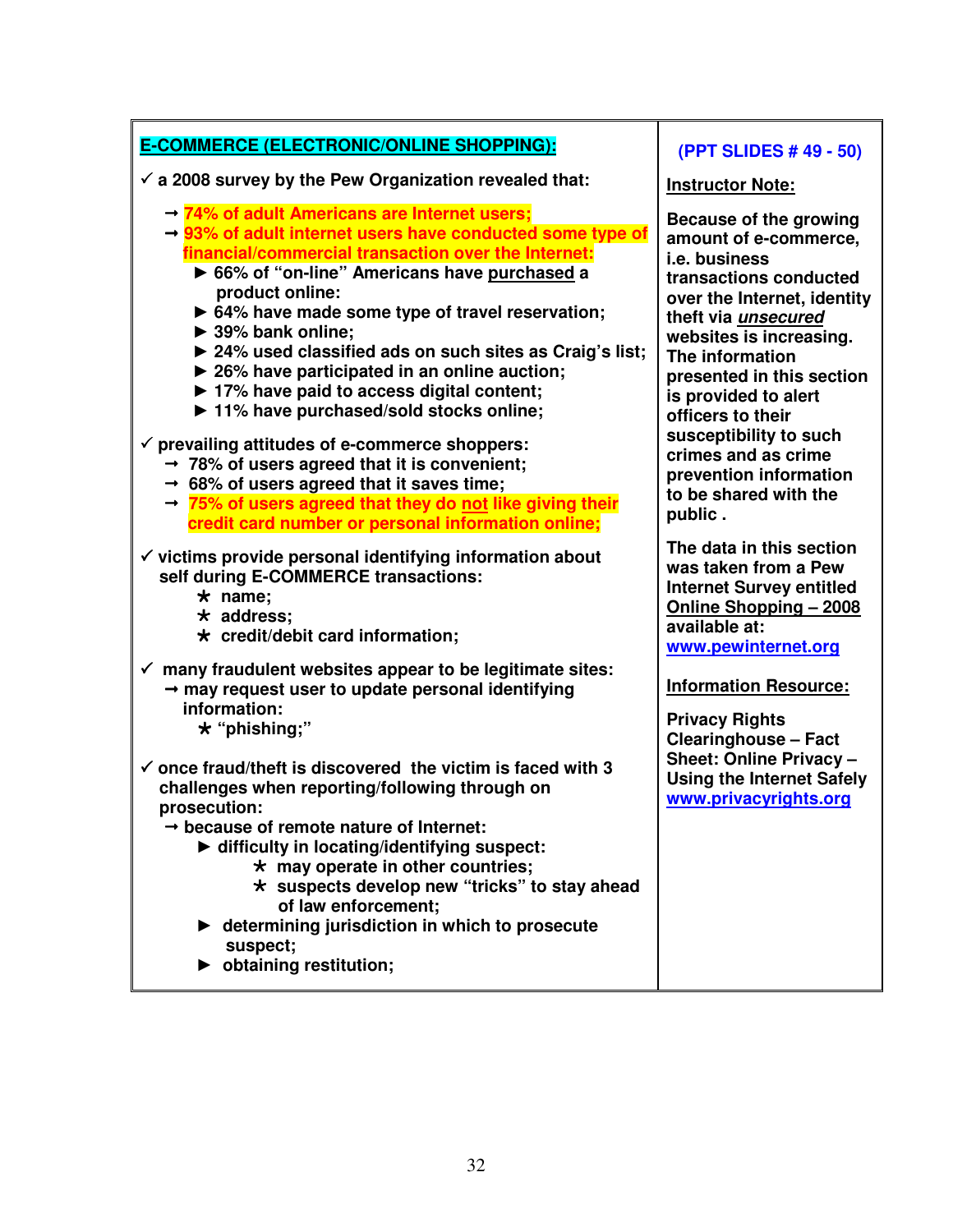**E-COMMERCE (ELECTRONIC/ONLINE SHOPPING):**

- ✓ a 2008 survey by the Pew Organization revealed that:
  - → **74% of adult Americans are Internet users;**
  - → **93% of adult internet users have conducted some type of financial/commercial transaction over the Internet:**
    - ► 66% of "on-line" Americans have purchased a product online:
    - ► 64% have made some type of travel reservation;
    - ► 39% bank online;
    - ► 24% used classified ads on such sites as Craig's list;
    - ► 26% have participated in an online auction;
    - ► 17% have paid to access digital content;
    - ► 11% have purchased/sold stocks online;

- ✓ prevailing attitudes of e-commerce shoppers:
  - → 78% of users agreed that it is convenient;
  - → 68% of users agreed that it saves time;
  - → **75% of users agreed that they do not like giving their credit card number or personal information online;**

- ✓ victims provide personal identifying information about self during E-COMMERCE transactions:
  - ★ name;
  - ★ address;
  - ★ credit/debit card information;

- ✓ many fraudulent websites appear to be legitimate sites:
  - → may request user to update personal identifying information:
    - ★ "phishing;"

- ✓ once fraud/theft is discovered the victim is faced with 3 challenges when reporting/following through on prosecution:
  - → because of remote nature of Internet:
    - ► difficulty in locating/identifying suspect:
      - ★ may operate in other countries;
      - ★ suspects develop new "tricks" to stay ahead of law enforcement;
    - ► determining jurisdiction in which to prosecute suspect;
    - ► obtaining restitution;

**(PPT SLIDES # 49 - 50)**

**Instructor Note:**

Because of the growing amount of e-commerce, i.e. business transactions conducted over the Internet, identity theft via ***unsecured*** websites is increasing. The information presented in this section is provided to alert officers to their susceptibility to such crimes and as crime prevention information to be shared with the public .

The data in this section was taken from a Pew Internet Survey entitled Online Shopping – 2008 available at: www.pewinternet.org

**Information Resource:**

Privacy Rights Clearinghouse – Fact Sheet: Online Privacy – Using the Internet Safely www.privacyrights.org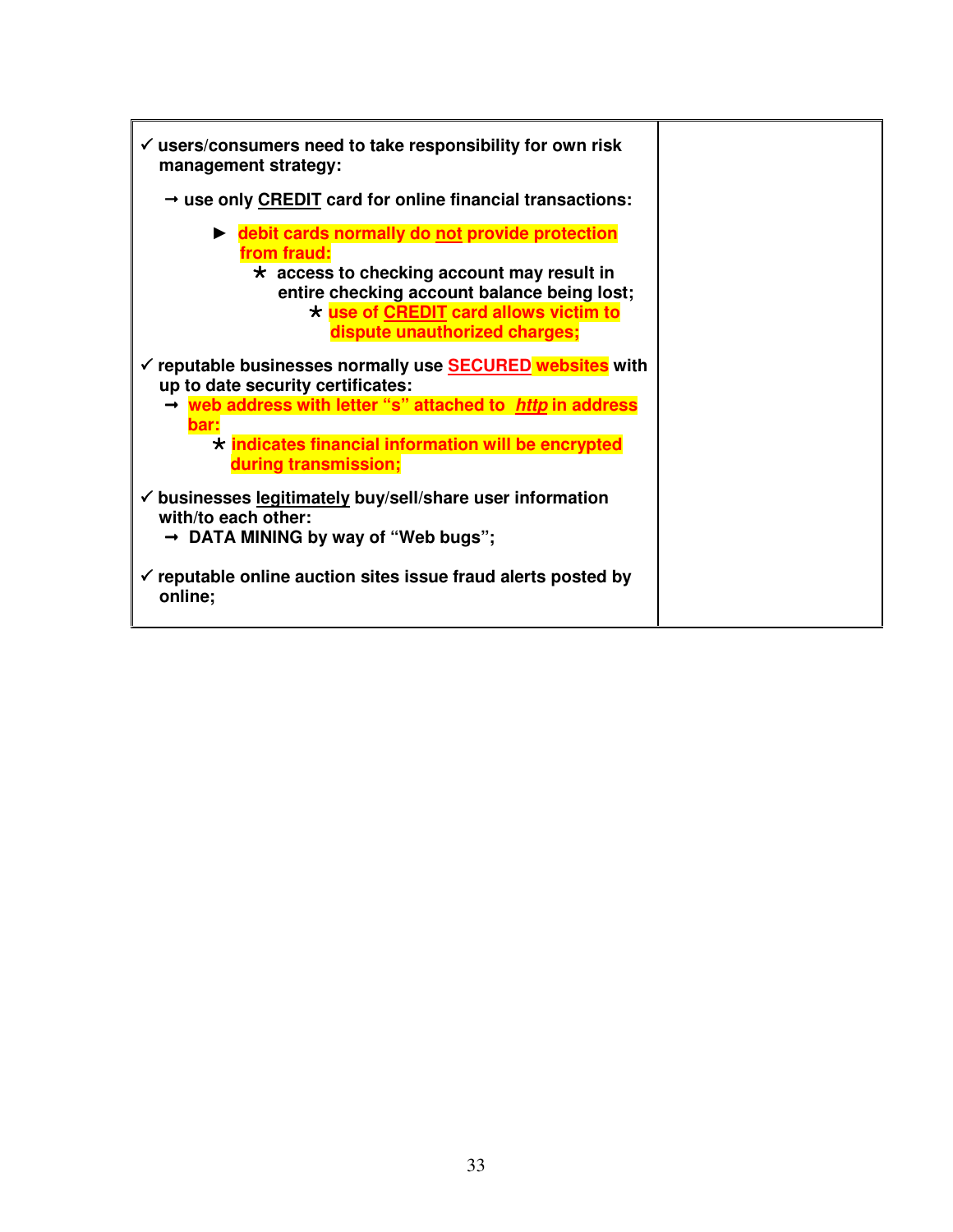| | |
|---|---|
| ✓ **users/consumers need to take responsibility for own risk management strategy:**<br><br>→ **use only <u>CREDIT</u> card for online financial transactions:**<br><br>► **debit cards normally do <u>not</u> provide protection from fraud:**<br>* **access to checking account may result in entire checking account balance being lost;**<br>* **use of <u>CREDIT</u> card allows victim to dispute unauthorized charges;**<br><br>✓ **reputable businesses normally use <u>SECURED</u> websites with up to date security certificates:**<br>→ **web address with letter "s" attached to *<u>http</u>* in address bar:**<br>* **indicates financial information will be encrypted during transmission;**<br><br>✓ **businesses <u>legitimately</u> buy/sell/share user information with/to each other:**<br>→ **DATA MINING by way of "Web bugs";**<br><br>✓ **reputable online auction sites issue fraud alerts posted by online;** | |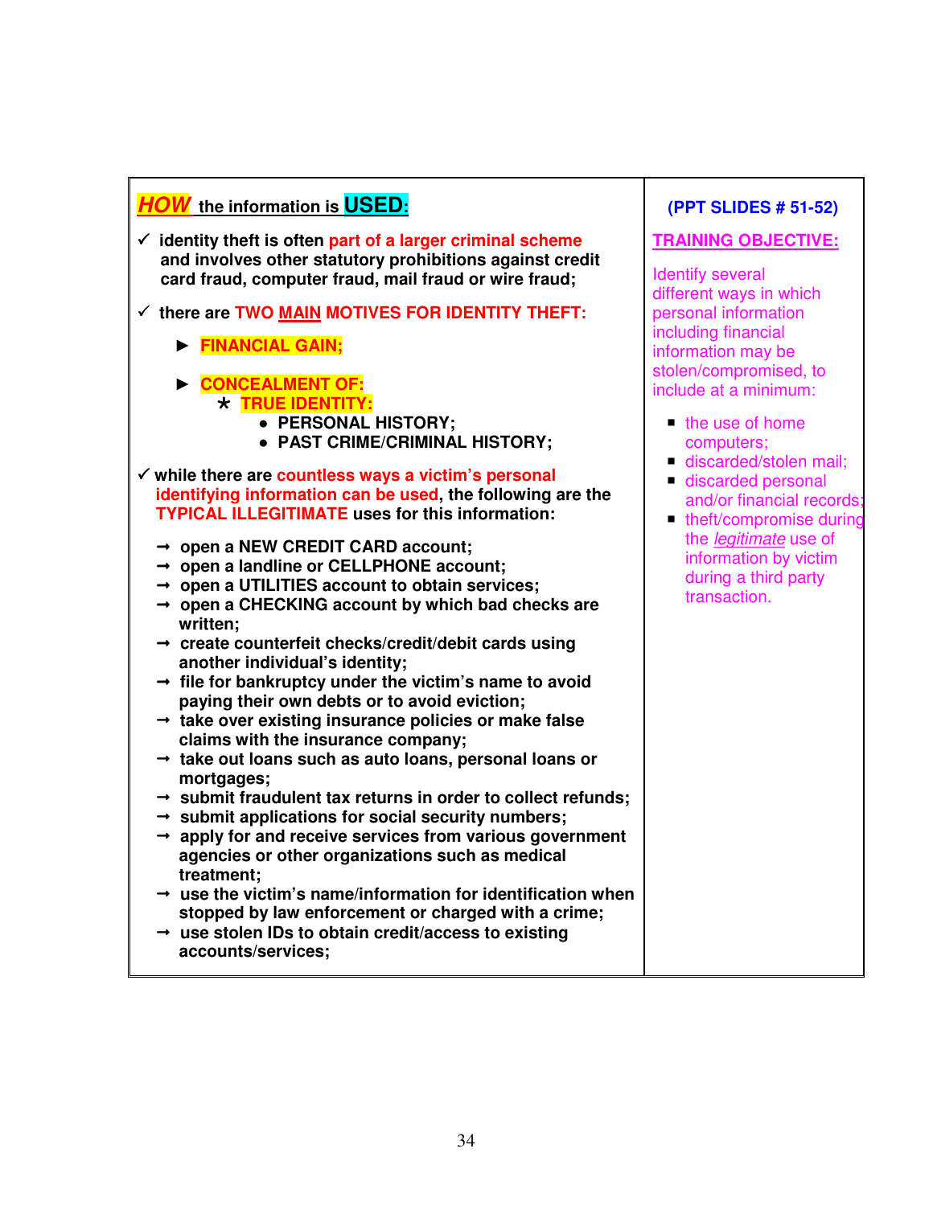## *HOW* the information is USED:

✓ identity theft is often part of a larger criminal scheme and involves other statutory prohibitions against credit card fraud, computer fraud, mail fraud or wire fraud;

✓ there are TWO MAIN MOTIVES FOR IDENTITY THEFT:

- ► **FINANCIAL GAIN;**
- ► **CONCEALMENT OF:**
  - * **TRUE IDENTITY:**
    - PERSONAL HISTORY;
    - PAST CRIME/CRIMINAL HISTORY;

✓ while there are countless ways a victim's personal identifying information can be used, the following are the TYPICAL ILLEGITIMATE uses for this information:

- → open a NEW CREDIT CARD account;
- → open a landline or CELLPHONE account;
- → open a UTILITIES account to obtain services;
- → open a CHECKING account by which bad checks are written;
- → create counterfeit checks/credit/debit cards using another individual's identity;
- → file for bankruptcy under the victim's name to avoid paying their own debts or to avoid eviction;
- → take over existing insurance policies or make false claims with the insurance company;
- → take out loans such as auto loans, personal loans or mortgages;
- → submit fraudulent tax returns in order to collect refunds;
- → submit applications for social security numbers;
- → apply for and receive services from various government agencies or other organizations such as medical treatment;
- → use the victim's name/information for identification when stopped by law enforcement or charged with a crime;
- → use stolen IDs to obtain credit/access to existing accounts/services;

**(PPT SLIDES # 51-52)**

**TRAINING OBJECTIVE:**

Identify several different ways in which personal information including financial information may be stolen/compromised, to include at a minimum:

- the use of home computers;
- discarded/stolen mail;
- discarded personal and/or financial records;
- theft/compromise during the *legitimate* use of information by victim during a third party transaction.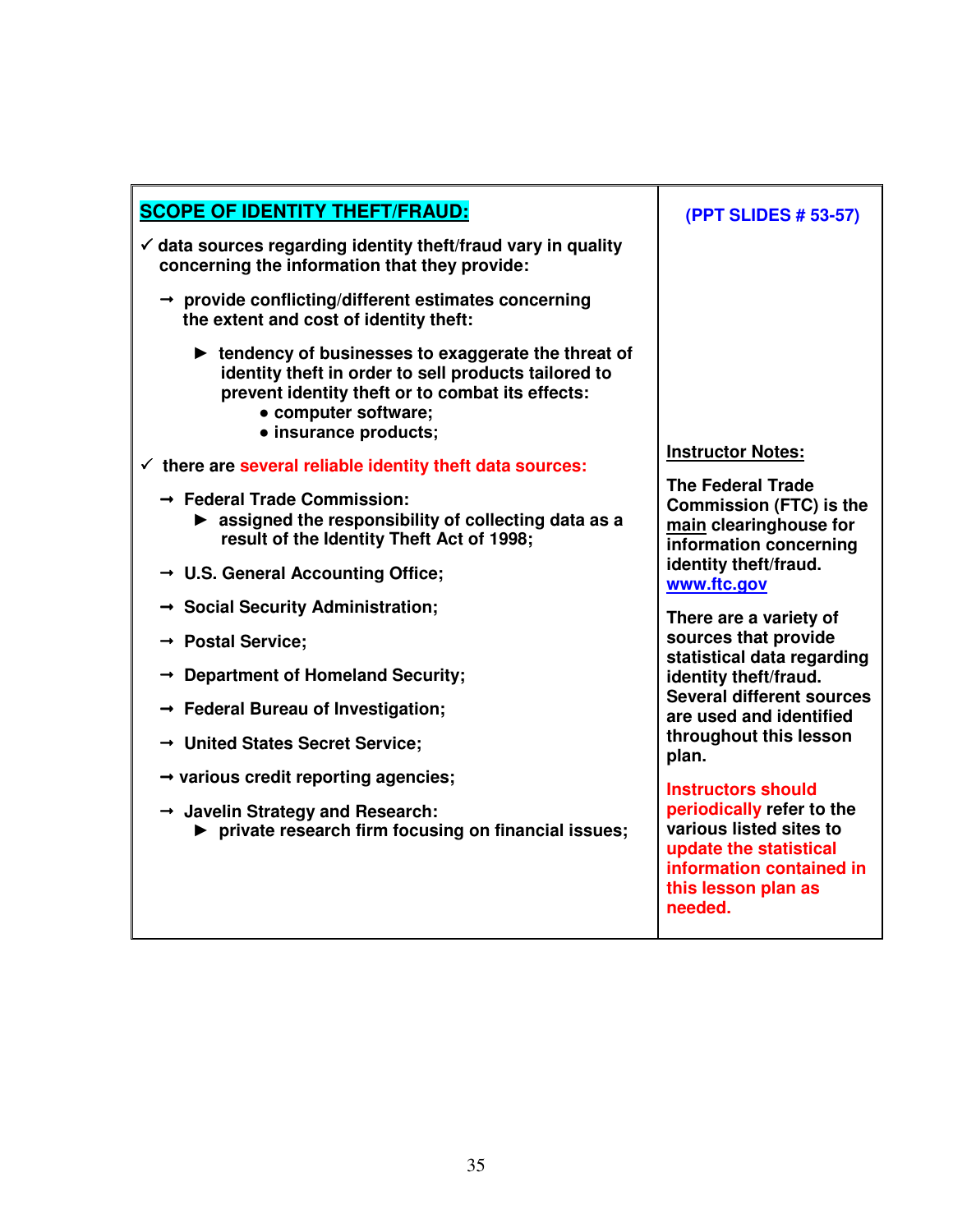## SCOPE OF IDENTITY THEFT/FRAUD:

- ✓ data sources regarding identity theft/fraud vary in quality concerning the information that they provide:
  - → provide conflicting/different estimates concerning the extent and cost of identity theft:
    - ► tendency of businesses to exaggerate the threat of identity theft in order to sell products tailored to prevent identity theft or to combat its effects:
      - • computer software;
      - • insurance products;
- ✓ there are several reliable identity theft data sources:
  - → Federal Trade Commission:
    - ► assigned the responsibility of collecting data as a result of the Identity Theft Act of 1998;
  - → U.S. General Accounting Office;
  - → Social Security Administration;
  - → Postal Service;
  - → Department of Homeland Security;
  - → Federal Bureau of Investigation;
  - → United States Secret Service;
  - → various credit reporting agencies;
  - → Javelin Strategy and Research:
    - ► private research firm focusing on financial issues;

**(PPT SLIDES # 53-57)**

**Instructor Notes:**

The Federal Trade Commission (FTC) is the main clearinghouse for information concerning identity theft/fraud. www.ftc.gov

There are a variety of sources that provide statistical data regarding identity theft/fraud. Several different sources are used and identified throughout this lesson plan.

Instructors should periodically refer to the various listed sites to update the statistical information contained in this lesson plan as needed.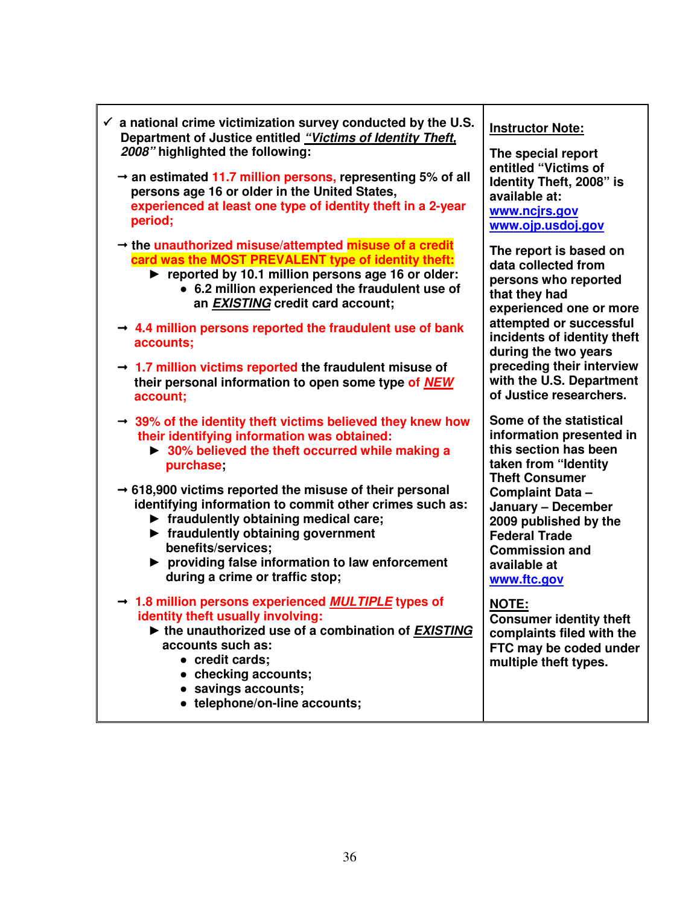✓ **a national crime victimization survey conducted by the U.S. Department of Justice entitled *"Victims of Identity Theft, 2008"* highlighted the following:**

- **an estimated 11.7 million persons, representing 5% of all persons age 16 or older in the United States, experienced at least one type of identity theft in a 2-year period;**

- **the unauthorized misuse/attempted misuse of a credit card was the MOST PREVALENT type of identity theft:**
  - **reported by 10.1 million persons age 16 or older:**
    - **6.2 million experienced the fraudulent use of an *EXISTING* credit card account;**

- **4.4 million persons reported the fraudulent use of bank accounts;**

- **1.7 million victims reported the fraudulent misuse of their personal information to open some type of *NEW* account;**

- **39% of the identity theft victims believed they knew how their identifying information was obtained:**
  - **30% believed the theft occurred while making a purchase;**

- **618,900 victims reported the misuse of their personal identifying information to commit other crimes such as:**
  - **fraudulently obtaining medical care;**
  - **fraudulently obtaining government benefits/services;**
  - **providing false information to law enforcement during a crime or traffic stop;**

- **1.8 million persons experienced *MULTIPLE* types of identity theft usually involving:**
  - **the unauthorized use of a combination of *EXISTING* accounts such as:**
    - **credit cards;**
    - **checking accounts;**
    - **savings accounts;**
    - **telephone/on-line accounts;**

**Instructor Note:**

**The special report entitled "Victims of Identity Theft, 2008" is available at:**
**www.ncjrs.gov**
**www.ojp.usdoj.gov**

**The report is based on data collected from persons who reported that they had experienced one or more attempted or successful incidents of identity theft during the two years preceding their interview with the U.S. Department of Justice researchers.**

**Some of the statistical information presented in this section has been taken from "Identity Theft Consumer Complaint Data – January – December 2009 published by the Federal Trade Commission and available at www.ftc.gov**

**NOTE:**
**Consumer identity theft complaints filed with the FTC may be coded under multiple theft types.**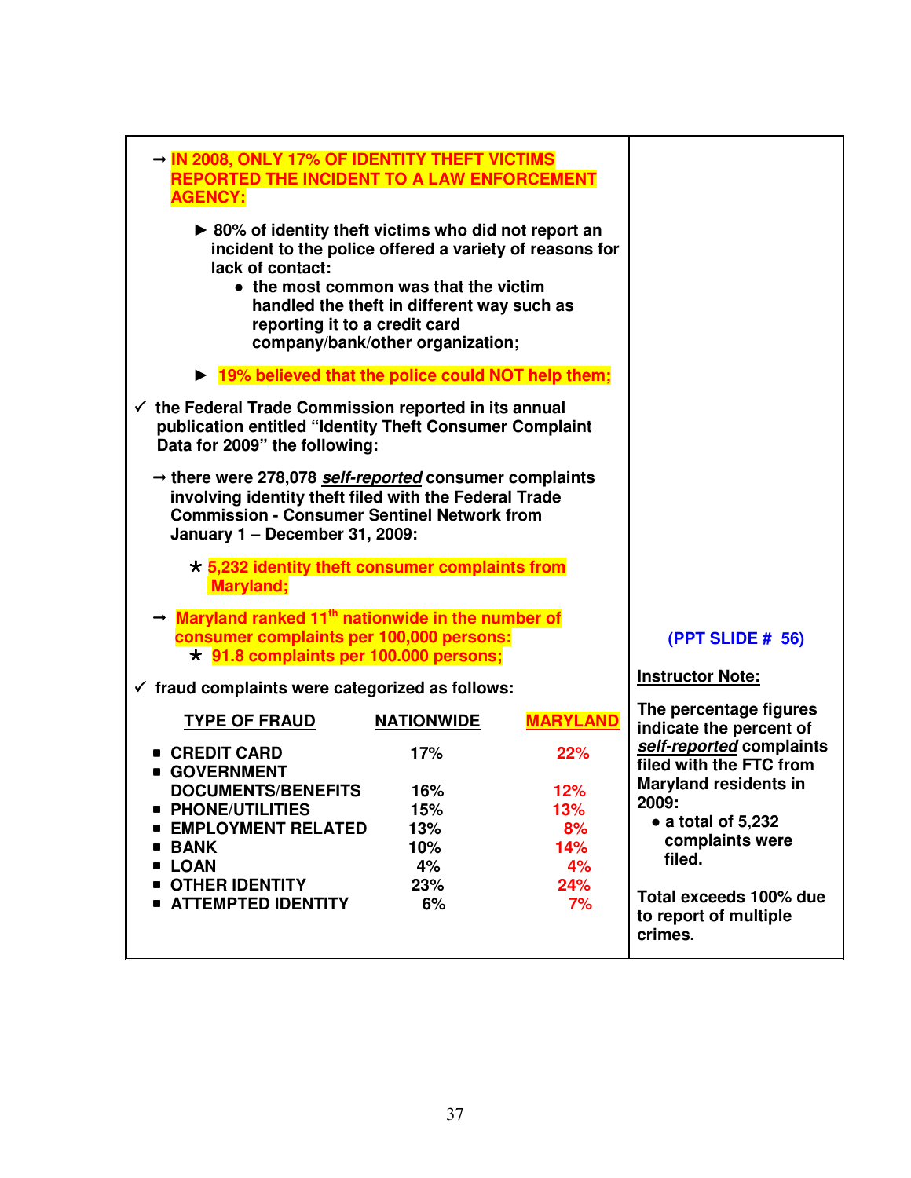→ **IN 2008, ONLY 17% OF IDENTITY THEFT VICTIMS REPORTED THE INCIDENT TO A LAW ENFORCEMENT AGENCY:**

- ► **80% of identity theft victims who did not report an incident to the police offered a variety of reasons for lack of contact:**
  - **the most common was that the victim handled the theft in different way such as reporting it to a credit card company/bank/other organization;**
- ► **19% believed that the police could NOT help them;**

✓ **the Federal Trade Commission reported in its annual publication entitled "Identity Theft Consumer Complaint Data for 2009" the following:**

→ **there were 278,078 _**self-reported**_ consumer complaints involving identity theft filed with the Federal Trade Commission - Consumer Sentinel Network from January 1 – December 31, 2009:**

- * **5,232 identity theft consumer complaints from Maryland;**

→ **Maryland ranked 11th nationwide in the number of consumer complaints per 100,000 persons:**

- * **91.8 complaints per 100.000 persons;**

✓ **fraud complaints were categorized as follows:**

| TYPE OF FRAUD | NATIONWIDE | MARYLAND |
|---|---|---|
| CREDIT CARD | 17% | 22% |
| GOVERNMENT DOCUMENTS/BENEFITS | 16% | 12% |
| PHONE/UTILITIES | 15% | 13% |
| EMPLOYMENT RELATED | 13% | 8% |
| BANK | 10% | 14% |
| LOAN | 4% | 4% |
| OTHER IDENTITY | 23% | 24% |
| ATTEMPTED IDENTITY | 6% | 7% |

**(PPT SLIDE # 56)**

**Instructor Note:**

**The percentage figures indicate the percent of _self-reported_ complaints filed with the FTC from Maryland residents in 2009:**

- **a total of 5,232 complaints were filed.**

**Total exceeds 100% due to report of multiple crimes.**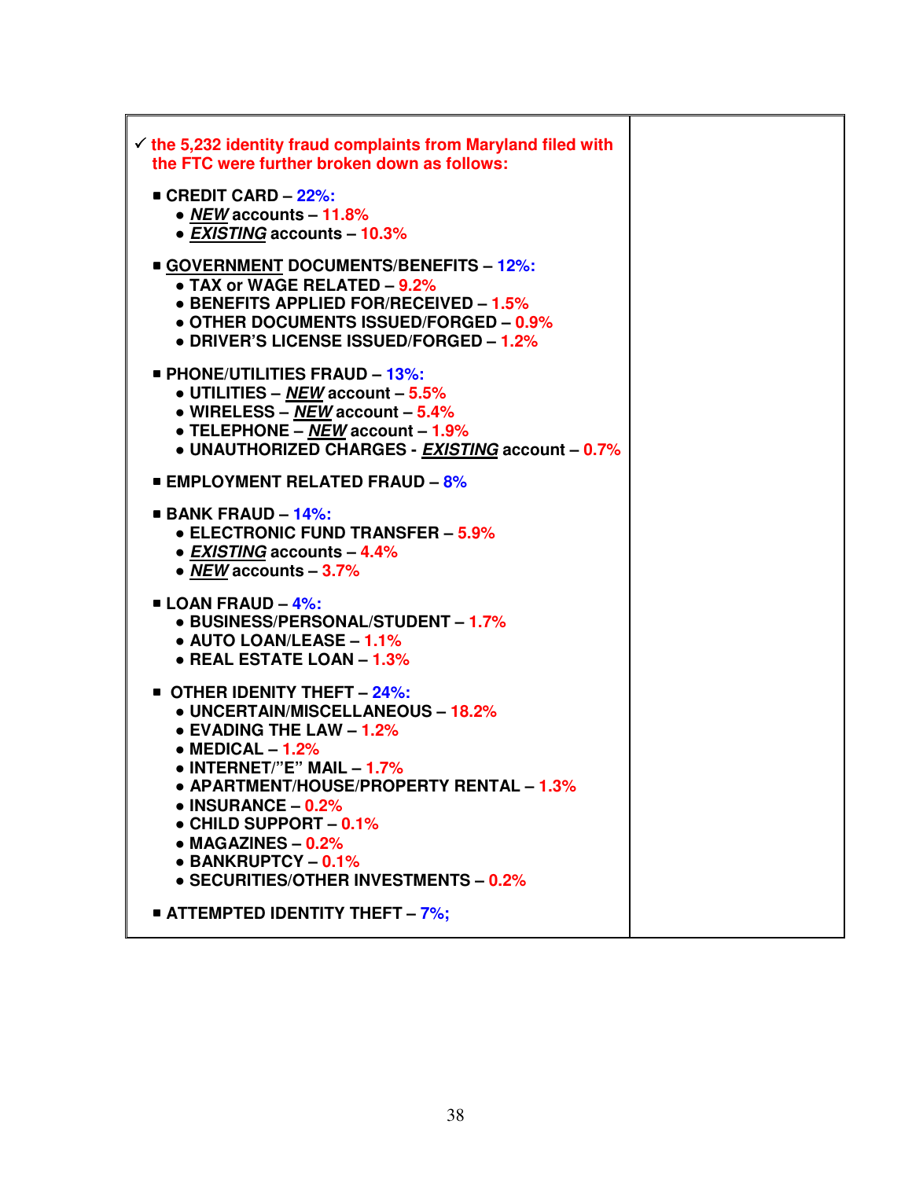✓ **the 5,232 identity fraud complaints from Maryland filed with the FTC were further broken down as follows:**

- **CREDIT CARD – 22%:**
  - ***NEW*** **accounts – 11.8%**
  - ***EXISTING*** **accounts – 10.3%**

- **GOVERNMENT DOCUMENTS/BENEFITS – 12%:**
  - **TAX or WAGE RELATED – 9.2%**
  - **BENEFITS APPLIED FOR/RECEIVED – 1.5%**
  - **OTHER DOCUMENTS ISSUED/FORGED – 0.9%**
  - **DRIVER'S LICENSE ISSUED/FORGED – 1.2%**

- **PHONE/UTILITIES FRAUD – 13%:**
  - **UTILITIES –** ***NEW*** **account – 5.5%**
  - **WIRELESS –** ***NEW*** **account – 5.4%**
  - **TELEPHONE –** ***NEW*** **account – 1.9%**
  - **UNAUTHORIZED CHARGES -** ***EXISTING*** **account – 0.7%**

- **EMPLOYMENT RELATED FRAUD – 8%**

- **BANK FRAUD – 14%:**
  - **ELECTRONIC FUND TRANSFER – 5.9%**
  - ***EXISTING*** **accounts – 4.4%**
  - ***NEW*** **accounts – 3.7%**

- **LOAN FRAUD – 4%:**
  - **BUSINESS/PERSONAL/STUDENT – 1.7%**
  - **AUTO LOAN/LEASE – 1.1%**
  - **REAL ESTATE LOAN – 1.3%**

- **OTHER IDENITY THEFT – 24%:**
  - **UNCERTAIN/MISCELLANEOUS – 18.2%**
  - **EVADING THE LAW – 1.2%**
  - **MEDICAL – 1.2%**
  - **INTERNET/"E" MAIL – 1.7%**
  - **APARTMENT/HOUSE/PROPERTY RENTAL – 1.3%**
  - **INSURANCE – 0.2%**
  - **CHILD SUPPORT – 0.1%**
  - **MAGAZINES – 0.2%**
  - **BANKRUPTCY – 0.1%**
  - **SECURITIES/OTHER INVESTMENTS – 0.2%**

- **ATTEMPTED IDENTITY THEFT – 7%;**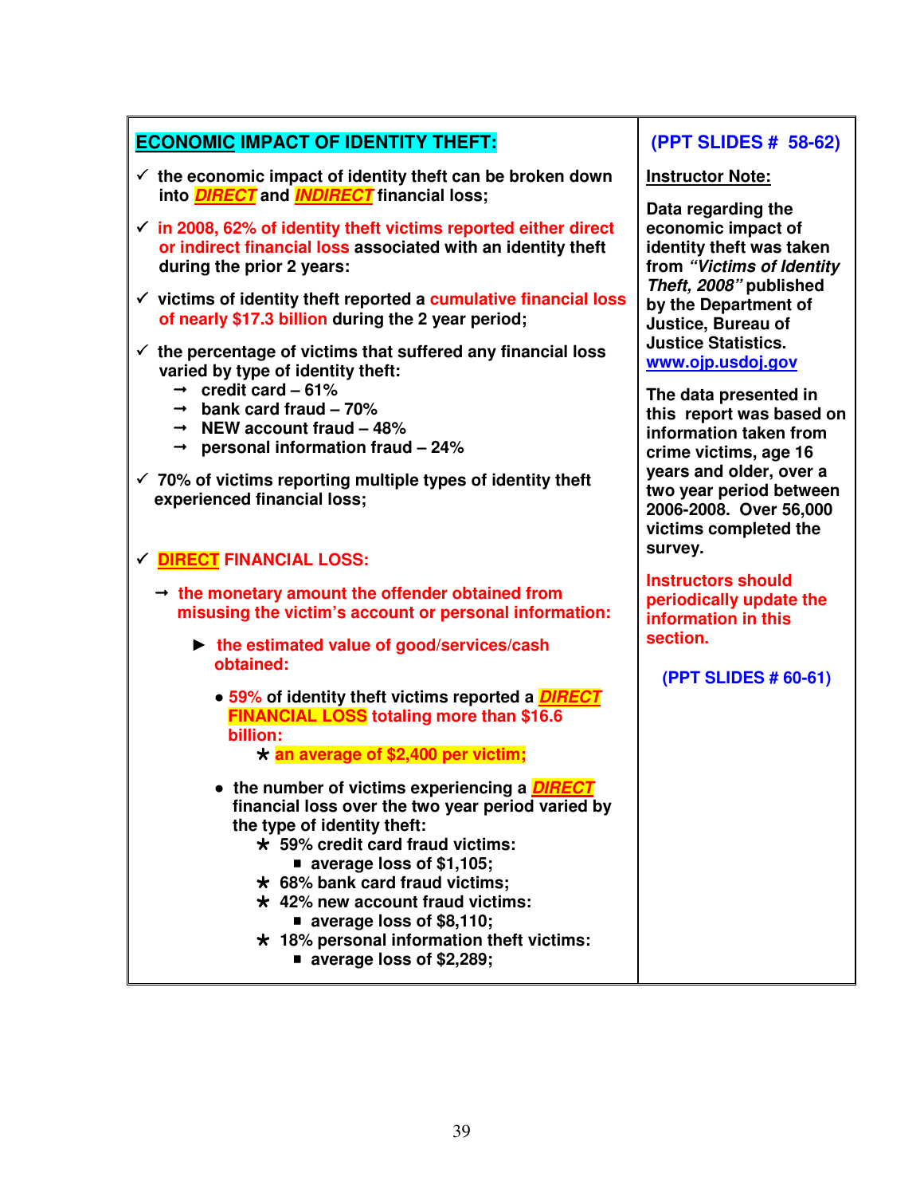## ECONOMIC IMPACT OF IDENTITY THEFT:

**(PPT SLIDES # 58-62)**

- ✓ the economic impact of identity theft can be broken down into ***DIRECT*** and ***INDIRECT*** financial loss;
- ✓ in 2008, 62% of identity theft victims reported either direct or indirect financial loss associated with an identity theft during the prior 2 years:
- ✓ victims of identity theft reported a cumulative financial loss of nearly $17.3 billion during the 2 year period;
- ✓ the percentage of victims that suffered any financial loss varied by type of identity theft:
  - → credit card – 61%
  - → bank card fraud – 70%
  - → NEW account fraud – 48%
  - → personal information fraud – 24%
- ✓ 70% of victims reporting multiple types of identity theft experienced financial loss;
- ✓ **DIRECT FINANCIAL LOSS:**
  - → the monetary amount the offender obtained from misusing the victim's account or personal information:
    - ► the estimated value of good/services/cash obtained:
      - ● 59% of identity theft victims reported a ***DIRECT*** **FINANCIAL LOSS** totaling more than $16.6 billion:
        - ★ an average of $2,400 per victim;
      - ● the number of victims experiencing a ***DIRECT*** financial loss over the two year period varied by the type of identity theft:
        - ★ 59% credit card fraud victims:
          - ■ average loss of $1,105;
        - ★ 68% bank card fraud victims;
        - ★ 42% new account fraud victims:
          - ■ average loss of $8,110;
        - ★ 18% personal information theft victims:
          - ■ average loss of $2,289;

**Instructor Note:**

**Data regarding the economic impact of identity theft was taken from *"Victims of Identity Theft, 2008"* published by the Department of Justice, Bureau of Justice Statistics.** www.ojp.usdoj.gov

**The data presented in this report was based on information taken from crime victims, age 16 years and older, over a two year period between 2006-2008. Over 56,000 victims completed the survey.**

**Instructors should periodically update the information in this section.**

**(PPT SLIDES # 60-61)**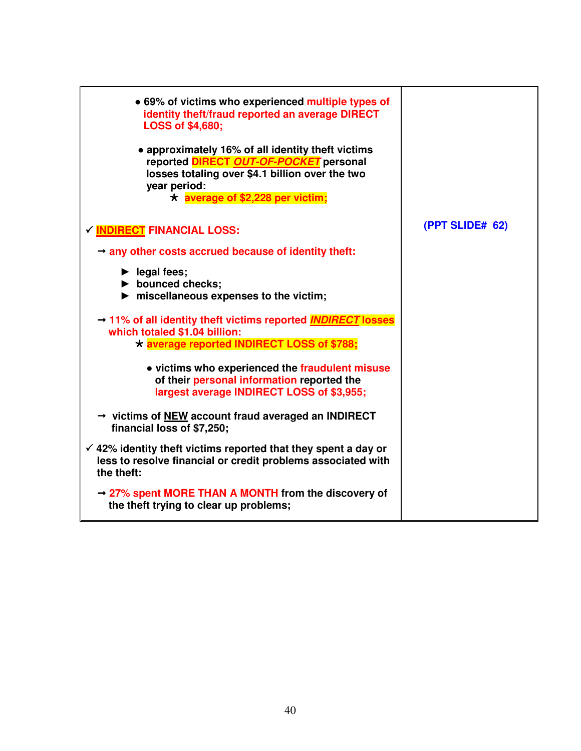| | |
|---|---|
| • **69% of victims who experienced multiple types of identity theft/fraud reported an average DIRECT LOSS of $4,680;**<br><br>• **approximately 16% of all identity theft victims reported DIRECT *OUT-OF-POCKET* personal losses totaling over $4.1 billion over the two year period:**<br>* **average of $2,228 per victim;**<br><br>✓ **INDIRECT FINANCIAL LOSS:**<br><br>→ **any other costs accrued because of identity theft:**<br><br>► **legal fees;**<br>► **bounced checks;**<br>► **miscellaneous expenses to the victim;**<br><br>→ **11% of all identity theft victims reported *INDIRECT* losses which totaled $1.04 billion:**<br>* **average reported INDIRECT LOSS of $788;**<br><br>• **victims who experienced the fraudulent misuse of their personal information reported the largest average INDIRECT LOSS of $3,955;**<br><br>→ **victims of NEW account fraud averaged an INDIRECT financial loss of $7,250;**<br><br>✓ **42% identity theft victims reported that they spent a day or less to resolve financial or credit problems associated with the theft:**<br><br>→ **27% spent MORE THAN A MONTH from the discovery of the theft trying to clear up problems;** | **(PPT SLIDE# 62)** |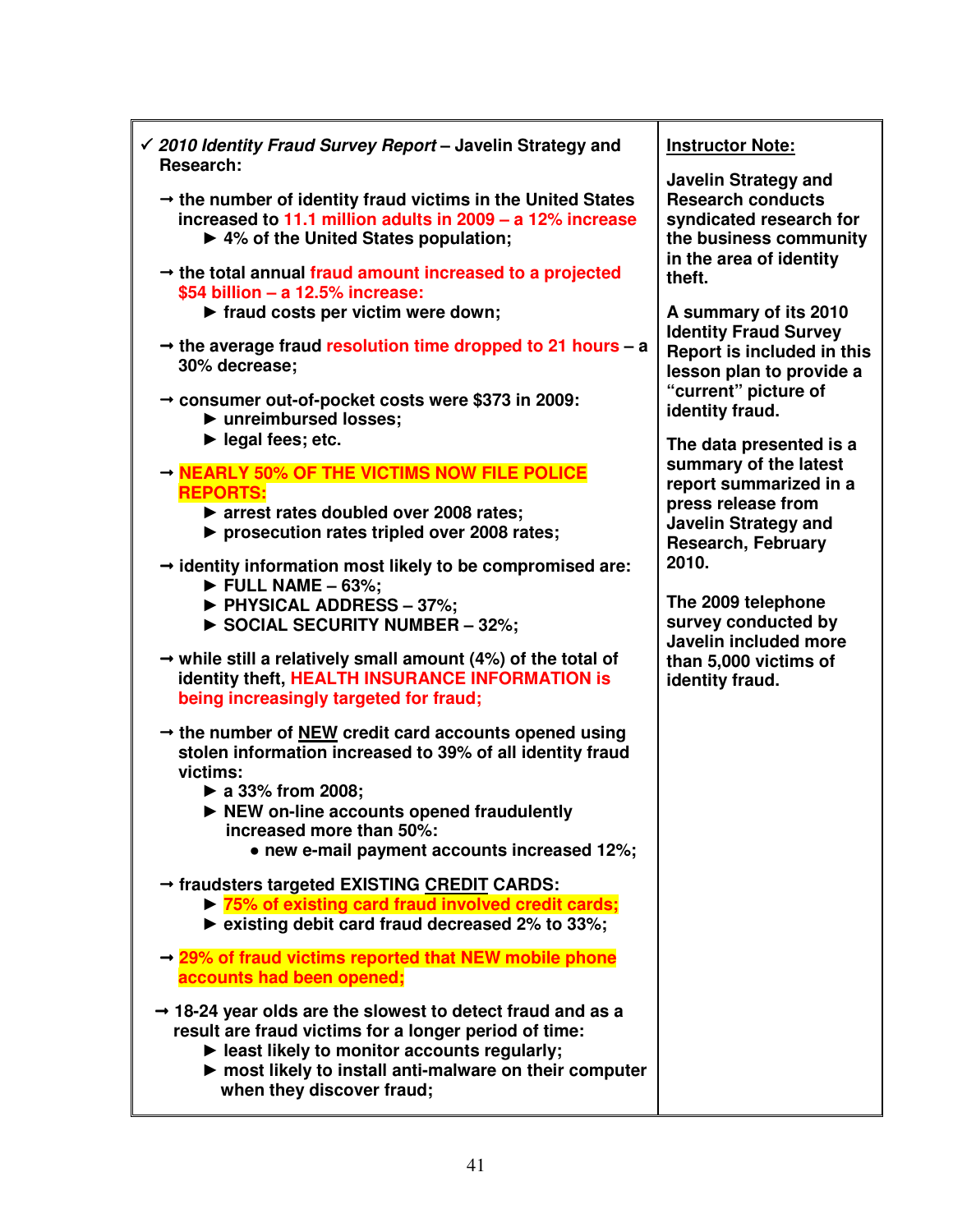| ✓ *2010 Identity Fraud Survey Report* – Javelin Strategy and Research: | Instructor Note: |
|---|---|
| → the number of identity fraud victims in the United States increased to 11.1 million adults in 2009 – a 12% increase<br>▶ 4% of the United States population;<br><br>→ the total annual fraud amount increased to a projected $54 billion – a 12.5% increase:<br>▶ fraud costs per victim were down;<br><br>→ the average fraud resolution time dropped to 21 hours – a 30% decrease;<br><br>→ consumer out-of-pocket costs were $373 in 2009:<br>▶ unreimbursed losses;<br>▶ legal fees; etc.<br><br>→ NEARLY 50% OF THE VICTIMS NOW FILE POLICE REPORTS:<br>▶ arrest rates doubled over 2008 rates;<br>▶ prosecution rates tripled over 2008 rates;<br><br>→ identity information most likely to be compromised are:<br>▶ FULL NAME – 63%;<br>▶ PHYSICAL ADDRESS – 37%;<br>▶ SOCIAL SECURITY NUMBER – 32%;<br><br>→ while still a relatively small amount (4%) of the total of identity theft, HEALTH INSURANCE INFORMATION is being increasingly targeted for fraud;<br><br>→ the number of NEW credit card accounts opened using stolen information increased to 39% of all identity fraud victims:<br>▶ a 33% from 2008;<br>▶ NEW on-line accounts opened fraudulently increased more than 50%:<br>● new e-mail payment accounts increased 12%;<br><br>→ fraudsters targeted EXISTING CREDIT CARDS:<br>▶ 75% of existing card fraud involved credit cards;<br>▶ existing debit card fraud decreased 2% to 33%;<br><br>→ 29% of fraud victims reported that NEW mobile phone accounts had been opened;<br><br>→ 18-24 year olds are the slowest to detect fraud and as a result are fraud victims for a longer period of time:<br>▶ least likely to monitor accounts regularly;<br>▶ most likely to install anti-malware on their computer when they discover fraud; | Javelin Strategy and Research conducts syndicated research for the business community in the area of identity theft.<br><br>A summary of its 2010 Identity Fraud Survey Report is included in this lesson plan to provide a "current" picture of identity fraud.<br><br>The data presented is a summary of the latest report summarized in a press release from Javelin Strategy and Research, February 2010.<br><br>The 2009 telephone survey conducted by Javelin included more than 5,000 victims of identity fraud. |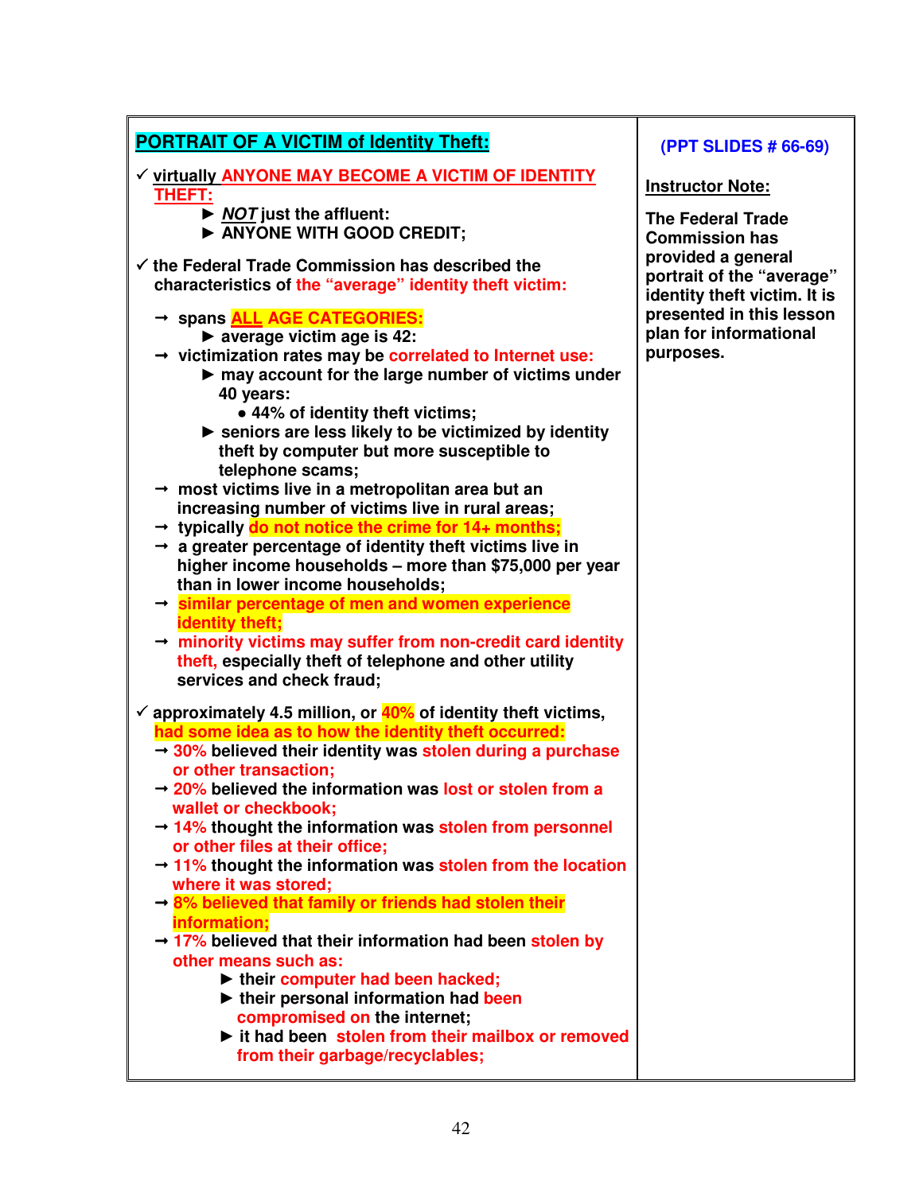| **PORTRAIT OF A VICTIM of Identity Theft:** | **(PPT SLIDES # 66-69)** |
| --- | --- |
| ✓ **virtually ANYONE MAY BECOME A VICTIM OF IDENTITY THEFT:**<br>► ***NOT*** **just the affluent:**<br>► **ANYONE WITH GOOD CREDIT;**<br><br>✓ **the Federal Trade Commission has described the characteristics of the "average" identity theft victim:**<br>→ **spans ALL AGE CATEGORIES:**<br>► **average victim age is 42:**<br>→ **victimization rates may be correlated to Internet use:**<br>► **may account for the large number of victims under 40 years:**<br>• **44% of identity theft victims;**<br>► **seniors are less likely to be victimized by identity theft by computer but more susceptible to telephone scams;**<br>→ **most victims live in a metropolitan area but an increasing number of victims live in rural areas;**<br>→ **typically do not notice the crime for 14+ months;**<br>→ **a greater percentage of identity theft victims live in higher income households – more than $75,000 per year than in lower income households;**<br>→ **similar percentage of men and women experience identity theft;**<br>→ **minority victims may suffer from non-credit card identity theft, especially theft of telephone and other utility services and check fraud;**<br><br>✓ **approximately 4.5 million, or 40% of identity theft victims, had some idea as to how the identity theft occurred:**<br>→ **30% believed their identity was stolen during a purchase or other transaction;**<br>→ **20% believed the information was lost or stolen from a wallet or checkbook;**<br>→ **14% thought the information was stolen from personnel or other files at their office;**<br>→ **11% thought the information was stolen from the location where it was stored;**<br>→ **8% believed that family or friends had stolen their information;**<br>→ **17% believed that their information had been stolen by other means such as:**<br>► **their computer had been hacked;**<br>► **their personal information had been compromised on the internet;**<br>► **it had been stolen from their mailbox or removed from their garbage/recyclables;** | **Instructor Note:**<br><br>**The Federal Trade Commission has provided a general portrait of the "average" identity theft victim. It is presented in this lesson plan for informational purposes.** |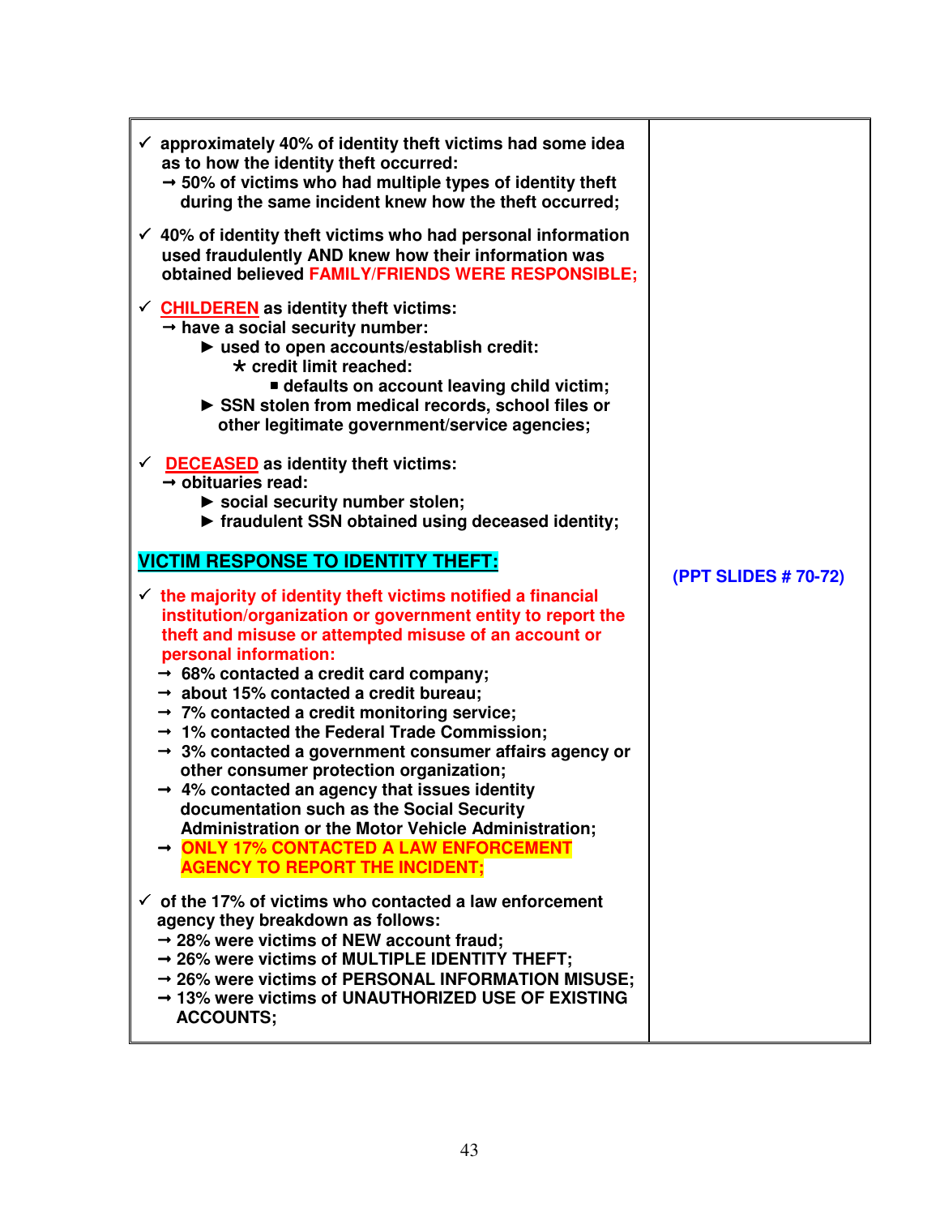| | |
|---|---|
| ✓ **approximately 40% of identity theft victims had some idea as to how the identity theft occurred:**<br>→ **50% of victims who had multiple types of identity theft during the same incident knew how the theft occurred;**<br><br>✓ **40% of identity theft victims who had personal information used fraudulently AND knew how their information was obtained believed FAMILY/FRIENDS WERE RESPONSIBLE;**<br><br>✓ **<u>CHILDEREN</u> as identity theft victims:**<br>→ **have a social security number:**<br>► **used to open accounts/establish credit:**<br>* **credit limit reached:**<br>■ **defaults on account leaving child victim;**<br>► **SSN stolen from medical records, school files or other legitimate government/service agencies;**<br><br>✓ **<u>DECEASED</u> as identity theft victims:**<br>→ **obituaries read:**<br>► **social security number stolen;**<br>► **fraudulent SSN obtained using deceased identity;**<br><br>**<u>VICTIM RESPONSE TO IDENTITY THEFT:</u>**<br><br>✓ **the majority of identity theft victims notified a financial institution/organization or government entity to report the theft and misuse or attempted misuse of an account or personal information:**<br>→ **68% contacted a credit card company;**<br>→ **about 15% contacted a credit bureau;**<br>→ **7% contacted a credit monitoring service;**<br>→ **1% contacted the Federal Trade Commission;**<br>→ **3% contacted a government consumer affairs agency or other consumer protection organization;**<br>→ **4% contacted an agency that issues identity documentation such as the Social Security Administration or the Motor Vehicle Administration;**<br>→ **ONLY 17% CONTACTED A LAW ENFORCEMENT AGENCY TO REPORT THE INCIDENT;**<br><br>✓ **of the 17% of victims who contacted a law enforcement agency they breakdown as follows:**<br>→ **28% were victims of NEW account fraud;**<br>→ **26% were victims of MULTIPLE IDENTITY THEFT;**<br>→ **26% were victims of PERSONAL INFORMATION MISUSE;**<br>→ **13% were victims of UNAUTHORIZED USE OF EXISTING ACCOUNTS;** | **(PPT SLIDES # 70-72)** |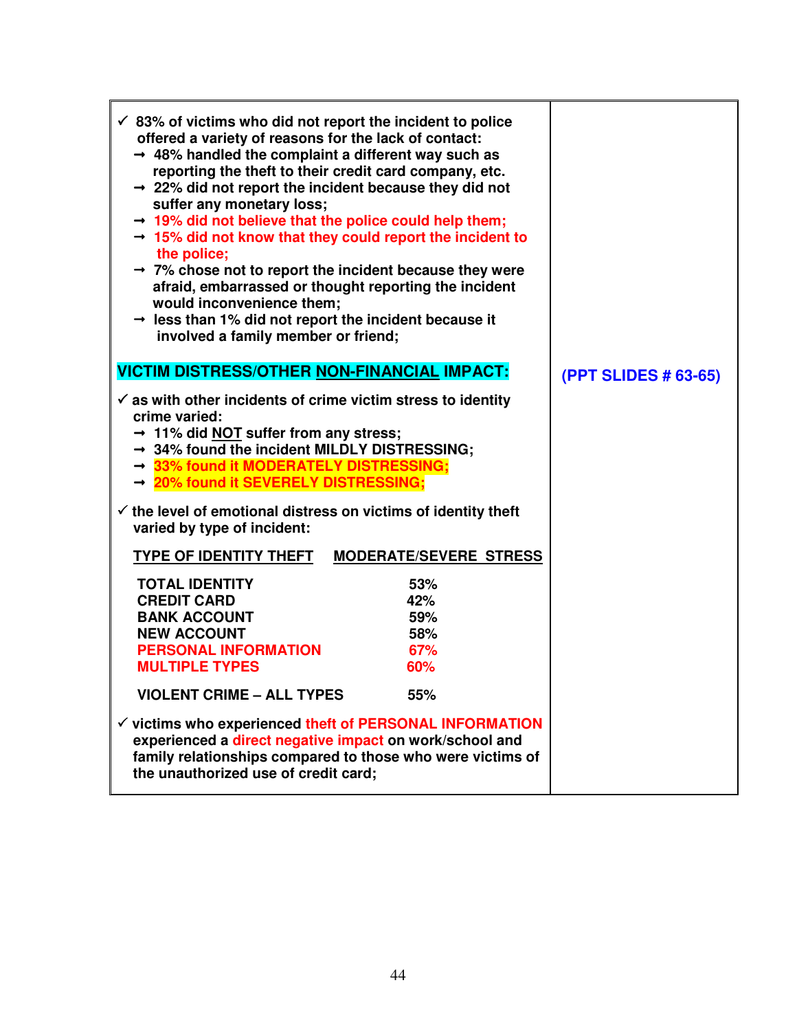| | |
|---|---|
| ✓ **83% of victims who did not report the incident to police offered a variety of reasons for the lack of contact:**<br>→ **48% handled the complaint a different way such as reporting the theft to their credit card company, etc.**<br>→ **22% did not report the incident because they did not suffer any monetary loss;**<br>→ **19% did not believe that the police could help them;**<br>→ **15% did not know that they could report the incident to the police;**<br>→ **7% chose not to report the incident because they were afraid, embarrassed or thought reporting the incident would inconvenience them;**<br>→ **less than 1% did not report the incident because it involved a family member or friend;** | |
| **VICTIM DISTRESS/OTHER NON-FINANCIAL IMPACT:**<br><br>✓ **as with other incidents of crime victim stress to identity crime varied:**<br>→ **11% did NOT suffer from any stress;**<br>→ **34% found the incident MILDLY DISTRESSING;**<br>→ **33% found it MODERATELY DISTRESSING;**<br>→ **20% found it SEVERELY DISTRESSING;**<br><br>✓ **the level of emotional distress on victims of identity theft varied by type of incident:**<br><br>**TYPE OF IDENTITY THEFT — MODERATE/SEVERE STRESS**<br>**TOTAL IDENTITY — 53%**<br>**CREDIT CARD — 42%**<br>**BANK ACCOUNT — 59%**<br>**NEW ACCOUNT — 58%**<br>**PERSONAL INFORMATION — 67%**<br>**MULTIPLE TYPES — 60%**<br>**VIOLENT CRIME – ALL TYPES — 55%**<br><br>✓ **victims who experienced theft of PERSONAL INFORMATION experienced a direct negative impact on work/school and family relationships compared to those who were victims of the unauthorized use of credit card;** | **(PPT SLIDES # 63-65)** |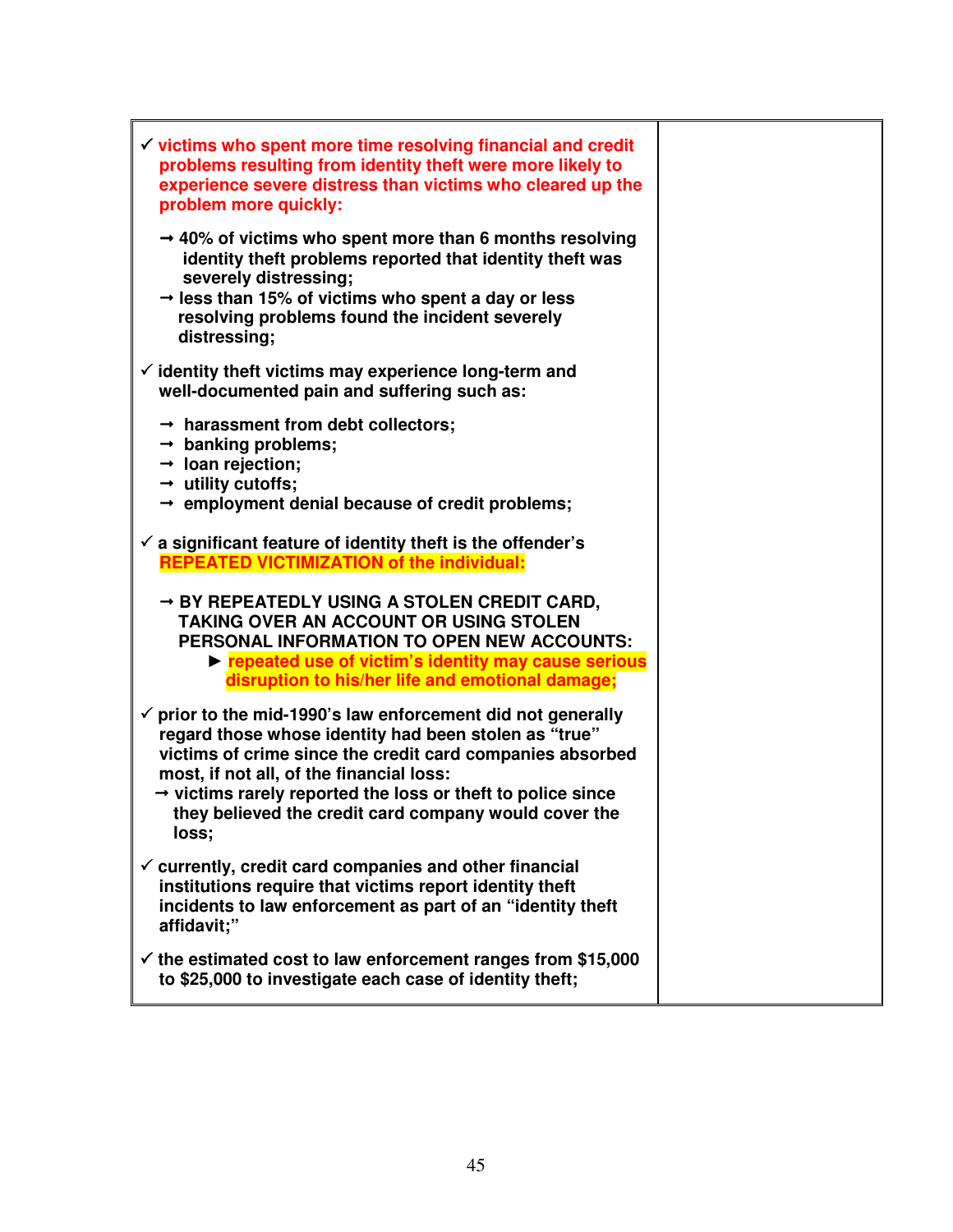| | |
|---|---|
| ✓ **victims who spent more time resolving financial and credit problems resulting from identity theft were more likely to experience severe distress than victims who cleared up the problem more quickly:**<br><br>→ **40% of victims who spent more than 6 months resolving identity theft problems reported that identity theft was severely distressing;**<br>→ **less than 15% of victims who spent a day or less resolving problems found the incident severely distressing;**<br><br>✓ **identity theft victims may experience long-term and well-documented pain and suffering such as:**<br><br>→ **harassment from debt collectors;**<br>→ **banking problems;**<br>→ **loan rejection;**<br>→ **utility cutoffs;**<br>→ **employment denial because of credit problems;**<br><br>✓ **a significant feature of identity theft is the offender's REPEATED VICTIMIZATION of the individual:**<br><br>→ **BY REPEATEDLY USING A STOLEN CREDIT CARD, TAKING OVER AN ACCOUNT OR USING STOLEN PERSONAL INFORMATION TO OPEN NEW ACCOUNTS:**<br>► **repeated use of victim's identity may cause serious disruption to his/her life and emotional damage;**<br><br>✓ **prior to the mid-1990's law enforcement did not generally regard those whose identity had been stolen as "true" victims of crime since the credit card companies absorbed most, if not all, of the financial loss:**<br>→ **victims rarely reported the loss or theft to police since they believed the credit card company would cover the loss;**<br><br>✓ **currently, credit card companies and other financial institutions require that victims report identity theft incidents to law enforcement as part of an "identity theft affidavit;"**<br><br>✓ **the estimated cost to law enforcement ranges from $15,000 to $25,000 to investigate each case of identity theft;** | |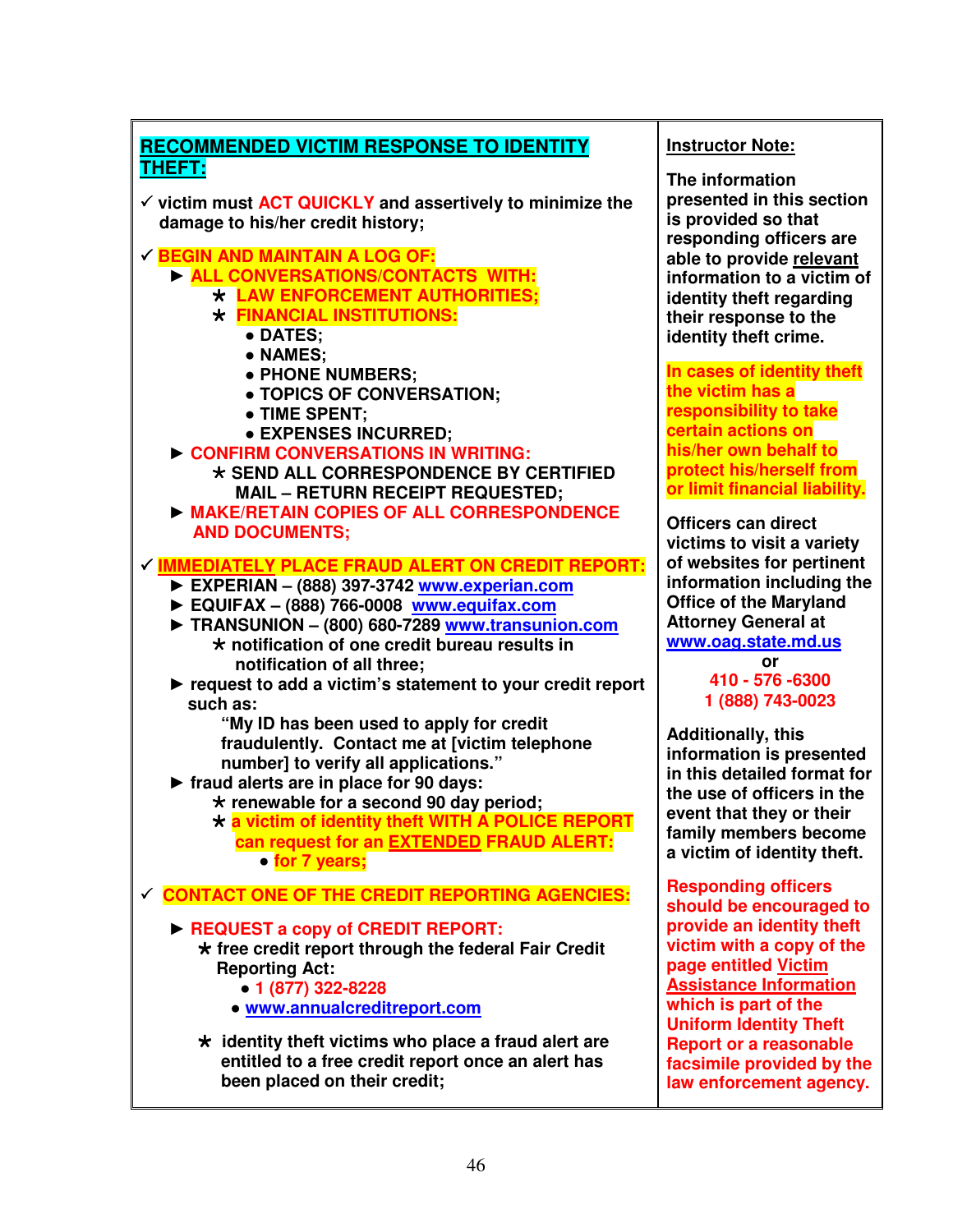## RECOMMENDED VICTIM RESPONSE TO IDENTITY THEFT:

✓ victim must **ACT QUICKLY** and assertively to minimize the damage to his/her credit history;

✓ **BEGIN AND MAINTAIN A LOG OF:**

- ► **ALL CONVERSATIONS/CONTACTS WITH:**
  - ★ **LAW ENFORCEMENT AUTHORITIES;**
  - ★ **FINANCIAL INSTITUTIONS:**
    - DATES;
    - NAMES;
    - PHONE NUMBERS;
    - TOPICS OF CONVERSATION;
    - TIME SPENT;
    - EXPENSES INCURRED;
- ► **CONFIRM CONVERSATIONS IN WRITING:**
  - ★ SEND ALL CORRESPONDENCE BY CERTIFIED MAIL – RETURN RECEIPT REQUESTED;
- ► **MAKE/RETAIN COPIES OF ALL CORRESPONDENCE AND DOCUMENTS;**

✓ **IMMEDIATELY PLACE FRAUD ALERT ON CREDIT REPORT:**

- ► EXPERIAN – (888) 397-3742 www.experian.com
- ► EQUIFAX – (888) 766-0008 www.equifax.com
- ► TRANSUNION – (800) 680-7289 www.transunion.com
  - ★ notification of one credit bureau results in notification of all three;
- ► request to add a victim's statement to your credit report such as:

  "My ID has been used to apply for credit fraudulently. Contact me at [victim telephone number] to verify all applications."
- ► fraud alerts are in place for 90 days:
  - ★ renewable for a second 90 day period;
  - ★ **a victim of identity theft WITH A POLICE REPORT can request for an EXTENDED FRAUD ALERT:**
    - **for 7 years;**

✓ **CONTACT ONE OF THE CREDIT REPORTING AGENCIES:**

- ► **REQUEST a copy of CREDIT REPORT:**
  - ★ free credit report through the federal Fair Credit Reporting Act:
    - 1 (877) 322-8228
    - www.annualcreditreport.com
  - ★ identity theft victims who place a fraud alert are entitled to a free credit report once an alert has been placed on their credit;

**Instructor Note:**

The information presented in this section is provided so that responding officers are able to provide relevant information to a victim of identity theft regarding their response to the identity theft crime.

**In cases of identity theft the victim has a responsibility to take certain actions on his/her own behalf to protect his/herself from or limit financial liability.**

Officers can direct victims to visit a variety of websites for pertinent information including the Office of the Maryland Attorney General at www.oag.state.md.us

or

410 - 576 -6300

1 (888) 743-0023

Additionally, this information is presented in this detailed format for the use of officers in the event that they or their family members become a victim of identity theft.

**Responding officers should be encouraged to provide an identity theft victim with a copy of the page entitled Victim Assistance Information which is part of the Uniform Identity Theft Report or a reasonable facsimile provided by the law enforcement agency.**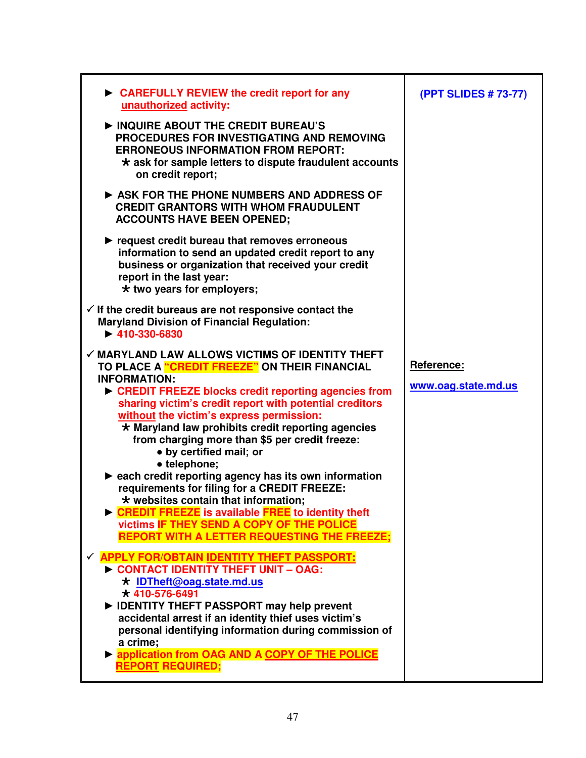| | |
|---|---|
| ► **CAREFULLY REVIEW the credit report for any <u>unauthorized</u> activity:**<br><br>► **INQUIRE ABOUT THE CREDIT BUREAU'S PROCEDURES FOR INVESTIGATING AND REMOVING ERRONEOUS INFORMATION FROM REPORT:**<br>&nbsp;&nbsp;&nbsp;★ **ask for sample letters to dispute fraudulent accounts on credit report;**<br><br>► **ASK FOR THE PHONE NUMBERS AND ADDRESS OF CREDIT GRANTORS WITH WHOM FRAUDULENT ACCOUNTS HAVE BEEN OPENED;**<br><br>► **request credit bureau that removes erroneous information to send an updated credit report to any business or organization that received your credit report in the last year:**<br>&nbsp;&nbsp;&nbsp;★ **two years for employers;** | **(PPT SLIDES # 73-77)** |
| ✓ **If the credit bureaus are not responsive contact the Maryland Division of Financial Regulation:**<br>&nbsp;&nbsp;&nbsp;► **410-330-6830** | |
| ✓ **MARYLAND LAW ALLOWS VICTIMS OF IDENTITY THEFT TO PLACE A "CREDIT FREEZE" ON THEIR FINANCIAL INFORMATION:**<br>&nbsp;&nbsp;&nbsp;► **CREDIT FREEZE blocks credit reporting agencies from sharing victim's credit report with potential creditors <u>without</u> the victim's express permission:**<br>&nbsp;&nbsp;&nbsp;&nbsp;&nbsp;&nbsp;★ **Maryland law prohibits credit reporting agencies from charging more than $5 per credit freeze:**<br>&nbsp;&nbsp;&nbsp;&nbsp;&nbsp;&nbsp;&nbsp;&nbsp;&nbsp;• **by certified mail; or**<br>&nbsp;&nbsp;&nbsp;&nbsp;&nbsp;&nbsp;&nbsp;&nbsp;&nbsp;• **telephone;**<br>&nbsp;&nbsp;&nbsp;► **each credit reporting agency has its own information requirements for filing for a CREDIT FREEZE:**<br>&nbsp;&nbsp;&nbsp;&nbsp;&nbsp;&nbsp;★ **websites contain that information;**<br>&nbsp;&nbsp;&nbsp;► **CREDIT FREEZE is available FREE to identity theft victims IF THEY SEND A COPY OF THE POLICE REPORT WITH A LETTER REQUESTING THE FREEZE;** | **<u>Reference:</u>**<br><br>**www.oag.state.md.us** |
| ✓ **APPLY FOR/OBTAIN <u>IDENTITY THEFT PASSPORT</u>:**<br>&nbsp;&nbsp;&nbsp;► **CONTACT IDENTITY THEFT UNIT – OAG:**<br>&nbsp;&nbsp;&nbsp;&nbsp;&nbsp;&nbsp;★ **IDTheft@oag.state.md.us**<br>&nbsp;&nbsp;&nbsp;&nbsp;&nbsp;&nbsp;★ **410-576-6491**<br>&nbsp;&nbsp;&nbsp;► **IDENTITY THEFT PASSPORT may help prevent accidental arrest if an identity thief uses victim's personal identifying information during commission of a crime;**<br>&nbsp;&nbsp;&nbsp;► **application from OAG AND A <u>COPY OF THE POLICE REPORT</u> REQUIRED;** | |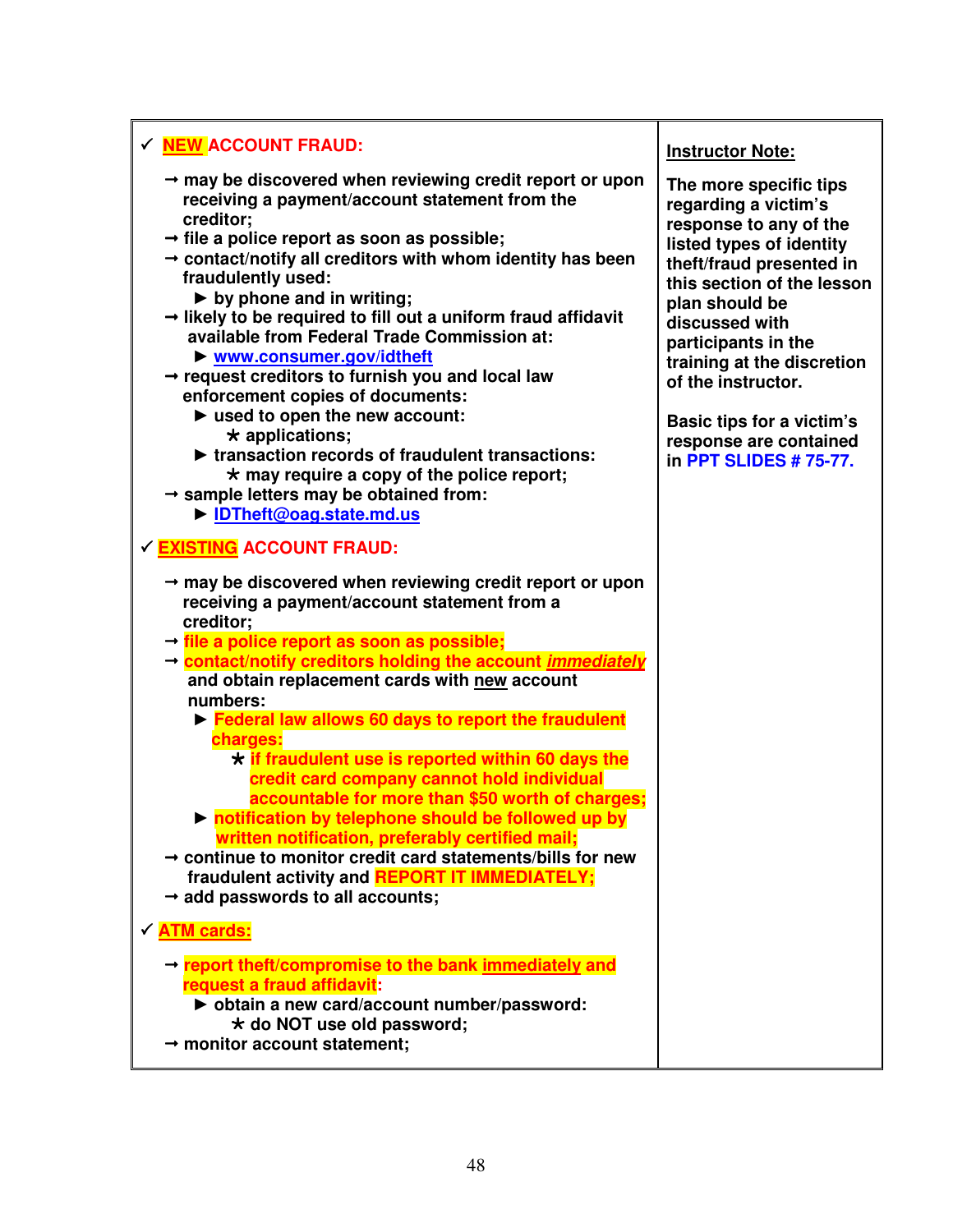| | |
|---|---|
| ✓ **NEW ACCOUNT FRAUD:**<br><br>→ **may be discovered when reviewing credit report or upon receiving a payment/account statement from the creditor;**<br>→ **file a police report as soon as possible;**<br>→ **contact/notify all creditors with whom identity has been fraudulently used:**<br>&nbsp;&nbsp;&nbsp;&nbsp;► **by phone and in writing;**<br>→ **likely to be required to fill out a uniform fraud affidavit available from Federal Trade Commission at:**<br>&nbsp;&nbsp;&nbsp;&nbsp;► **www.consumer.gov/idtheft**<br>→ **request creditors to furnish you and local law enforcement copies of documents:**<br>&nbsp;&nbsp;&nbsp;&nbsp;► **used to open the new account:**<br>&nbsp;&nbsp;&nbsp;&nbsp;&nbsp;&nbsp;&nbsp;&nbsp;⋆ **applications;**<br>&nbsp;&nbsp;&nbsp;&nbsp;► **transaction records of fraudulent transactions:**<br>&nbsp;&nbsp;&nbsp;&nbsp;&nbsp;&nbsp;&nbsp;&nbsp;⋆ **may require a copy of the police report;**<br>→ **sample letters may be obtained from:**<br>&nbsp;&nbsp;&nbsp;&nbsp;► **IDTheft@oag.state.md.us**<br><br>✓ **EXISTING ACCOUNT FRAUD:**<br><br>→ **may be discovered when reviewing credit report or upon receiving a payment/account statement from a creditor;**<br>→ **file a police report as soon as possible;**<br>→ **contact/notify creditors holding the account *immediately* and obtain replacement cards with new account numbers:**<br>&nbsp;&nbsp;&nbsp;&nbsp;► **Federal law allows 60 days to report the fraudulent charges:**<br>&nbsp;&nbsp;&nbsp;&nbsp;&nbsp;&nbsp;&nbsp;&nbsp;⋆ **if fraudulent use is reported within 60 days the credit card company cannot hold individual accountable for more than $50 worth of charges;**<br>&nbsp;&nbsp;&nbsp;&nbsp;► **notification by telephone should be followed up by written notification, preferably certified mail;**<br>→ **continue to monitor credit card statements/bills for new fraudulent activity and REPORT IT IMMEDIATELY;**<br>→ **add passwords to all accounts;**<br><br>✓ **ATM cards:**<br><br>→ **report theft/compromise to the bank immediately and request a fraud affidavit:**<br>&nbsp;&nbsp;&nbsp;&nbsp;► **obtain a new card/account number/password:**<br>&nbsp;&nbsp;&nbsp;&nbsp;&nbsp;&nbsp;&nbsp;&nbsp;⋆ **do NOT use old password;**<br>→ **monitor account statement;** | **Instructor Note:**<br><br>**The more specific tips regarding a victim's response to any of the listed types of identity theft/fraud presented in this section of the lesson plan should be discussed with participants in the training at the discretion of the instructor.**<br><br>**Basic tips for a victim's response are contained in PPT SLIDES # 75-77.** |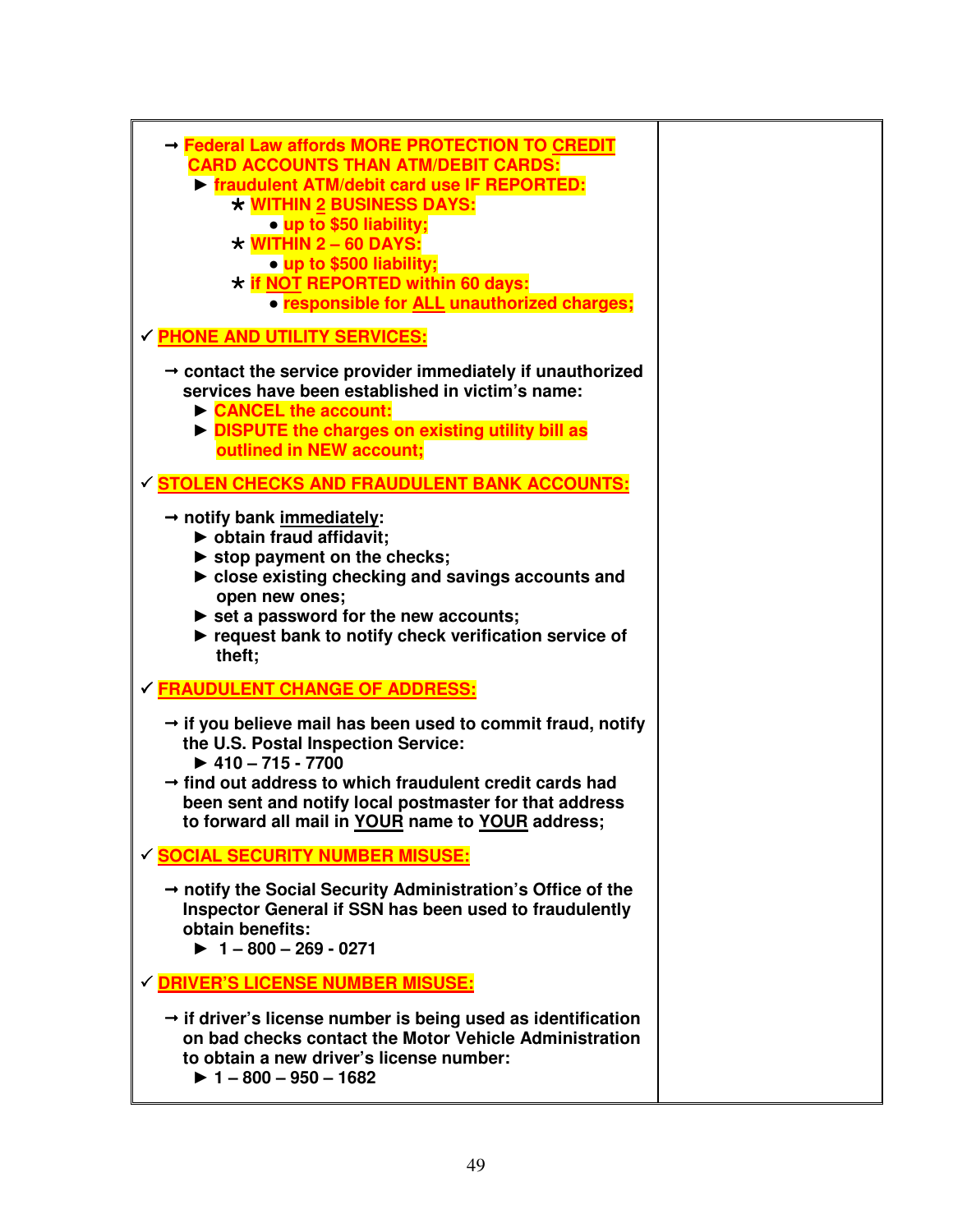- → **Federal Law affords MORE PROTECTION TO CREDIT CARD ACCOUNTS THAN ATM/DEBIT CARDS:**
  - ► **fraudulent ATM/debit card use IF REPORTED:**
    - * **WITHIN 2 BUSINESS DAYS:**
      - **up to $50 liability;**
    - * **WITHIN 2 – 60 DAYS:**
      - **up to $500 liability;**
    - * **if NOT REPORTED within 60 days:**
      - **responsible for ALL unauthorized charges;**

✓ **PHONE AND UTILITY SERVICES:**

- → **contact the service provider immediately if unauthorized services have been established in victim's name:**
  - ► **CANCEL the account:**
  - ► **DISPUTE the charges on existing utility bill as outlined in NEW account;**

✓ **STOLEN CHECKS AND FRAUDULENT BANK ACCOUNTS:**

- → **notify bank immediately:**
  - ► **obtain fraud affidavit;**
  - ► **stop payment on the checks;**
  - ► **close existing checking and savings accounts and open new ones;**
  - ► **set a password for the new accounts;**
  - ► **request bank to notify check verification service of theft;**

✓ **FRAUDULENT CHANGE OF ADDRESS:**

- → **if you believe mail has been used to commit fraud, notify the U.S. Postal Inspection Service:**
  - ► **410 – 715 - 7700**
- → **find out address to which fraudulent credit cards had been sent and notify local postmaster for that address to forward all mail in YOUR name to YOUR address;**

✓ **SOCIAL SECURITY NUMBER MISUSE:**

- → **notify the Social Security Administration's Office of the Inspector General if SSN has been used to fraudulently obtain benefits:**
  - ► **1 – 800 – 269 - 0271**

✓ **DRIVER'S LICENSE NUMBER MISUSE:**

- → **if driver's license number is being used as identification on bad checks contact the Motor Vehicle Administration to obtain a new driver's license number:**
  - ► **1 – 800 – 950 – 1682**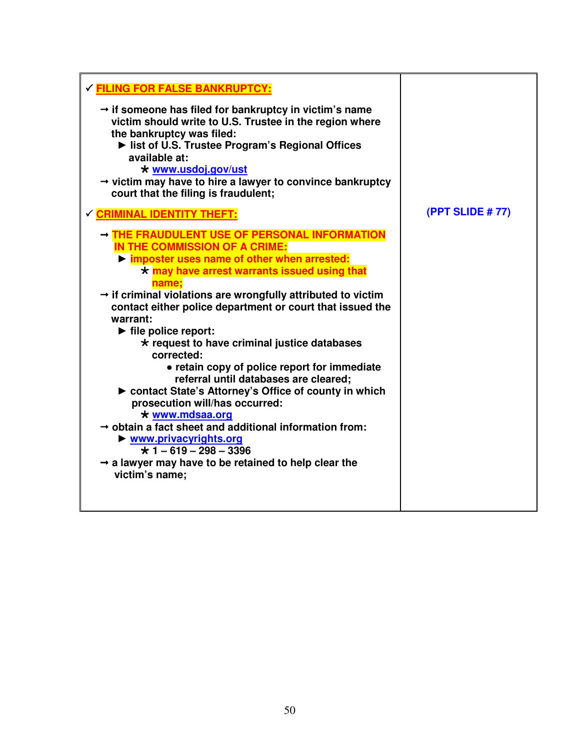| | |
|---|---|
| ✓ **FILING FOR FALSE BANKRUPTCY:**<br><br>→ **if someone has filed for bankruptcy in victim's name victim should write to U.S. Trustee in the region where the bankruptcy was filed:**<br>&nbsp;&nbsp;► **list of U.S. Trustee Program's Regional Offices available at:**<br>&nbsp;&nbsp;&nbsp;&nbsp;★ **www.usdoj.gov/ust**<br>→ **victim may have to hire a lawyer to convince bankruptcy court that the filing is fraudulent;**<br><br>✓ **CRIMINAL IDENTITY THEFT:**<br><br>→ **THE FRAUDULENT USE OF PERSONAL INFORMATION IN THE COMMISSION OF A CRIME:**<br>&nbsp;&nbsp;► **imposter uses name of other when arrested:**<br>&nbsp;&nbsp;&nbsp;&nbsp;★ **may have arrest warrants issued using that name;**<br>→ **if criminal violations are wrongfully attributed to victim contact either police department or court that issued the warrant:**<br>&nbsp;&nbsp;► **file police report:**<br>&nbsp;&nbsp;&nbsp;&nbsp;★ **request to have criminal justice databases corrected:**<br>&nbsp;&nbsp;&nbsp;&nbsp;&nbsp;&nbsp;• **retain copy of police report for immediate referral until databases are cleared;**<br>&nbsp;&nbsp;► **contact State's Attorney's Office of county in which prosecution will/has occurred:**<br>&nbsp;&nbsp;&nbsp;&nbsp;★ **www.mdsaa.org**<br>→ **obtain a fact sheet and additional information from:**<br>&nbsp;&nbsp;► **www.privacyrights.org**<br>&nbsp;&nbsp;&nbsp;&nbsp;★ **1 – 619 – 298 – 3396**<br>→ **a lawyer may have to be retained to help clear the victim's name;** | **(PPT SLIDE # 77)** |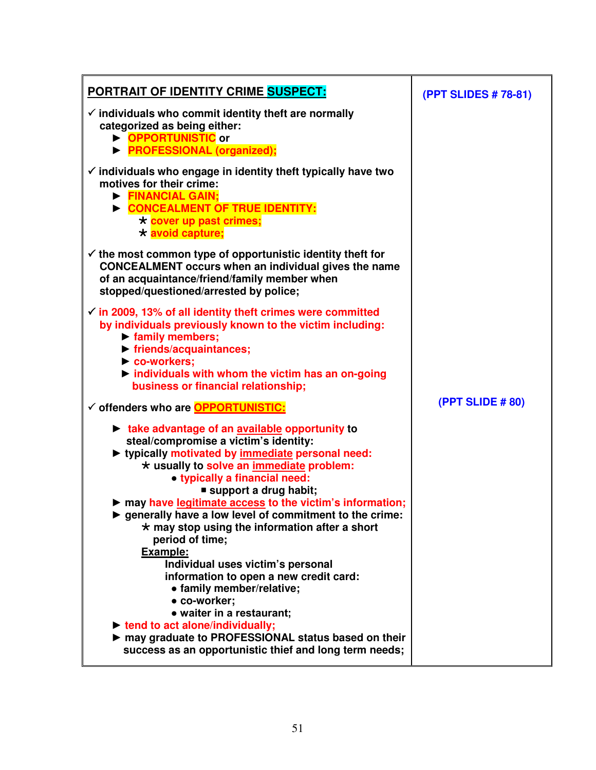| **PORTRAIT OF IDENTITY CRIME SUSPECT:** | **(PPT SLIDES # 78-81)** |
|---|---|

✓ individuals who commit identity theft are normally categorized as being either:

- ► OPPORTUNISTIC or
- ► PROFESSIONAL (organized);

✓ individuals who engage in identity theft typically have two motives for their crime:

- ► FINANCIAL GAIN;
- ► CONCEALMENT OF TRUE IDENTITY:
  - * cover up past crimes;
  - * avoid capture;

✓ the most common type of opportunistic identity theft for CONCEALMENT occurs when an individual gives the name of an acquaintance/friend/family member when stopped/questioned/arrested by police;

✓ in 2009, 13% of all identity theft crimes were committed by individuals previously known to the victim including:

- ► family members;
- ► friends/acquaintances;
- ► co-workers;
- ► individuals with whom the victim has an on-going business or financial relationship;

✓ offenders who are OPPORTUNISTIC: **(PPT SLIDE # 80)**

- ► take advantage of an available opportunity to steal/compromise a victim's identity:
- ► typically motivated by immediate personal need:
  - * usually to solve an immediate problem:
    - ● typically a financial need:
      - ■ support a drug habit;
- ► may have legitimate access to the victim's information;
- ► generally have a low level of commitment to the crime:
  - * may stop using the information after a short period of time;

  **Example:**

  Individual uses victim's personal information to open a new credit card:

  - ● family member/relative;
  - ● co-worker;
  - ● waiter in a restaurant;
- ► tend to act alone/individually;
- ► may graduate to PROFESSIONAL status based on their success as an opportunistic thief and long term needs;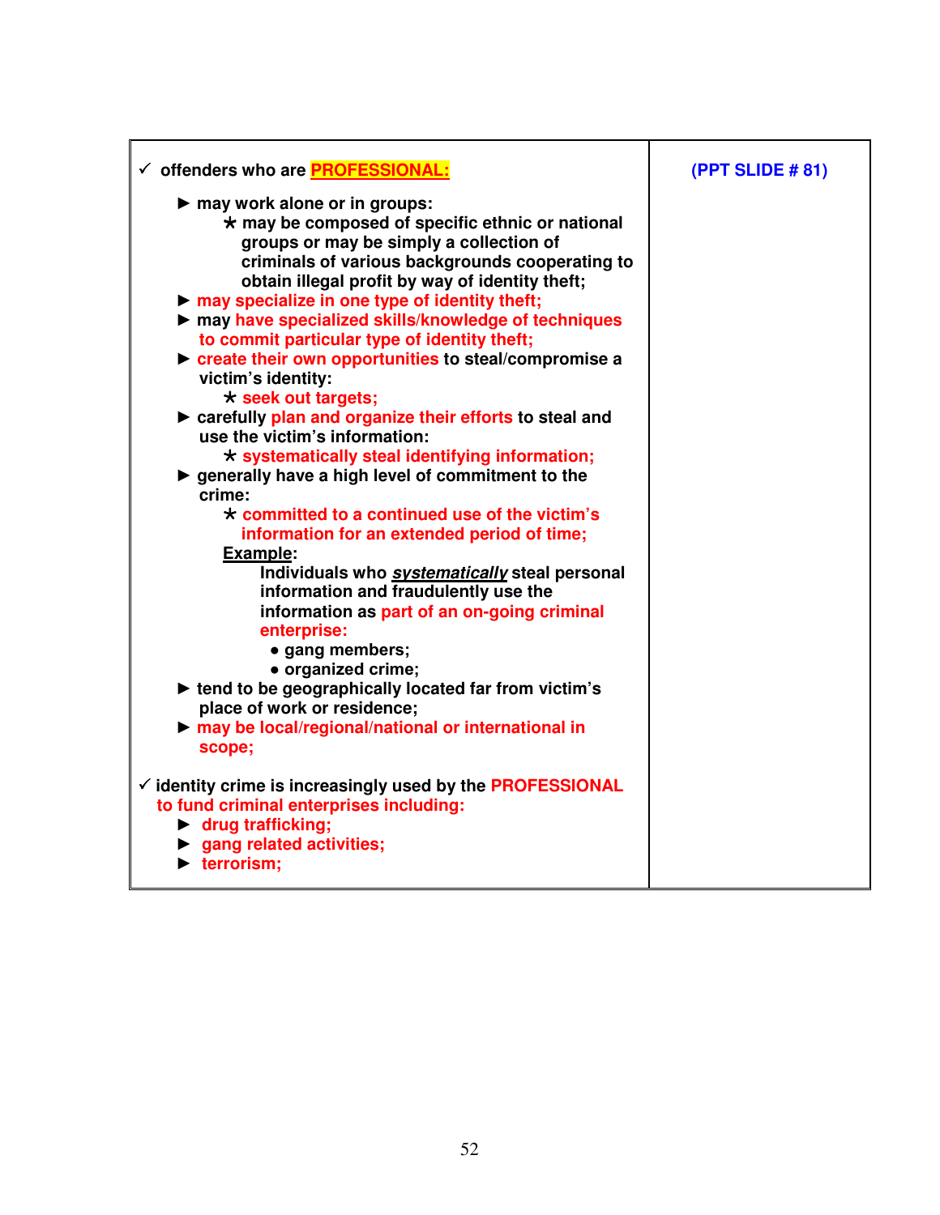| | |
|---|---|
| ✓ offenders who are **PROFESSIONAL:**<br><br>► may work alone or in groups:<br>  * may be composed of specific ethnic or national groups or may be simply a collection of criminals of various backgrounds cooperating to obtain illegal profit by way of identity theft;<br>► may specialize in one type of identity theft;<br>► may have specialized skills/knowledge of techniques to commit particular type of identity theft;<br>► create their own opportunities to steal/compromise a victim's identity:<br>  * seek out targets;<br>► carefully plan and organize their efforts to steal and use the victim's information:<br>  * systematically steal identifying information;<br>► generally have a high level of commitment to the crime:<br>  * committed to a continued use of the victim's information for an extended period of time;<br>  Example:<br>   Individuals who ***systematically*** steal personal information and fraudulently use the information as part of an on-going criminal enterprise:<br>    • gang members;<br>    • organized crime;<br>► tend to be geographically located far from victim's place of work or residence;<br>► may be local/regional/national or international in scope;<br><br>✓ identity crime is increasingly used by the PROFESSIONAL to fund criminal enterprises including:<br>► drug trafficking;<br>► gang related activities;<br>► terrorism; | (PPT SLIDE # 81) |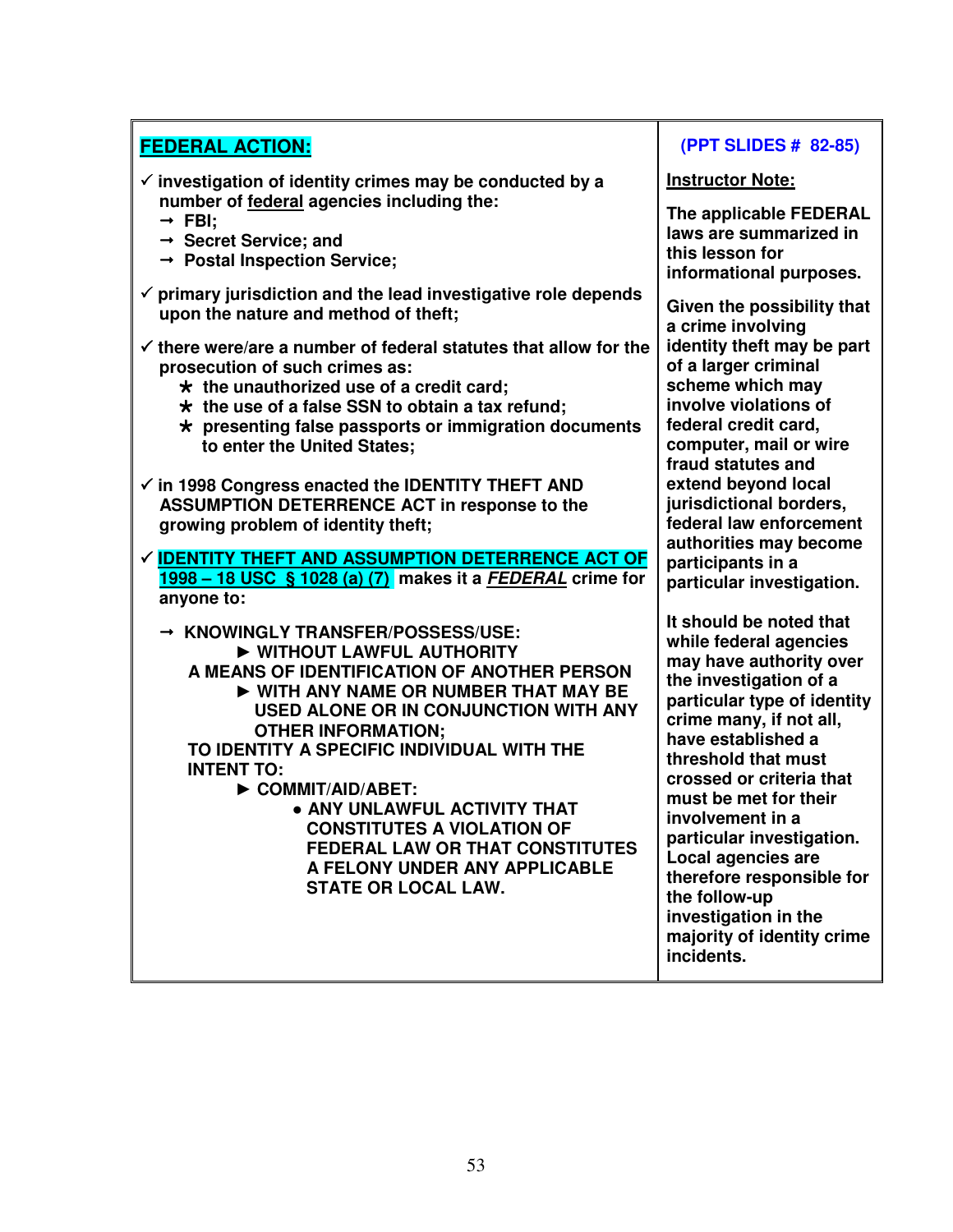## FEDERAL ACTION:

✓ investigation of identity crimes may be conducted by a number of federal agencies including the:
  - → FBI;
  - → Secret Service; and
  - → Postal Inspection Service;

✓ primary jurisdiction and the lead investigative role depends upon the nature and method of theft;

✓ there were/are a number of federal statutes that allow for the prosecution of such crimes as:
  - ★ the unauthorized use of a credit card;
  - ★ the use of a false SSN to obtain a tax refund;
  - ★ presenting false passports or immigration documents to enter the United States;

✓ in 1998 Congress enacted the IDENTITY THEFT AND ASSUMPTION DETERRENCE ACT in response to the growing problem of identity theft;

✓ **IDENTITY THEFT AND ASSUMPTION DETERRENCE ACT OF 1998 – 18 USC § 1028 (a) (7)** makes it a ***FEDERAL*** crime for anyone to:

→ KNOWINGLY TRANSFER/POSSESS/USE:
  - ► WITHOUT LAWFUL AUTHORITY

A MEANS OF IDENTIFICATION OF ANOTHER PERSON
  - ► WITH ANY NAME OR NUMBER THAT MAY BE USED ALONE OR IN CONJUNCTION WITH ANY OTHER INFORMATION;

TO IDENTITY A SPECIFIC INDIVIDUAL WITH THE INTENT TO:
  - ► COMMIT/AID/ABET:
    - ● ANY UNLAWFUL ACTIVITY THAT CONSTITUTES A VIOLATION OF FEDERAL LAW OR THAT CONSTITUTES A FELONY UNDER ANY APPLICABLE STATE OR LOCAL LAW.

**(PPT SLIDES # 82-85)**

**Instructor Note:**

The applicable FEDERAL laws are summarized in this lesson for informational purposes.

Given the possibility that a crime involving identity theft may be part of a larger criminal scheme which may involve violations of federal credit card, computer, mail or wire fraud statutes and extend beyond local jurisdictional borders, federal law enforcement authorities may become participants in a particular investigation.

It should be noted that while federal agencies may have authority over the investigation of a particular type of identity crime many, if not all, have established a threshold that must crossed or criteria that must be met for their involvement in a particular investigation. Local agencies are therefore responsible for the follow-up investigation in the majority of identity crime incidents.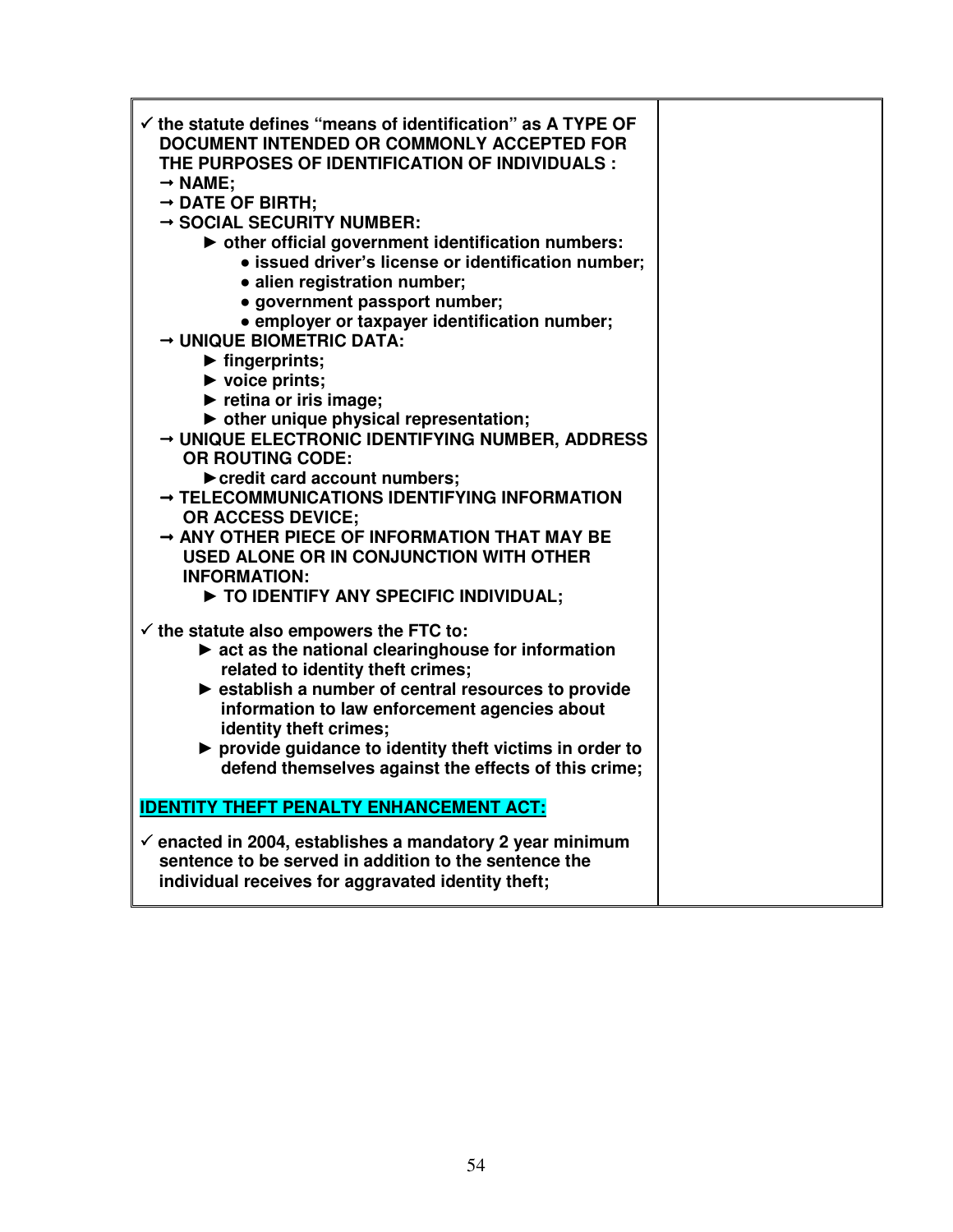- ✓ **the statute defines "means of identification" as A TYPE OF DOCUMENT INTENDED OR COMMONLY ACCEPTED FOR THE PURPOSES OF IDENTIFICATION OF INDIVIDUALS :**
  - → **NAME;**
  - → **DATE OF BIRTH;**
  - → **SOCIAL SECURITY NUMBER:**
    - ► **other official government identification numbers:**
      - • **issued driver's license or identification number;**
      - • **alien registration number;**
      - • **government passport number;**
      - • **employer or taxpayer identification number;**
  - → **UNIQUE BIOMETRIC DATA:**
    - ► **fingerprints;**
    - ► **voice prints;**
    - ► **retina or iris image;**
    - ► **other unique physical representation;**
  - → **UNIQUE ELECTRONIC IDENTIFYING NUMBER, ADDRESS OR ROUTING CODE:**
    - ► **credit card account numbers;**
  - → **TELECOMMUNICATIONS IDENTIFYING INFORMATION OR ACCESS DEVICE;**
  - → **ANY OTHER PIECE OF INFORMATION THAT MAY BE USED ALONE OR IN CONJUNCTION WITH OTHER INFORMATION:**
    - ► **TO IDENTIFY ANY SPECIFIC INDIVIDUAL;**

- ✓ **the statute also empowers the FTC to:**
  - ► **act as the national clearinghouse for information related to identity theft crimes;**
  - ► **establish a number of central resources to provide information to law enforcement agencies about identity theft crimes;**
  - ► **provide guidance to identity theft victims in order to defend themselves against the effects of this crime;**

**IDENTITY THEFT PENALTY ENHANCEMENT ACT:**

- ✓ **enacted in 2004, establishes a mandatory 2 year minimum sentence to be served in addition to the sentence the individual receives for aggravated identity theft;**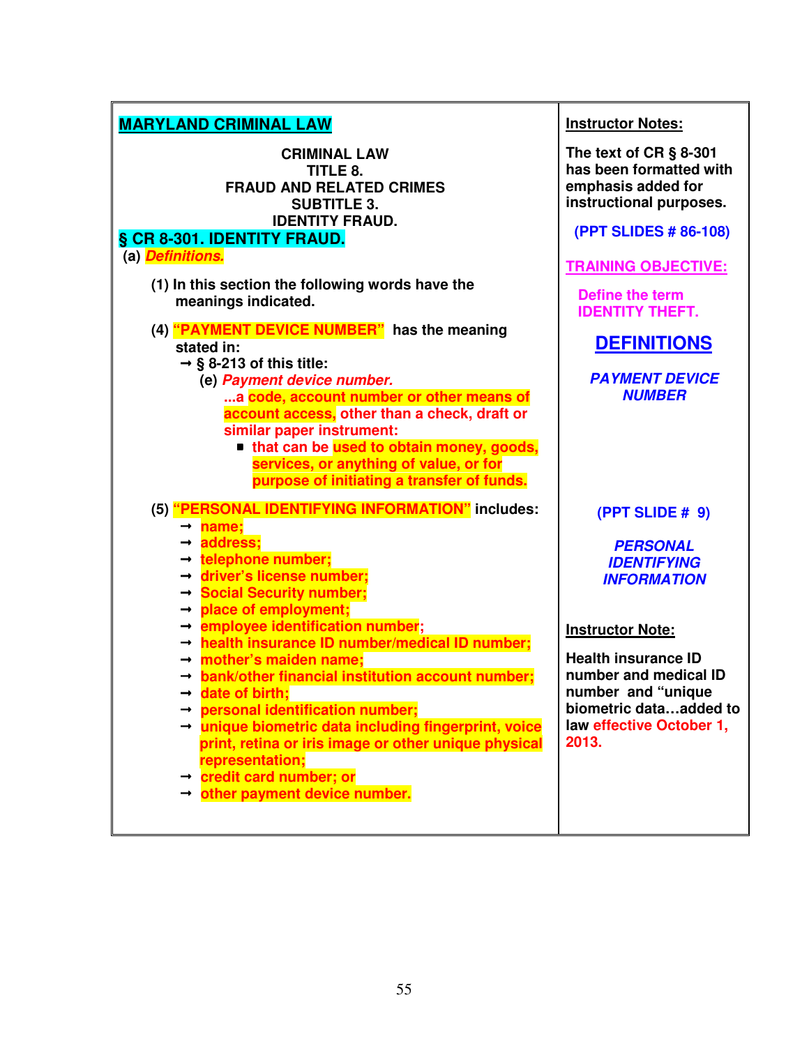## MARYLAND CRIMINAL LAW

**CRIMINAL LAW**
**TITLE 8.**
**FRAUD AND RELATED CRIMES**
**SUBTITLE 3.**
**IDENTITY FRAUD.**

### § CR 8-301. IDENTITY FRAUD.

**(a) *Definitions.***

**(1) In this section the following words have the meanings indicated.**

**(4) "PAYMENT DEVICE NUMBER" has the meaning stated in:**

- **§ 8-213 of this title:**
  - **(e) *Payment device number.***
    **...a code, account number or other means of account access, other than a check, draft or similar paper instrument:**
    - **that can be used to obtain money, goods, services, or anything of value, or for purpose of initiating a transfer of funds.**

**(5) "PERSONAL IDENTIFYING INFORMATION" includes:**

- **name;**
- **address;**
- **telephone number;**
- **driver's license number;**
- **Social Security number;**
- **place of employment;**
- **employee identification number;**
- **health insurance ID number/medical ID number;**
- **mother's maiden name;**
- **bank/other financial institution account number;**
- **date of birth;**
- **personal identification number;**
- **unique biometric data including fingerprint, voice print, retina or iris image or other unique physical representation;**
- **credit card number; or**
- **other payment device number.**

---

**Instructor Notes:**

**The text of CR § 8-301 has been formatted with emphasis added for instructional purposes.**

**(PPT SLIDES # 86-108)**

**TRAINING OBJECTIVE:**

**Define the term IDENTITY THEFT.**

**DEFINITIONS**

***PAYMENT DEVICE NUMBER***

**(PPT SLIDE # 9)**

***PERSONAL IDENTIFYING INFORMATION***

**Instructor Note:**

**Health insurance ID number and medical ID number and "unique biometric data…added to law effective October 1, 2013.**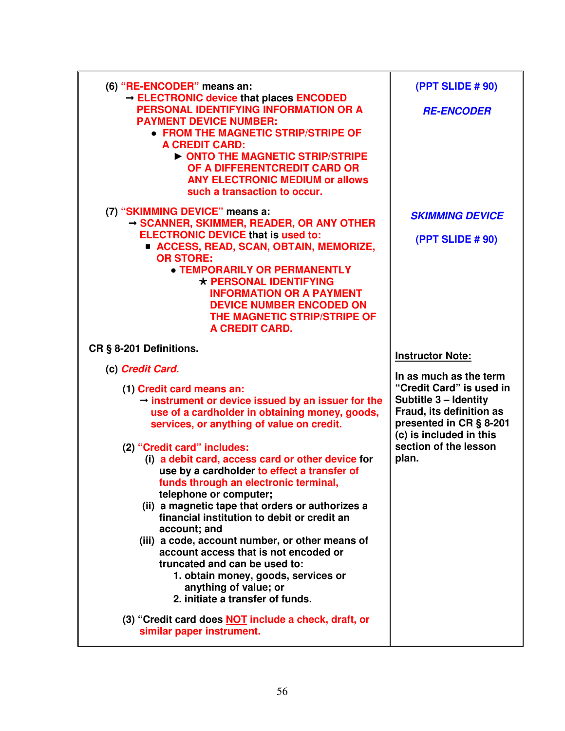| | |
|---|---|
| **(6) "RE-ENCODER" means an:**<br>→ **ELECTRONIC device that places ENCODED PERSONAL IDENTIFYING INFORMATION OR A PAYMENT DEVICE NUMBER:**<br>• **FROM THE MAGNETIC STRIP/STRIPE OF A CREDIT CARD:**<br>► **ONTO THE MAGNETIC STRIP/STRIPE OF A DIFFERENTCREDIT CARD OR ANY ELECTRONIC MEDIUM or allows such a transaction to occur.** | **(PPT SLIDE # 90)**<br><br>***RE-ENCODER*** |
| **(7) "SKIMMING DEVICE" means a:**<br>→ **SCANNER, SKIMMER, READER, OR ANY OTHER ELECTRONIC DEVICE that is used to:**<br>▪ **ACCESS, READ, SCAN, OBTAIN, MEMORIZE, OR STORE:**<br>• **TEMPORARILY OR PERMANENTLY**<br>* **PERSONAL IDENTIFYING INFORMATION OR A PAYMENT DEVICE NUMBER ENCODED ON THE MAGNETIC STRIP/STRIPE OF A CREDIT CARD.** | ***SKIMMING DEVICE***<br><br>**(PPT SLIDE # 90)** |
| **CR § 8-201 Definitions.**<br><br>**(c) *Credit Card.***<br><br>**(1) Credit card means an:**<br>→ **instrument or device issued by an issuer for the use of a cardholder in obtaining money, goods, services, or anything of value on credit.**<br><br>**(2) "Credit card" includes:**<br>**(i) a debit card, access card or other device for use by a cardholder to effect a transfer of funds through an electronic terminal, telephone or computer;**<br>**(ii) a magnetic tape that orders or authorizes a financial institution to debit or credit an account; and**<br>**(iii) a code, account number, or other means of account access that is not encoded or truncated and can be used to:**<br>**1. obtain money, goods, services or anything of value; or**<br>**2. initiate a transfer of funds.**<br><br>**(3) "Credit card does <u>NOT</u> include a check, draft, or similar paper instrument.** | **<u>Instructor Note:</u>**<br><br>**In as much as the term "Credit Card" is used in Subtitle 3 – Identity Fraud, its definition as presented in CR § 8-201 (c) is included in this section of the lesson plan.** |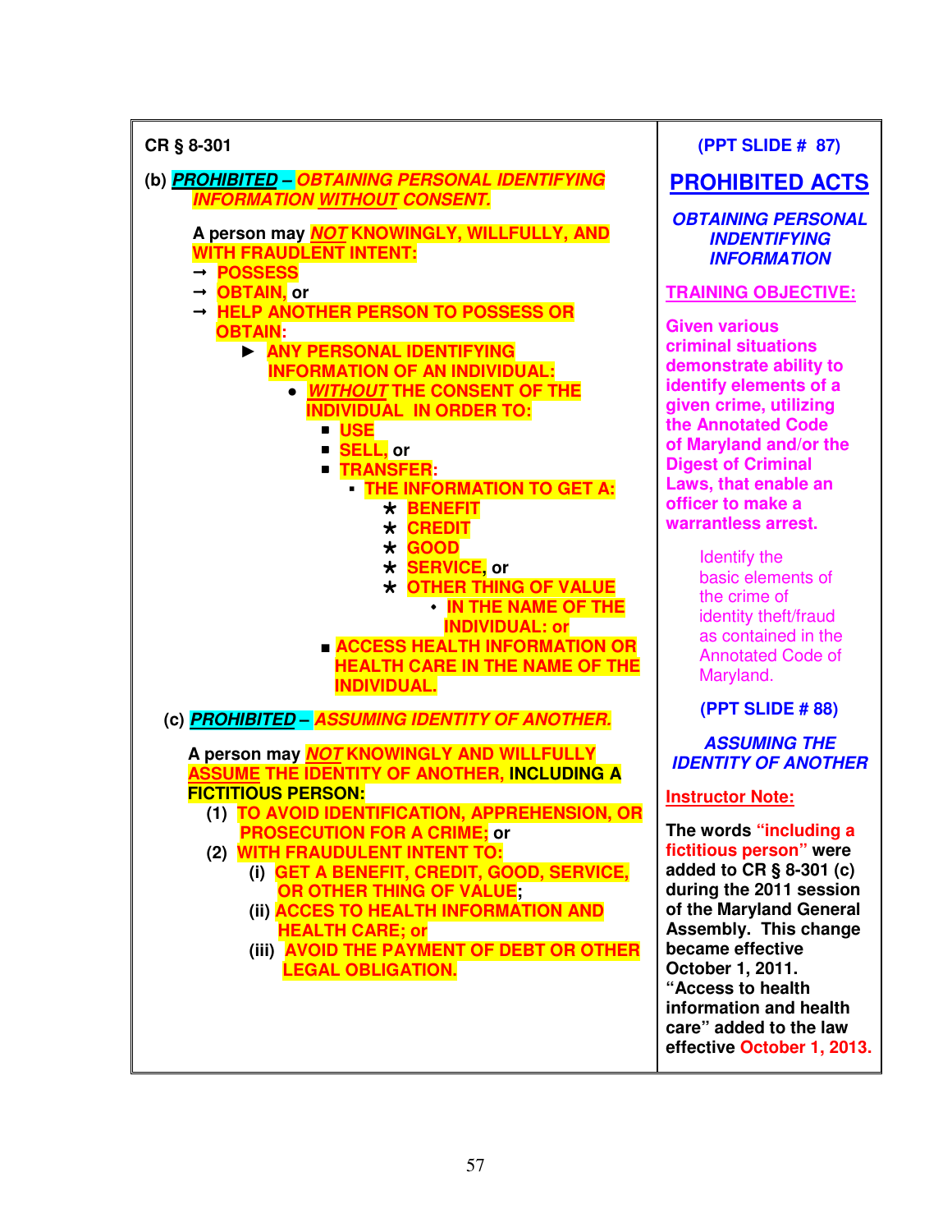| CR § 8-301 | (PPT SLIDE # 87) |
|---|---|
| **(b) *PROHIBITED* – *OBTAINING PERSONAL IDENTIFYING INFORMATION WITHOUT CONSENT.*** <br><br> **A person may *NOT* KNOWINGLY, WILLFULLY, AND WITH FRAUDLENT INTENT:** <br> → **POSSESS** <br> → **OBTAIN, or** <br> → **HELP ANOTHER PERSON TO POSSESS OR OBTAIN:** <br> ► **ANY PERSONAL IDENTIFYING INFORMATION OF AN INDIVIDUAL:** <br> • ***WITHOUT* THE CONSENT OF THE INDIVIDUAL IN ORDER TO:** <br> ▪ **USE** <br> ▪ **SELL, or** <br> ▪ **TRANSFER:** <br> ▪ **THE INFORMATION TO GET A:** <br> * **BENEFIT** <br> * **CREDIT** <br> * **GOOD** <br> * **SERVICE, or** <br> * **OTHER THING OF VALUE** <br> • **IN THE NAME OF THE INDIVIDUAL: or** <br> ▪ **ACCESS HEALTH INFORMATION OR HEALTH CARE IN THE NAME OF THE INDIVIDUAL.** | **PROHIBITED ACTS** <br><br> ***OBTAINING PERSONAL INDENTIFYING INFORMATION*** <br><br> **TRAINING OBJECTIVE:** <br><br> **Given various criminal situations demonstrate ability to identify elements of a given crime, utilizing the Annotated Code of Maryland and/or the Digest of Criminal Laws, that enable an officer to make a warrantless arrest.** <br><br> Identify the basic elements of the crime of identity theft/fraud as contained in the Annotated Code of Maryland. |
| **(c) *PROHIBITED* – *ASSUMING IDENTITY OF ANOTHER.*** <br><br> **A person may *NOT* KNOWINGLY AND WILLFULLY ASSUME THE IDENTITY OF ANOTHER, INCLUDING A FICTITIOUS PERSON:** <br> **(1) TO AVOID IDENTIFICATION, APPREHENSION, OR PROSECUTION FOR A CRIME; or** <br> **(2) WITH FRAUDULENT INTENT TO:** <br> **(i) GET A BENEFIT, CREDIT, GOOD, SERVICE, OR OTHER THING OF VALUE;** <br> **(ii) ACCES TO HEALTH INFORMATION AND HEALTH CARE; or** <br> **(iii) AVOID THE PAYMENT OF DEBT OR OTHER LEGAL OBLIGATION.** | **(PPT SLIDE # 88)** <br><br> ***ASSUMING THE IDENTITY OF ANOTHER*** <br><br> **Instructor Note:** <br><br> **The words "including a fictitious person" were added to CR § 8-301 (c) during the 2011 session of the Maryland General Assembly. This change became effective October 1, 2011. "Access to health information and health care" added to the law effective October 1, 2013.** |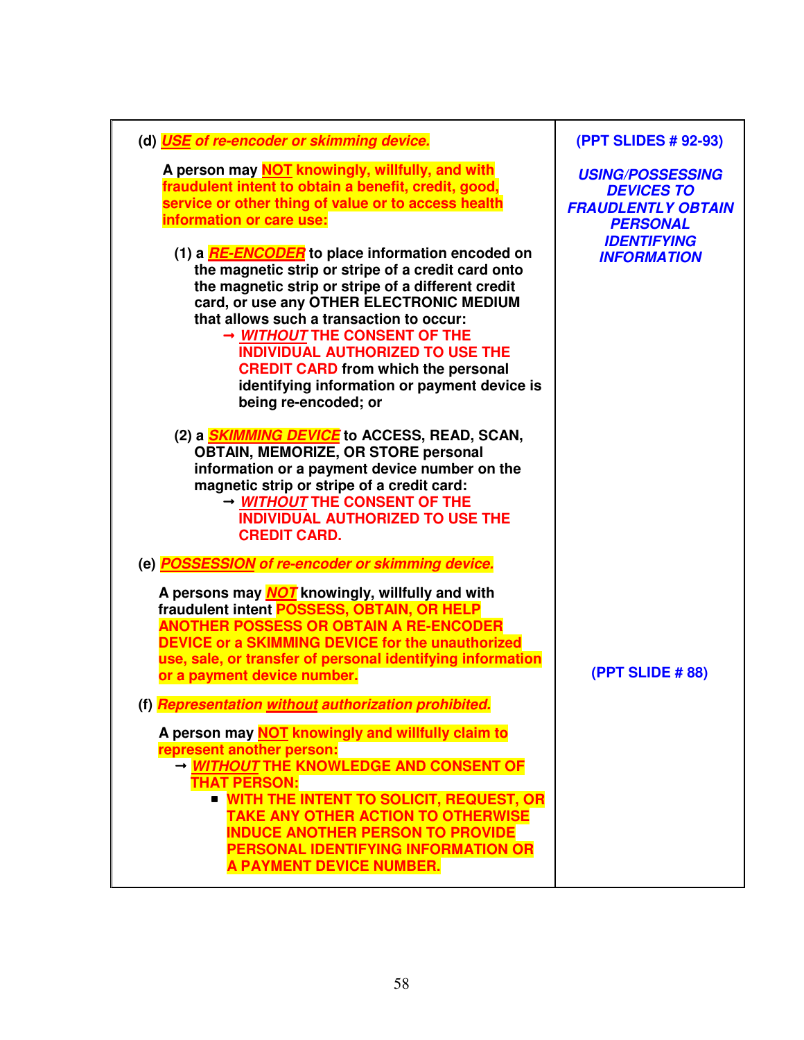| | |
|---|---|
| **(d) *USE of re-encoder or skimming device.***<br><br>**A person may NOT knowingly, willfully, and with fraudulent intent to obtain a benefit, credit, good, service or other thing of value or to access health information or care use:**<br><br>**(1) a *RE-ENCODER* to place information encoded on the magnetic strip or stripe of a credit card onto the magnetic strip or stripe of a different credit card, or use any OTHER ELECTRONIC MEDIUM that allows such a transaction to occur:**<br>**→ *WITHOUT* THE CONSENT OF THE INDIVIDUAL AUTHORIZED TO USE THE CREDIT CARD from which the personal identifying information or payment device is being re-encoded; or**<br><br>**(2) a *SKIMMING DEVICE* to ACCESS, READ, SCAN, OBTAIN, MEMORIZE, OR STORE personal information or a payment device number on the magnetic strip or stripe of a credit card:**<br>**→ *WITHOUT* THE CONSENT OF THE INDIVIDUAL AUTHORIZED TO USE THE CREDIT CARD.** | **(PPT SLIDES # 92-93)**<br><br>***USING/POSSESSING DEVICES TO FRAUDULENTLY OBTAIN PERSONAL IDENTIFYING INFORMATION*** |
| **(e) *POSSESSION of re-encoder or skimming device.***<br><br>**A persons may *NOT* knowingly, willfully and with fraudulent intent POSSESS, OBTAIN, OR HELP ANOTHER POSSESS OR OBTAIN A RE-ENCODER DEVICE or a SKIMMING DEVICE for the unauthorized use, sale, or transfer of personal identifying information or a payment device number.** | **(PPT SLIDE # 88)** |
| **(f) *Representation without authorization prohibited.***<br><br>**A person may NOT knowingly and willfully claim to represent another person:**<br>**→ *WITHOUT* THE KNOWLEDGE AND CONSENT OF THAT PERSON:**<br>**▪ WITH THE INTENT TO SOLICIT, REQUEST, OR TAKE ANY OTHER ACTION TO OTHERWISE INDUCE ANOTHER PERSON TO PROVIDE PERSONAL IDENTIFYING INFORMATION OR A PAYMENT DEVICE NUMBER.** | |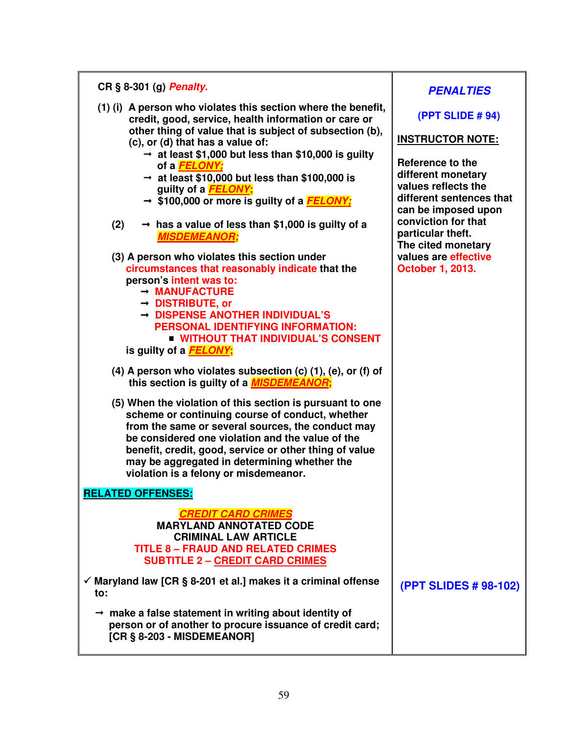**CR § 8-301 (g) *Penalty.***

(1) (i) A person who violates this section where the benefit, credit, good, service, health information or care or other thing of value that is subject of subsection (b), (c), or (d) that has a value of:

- → at least $1,000 but less than $10,000 is guilty of a ***FELONY;***
- → at least $10,000 but less than $100,000 is guilty of a ***FELONY;***
- → $100,000 or more is guilty of a ***FELONY;***

(2) → has a value of less than $1,000 is guilty of a ***MISDEMEANOR;***

(3) A person who violates this section under circumstances that reasonably indicate that the person's intent was to:

- → MANUFACTURE
- → DISTRIBUTE, or
- → DISPENSE ANOTHER INDIVIDUAL'S PERSONAL IDENTIFYING INFORMATION:
  - WITHOUT THAT INDIVIDUAL'S CONSENT

is guilty of a ***FELONY;***

(4) A person who violates subsection (c) (1), (e), or (f) of this section is guilty of a ***MISDEMEANOR;***

(5) When the violation of this section is pursuant to one scheme or continuing course of conduct, whether from the same or several sources, the conduct may be considered one violation and the value of the benefit, credit, good, service or other thing of value may be aggregated in determining whether the violation is a felony or misdemeanor.

***PENALTIES***

**(PPT SLIDE # 94)**

**INSTRUCTOR NOTE:**

**Reference to the different monetary values reflects the different sentence that can be imposed upon conviction for that particular theft. The cited monetary values are effective October 1, 2013.**

**RELATED OFFENSES:**

***CREDIT CARD CRIMES***
**MARYLAND ANNOTATED CODE**
**CRIMINAL LAW ARTICLE**
**TITLE 8 – FRAUD AND RELATED CRIMES**
**SUBTITLE 2 – CREDIT CARD CRIMES**

**(PPT SLIDES # 98-102)**

✓ Maryland law [CR § 8-201 et al.] makes it a criminal offense to:

- → make a false statement in writing about identity of person or of another to procure issuance of credit card; [CR § 8-203 - MISDEMEANOR]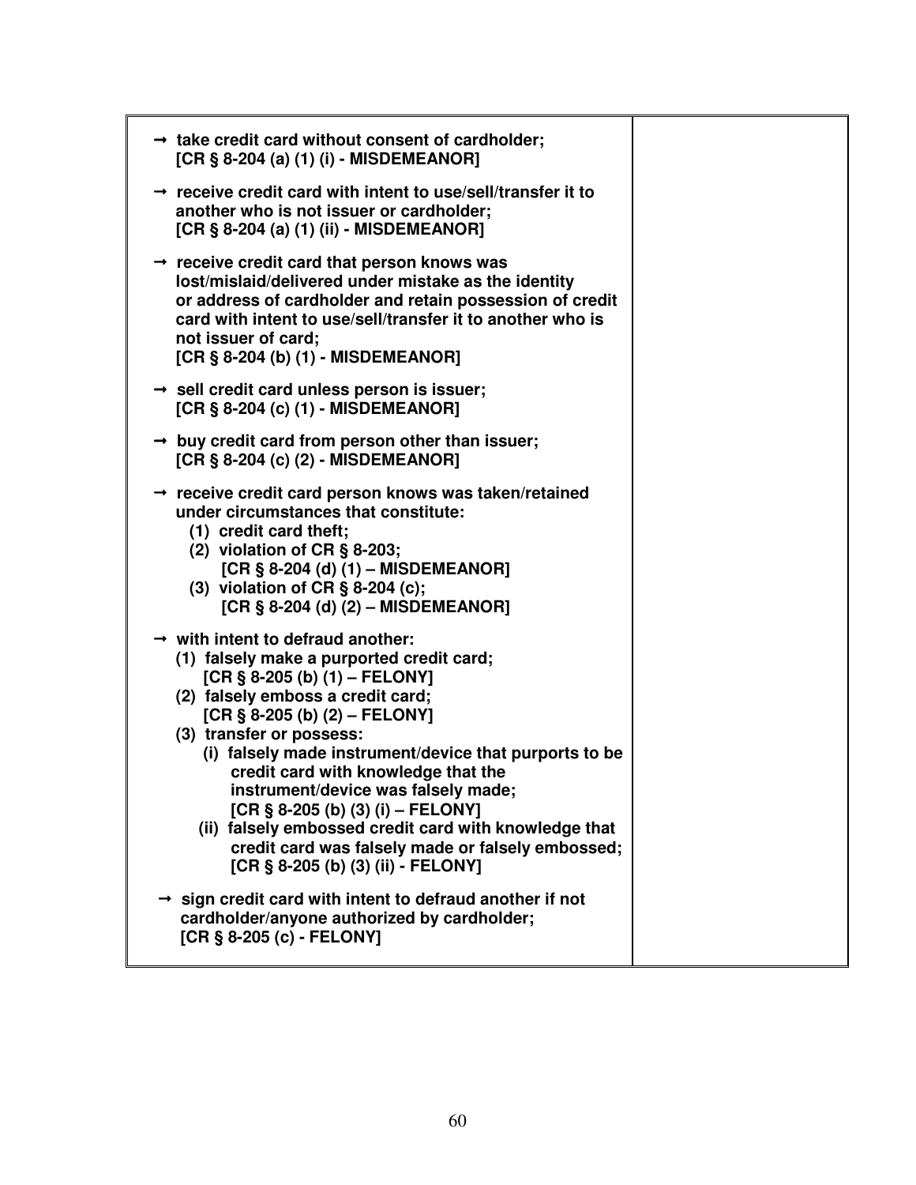| | |
|---|---|
| → **take credit card without consent of cardholder; [CR § 8-204 (a) (1) (i) - MISDEMEANOR]**<br><br>→ **receive credit card with intent to use/sell/transfer it to another who is not issuer or cardholder; [CR § 8-204 (a) (1) (ii) - MISDEMEANOR]**<br><br>→ **receive credit card that person knows was lost/mislaid/delivered under mistake as the identity or address of cardholder and retain possession of credit card with intent to use/sell/transfer it to another who is not issuer of card; [CR § 8-204 (b) (1) - MISDEMEANOR]**<br><br>→ **sell credit card unless person is issuer; [CR § 8-204 (c) (1) - MISDEMEANOR]**<br><br>→ **buy credit card from person other than issuer; [CR § 8-204 (c) (2) - MISDEMEANOR]**<br><br>→ **receive credit card person knows was taken/retained under circumstances that constitute:**<br>**(1) credit card theft;**<br>**(2) violation of CR § 8-203; [CR § 8-204 (d) (1) – MISDEMEANOR]**<br>**(3) violation of CR § 8-204 (c); [CR § 8-204 (d) (2) – MISDEMEANOR]**<br><br>→ **with intent to defraud another:**<br>**(1) falsely make a purported credit card; [CR § 8-205 (b) (1) – FELONY]**<br>**(2) falsely emboss a credit card; [CR § 8-205 (b) (2) – FELONY]**<br>**(3) transfer or possess:**<br>**(i) falsely made instrument/device that purports to be credit card with knowledge that the instrument/device was falsely made; [CR § 8-205 (b) (3) (i) – FELONY]**<br>**(ii) falsely embossed credit card with knowledge that credit card was falsely made or falsely embossed; [CR § 8-205 (b) (3) (ii) - FELONY]**<br><br>→ **sign credit card with intent to defraud another if not cardholder/anyone authorized by cardholder; [CR § 8-205 (c) - FELONY]** | |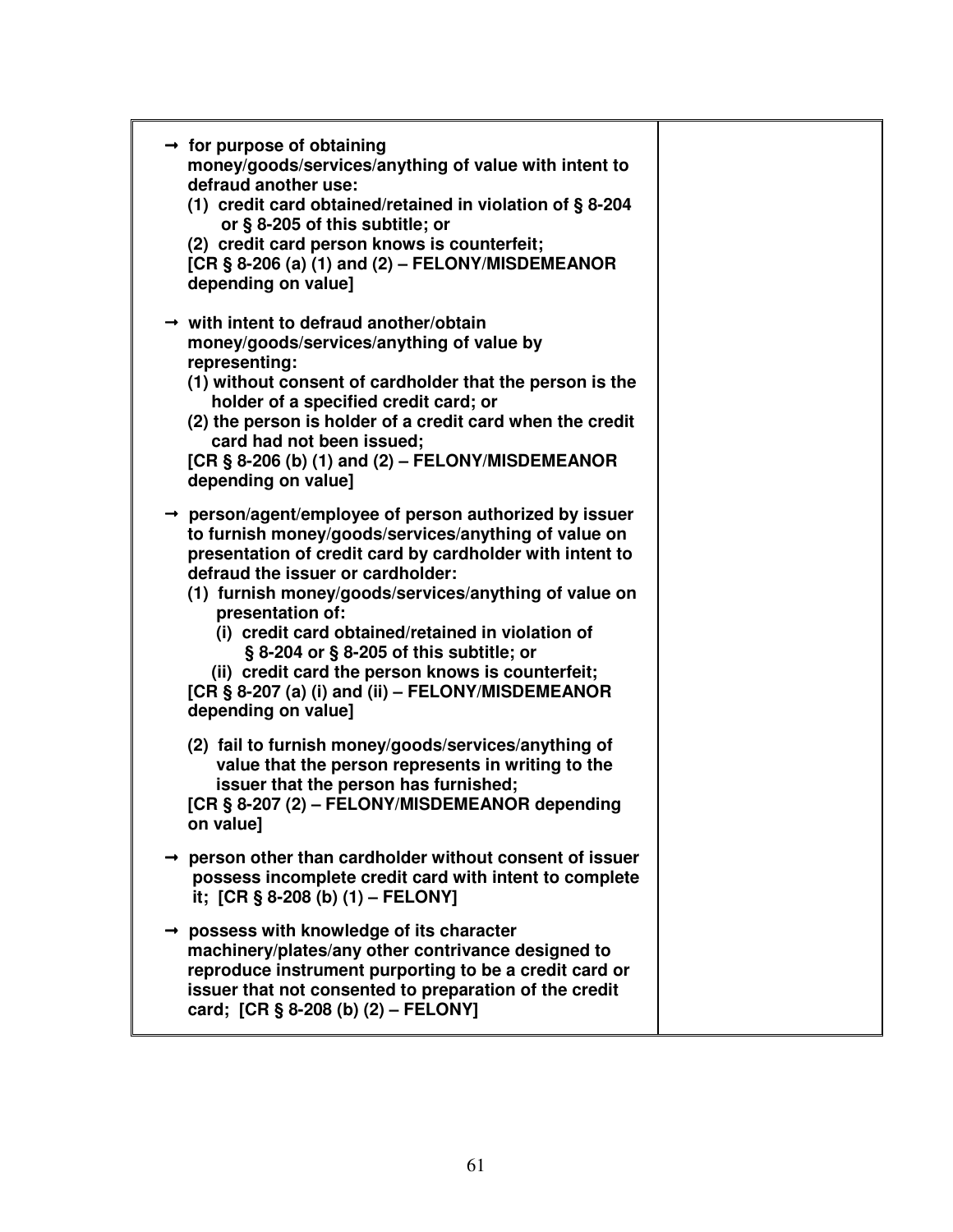| | |
|---|---|
| → **for purpose of obtaining money/goods/services/anything of value with intent to defraud another use:**<br>**(1) credit card obtained/retained in violation of § 8-204 or § 8-205 of this subtitle; or**<br>**(2) credit card person knows is counterfeit;**<br>**[CR § 8-206 (a) (1) and (2) – FELONY/MISDEMEANOR depending on value]**<br><br>→ **with intent to defraud another/obtain money/goods/services/anything of value by representing:**<br>**(1) without consent of cardholder that the person is the holder of a specified credit card; or**<br>**(2) the person is holder of a credit card when the credit card had not been issued;**<br>**[CR § 8-206 (b) (1) and (2) – FELONY/MISDEMEANOR depending on value]**<br><br>→ **person/agent/employee of person authorized by issuer to furnish money/goods/services/anything of value on presentation of credit card by cardholder with intent to defraud the issuer or cardholder:**<br>**(1) furnish money/goods/services/anything of value on presentation of:**<br>**(i) credit card obtained/retained in violation of § 8-204 or § 8-205 of this subtitle; or**<br>**(ii) credit card the person knows is counterfeit;**<br>**[CR § 8-207 (a) (i) and (ii) – FELONY/MISDEMEANOR depending on value]**<br><br>**(2) fail to furnish money/goods/services/anything of value that the person represents in writing to the issuer that the person has furnished;**<br>**[CR § 8-207 (2) – FELONY/MISDEMEANOR depending on value]**<br><br>→ **person other than cardholder without consent of issuer possess incomplete credit card with intent to complete it; [CR § 8-208 (b) (1) – FELONY]**<br><br>→ **possess with knowledge of its character machinery/plates/any other contrivance designed to reproduce instrument purporting to be a credit card or issuer that not consented to preparation of the credit card; [CR § 8-208 (b) (2) – FELONY]** | |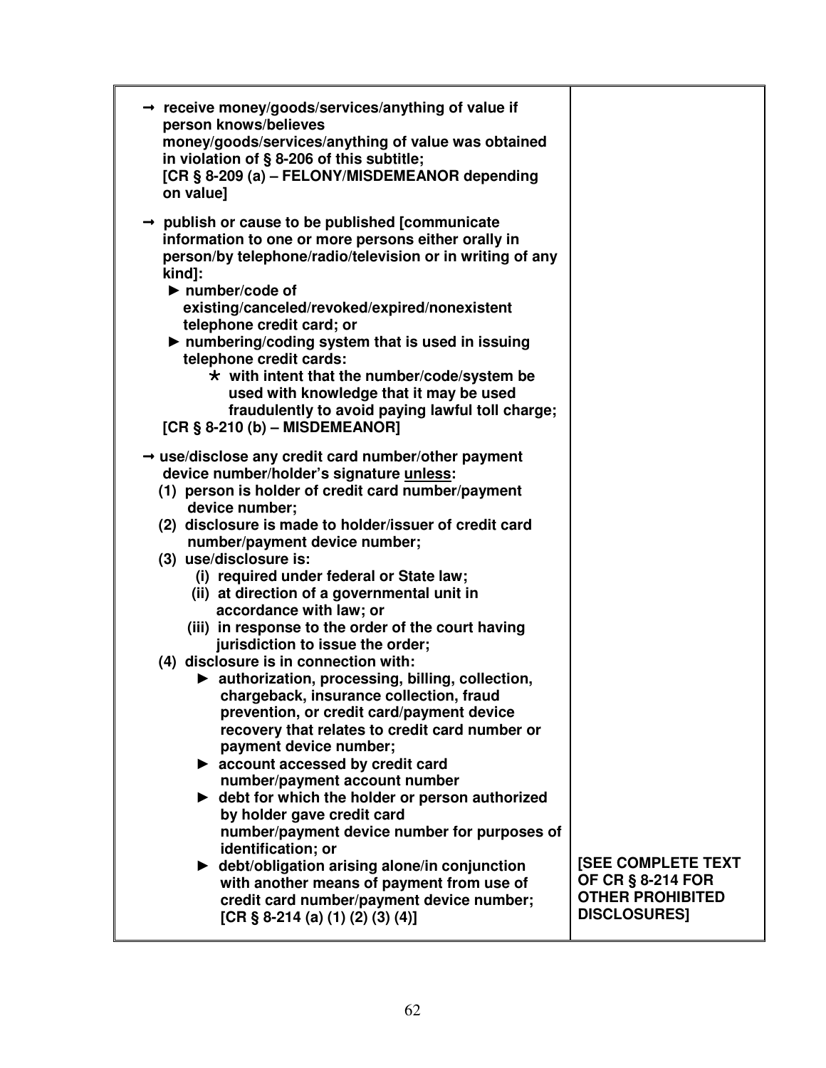| | |
|---|---|
| → **receive money/goods/services/anything of value if person knows/believes money/goods/services/anything of value was obtained in violation of § 8-206 of this subtitle;**<br>**[CR § 8-209 (a) – FELONY/MISDEMEANOR depending on value]**<br><br>→ **publish or cause to be published [communicate information to one or more persons either orally in person/by telephone/radio/television or in writing of any kind]:**<br>► **number/code of existing/canceled/revoked/expired/nonexistent telephone credit card; or**<br>► **numbering/coding system that is used in issuing telephone credit cards:**<br>* **with intent that the number/code/system be used with knowledge that it may be used fraudulently to avoid paying lawful toll charge;**<br>**[CR § 8-210 (b) – MISDEMEANOR]**<br><br>→ **use/disclose any credit card number/other payment device number/holder's signature <u>unless</u>:**<br>**(1) person is holder of credit card number/payment device number;**<br>**(2) disclosure is made to holder/issuer of credit card number/payment device number;**<br>**(3) use/disclosure is:**<br>**(i) required under federal or State law;**<br>**(ii) at direction of a governmental unit in accordance with law; or**<br>**(iii) in response to the order of the court having jurisdiction to issue the order;**<br>**(4) disclosure is in connection with:**<br>► **authorization, processing, billing, collection, chargeback, insurance collection, fraud prevention, or credit card/payment device recovery that relates to credit card number or payment device number;**<br>► **account accessed by credit card number/payment account number**<br>► **debt for which the holder or person authorized by holder gave credit card number/payment device number for purposes of identification; or**<br>► **debt/obligation arising alone/in conjunction with another means of payment from use of credit card number/payment device number;**<br>**[CR § 8-214 (a) (1) (2) (3) (4)]** | **[SEE COMPLETE TEXT OF CR § 8-214 FOR OTHER PROHIBITED DISCLOSURES]** |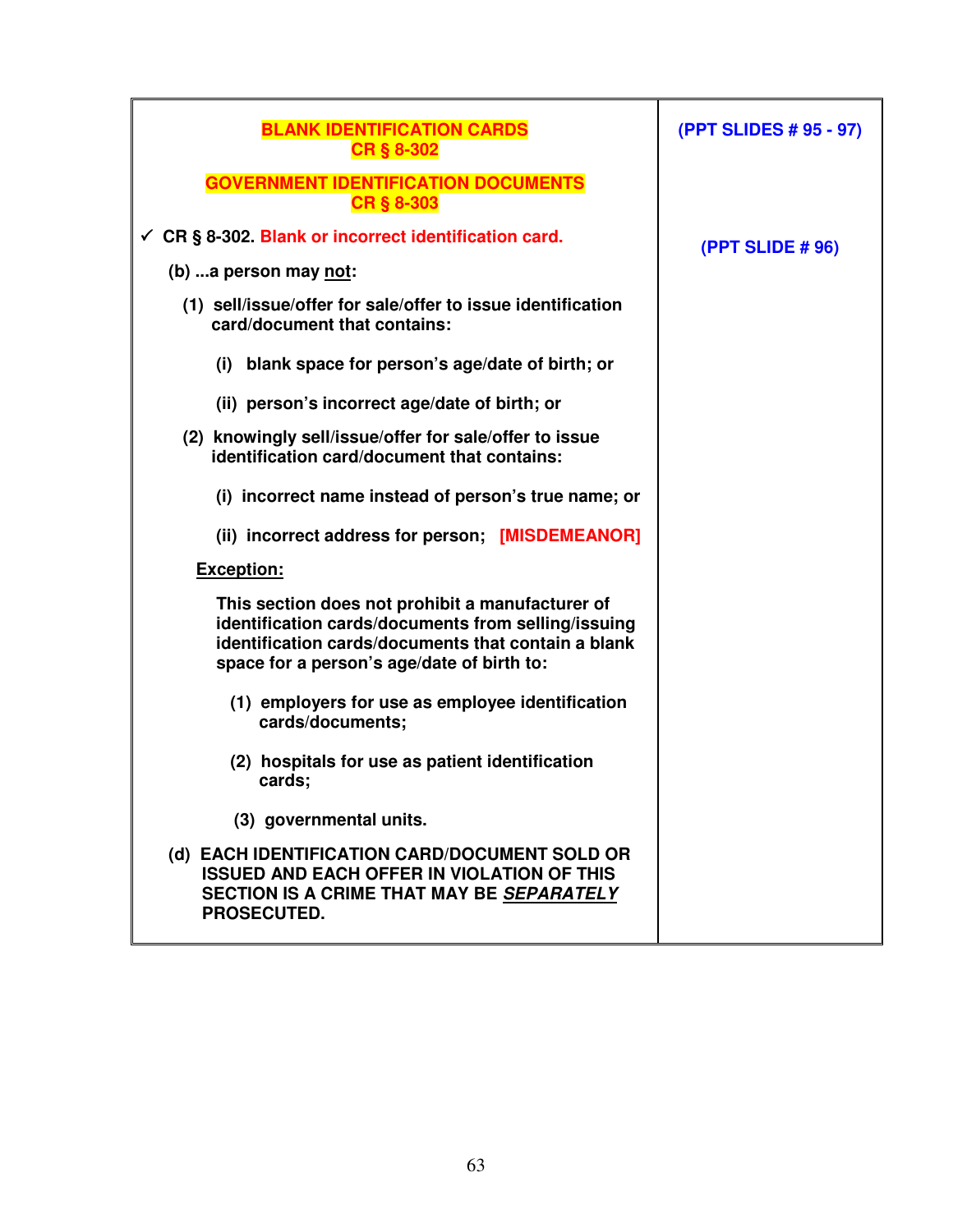| | |
|---|---|
| **BLANK IDENTIFICATION CARDS**<br>**CR § 8-302**<br><br>**GOVERNMENT IDENTIFICATION DOCUMENTS**<br>**CR § 8-303** | **(PPT SLIDES # 95 - 97)** |
| ✓ **CR § 8-302. Blank or incorrect identification card.**<br><br>**(b) ...a person may <u>not</u>:**<br><br>**(1) sell/issue/offer for sale/offer to issue identification card/document that contains:**<br><br>**(i) blank space for person's age/date of birth; or**<br><br>**(ii) person's incorrect age/date of birth; or**<br><br>**(2) knowingly sell/issue/offer for sale/offer to issue identification card/document that contains:**<br><br>**(i) incorrect name instead of person's true name; or**<br><br>**(ii) incorrect address for person; [MISDEMEANOR]**<br><br>**<u>Exception:</u>**<br><br>**This section does not prohibit a manufacturer of identification cards/documents from selling/issuing identification cards/documents that contain a blank space for a person's age/date of birth to:**<br><br>**(1) employers for use as employee identification cards/documents;**<br><br>**(2) hospitals for use as patient identification cards;**<br><br>**(3) governmental units.**<br><br>**(d) EACH IDENTIFICATION CARD/DOCUMENT SOLD OR ISSUED AND EACH OFFER IN VIOLATION OF THIS SECTION IS A CRIME THAT MAY BE *<u>SEPARATELY</u>* PROSECUTED.** | **(PPT SLIDE # 96)** |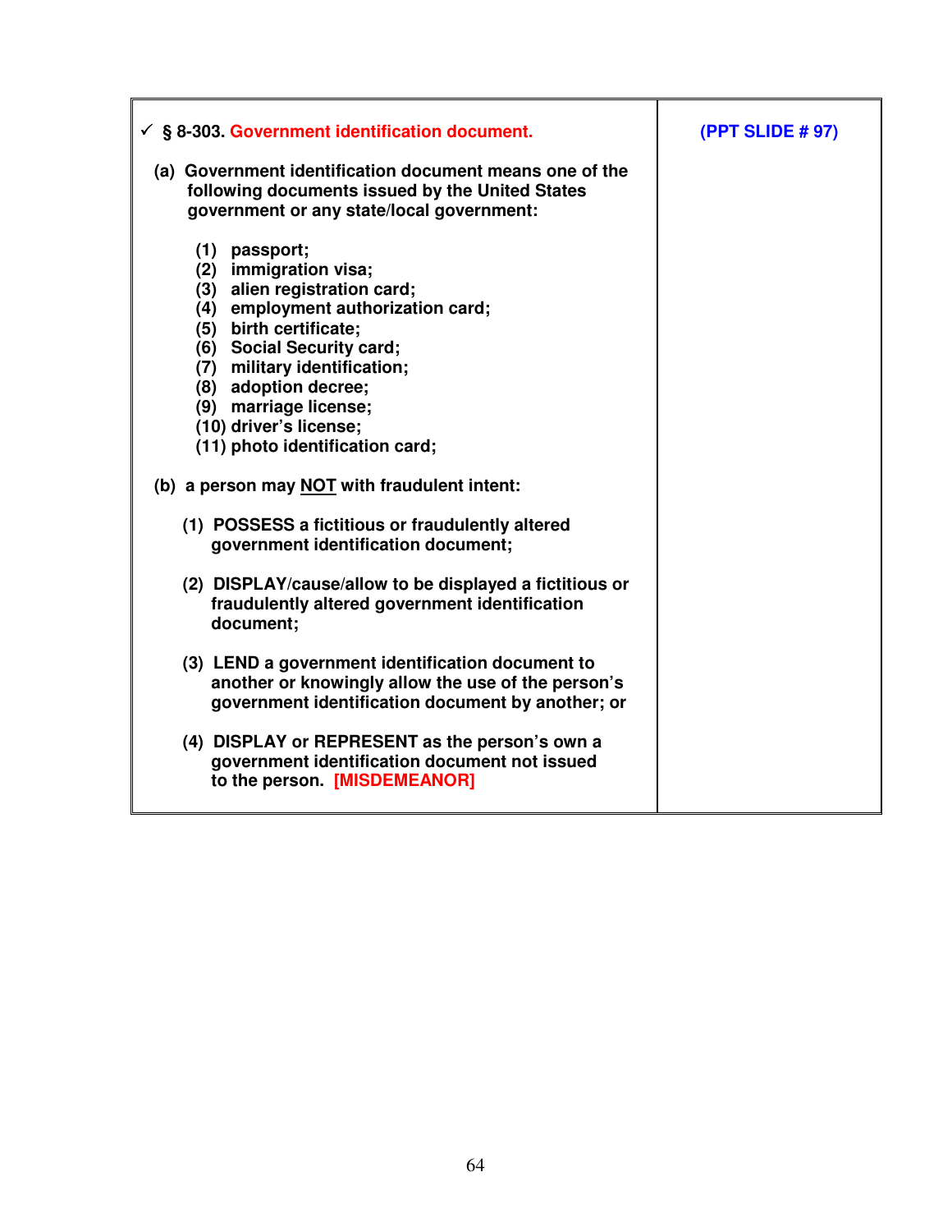| ✓ **§ 8-303. Government identification document.** | **(PPT SLIDE # 97)** |
|---|---|

**(a) Government identification document means one of the following documents issued by the United States government or any state/local government:**

- **(1) passport;**
- **(2) immigration visa;**
- **(3) alien registration card;**
- **(4) employment authorization card;**
- **(5) birth certificate;**
- **(6) Social Security card;**
- **(7) military identification;**
- **(8) adoption decree;**
- **(9) marriage license;**
- **(10) driver's license;**
- **(11) photo identification card;**

**(b) a person may NOT with fraudulent intent:**

- **(1) POSSESS a fictitious or fraudulently altered government identification document;**

- **(2) DISPLAY/cause/allow to be displayed a fictitious or fraudulently altered government identification document;**

- **(3) LEND a government identification document to another or knowingly allow the use of the person's government identification document by another; or**

- **(4) DISPLAY or REPRESENT as the person's own a government identification document not issued to the person. [MISDEMEANOR]**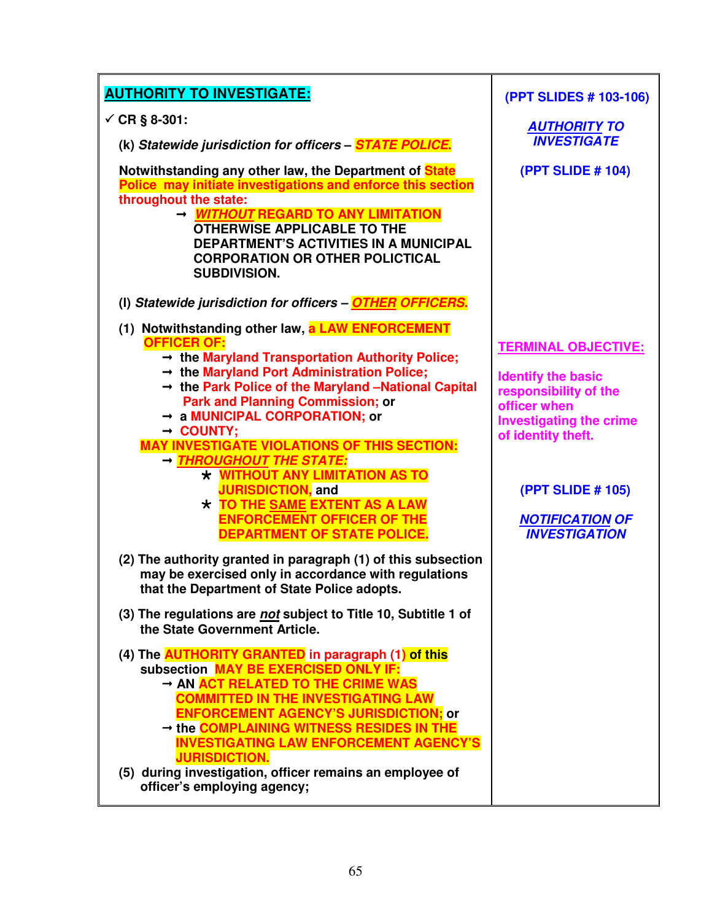**AUTHORITY TO INVESTIGATE:**

✓ **CR § 8-301:**

**(k)** ***Statewide jurisdiction for officers – STATE POLICE.***

**Notwithstanding any other law, the Department of State Police may initiate investigations and enforce this section throughout the state:**

- **→ *WITHOUT* REGARD TO ANY LIMITATION OTHERWISE APPLICABLE TO THE DEPARTMENT'S ACTIVITIES IN A MUNICIPAL CORPORATION OR OTHER POLICTICAL SUBDIVISION.**

**(l)** ***Statewide jurisdiction for officers – OTHER OFFICERS.***

**(1) Notwithstanding other law, a LAW ENFORCEMENT OFFICER OF:**

- **→ the Maryland Transportation Authority Police;**
- **→ the Maryland Port Administration Police;**
- **→ the Park Police of the Maryland –National Capital Park and Planning Commission; or**
- **→ a MUNICIPAL CORPORATION; or**
- **→ COUNTY;**

**MAY INVESTIGATE VIOLATIONS OF THIS SECTION:**

- **→ *THROUGHOUT* THE STATE:**
  - **\* WITHOUT ANY LIMITATION AS TO JURISDICTION, and**
  - **\* TO THE SAME EXTENT AS A LAW ENFORCEMENT OFFICER OF THE DEPARTMENT OF STATE POLICE.**

**(2) The authority granted in paragraph (1) of this subsection may be exercised only in accordance with regulations that the Department of State Police adopts.**

**(3) The regulations are *not* subject to Title 10, Subtitle 1 of the State Government Article.**

**(4) The AUTHORITY GRANTED in paragraph (1) of this subsection MAY BE EXERCISED ONLY IF:**

- **→ AN ACT RELATED TO THE CRIME WAS COMMITTED IN THE INVESTIGATING LAW ENFORCEMENT AGENCY'S JURISDICTION; or**
- **→ the COMPLAINING WITNESS RESIDES IN THE INVESTIGATING LAW ENFORCEMENT AGENCY'S JURISDICTION.**

**(5) during investigation, officer remains an employee of officer's employing agency;**

---

**(PPT SLIDES # 103-106)**

***AUTHORITY TO INVESTIGATE***

**(PPT SLIDE # 104)**

**TERMINAL OBJECTIVE:**

**Identify the basic responsibility of the officer when Investigating the crime of identity theft.**

**(PPT SLIDE # 105)**

***NOTIFICATION OF INVESTIGATION***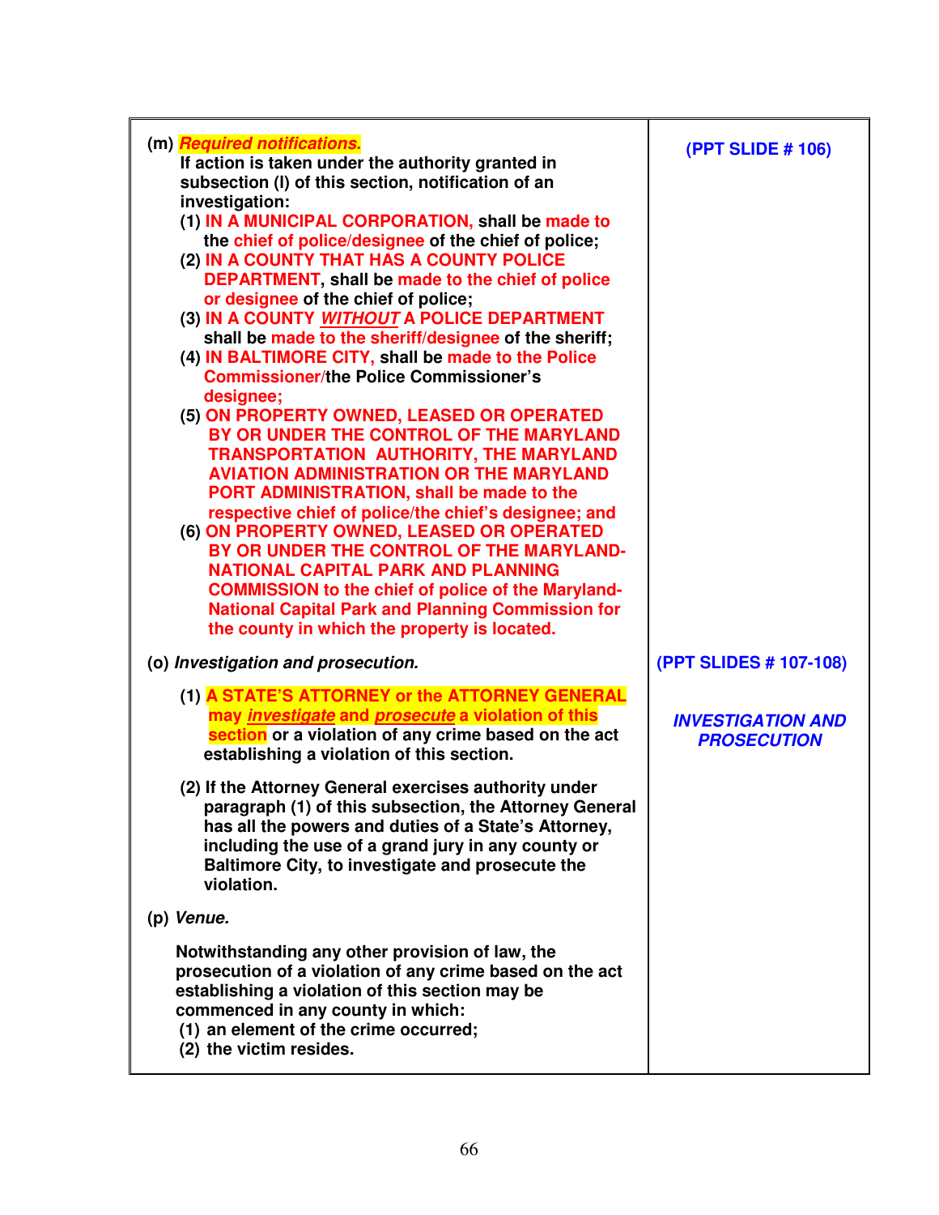| | |
|---|---|
| **(m)** ***Required notifications.*** **If action is taken under the authority granted in subsection (l) of this section, notification of an investigation:** <br> **(1) IN A MUNICIPAL CORPORATION, shall be made to the chief of police/designee of the chief of police;** <br> **(2) IN A COUNTY THAT HAS A COUNTY POLICE DEPARTMENT, shall be made to the chief of police or designee of the chief of police;** <br> **(3) IN A COUNTY *WITHOUT* A POLICE DEPARTMENT shall be made to the sheriff/designee of the sheriff;** <br> **(4) IN BALTIMORE CITY, shall be made to the Police Commissioner/the Police Commissioner's designee;** <br> **(5) ON PROPERTY OWNED, LEASED OR OPERATED BY OR UNDER THE CONTROL OF THE MARYLAND TRANSPORTATION AUTHORITY, THE MARYLAND AVIATION ADMINISTRATION OR THE MARYLAND PORT ADMINISTRATION, shall be made to the respective chief of police/the chief's designee; and** <br> **(6) ON PROPERTY OWNED, LEASED OR OPERATED BY OR UNDER THE CONTROL OF THE MARYLAND-NATIONAL CAPITAL PARK AND PLANNING COMMISSION to the chief of police of the Maryland-National Capital Park and Planning Commission for the county in which the property is located.** | **(PPT SLIDE # 106)** |
| **(o)** ***Investigation and prosecution.*** <br> **(1) A STATE'S ATTORNEY or the ATTORNEY GENERAL may *investigate* and *prosecute* a violation of this section or a violation of any crime based on the act establishing a violation of this section.** <br> **(2) If the Attorney General exercises authority under paragraph (1) of this subsection, the Attorney General has all the powers and duties of a State's Attorney, including the use of a grand jury in any county or Baltimore City, to investigate and prosecute the violation.** <br> **(p)** ***Venue.*** <br> **Notwithstanding any other provision of law, the prosecution of a violation of any crime based on the act establishing a violation of this section may be commenced in any county in which:** <br> **(1) an element of the crime occurred;** <br> **(2) the victim resides.** | **(PPT SLIDES # 107-108)** <br> ***INVESTIGATION AND PROSECUTION*** |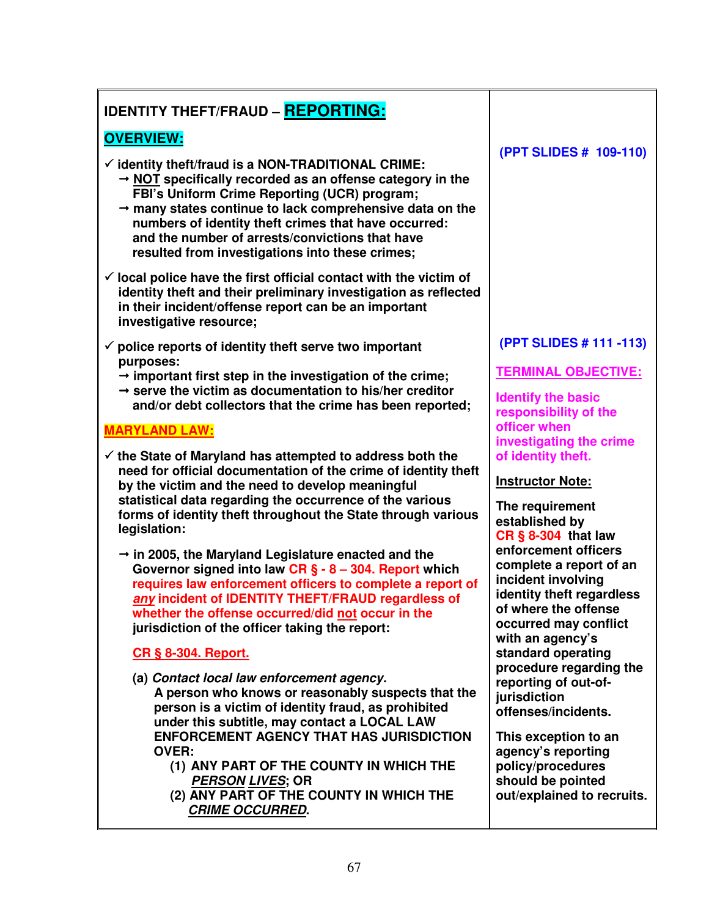## IDENTITY THEFT/FRAUD – REPORTING:

### OVERVIEW:

(PPT SLIDES # 109-110)

- ✓ identity theft/fraud is a **NON-TRADITIONAL CRIME:**
  - → NOT specifically recorded as an offense category in the FBI's Uniform Crime Reporting (UCR) program;
  - → many states continue to lack comprehensive data on the numbers of identity theft crimes that have occurred: and the number of arrests/convictions that have resulted from investigations into these crimes;
- ✓ local police have the first official contact with the victim of identity theft and their preliminary investigation as reflected in their incident/offense report can be an important investigative resource;
- ✓ police reports of identity theft serve two important purposes:
  - → important first step in the investigation of the crime;
  - → serve the victim as documentation to his/her creditor and/or debt collectors that the crime has been reported;

(PPT SLIDES # 111 -113)

**TERMINAL OBJECTIVE:**

**Identify the basic responsibility of the officer when investigating the crime of identity theft.**

### MARYLAND LAW:

- ✓ the State of Maryland has attempted to address both the need for official documentation of the crime of identity theft by the victim and the need to develop meaningful statistical data regarding the occurrence of the various forms of identity theft throughout the State through various legislation:
  - → in 2005, the Maryland Legislature enacted and the Governor signed into law **CR § - 8 – 304. Report** which **requires law enforcement officers to complete a report of *any* incident of IDENTITY THEFT/FRAUD regardless of whether the offense occurred/did not occur in the** jurisdiction of the officer taking the report:

**CR § 8-304. Report.**

(a) ***Contact local law enforcement agency.***
A person who knows or reasonably suspects that the person is a victim of identity fraud, as prohibited under this subtitle, may contact a LOCAL LAW ENFORCEMENT AGENCY THAT HAS JURISDICTION OVER:

(1) ANY PART OF THE COUNTY IN WHICH THE ***PERSON LIVES***; OR
(2) ANY PART OF THE COUNTY IN WHICH THE ***CRIME OCCURRED***.

**Instructor Note:**

The requirement established by CR § 8-304 that law enforcement officers complete a report of an incident involving identity theft regardless of where the offense occurred may conflict with an agency's standard operating procedure regarding the reporting of out-of-jurisdiction offenses/incidents.

This exception to an agency's reporting policy/procedures should be pointed out/explained to recruits.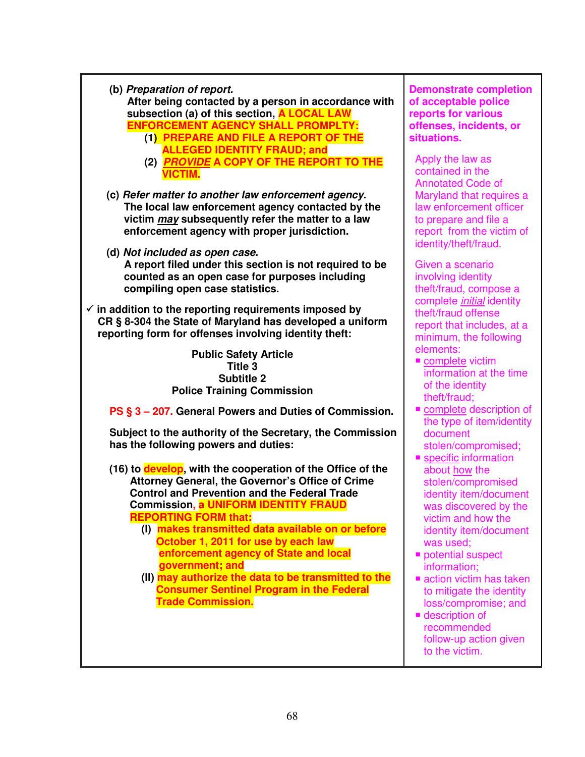| | |
|---|---|
| **(b)** ***Preparation of report.*** <br> **After being contacted by a person in accordance with subsection (a) of this section, A LOCAL LAW ENFORCEMENT AGENCY SHALL PROMPLTY:** <br> **(1) PREPARE AND FILE A REPORT OF THE ALLEGED IDENTITY FRAUD; and** <br> **(2) *PROVIDE* A COPY OF THE REPORT TO THE VICTIM.** <br><br> **(c)** ***Refer matter to another law enforcement agency.*** <br> **The local law enforcement agency contacted by the victim *may* subsequently refer the matter to a law enforcement agency with proper jurisdiction.** <br><br> **(d)** ***Not included as open case.*** <br> **A report filed under this section is not required to be counted as an open case for purposes including compiling open case statistics.** <br><br> ✓ **in addition to the reporting requirements imposed by CR § 8-304 the State of Maryland has developed a uniform reporting form for offenses involving identity theft:** <br><br> **Public Safety Article** <br> **Title 3** <br> **Subtitle 2** <br> **Police Training Commission** <br><br> **PS § 3 – 207. General Powers and Duties of Commission.** <br><br> **Subject to the authority of the Secretary, the Commission has the following powers and duties:** <br><br> **(16) to develop, with the cooperation of the Office of the Attorney General, the Governor's Office of Crime Control and Prevention and the Federal Trade Commission, a UNIFORM IDENTITY FRAUD REPORTING FORM that:** <br> **(I) makes transmitted data available on or before October 1, 2011 for use by each law enforcement agency of State and local government; and** <br> **(II) may authorize the data to be transmitted to the Consumer Sentinel Program in the Federal Trade Commission.** | **Demonstrate completion of acceptable police reports for various offenses, incidents, or situations.** <br><br> Apply the law as contained in the Annotated Code of Maryland that requires a law enforcement officer to prepare and file a report from the victim of identity/theft/fraud. <br><br> Given a scenario involving identity theft/fraud, compose a complete *initial* identity theft/fraud offense report that includes, at a minimum, the following elements: <br> ▪ complete victim information at the time of the identity theft/fraud; <br> ▪ complete description of the type of item/identity document stolen/compromised; <br> ▪ specific information about how the stolen/compromised identity item/document was discovered by the victim and how the identity item/document was used; <br> ▪ potential suspect information; <br> ▪ action victim has taken to mitigate the identity loss/compromise; and <br> ▪ description of recommended follow-up action given to the victim. |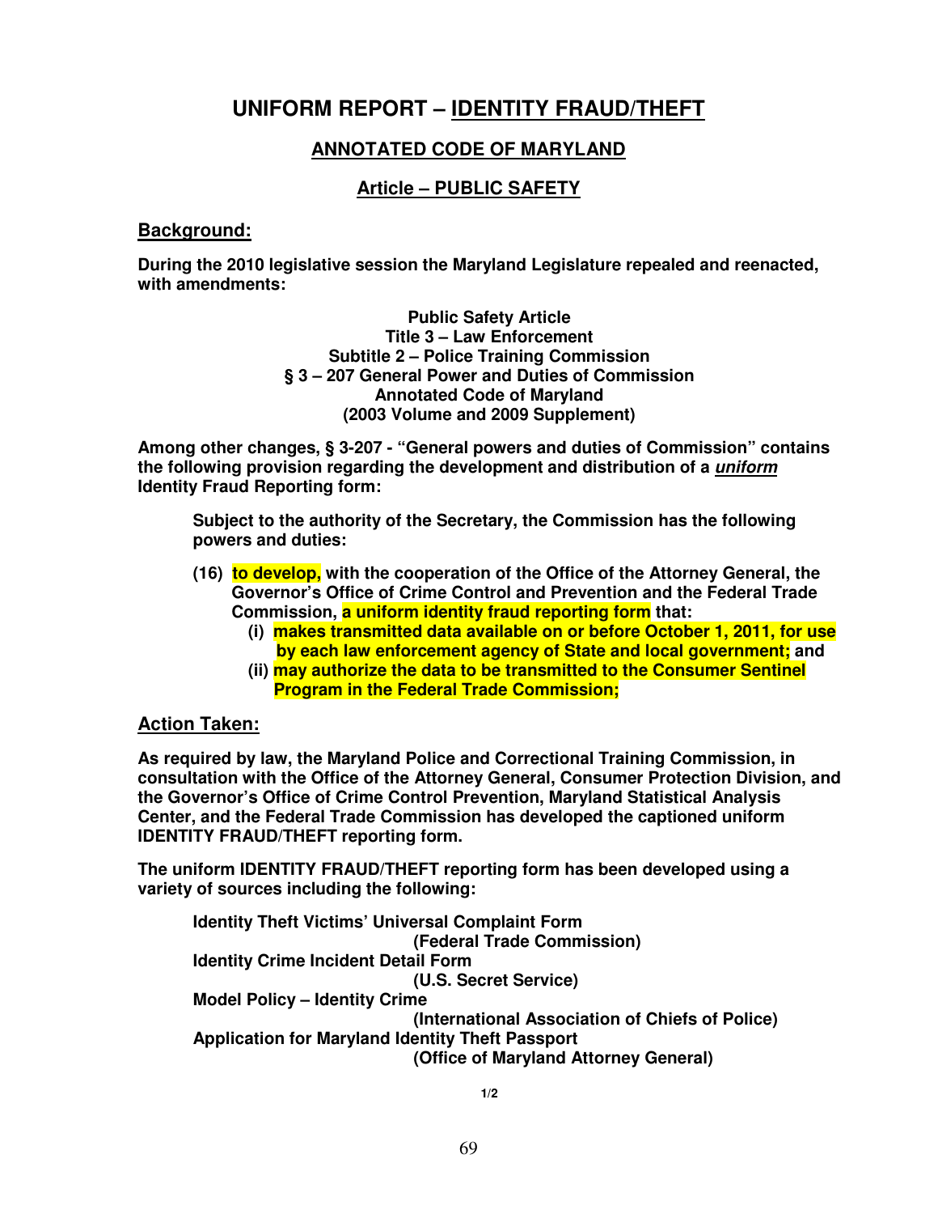# UNIFORM REPORT – IDENTITY FRAUD/THEFT

## ANNOTATED CODE OF MARYLAND

## Article – PUBLIC SAFETY

### Background:

**During the 2010 legislative session the Maryland Legislature repealed and reenacted, with amendments:**

**Public Safety Article**
**Title 3 – Law Enforcement**
**Subtitle 2 – Police Training Commission**
**§ 3 – 207 General Power and Duties of Commission**
**Annotated Code of Maryland**
**(2003 Volume and 2009 Supplement)**

**Among other changes, § 3-207 - "General powers and duties of Commission" contains the following provision regarding the development and distribution of a *uniform* Identity Fraud Reporting form:**

> **Subject to the authority of the Secretary, the Commission has the following powers and duties:**
>
> **(16) to develop, with the cooperation of the Office of the Attorney General, the Governor's Office of Crime Control and Prevention and the Federal Trade Commission, a uniform identity fraud reporting form that:**
> - **(i) makes transmitted data available on or before October 1, 2011, for use by each law enforcement agency of State and local government; and**
> - **(ii) may authorize the data to be transmitted to the Consumer Sentinel Program in the Federal Trade Commission;**

### Action Taken:

**As required by law, the Maryland Police and Correctional Training Commission, in consultation with the Office of the Attorney General, Consumer Protection Division, and the Governor's Office of Crime Control Prevention, Maryland Statistical Analysis Center, and the Federal Trade Commission has developed the captioned uniform IDENTITY FRAUD/THEFT reporting form.**

**The uniform IDENTITY FRAUD/THEFT reporting form has been developed using a variety of sources including the following:**

- **Identity Theft Victims' Universal Complaint Form** **(Federal Trade Commission)**
- **Identity Crime Incident Detail Form** **(U.S. Secret Service)**
- **Model Policy – Identity Crime** **(International Association of Chiefs of Police)**
- **Application for Maryland Identity Theft Passport** **(Office of Maryland Attorney General)**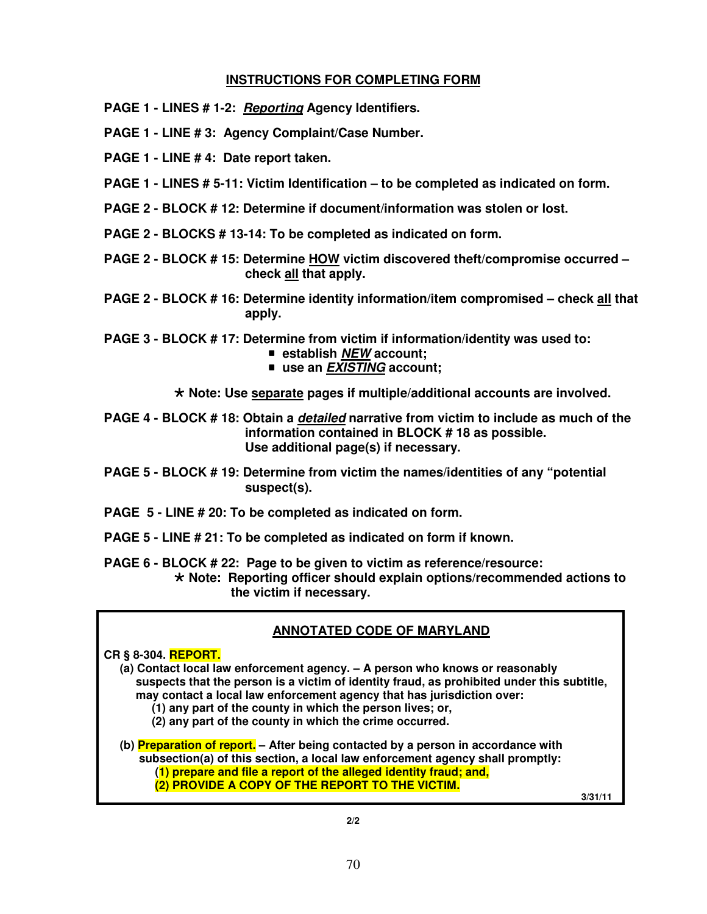## INSTRUCTIONS FOR COMPLETING FORM

**PAGE 1 - LINES # 1-2: *Reporting* Agency Identifiers.**

**PAGE 1 - LINE # 3: Agency Complaint/Case Number.**

**PAGE 1 - LINE # 4: Date report taken.**

**PAGE 1 - LINES # 5-11: Victim Identification – to be completed as indicated on form.**

**PAGE 2 - BLOCK # 12: Determine if document/information was stolen or lost.**

**PAGE 2 - BLOCKS # 13-14: To be completed as indicated on form.**

**PAGE 2 - BLOCK # 15: Determine HOW victim discovered theft/compromise occurred – check all that apply.**

**PAGE 2 - BLOCK # 16: Determine identity information/item compromised – check all that apply.**

**PAGE 3 - BLOCK # 17: Determine from victim if information/identity was used to:**

- **establish *NEW* account;**
- **use an *EXISTING* account;**

**\* Note: Use separate pages if multiple/additional accounts are involved.**

**PAGE 4 - BLOCK # 18: Obtain a *detailed* narrative from victim to include as much of the information contained in BLOCK # 18 as possible. Use additional page(s) if necessary.**

**PAGE 5 - BLOCK # 19: Determine from victim the names/identities of any "potential suspect(s).**

**PAGE 5 - LINE # 20: To be completed as indicated on form.**

**PAGE 5 - LINE # 21: To be completed as indicated on form if known.**

**PAGE 6 - BLOCK # 22: Page to be given to victim as reference/resource:**
**\* Note: Reporting officer should explain options/recommended actions to the victim if necessary.**

---

### ANNOTATED CODE OF MARYLAND

**CR § 8-304. REPORT.**

**(a) Contact local law enforcement agency. – A person who knows or reasonably suspects that the person is a victim of identity fraud, as prohibited under this subtitle, may contact a local law enforcement agency that has jurisdiction over:**

**(1) any part of the county in which the person lives; or,**

**(2) any part of the county in which the crime occurred.**

**(b) Preparation of report. – After being contacted by a person in accordance with subsection(a) of this section, a local law enforcement agency shall promptly:**

**(1) prepare and file a report of the alleged identity fraud; and,**

**(2) PROVIDE A COPY OF THE REPORT TO THE VICTIM.**

3/31/11

---

2/2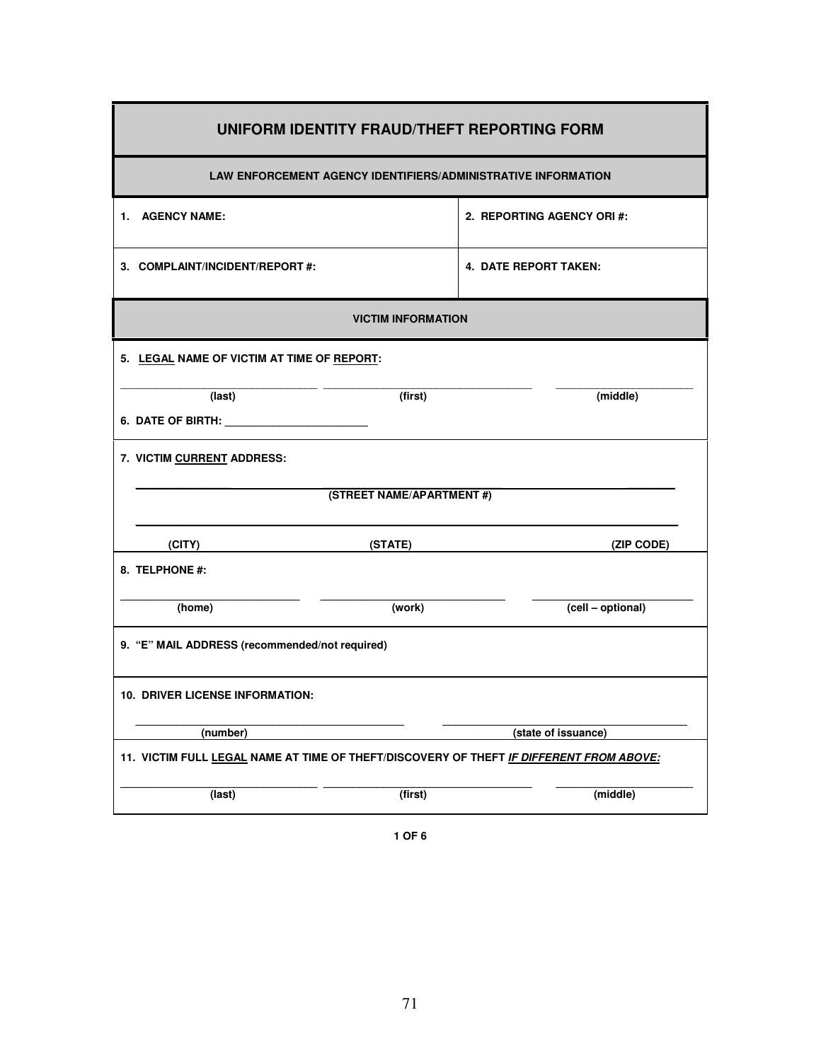# UNIFORM IDENTITY FRAUD/THEFT REPORTING FORM

## LAW ENFORCEMENT AGENCY IDENTIFIERS/ADMINISTRATIVE INFORMATION

| | |
|---|---|
| **1. AGENCY NAME:** | **2. REPORTING AGENCY ORI #:** |
| **3. COMPLAINT/INCIDENT/REPORT #:** | **4. DATE REPORT TAKEN:** |

## VICTIM INFORMATION

**5. LEGAL NAME OF VICTIM AT TIME OF REPORT:**

_______________________________ _________________________________ ______________________
**(last)** **(first)** **(middle)**

**6. DATE OF BIRTH:** ________________________

**7. VICTIM CURRENT ADDRESS:**

______________________________________________________________________________
**(STREET NAME/APARTMENT #)**

______________________________________________________________________________
**(CITY)** **(STATE)** **(ZIP CODE)**

**8. TELPHONE #:**

____________________________ ______________________________ _________________________
**(home)** **(work)** **(cell – optional)**

**9. "E" MAIL ADDRESS (recommended/not required)**

**10. DRIVER LICENSE INFORMATION:**

___________________________________________ ________________________________________
**(number)** **(state of issuance)**

**11. VICTIM FULL LEGAL NAME AT TIME OF THEFT/DISCOVERY OF THEFT *IF DIFFERENT FROM ABOVE:***

_______________________________ _________________________________ ______________________
**(last)** **(first)** **(middle)**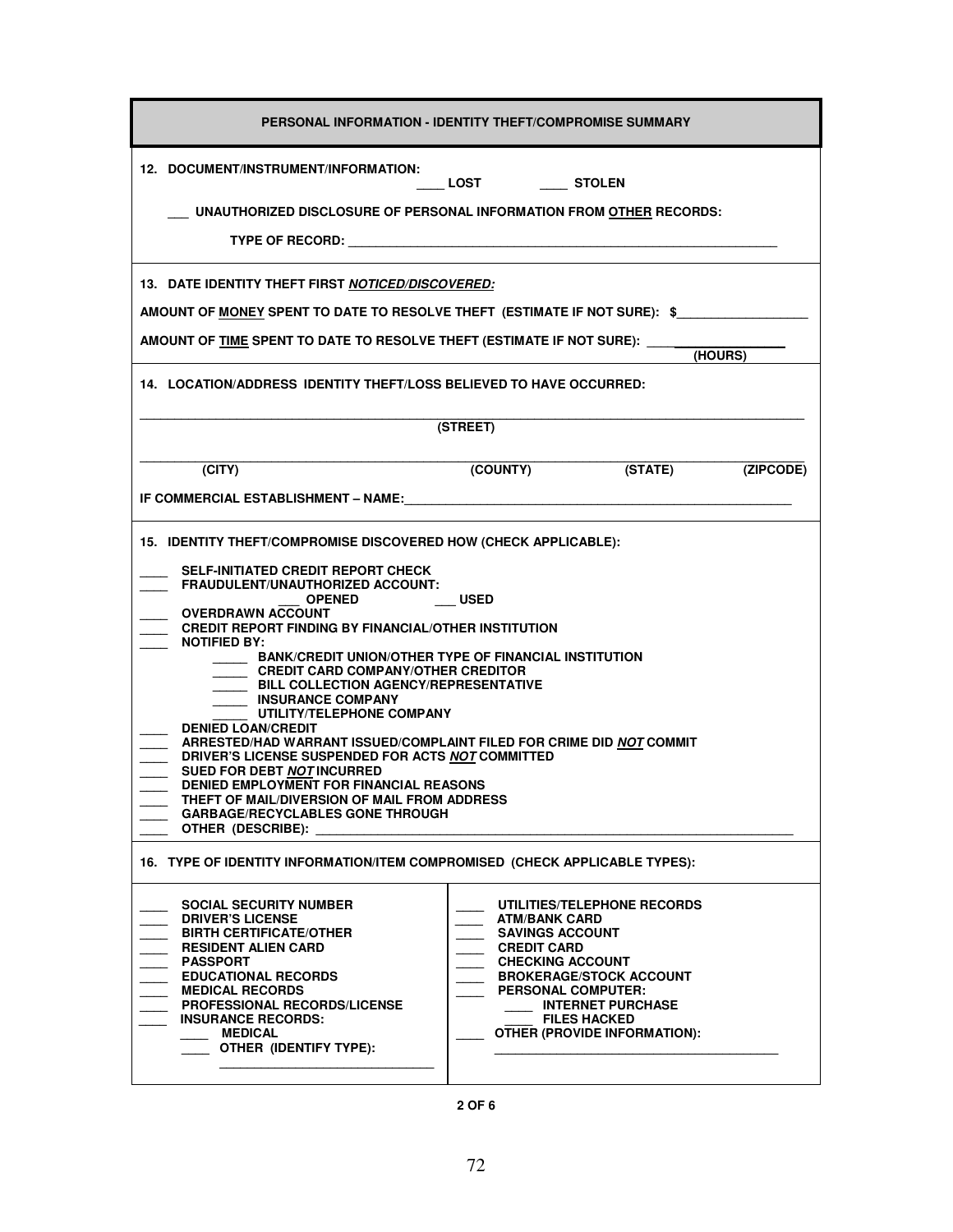## PERSONAL INFORMATION - IDENTITY THEFT/COMPROMISE SUMMARY

**12. DOCUMENT/INSTRUMENT/INFORMATION:** ____ LOST ____ STOLEN

___ UNAUTHORIZED DISCLOSURE OF PERSONAL INFORMATION FROM OTHER RECORDS:

TYPE OF RECORD: ______________________________________________

**13. DATE IDENTITY THEFT FIRST *NOTICED/DISCOVERED:***

AMOUNT OF MONEY SPENT TO DATE TO RESOLVE THEFT (ESTIMATE IF NOT SURE): $__________________

AMOUNT OF TIME SPENT TO DATE TO RESOLVE THEFT (ESTIMATE IF NOT SURE): ________________ (HOURS)

**14. LOCATION/ADDRESS IDENTITY THEFT/LOSS BELIEVED TO HAVE OCCURRED:**

______________________________________________
(STREET)

______________________________________________
(CITY) (COUNTY) (STATE) (ZIPCODE)

IF COMMERCIAL ESTABLISHMENT – NAME:______________________________________________

**15. IDENTITY THEFT/COMPROMISE DISCOVERED HOW (CHECK APPLICABLE):**

- ____ SELF-INITIATED CREDIT REPORT CHECK
- ____ FRAUDULENT/UNAUTHORIZED ACCOUNT:
  - ___ OPENED ___ USED
- ____ OVERDRAWN ACCOUNT
- ____ CREDIT REPORT FINDING BY FINANCIAL/OTHER INSTITUTION
- ____ NOTIFIED BY:
  - _____ BANK/CREDIT UNION/OTHER TYPE OF FINANCIAL INSTITUTION
  - _____ CREDIT CARD COMPANY/OTHER CREDITOR
  - _____ BILL COLLECTION AGENCY/REPRESENTATIVE
  - _____ INSURANCE COMPANY
  - _____ UTILITY/TELEPHONE COMPANY
- ____ DENIED LOAN/CREDIT
- ____ ARRESTED/HAD WARRANT ISSUED/COMPLAINT FILED FOR CRIME DID ***NOT*** COMMIT
- ____ DRIVER'S LICENSE SUSPENDED FOR ACTS ***NOT*** COMMITTED
- ____ SUED FOR DEBT ***NOT*** INCURRED
- ____ DENIED EMPLOYMENT FOR FINANCIAL REASONS
- ____ THEFT OF MAIL/DIVERSION OF MAIL FROM ADDRESS
- ____ GARBAGE/RECYCLABLES GONE THROUGH
- ____ OTHER (DESCRIBE): ______________________________________________

**16. TYPE OF IDENTITY INFORMATION/ITEM COMPROMISED (CHECK APPLICABLE TYPES):**

- ____ SOCIAL SECURITY NUMBER
- ____ DRIVER'S LICENSE
- ____ BIRTH CERTIFICATE/OTHER
- ____ RESIDENT ALIEN CARD
- ____ PASSPORT
- ____ EDUCATIONAL RECORDS
- ____ MEDICAL RECORDS
- ____ PROFESSIONAL RECORDS/LICENSE
- ____ INSURANCE RECORDS:
  - ____ MEDICAL
  - ____ OTHER (IDENTIFY TYPE): ______________________________
- ____ UTILITIES/TELEPHONE RECORDS
- ____ ATM/BANK CARD
- ____ SAVINGS ACCOUNT
- ____ CREDIT CARD
- ____ CHECKING ACCOUNT
- ____ BROKERAGE/STOCK ACCOUNT
- ____ PERSONAL COMPUTER:
  - ____ INTERNET PURCHASE
  - ____ FILES HACKED
- ____ OTHER (PROVIDE INFORMATION): ______________________________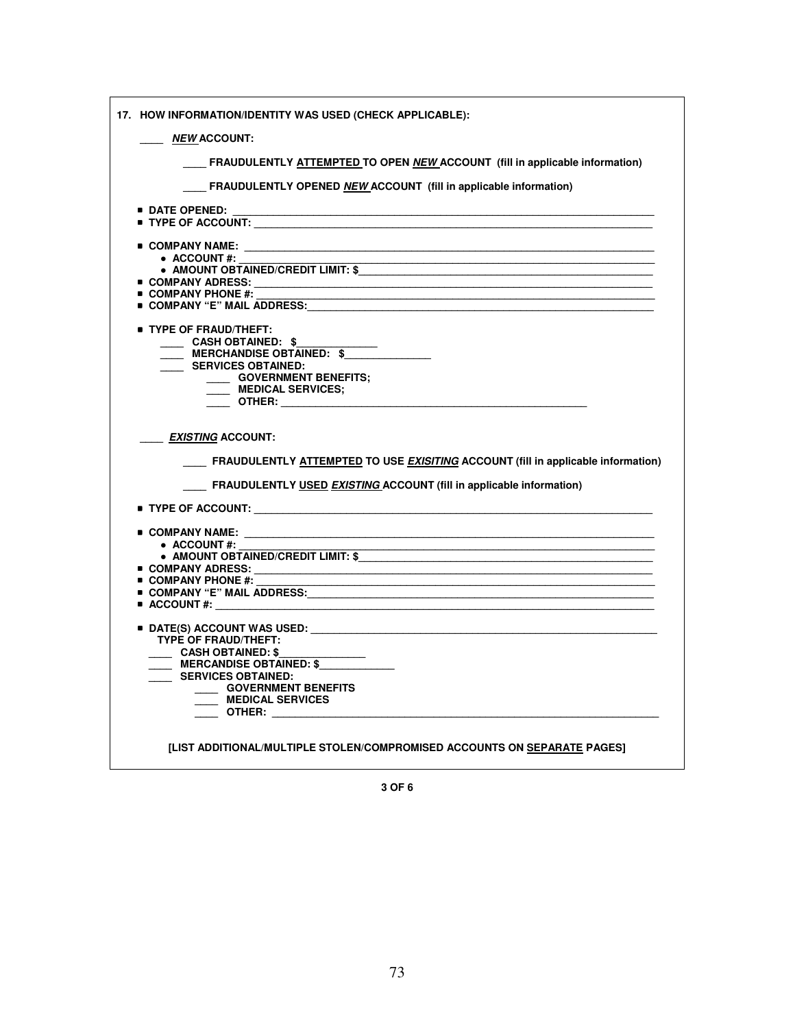**17. HOW INFORMATION/IDENTITY WAS USED (CHECK APPLICABLE):**

____ ***NEW* ACCOUNT:**

____ **FRAUDULENTLY <u>ATTEMPTED</u> TO OPEN *<u>NEW</u>* ACCOUNT (fill in applicable information)**

____ **FRAUDULENTLY OPENED *<u>NEW</u>* ACCOUNT (fill in applicable information)**

- **DATE OPENED:** ______________________________
- **TYPE OF ACCOUNT:** ______________________________

- **COMPANY NAME:** ______________________________
  - **ACCOUNT #:** ______________________________
  - **AMOUNT OBTAINED/CREDIT LIMIT: $**______________________________
- **COMPANY ADRESS:** ______________________________
- **COMPANY PHONE #:** ______________________________
- **COMPANY "E" MAIL ADDRESS:** ______________________________

- **TYPE OF FRAUD/THEFT:**
  - ____ **CASH OBTAINED: $**______________
  - ____ **MERCHANDISE OBTAINED: $**______________
  - ____ **SERVICES OBTAINED:**
    - ____ **GOVERNMENT BENEFITS;**
    - ____ **MEDICAL SERVICES;**
    - ____ **OTHER:** ______________________________

____ ***EXISTING* ACCOUNT:**

____ **FRAUDULENTLY <u>ATTEMPTED</u> TO USE *<u>EXISITING</u>* ACCOUNT (fill in applicable information)**

____ **FRAUDULENTLY <u>USED</u> *<u>EXISTING</u>* ACCOUNT (fill in applicable information)**

- **TYPE OF ACCOUNT:** ______________________________

- **COMPANY NAME:** ______________________________
  - **ACCOUNT #:** ______________________________
  - **AMOUNT OBTAINED/CREDIT LIMIT: $**______________________________
- **COMPANY ADRESS:** ______________________________
- **COMPANY PHONE #:** ______________________________
- **COMPANY "E" MAIL ADDRESS:** ______________________________
- **ACCOUNT #:** ______________________________

- **DATE(S) ACCOUNT WAS USED:** ______________________________

  **TYPE OF FRAUD/THEFT:**
  - ____ **CASH OBTAINED: $**______________
  - ____ **MERCANDISE OBTAINED: $**______________
  - ____ **SERVICES OBTAINED:**
    - ____ **GOVERNMENT BENEFITS**
    - ____ **MEDICAL SERVICES**
    - ____ **OTHER:** ______________________________

**[LIST ADDITIONAL/MULTIPLE STOLEN/COMPROMISED ACCOUNTS ON <u>SEPARATE</u> PAGES]**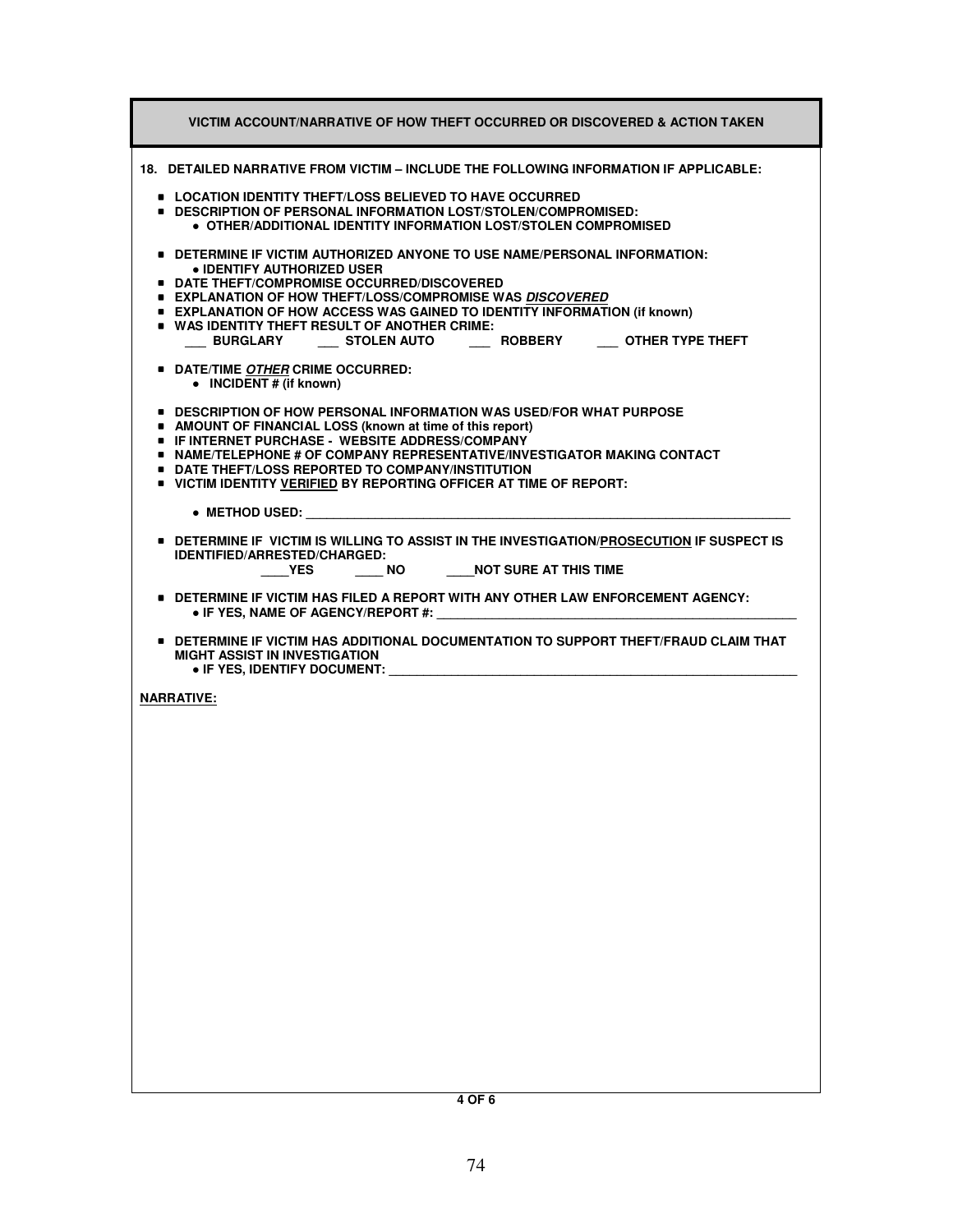## VICTIM ACCOUNT/NARRATIVE OF HOW THEFT OCCURRED OR DISCOVERED & ACTION TAKEN

**18. DETAILED NARRATIVE FROM VICTIM – INCLUDE THE FOLLOWING INFORMATION IF APPLICABLE:**

- **LOCATION IDENTITY THEFT/LOSS BELIEVED TO HAVE OCCURRED**
- **DESCRIPTION OF PERSONAL INFORMATION LOST/STOLEN/COMPROMISED:**
  - **OTHER/ADDITIONAL IDENTITY INFORMATION LOST/STOLEN COMPROMISED**
- **DETERMINE IF VICTIM AUTHORIZED ANYONE TO USE NAME/PERSONAL INFORMATION:**
  - **IDENTIFY AUTHORIZED USER**
- **DATE THEFT/COMPROMISE OCCURRED/DISCOVERED**
- **EXPLANATION OF HOW THEFT/LOSS/COMPROMISE WAS _DISCOVERED_**
- **EXPLANATION OF HOW ACCESS WAS GAINED TO IDENTITY INFORMATION (if known)**
- **WAS IDENTITY THEFT RESULT OF ANOTHER CRIME:**
  **___ BURGLARY ___ STOLEN AUTO ___ ROBBERY ___ OTHER TYPE THEFT**
- **DATE/TIME _OTHER_ CRIME OCCURRED:**
  - **INCIDENT # (if known)**
- **DESCRIPTION OF HOW PERSONAL INFORMATION WAS USED/FOR WHAT PURPOSE**
- **AMOUNT OF FINANCIAL LOSS (known at time of this report)**
- **IF INTERNET PURCHASE - WEBSITE ADDRESS/COMPANY**
- **NAME/TELEPHONE # OF COMPANY REPRESENTATIVE/INVESTIGATOR MAKING CONTACT**
- **DATE THEFT/LOSS REPORTED TO COMPANY/INSTITUTION**
- **VICTIM IDENTITY VERIFIED BY REPORTING OFFICER AT TIME OF REPORT:**
  - **METHOD USED: ______________________________________________________________**
- **DETERMINE IF VICTIM IS WILLING TO ASSIST IN THE INVESTIGATION/PROSECUTION IF SUSPECT IS IDENTIFIED/ARRESTED/CHARGED:**
  **____YES ____ NO ____NOT SURE AT THIS TIME**
- **DETERMINE IF VICTIM HAS FILED A REPORT WITH ANY OTHER LAW ENFORCEMENT AGENCY:**
  - **IF YES, NAME OF AGENCY/REPORT #: ____________________________________________**
- **DETERMINE IF VICTIM HAS ADDITIONAL DOCUMENTATION TO SUPPORT THEFT/FRAUD CLAIM THAT MIGHT ASSIST IN INVESTIGATION**
  - **IF YES, IDENTIFY DOCUMENT: _____________________________________________________**

**NARRATIVE:**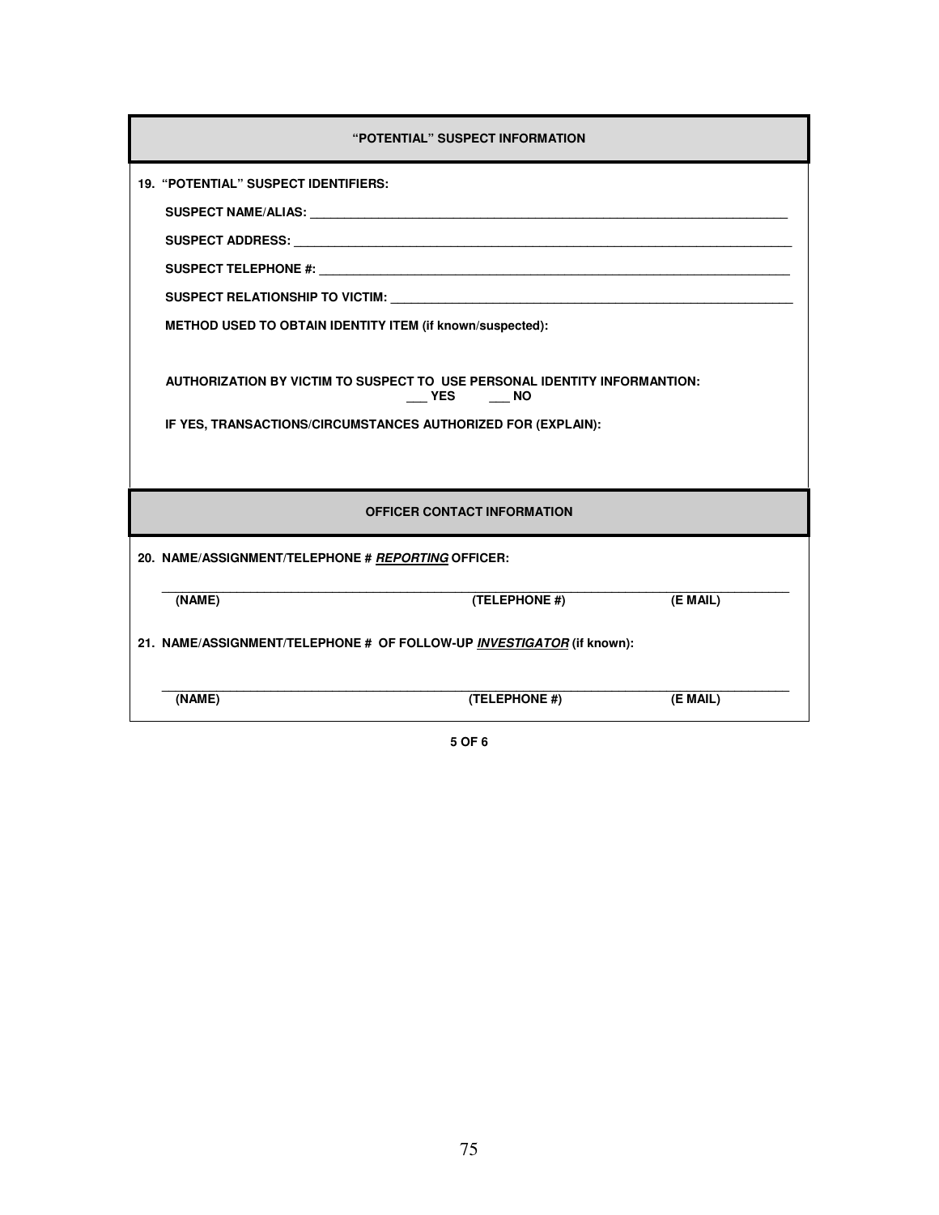## "POTENTIAL" SUSPECT INFORMATION

**19. "POTENTIAL" SUSPECT IDENTIFIERS:**

**SUSPECT NAME/ALIAS:** ___________________________________________________________________________

**SUSPECT ADDRESS:** ___________________________________________________________________________

**SUSPECT TELEPHONE #:** ___________________________________________________________________________

**SUSPECT RELATIONSHIP TO VICTIM:** ___________________________________________________________

**METHOD USED TO OBTAIN IDENTITY ITEM (if known/suspected):**

**AUTHORIZATION BY VICTIM TO SUSPECT TO USE PERSONAL IDENTITY INFORMANTION:**
**___ YES ___ NO**

**IF YES, TRANSACTIONS/CIRCUMSTANCES AUTHORIZED FOR (EXPLAIN):**

## OFFICER CONTACT INFORMATION

**20. NAME/ASSIGNMENT/TELEPHONE # *REPORTING* OFFICER:**

___________________________________________________________________________________________
**(NAME) (TELEPHONE #) (E MAIL)**

**21. NAME/ASSIGNMENT/TELEPHONE # OF FOLLOW-UP *INVESTIGATOR* (if known):**

___________________________________________________________________________________________
**(NAME) (TELEPHONE #) (E MAIL)**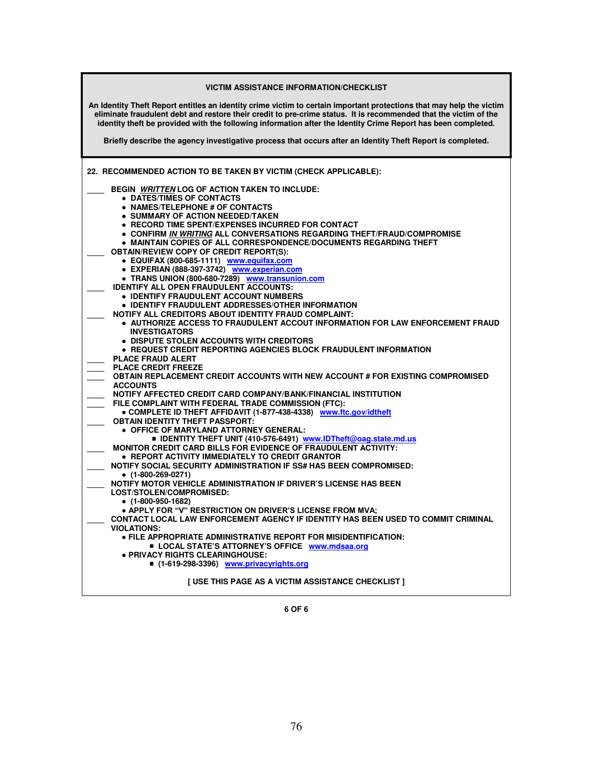**VICTIM ASSISTANCE INFORMATION/CHECKLIST**

**An Identity Theft Report entitles an identity crime victim to certain important protections that may help the victim eliminate fraudulent debt and restore their credit to pre-crime status. It is recommended that the victim of the identity theft be provided with the following information after the Identity Crime Report has been completed.**

**Briefly describe the agency investigative process that occurs after an Identity Theft Report is completed.**

**22. RECOMMENDED ACTION TO BE TAKEN BY VICTIM (CHECK APPLICABLE):**

____ **BEGIN *WRITTEN* LOG OF ACTION TAKEN TO INCLUDE:**
- **DATES/TIMES OF CONTACTS**
- **NAMES/TELEPHONE # OF CONTACTS**
- **SUMMARY OF ACTION NEEDED/TAKEN**
- **RECORD TIME SPENT/EXPENSES INCURRED FOR CONTACT**
- **CONFIRM *IN WRITING* ALL CONVERSATIONS REGARDING THEFT/FRAUD/COMPROMISE**
- **MAINTAIN COPIES OF ALL CORRESPONDENCE/DOCUMENTS REGARDING THEFT**

____ **OBTAIN/REVIEW COPY OF CREDIT REPORT(S):**
- **EQUIFAX (800-685-1111) www.equifax.com**
- **EXPERIAN (888-397-3742) www.experian.com**
- **TRANS UNION (800-680-7289) www.transunion.com**

____ **IDENTIFY ALL OPEN FRAUDULENT ACCOUNTS:**
- **IDENTIFY FRAUDULENT ACCOUNT NUMBERS**
- **IDENTIFY FRAUDULENT ADDRESSES/OTHER INFORMATION**

____ **NOTIFY ALL CREDITORS ABOUT IDENTITY FRAUD COMPLAINT:**
- **AUTHORIZE ACCESS TO FRAUDULENT ACCOUT INFORMATION FOR LAW ENFORCEMENT FRAUD INVESTIGATORS**
- **DISPUTE STOLEN ACCOUNTS WITH CREDITORS**
- **REQUEST CREDIT REPORTING AGENCIES BLOCK FRAUDULENT INFORMATION**

____ **PLACE FRAUD ALERT**

____ **PLACE CREDIT FREEZE**

____ **OBTAIN REPLACEMENT CREDIT ACCOUNTS WITH NEW ACCOUNT # FOR EXISTING COMPROMISED ACCOUNTS**

____ **NOTIFY AFFECTED CREDIT CARD COMPANY/BANK/FINANCIAL INSTITUTION**

____ **FILE COMPLAINT WITH FEDERAL TRADE COMMISSION (FTC):**
- **COMPLETE ID THEFT AFFIDAVIT (1-877-438-4338) www.ftc.gov/idtheft**

____ **OBTAIN IDENTITY THEFT PASSPORT:**
- **OFFICE OF MARYLAND ATTORNEY GENERAL:**
  - **IDENTITY THEFT UNIT (410-576-6491) www.IDTheft@oag.state.md.us**

____ **MONITOR CREDIT CARD BILLS FOR EVIDENCE OF FRAUDULENT ACTIVITY:**
- **REPORT ACTIVITY IMMEDIATELY TO CREDIT GRANTOR**

____ **NOTIFY SOCIAL SECURITY ADMINISTRATION IF SS# HAS BEEN COMPROMISED:**
- **(1-800-269-0271)**

____ **NOTIFY MOTOR VEHICLE ADMINISTRATION IF DRIVER'S LICENSE HAS BEEN LOST/STOLEN/COMPROMISED:**
- **(1-800-950-1682)**
- **APPLY FOR "V" RESTRICTION ON DRIVER'S LICENSE FROM MVA;**

____ **CONTACT LOCAL LAW ENFORCEMENT AGENCY IF IDENTITY HAS BEEN USED TO COMMIT CRIMINAL VIOLATIONS:**
- **FILE APPROPRIATE ADMINISTRATIVE REPORT FOR MISIDENTIFICATION:**
  - **LOCAL STATE'S ATTORNEY'S OFFICE www.mdsaa.org**
- **PRIVACY RIGHTS CLEARINGHOUSE:**
  - **(1-619-298-3396) www.privacyrights.org**

**[ USE THIS PAGE AS A VICTIM ASSISTANCE CHECKLIST ]**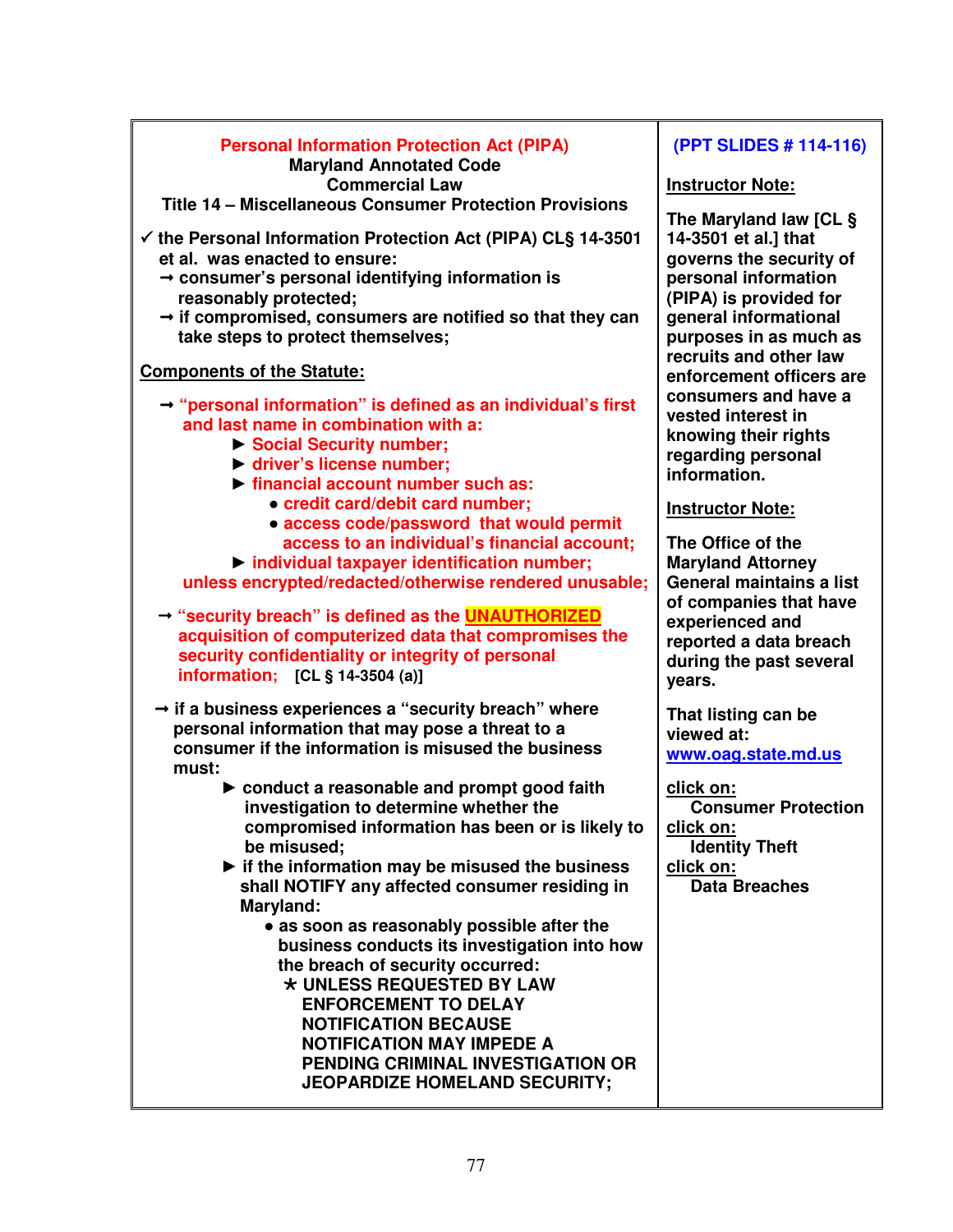**Personal Information Protection Act (PIPA)**
**Maryland Annotated Code**
**Commercial Law**
**Title 14 – Miscellaneous Consumer Protection Provisions**

✓ **the Personal Information Protection Act (PIPA) CL§ 14-3501 et al. was enacted to ensure:**
- → **consumer's personal identifying information is reasonably protected;**
- → **if compromised, consumers are notified so that they can take steps to protect themselves;**

**Components of the Statute:**

- → **"personal information" is defined as an individual's first and last name in combination with a:**
  - ► **Social Security number;**
  - ► **driver's license number;**
  - ► **financial account number such as:**
    - **credit card/debit card number;**
    - **access code/password that would permit access to an individual's financial account;**
  - ► **individual taxpayer identification number;**

  **unless encrypted/redacted/otherwise rendered unusable;**

- → **"security breach" is defined as the UNAUTHORIZED acquisition of computerized data that compromises the security confidentiality or integrity of personal information;** **[CL § 14-3504 (a)]**

- → **if a business experiences a "security breach" where personal information that may pose a threat to a consumer if the information is misused the business must:**
  - ► **conduct a reasonable and prompt good faith investigation to determine whether the compromised information has been or is likely to be misused;**
  - ► **if the information may be misused the business shall NOTIFY any affected consumer residing in Maryland:**
    - **as soon as reasonably possible after the business conducts its investigation into how the breach of security occurred:**
      - ⋆ **UNLESS REQUESTED BY LAW ENFORCEMENT TO DELAY NOTIFICATION BECAUSE NOTIFICATION MAY IMPEDE A PENDING CRIMINAL INVESTIGATION OR JEOPARDIZE HOMELAND SECURITY;**

**(PPT SLIDES # 114-116)**

**Instructor Note:**

**The Maryland law [CL § 14-3501 et al.] that governs the security of personal information (PIPA) is provided for general informational purposes in as much as recruits and other law enforcement officers are consumers and have a vested interest in knowing their rights regarding personal information.**

**Instructor Note:**

**The Office of the Maryland Attorney General maintains a list of companies that have experienced and reported a data breach during the past several years.**

**That listing can be viewed at: www.oag.state.md.us**

**click on:** **Consumer Protection**
**click on:** **Identity Theft**
**click on:** **Data Breaches**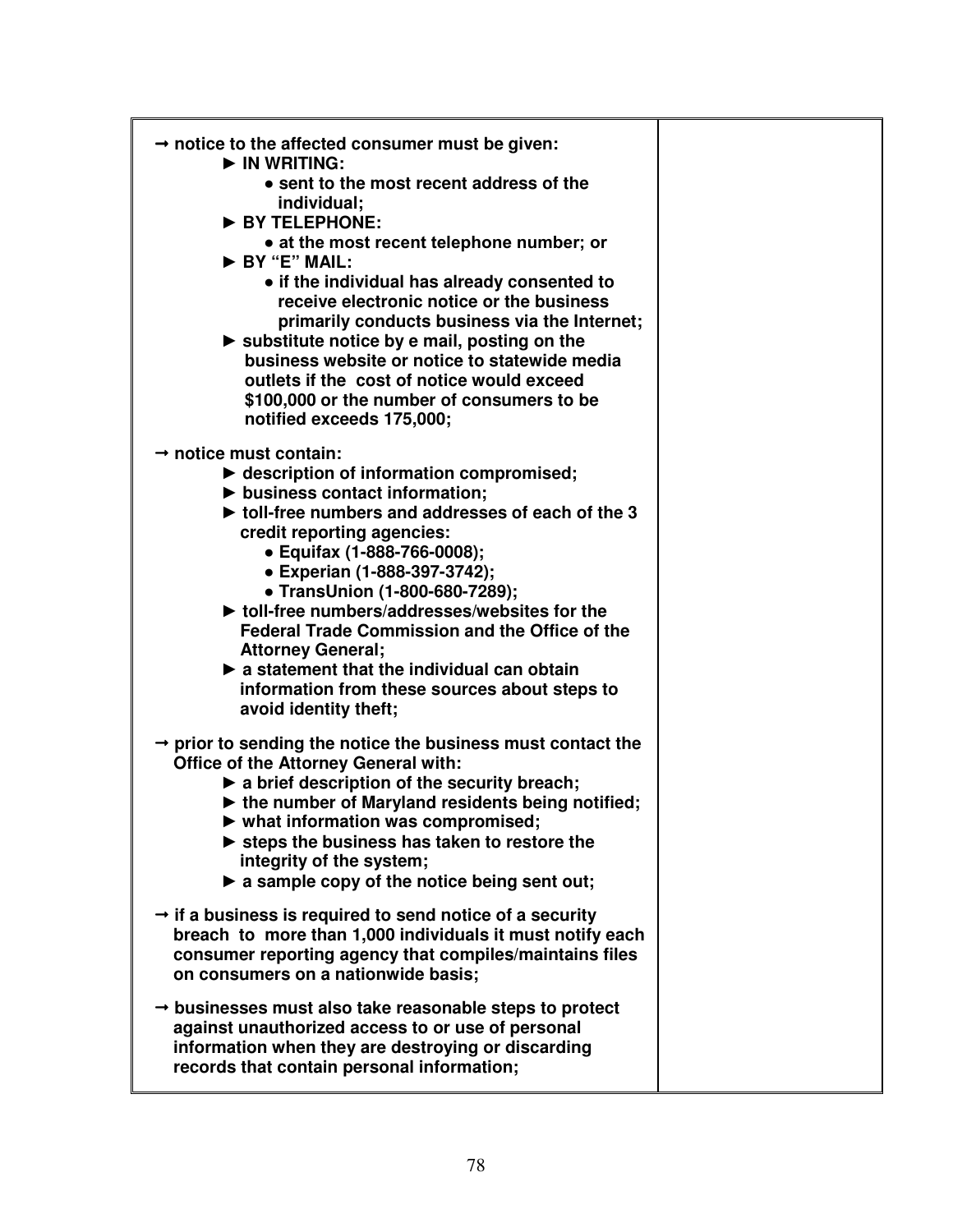| | |
|---|---|
| → **notice to the affected consumer must be given:**<br>► **IN WRITING:**<br>● **sent to the most recent address of the individual;**<br>► **BY TELEPHONE:**<br>● **at the most recent telephone number; or**<br>► **BY "E" MAIL:**<br>● **if the individual has already consented to receive electronic notice or the business primarily conducts business via the Internet;**<br>► **substitute notice by e mail, posting on the business website or notice to statewide media outlets if the cost of notice would exceed $100,000 or the number of consumers to be notified exceeds 175,000;**<br><br>→ **notice must contain:**<br>► **description of information compromised;**<br>► **business contact information;**<br>► **toll-free numbers and addresses of each of the 3 credit reporting agencies:**<br>● **Equifax (1-888-766-0008);**<br>● **Experian (1-888-397-3742);**<br>● **TransUnion (1-800-680-7289);**<br>► **toll-free numbers/addresses/websites for the Federal Trade Commission and the Office of the Attorney General;**<br>► **a statement that the individual can obtain information from these sources about steps to avoid identity theft;**<br><br>→ **prior to sending the notice the business must contact the Office of the Attorney General with:**<br>► **a brief description of the security breach;**<br>► **the number of Maryland residents being notified;**<br>► **what information was compromised;**<br>► **steps the business has taken to restore the integrity of the system;**<br>► **a sample copy of the notice being sent out;**<br><br>→ **if a business is required to send notice of a security breach to more than 1,000 individuals it must notify each consumer reporting agency that compiles/maintains files on consumers on a nationwide basis;**<br><br>→ **businesses must also take reasonable steps to protect against unauthorized access to or use of personal information when they are destroying or discarding records that contain personal information;** | |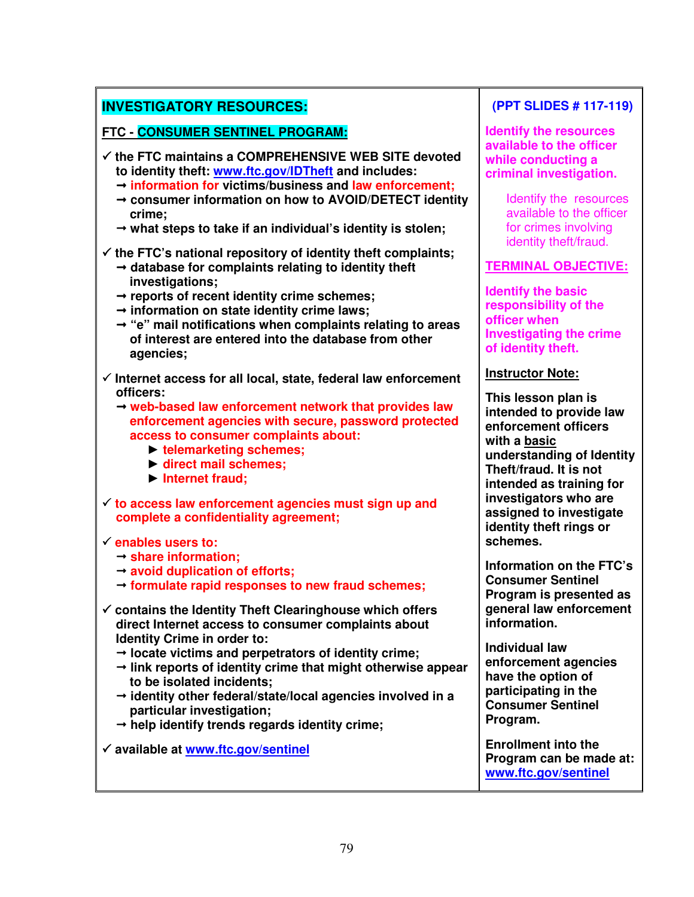## INVESTIGATORY RESOURCES:

**FTC - CONSUMER SENTINEL PROGRAM:**

- ✓ **the FTC maintains a COMPREHENSIVE WEB SITE devoted to identity theft: www.ftc.gov/IDTheft and includes:**
  - ➞ **information for victims/business and law enforcement;**
  - ➞ **consumer information on how to AVOID/DETECT identity crime;**
  - ➞ **what steps to take if an individual's identity is stolen;**

- ✓ **the FTC's national repository of identity theft complaints;**
  - ➞ **database for complaints relating to identity theft investigations;**
  - ➞ **reports of recent identity crime schemes;**
  - ➞ **information on state identity crime laws;**
  - ➞ **"e" mail notifications when complaints relating to areas of interest are entered into the database from other agencies;**

- ✓ **Internet access for all local, state, federal law enforcement officers:**
  - ➞ **web-based law enforcement network that provides law enforcement agencies with secure, password protected access to consumer complaints about:**
    - ► **telemarketing schemes;**
    - ► **direct mail schemes;**
    - ► **Internet fraud;**

- ✓ **to access law enforcement agencies must sign up and complete a confidentiality agreement;**

- ✓ **enables users to:**
  - ➞ **share information;**
  - ➞ **avoid duplication of efforts;**
  - ➞ **formulate rapid responses to new fraud schemes;**

- ✓ **contains the Identity Theft Clearinghouse which offers direct Internet access to consumer complaints about Identity Crime in order to:**
  - ➞ **locate victims and perpetrators of identity crime;**
  - ➞ **link reports of identity crime that might otherwise appear to be isolated incidents;**
  - ➞ **identity other federal/state/local agencies involved in a particular investigation;**
  - ➞ **help identify trends regards identity crime;**

- ✓ **available at www.ftc.gov/sentinel**

**(PPT SLIDES # 117-119)**

**Identify the resources available to the officer while conducting a criminal investigation.**

Identify the resources available to the officer for crimes involving identity theft/fraud.

**TERMINAL OBJECTIVE:**

**Identify the basic responsibility of the officer when Investigating the crime of identity theft.**

**Instructor Note:**

**This lesson plan is intended to provide law enforcement officers with a basic understanding of Identity Theft/fraud. It is not intended as training for investigators who are assigned to investigate identity theft rings or schemes.**

**Information on the FTC's Consumer Sentinel Program is presented as general law enforcement information.**

**Individual law enforcement agencies have the option of participating in the Consumer Sentinel Program.**

**Enrollment into the Program can be made at: www.ftc.gov/sentinel**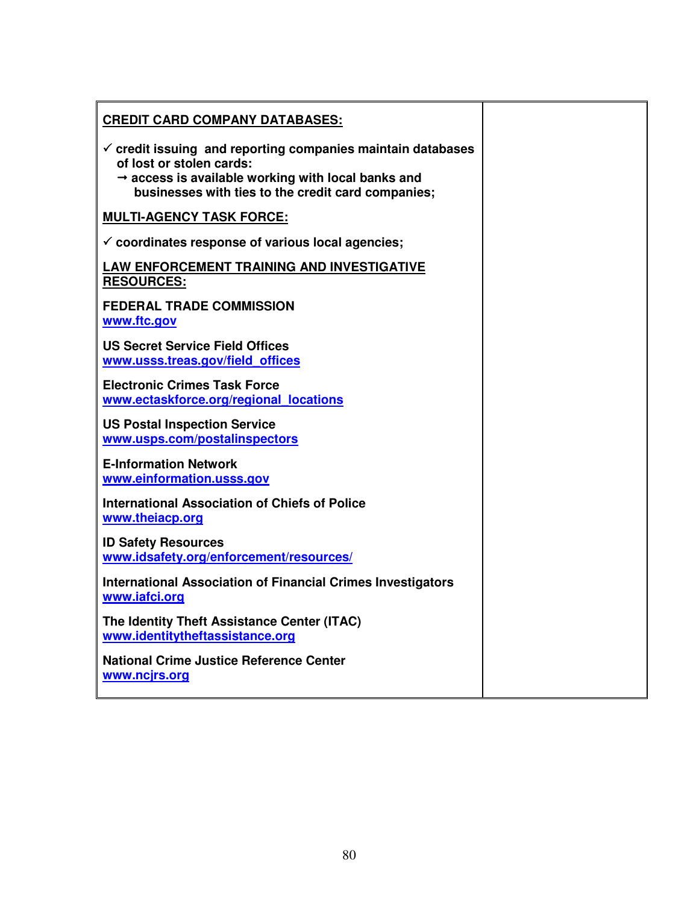| | |
|---|---|
| **CREDIT CARD COMPANY DATABASES:**<br><br>✓ **credit issuing and reporting companies maintain databases of lost or stolen cards:**<br>→ **access is available working with local banks and businesses with ties to the credit card companies;**<br><br>**MULTI-AGENCY TASK FORCE:**<br><br>✓ **coordinates response of various local agencies;**<br><br>**LAW ENFORCEMENT TRAINING AND INVESTIGATIVE RESOURCES:**<br><br>**FEDERAL TRADE COMMISSION**<br>www.ftc.gov<br><br>**US Secret Service Field Offices**<br>www.usss.treas.gov/field_offices<br><br>**Electronic Crimes Task Force**<br>www.ectaskforce.org/regional_locations<br><br>**US Postal Inspection Service**<br>www.usps.com/postalinspectors<br><br>**E-Information Network**<br>www.einformation.usss.gov<br><br>**International Association of Chiefs of Police**<br>www.theiacp.org<br><br>**ID Safety Resources**<br>www.idsafety.org/enforcement/resources/<br><br>**International Association of Financial Crimes Investigators**<br>www.iafci.org<br><br>**The Identity Theft Assistance Center (ITAC)**<br>www.identitytheftassistance.org<br><br>**National Crime Justice Reference Center**<br>www.ncjrs.org | |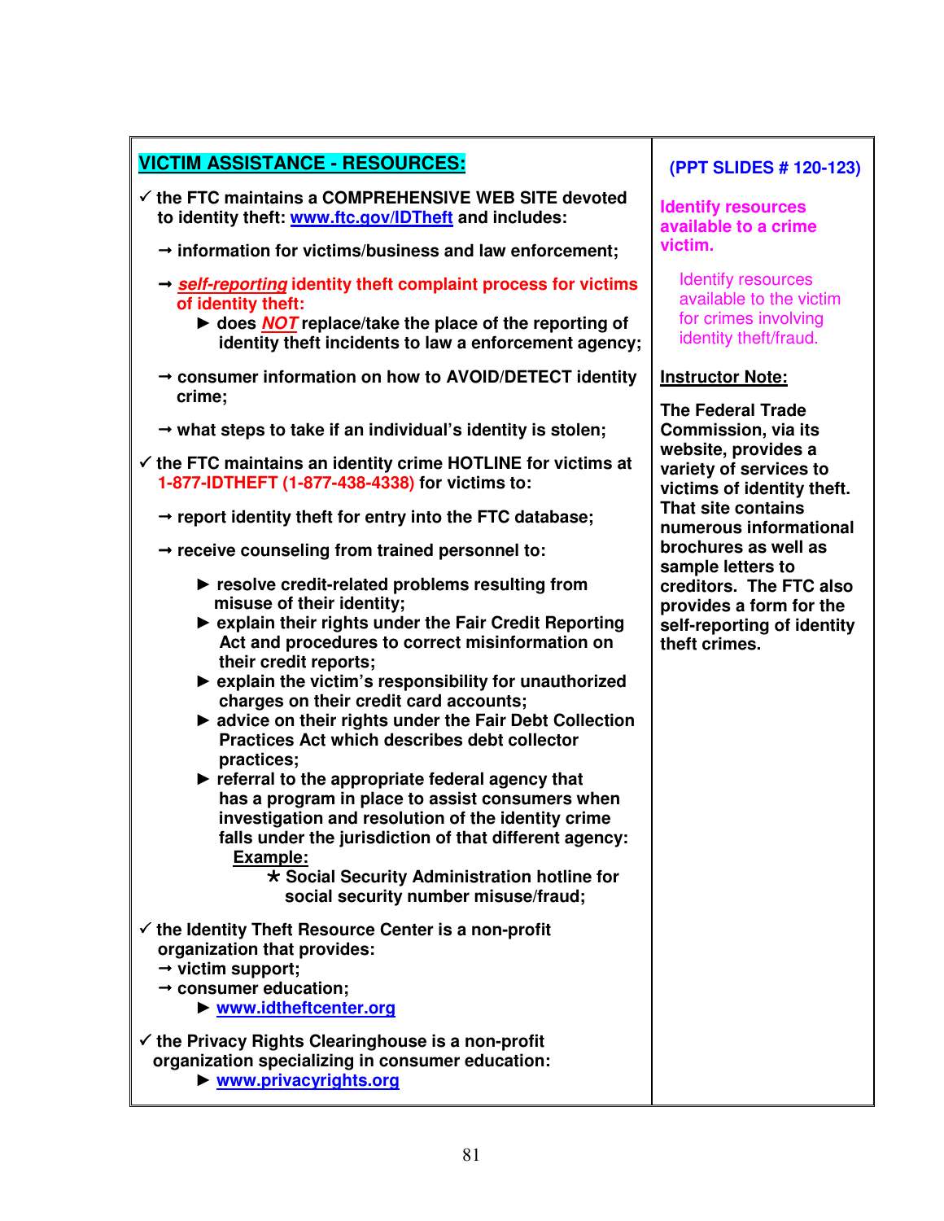## VICTIM ASSISTANCE - RESOURCES:

- ✓ the FTC maintains a COMPREHENSIVE WEB SITE devoted to identity theft: www.ftc.gov/IDTheft and includes:
  - → information for victims/business and law enforcement;
  - → ***self-reporting*** **identity theft complaint process for victims of identity theft:**
    - ► does ***NOT*** replace/take the place of the reporting of identity theft incidents to law a enforcement agency;
  - → consumer information on how to AVOID/DETECT identity crime;
  - → what steps to take if an individual's identity is stolen;
- ✓ the FTC maintains an identity crime HOTLINE for victims at **1-877-IDTHEFT (1-877-438-4338)** for victims to:
  - → report identity theft for entry into the FTC database;
  - → receive counseling from trained personnel to:
    - ► resolve credit-related problems resulting from misuse of their identity;
    - ► explain their rights under the Fair Credit Reporting Act and procedures to correct misinformation on their credit reports;
    - ► explain the victim's responsibility for unauthorized charges on their credit card accounts;
    - ► advice on their rights under the Fair Debt Collection Practices Act which describes debt collector practices;
    - ► referral to the appropriate federal agency that has a program in place to assist consumers when investigation and resolution of the identity crime falls under the jurisdiction of that different agency:
      - Example:
        - ★ Social Security Administration hotline for social security number misuse/fraud;
- ✓ the Identity Theft Resource Center is a non-profit organization that provides:
  - → victim support;
  - → consumer education;
    - ► www.idtheftcenter.org
- ✓ the Privacy Rights Clearinghouse is a non-profit organization specializing in consumer education:
  - ► www.privacyrights.org

**(PPT SLIDES # 120-123)**

**Identify resources available to a crime victim.**

Identify resources available to the victim for crimes involving identity theft/fraud.

**Instructor Note:**

**The Federal Trade Commission, via its website, provides a variety of services to victims of identity theft. That site contains numerous informational brochures as well as sample letters to creditors. The FTC also provides a form for the self-reporting of identity theft crimes.**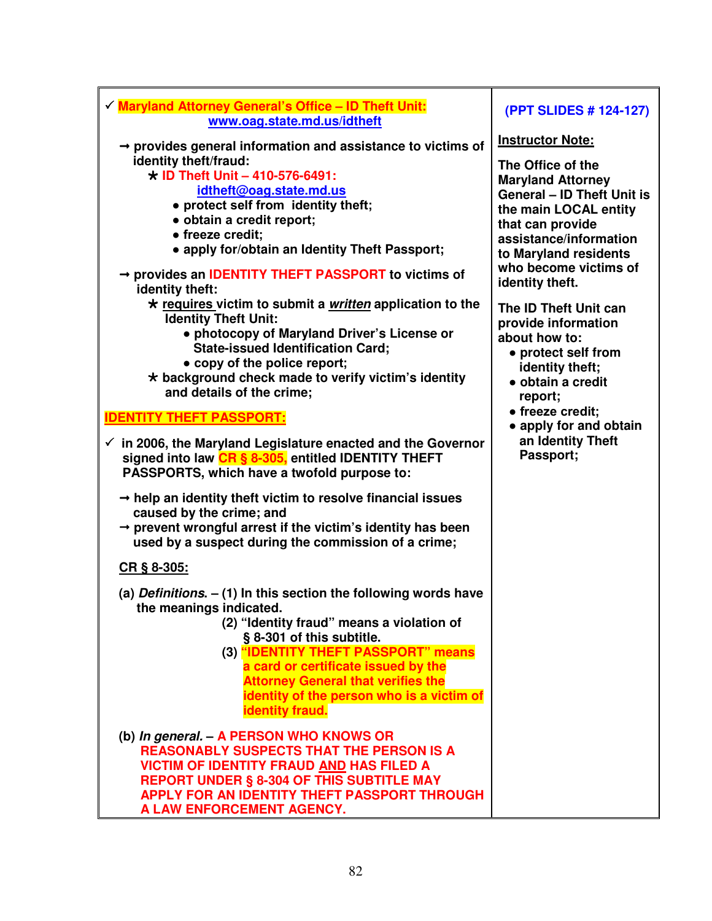✓ **Maryland Attorney General's Office – ID Theft Unit:** **www.oag.state.md.us/idtheft**

→ **provides general information and assistance to victims of identity theft/fraud:**

- ★ **ID Theft Unit – 410-576-6491:** **idtheft@oag.state.md.us**
  - **protect self from identity theft;**
  - **obtain a credit report;**
  - **freeze credit;**
  - **apply for/obtain an Identity Theft Passport;**

→ **provides an IDENTITY THEFT PASSPORT to victims of identity theft:**

- ★ **requires victim to submit a *written* application to the Identity Theft Unit:**
  - **photocopy of Maryland Driver's License or State-issued Identification Card;**
  - **copy of the police report;**
- ★ **background check made to verify victim's identity and details of the crime;**

**IDENTITY THEFT PASSPORT:**

✓ **in 2006, the Maryland Legislature enacted and the Governor signed into law CR § 8-305, entitled IDENTITY THEFT PASSPORTS, which have a twofold purpose to:**

→ **help an identity theft victim to resolve financial issues caused by the crime; and**
→ **prevent wrongful arrest if the victim's identity has been used by a suspect during the commission of a crime;**

**CR § 8-305:**

**(a) *Definitions*. – (1) In this section the following words have the meanings indicated.**

**(2) "Identity fraud" means a violation of § 8-301 of this subtitle.**

**(3) "IDENTITY THEFT PASSPORT" means a card or certificate issued by the Attorney General that verifies the identity of the person who is a victim of identity fraud.**

**(b) *In general*. – A PERSON WHO KNOWS OR REASONABLY SUSPECTS THAT THE PERSON IS A VICTIM OF IDENTITY FRAUD AND HAS FILED A REPORT UNDER § 8-304 OF THIS SUBTITLE MAY APPLY FOR AN IDENTITY THEFT PASSPORT THROUGH A LAW ENFORCEMENT AGENCY.**

**(PPT SLIDES # 124-127)**

**Instructor Note:**

**The Office of the Maryland Attorney General – ID Theft Unit is the main LOCAL entity that can provide assistance/information to Maryland residents who become victims of identity theft.**

**The ID Theft Unit can provide information about how to:**

- **protect self from identity theft;**
- **obtain a credit report;**
- **freeze credit;**
- **apply for and obtain an Identity Theft Passport;**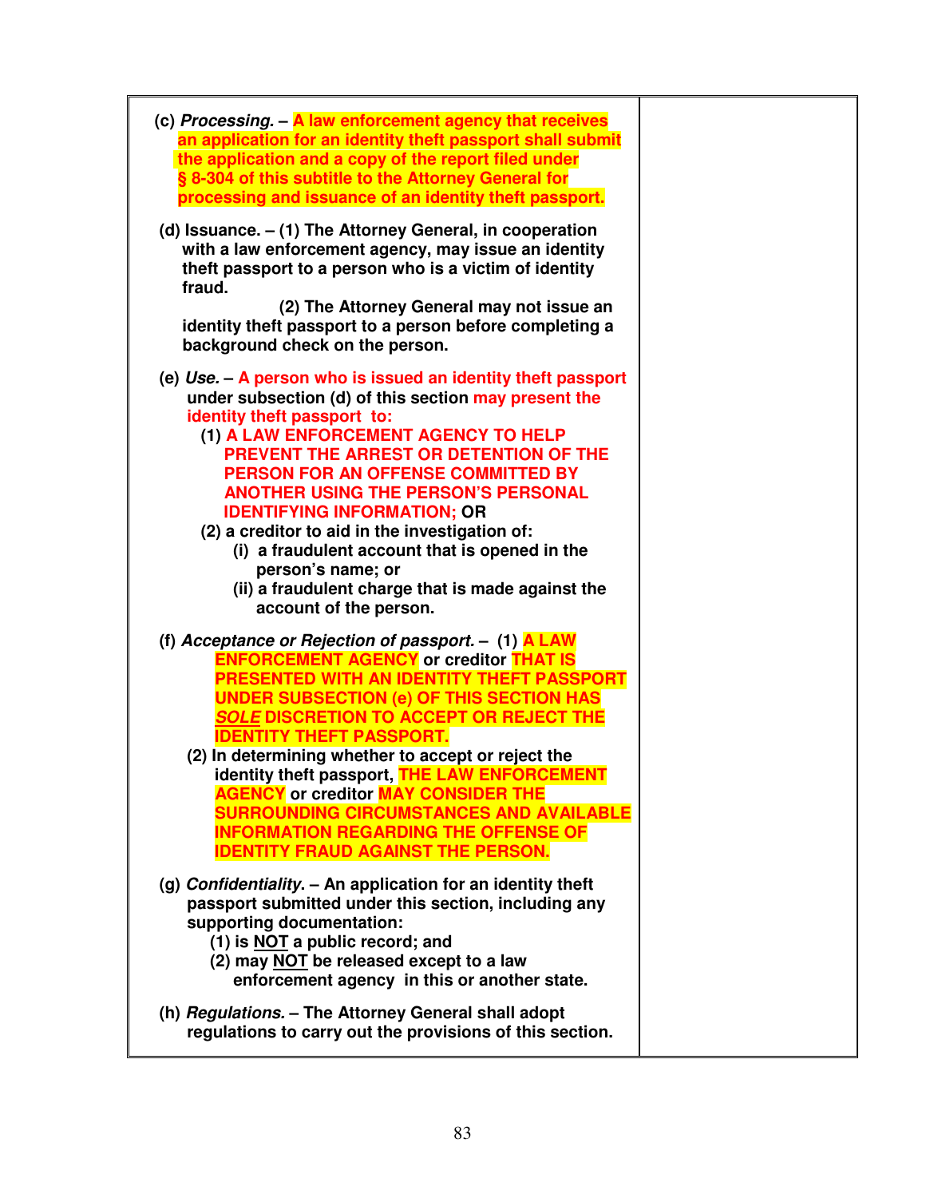| | |
|---|---|
| **(c) *Processing.* – A law enforcement agency that receives an application for an identity theft passport shall submit the application and a copy of the report filed under § 8-304 of this subtitle to the Attorney General for processing and issuance of an identity theft passport.**<br><br>**(d) Issuance. – (1) The Attorney General, in cooperation with a law enforcement agency, may issue an identity theft passport to a person who is a victim of identity fraud.**<br>**(2) The Attorney General may not issue an identity theft passport to a person before completing a background check on the person.**<br><br>**(e) *Use.* – A person who is issued an identity theft passport under subsection (d) of this section may present the identity theft passport to:**<br>**(1) A LAW ENFORCEMENT AGENCY TO HELP PREVENT THE ARREST OR DETENTION OF THE PERSON FOR AN OFFENSE COMMITTED BY ANOTHER USING THE PERSON'S PERSONAL IDENTIFYING INFORMATION; OR**<br>**(2) a creditor to aid in the investigation of:**<br>**(i) a fraudulent account that is opened in the person's name; or**<br>**(ii) a fraudulent charge that is made against the account of the person.**<br><br>**(f) *Acceptance or Rejection of passport.* – (1) A LAW ENFORCEMENT AGENCY or creditor THAT IS PRESENTED WITH AN IDENTITY THEFT PASSPORT UNDER SUBSECTION (e) OF THIS SECTION HAS <u>*SOLE*</u> DISCRETION TO ACCEPT OR REJECT THE IDENTITY THEFT PASSPORT.**<br>**(2) In determining whether to accept or reject the identity theft passport, THE LAW ENFORCEMENT AGENCY or creditor MAY CONSIDER THE SURROUNDING CIRCUMSTANCES AND AVAILABLE INFORMATION REGARDING THE OFFENSE OF IDENTITY FRAUD AGAINST THE PERSON.**<br><br>**(g) *Confidentiality.* – An application for an identity theft passport submitted under this section, including any supporting documentation:**<br>**(1) is <u>NOT</u> a public record; and**<br>**(2) may <u>NOT</u> be released except to a law enforcement agency in this or another state.**<br><br>**(h) *Regulations.* – The Attorney General shall adopt regulations to carry out the provisions of this section.** | |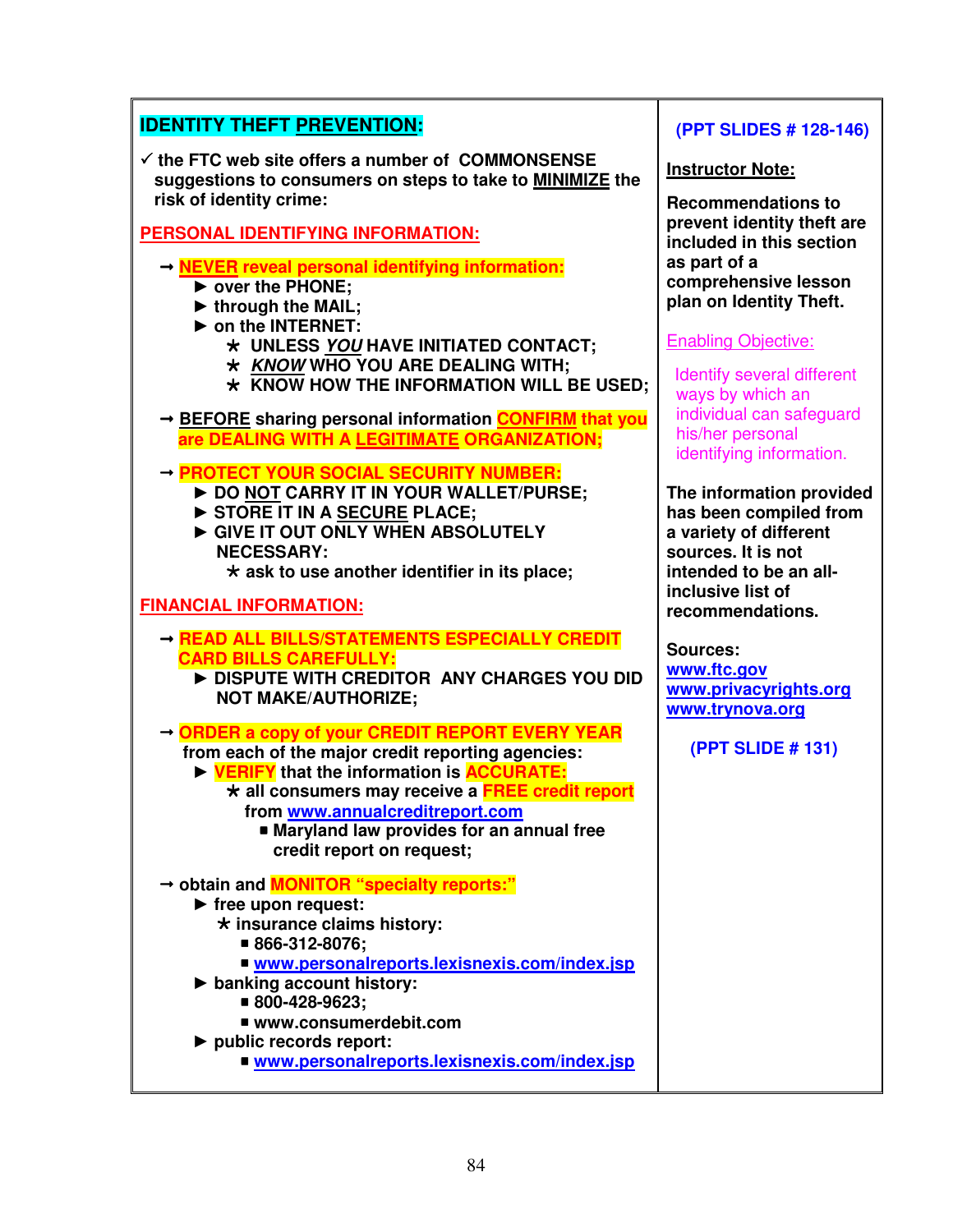## IDENTITY THEFT PREVENTION:

✓ the FTC web site offers a number of COMMONSENSE suggestions to consumers on steps to take to **MINIMIZE** the risk of identity crime:

**PERSONAL IDENTIFYING INFORMATION:**

- → **NEVER reveal personal identifying information:**
  - ► over the PHONE;
  - ► through the MAIL;
  - ► on the INTERNET:
    - ⋆ UNLESS *YOU* HAVE INITIATED CONTACT;
    - ⋆ *KNOW* WHO YOU ARE DEALING WITH;
    - ⋆ KNOW HOW THE INFORMATION WILL BE USED;
- → **BEFORE** sharing personal information **CONFIRM that you are DEALING WITH A LEGITIMATE ORGANIZATION;**
- → **PROTECT YOUR SOCIAL SECURITY NUMBER:**
  - ► DO NOT CARRY IT IN YOUR WALLET/PURSE;
  - ► STORE IT IN A SECURE PLACE;
  - ► GIVE IT OUT ONLY WHEN ABSOLUTELY NECESSARY:
    - ⋆ ask to use another identifier in its place;

**FINANCIAL INFORMATION:**

- → **READ ALL BILLS/STATEMENTS ESPECIALLY CREDIT CARD BILLS CAREFULLY:**
  - ► DISPUTE WITH CREDITOR ANY CHARGES YOU DID NOT MAKE/AUTHORIZE;
- → **ORDER a copy of your CREDIT REPORT EVERY YEAR** from each of the major credit reporting agencies:
  - ► **VERIFY** that the information is **ACCURATE:**
    - ⋆ all consumers may receive a **FREE credit report** from www.annualcreditreport.com
      - ■ Maryland law provides for an annual free credit report on request;
- → obtain and **MONITOR "specialty reports:"**
  - ► free upon request:
    - ⋆ insurance claims history:
      - ■ 866-312-8076;
      - ■ www.personalreports.lexisnexis.com/index.jsp
  - ► banking account history:
    - ■ 800-428-9623;
    - ■ www.consumerdebit.com
  - ► public records report:
    - ■ www.personalreports.lexisnexis.com/index.jsp

**(PPT SLIDES # 128-146)**

**Instructor Note:**

**Recommendations to prevent identity theft are included in this section as part of a comprehensive lesson plan on Identity Theft.**

Enabling Objective:

Identify several different ways by which an individual can safeguard his/her personal identifying information.

**The information provided has been compiled from a variety of different sources. It is not intended to be an all-inclusive list of recommendations.**

**Sources:**
www.ftc.gov
www.privacyrights.org
www.trynova.org

**(PPT SLIDE # 131)**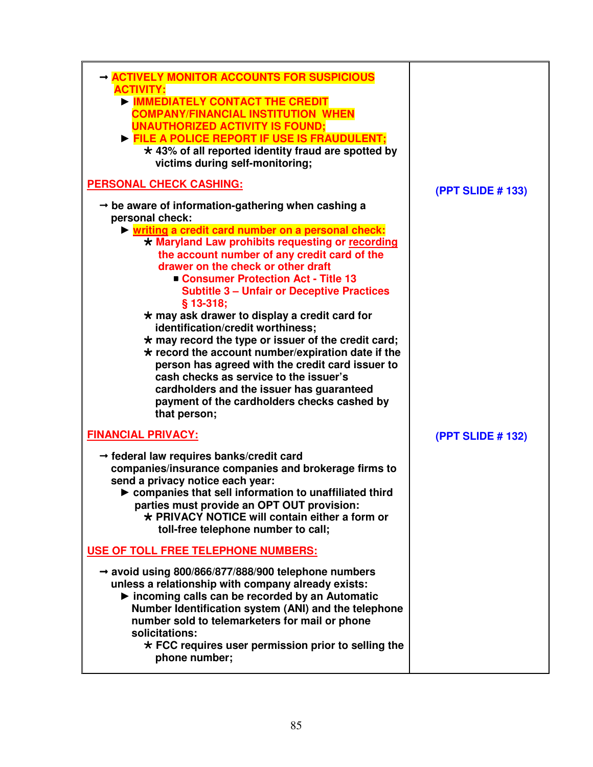| | |
|---|---|
| → **ACTIVELY MONITOR ACCOUNTS FOR SUSPICIOUS ACTIVITY:**<br>► **IMMEDIATELY CONTACT THE CREDIT COMPANY/FINANCIAL INSTITUTION WHEN UNAUTHORIZED ACTIVITY IS FOUND;**<br>► **FILE A POLICE REPORT IF USE IS FRAUDULENT;**<br>★ **43% of all reported identity fraud are spotted by victims during self-monitoring;** | |
| **PERSONAL CHECK CASHING:**<br><br>→ **be aware of information-gathering when cashing a personal check:**<br>► **writing a credit card number on a personal check:**<br>★ **Maryland Law prohibits requesting or recording the account number of any credit card of the drawer on the check or other draft**<br>■ **Consumer Protection Act - Title 13 Subtitle 3 – Unfair or Deceptive Practices § 13-318;**<br>★ **may ask drawer to display a credit card for identification/credit worthiness;**<br>★ **may record the type or issuer of the credit card;**<br>★ **record the account number/expiration date if the person has agreed with the credit card issuer to cash checks as service to the issuer's cardholders and the issuer has guaranteed payment of the cardholders checks cashed by that person;** | **(PPT SLIDE # 133)** |
| **FINANCIAL PRIVACY:**<br><br>→ **federal law requires banks/credit card companies/insurance companies and brokerage firms to send a privacy notice each year:**<br>► **companies that sell information to unaffiliated third parties must provide an OPT OUT provision:**<br>★ **PRIVACY NOTICE will contain either a form or toll-free telephone number to call;** | **(PPT SLIDE # 132)** |
| **USE OF TOLL FREE TELEPHONE NUMBERS:**<br><br>→ **avoid using 800/866/877/888/900 telephone numbers unless a relationship with company already exists:**<br>► **incoming calls can be recorded by an Automatic Number Identification system (ANI) and the telephone number sold to telemarketers for mail or phone solicitations:**<br>★ **FCC requires user permission prior to selling the phone number;** | |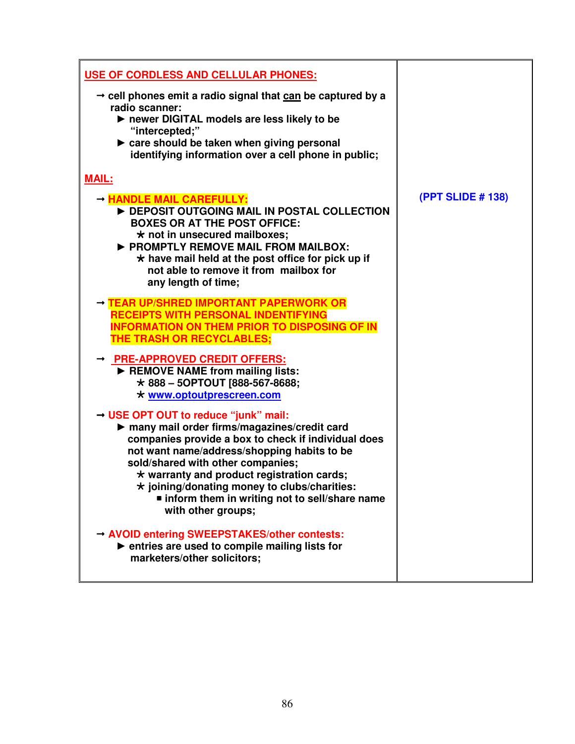| | |
|---|---|
| **USE OF CORDLESS AND CELLULAR PHONES:**<br><br>→ cell phones emit a radio signal that can be captured by a radio scanner:<br>► newer DIGITAL models are less likely to be "intercepted;"<br>► care should be taken when giving personal identifying information over a cell phone in public;<br><br>**MAIL:**<br><br>→ **HANDLE MAIL CAREFULLY:**<br>► DEPOSIT OUTGOING MAIL IN POSTAL COLLECTION BOXES OR AT THE POST OFFICE:<br>* not in unsecured mailboxes;<br>► PROMPTLY REMOVE MAIL FROM MAILBOX:<br>* have mail held at the post office for pick up if not able to remove it from mailbox for any length of time;<br><br>→ **TEAR UP/SHRED IMPORTANT PAPERWORK OR RECEIPTS WITH PERSONAL INDENTIFYING INFORMATION ON THEM PRIOR TO DISPOSING OF IN THE TRASH OR RECYCLABLES;**<br><br>→ **PRE-APPROVED CREDIT OFFERS:**<br>► REMOVE NAME from mailing lists:<br>* 888 – 5OPTOUT [888-567-8688;<br>* www.optoutprescreen.com<br><br>→ **USE OPT OUT to reduce "junk" mail:**<br>► many mail order firms/magazines/credit card companies provide a box to check if individual does not want name/address/shopping habits to be sold/shared with other companies;<br>* warranty and product registration cards;<br>* joining/donating money to clubs/charities:<br>▪ inform them in writing not to sell/share name with other groups;<br><br>→ **AVOID entering SWEEPSTAKES/other contests:**<br>► entries are used to compile mailing lists for marketers/other solicitors; | **(PPT SLIDE # 138)** |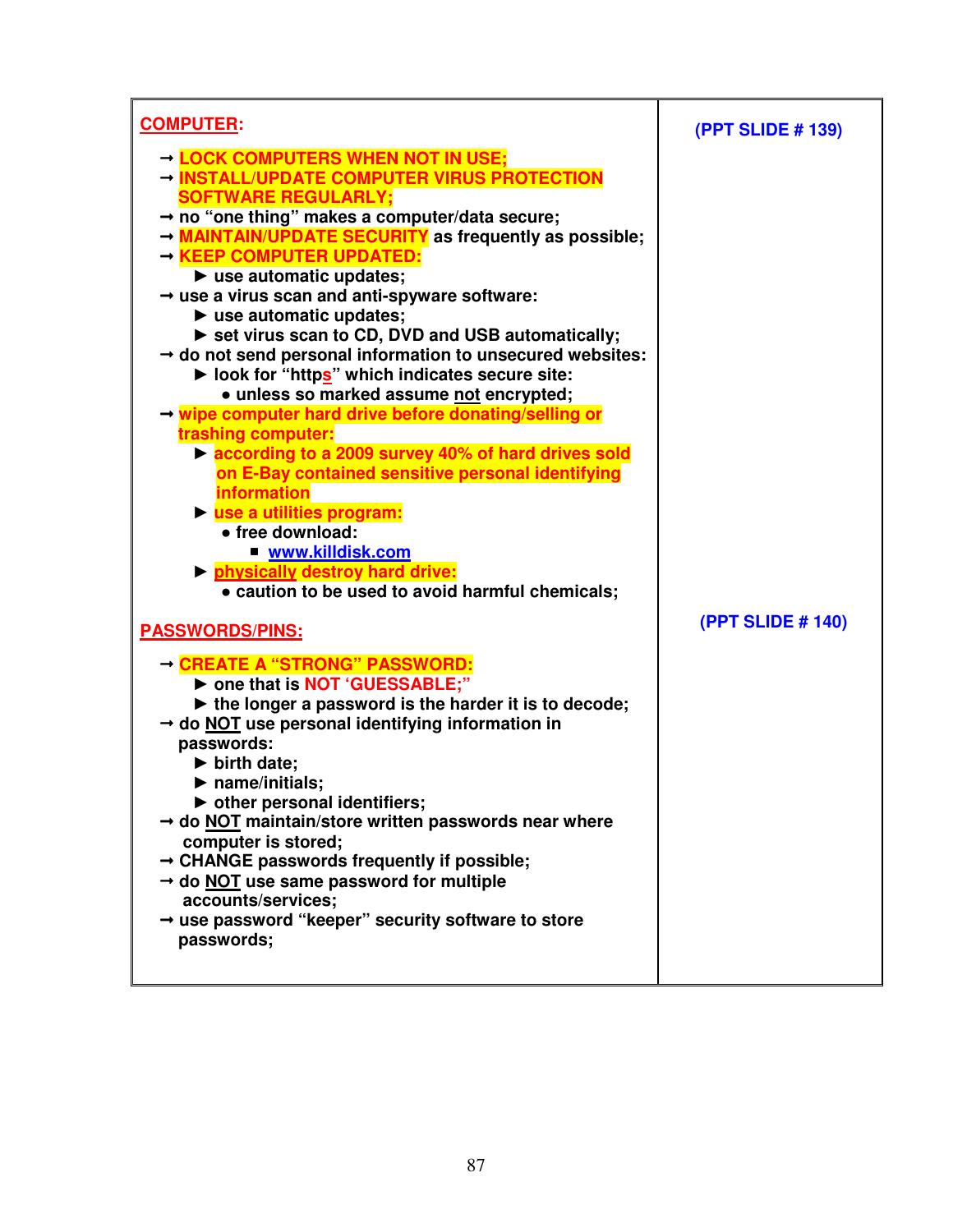| | |
|---|---|
| **COMPUTER:**<br><br>→ **LOCK COMPUTERS WHEN NOT IN USE;**<br>→ **INSTALL/UPDATE COMPUTER VIRUS PROTECTION SOFTWARE REGULARLY;**<br>→ **no "one thing" makes a computer/data secure;**<br>→ **MAINTAIN/UPDATE SECURITY as frequently as possible;**<br>→ **KEEP COMPUTER UPDATED:**<br>&nbsp;&nbsp;&nbsp;► **use automatic updates;**<br>→ **use a virus scan and anti-spyware software:**<br>&nbsp;&nbsp;&nbsp;► **use automatic updates;**<br>&nbsp;&nbsp;&nbsp;► **set virus scan to CD, DVD and USB automatically;**<br>→ **do not send personal information to unsecured websites:**<br>&nbsp;&nbsp;&nbsp;► **look for "https" which indicates secure site:**<br>&nbsp;&nbsp;&nbsp;&nbsp;&nbsp;&nbsp;• **unless so marked assume not encrypted;**<br>→ **wipe computer hard drive before donating/selling or trashing computer:**<br>&nbsp;&nbsp;&nbsp;► **according to a 2009 survey 40% of hard drives sold on E-Bay contained sensitive personal identifying information**<br>&nbsp;&nbsp;&nbsp;► **use a utilities program:**<br>&nbsp;&nbsp;&nbsp;&nbsp;&nbsp;&nbsp;• **free download:**<br>&nbsp;&nbsp;&nbsp;&nbsp;&nbsp;&nbsp;&nbsp;&nbsp;&nbsp;▪ **www.killdisk.com**<br>&nbsp;&nbsp;&nbsp;► **physically destroy hard drive:**<br>&nbsp;&nbsp;&nbsp;&nbsp;&nbsp;&nbsp;• **caution to be used to avoid harmful chemicals;** | **(PPT SLIDE # 139)** |
| **PASSWORDS/PINS:**<br><br>→ **CREATE A "STRONG" PASSWORD:**<br>&nbsp;&nbsp;&nbsp;► **one that is NOT 'GUESSABLE;'**<br>&nbsp;&nbsp;&nbsp;► **the longer a password is the harder it is to decode;**<br>→ **do NOT use personal identifying information in passwords:**<br>&nbsp;&nbsp;&nbsp;► **birth date;**<br>&nbsp;&nbsp;&nbsp;► **name/initials;**<br>&nbsp;&nbsp;&nbsp;► **other personal identifiers;**<br>→ **do NOT maintain/store written passwords near where computer is stored;**<br>→ **CHANGE passwords frequently if possible;**<br>→ **do NOT use same password for multiple accounts/services;**<br>→ **use password "keeper" security software to store passwords;** | **(PPT SLIDE # 140)** |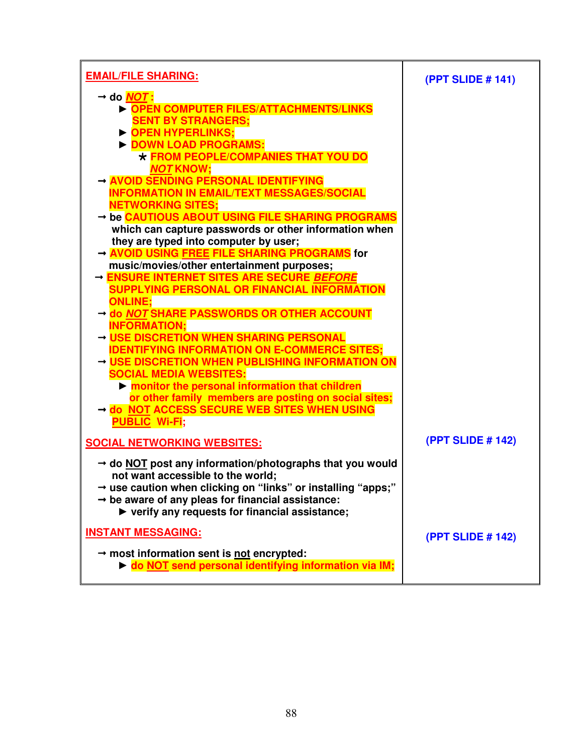| | |
|---|---|
| **EMAIL/FILE SHARING:**<br><br>→ do ***NOT*** :<br>&nbsp;&nbsp;&nbsp;&nbsp;► **OPEN COMPUTER FILES/ATTACHMENTS/LINKS SENT BY STRANGERS;**<br>&nbsp;&nbsp;&nbsp;&nbsp;► **OPEN HYPERLINKS;**<br>&nbsp;&nbsp;&nbsp;&nbsp;► **DOWN LOAD PROGRAMS:**<br>&nbsp;&nbsp;&nbsp;&nbsp;&nbsp;&nbsp;&nbsp;&nbsp;* **FROM PEOPLE/COMPANIES THAT YOU DO *NOT* KNOW;**<br>→ **AVOID SENDING PERSONAL IDENTIFYING INFORMATION IN EMAIL/TEXT MESSAGES/SOCIAL NETWORKING SITES;**<br>→ be **CAUTIOUS ABOUT USING FILE SHARING PROGRAMS** which can capture passwords or other information when they are typed into computer by user;<br>→ **AVOID USING FREE FILE SHARING PROGRAMS** for music/movies/other entertainment purposes;<br>→ **ENSURE INTERNET SITES ARE SECURE *BEFORE* SUPPLYING PERSONAL OR FINANCIAL INFORMATION ONLINE;**<br>→ **do *NOT* SHARE PASSWORDS OR OTHER ACCOUNT INFORMATION;**<br>→ **USE DISCRETION WHEN SHARING PERSONAL IDENTIFYING INFORMATION ON E-COMMERCE SITES;**<br>→ **USE DISCRETION WHEN PUBLISHING INFORMATION ON SOCIAL MEDIA WEBSITES:**<br>&nbsp;&nbsp;&nbsp;&nbsp;► **monitor the personal information that children or other family members are posting on social sites;**<br>→ **do NOT ACCESS SECURE WEB SITES WHEN USING PUBLIC Wi-Fi;** | **(PPT SLIDE # 141)** |
| **SOCIAL NETWORKING WEBSITES:**<br><br>→ do NOT post any information/photographs that you would not want accessible to the world;<br>→ use caution when clicking on "links" or installing "apps;"<br>→ be aware of any pleas for financial assistance:<br>&nbsp;&nbsp;&nbsp;&nbsp;► verify any requests for financial assistance; | **(PPT SLIDE # 142)** |
| **INSTANT MESSAGING:**<br><br>→ most information sent is not encrypted:<br>&nbsp;&nbsp;&nbsp;&nbsp;► **do NOT send personal identifying information via IM;** | **(PPT SLIDE # 142)** |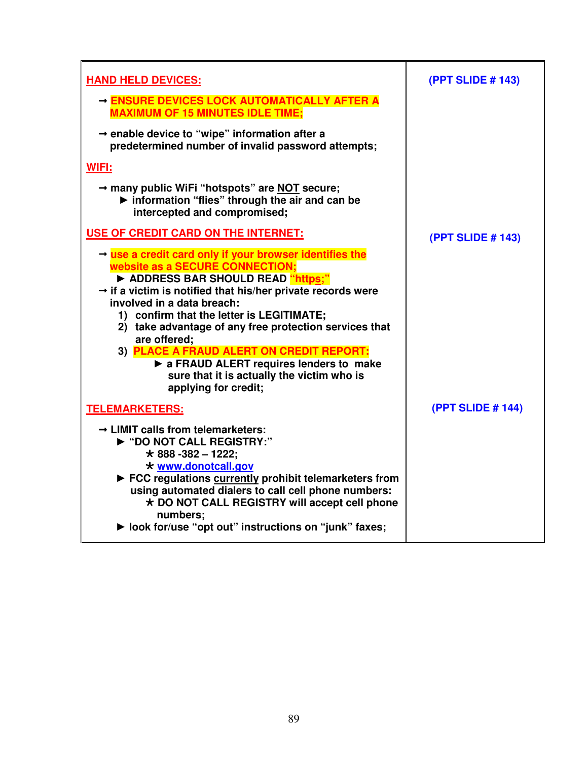| | |
|---|---|
| **HAND HELD DEVICES:**<br><br>→ **ENSURE DEVICES LOCK AUTOMATICALLY AFTER A MAXIMUM OF 15 MINUTES IDLE TIME;**<br><br>→ **enable device to "wipe" information after a predetermined number of invalid password attempts;**<br><br>**WIFI:**<br><br>→ **many public WiFi "hotspots" are NOT secure;**<br>► **information "flies" through the air and can be intercepted and compromised;** | **(PPT SLIDE # 143)** |
| **USE OF CREDIT CARD ON THE INTERNET:**<br><br>→ **use a credit card only if your browser identifies the website as a SECURE CONNECTION;**<br>► **ADDRESS BAR SHOULD READ "https;"**<br>→ **if a victim is notified that his/her private records were involved in a data breach:**<br>1) **confirm that the letter is LEGITIMATE;**<br>2) **take advantage of any free protection services that are offered;**<br>3) **PLACE A FRAUD ALERT ON CREDIT REPORT:**<br>► **a FRAUD ALERT requires lenders to make sure that it is actually the victim who is applying for credit;** | **(PPT SLIDE # 143)** |
| **TELEMARKETERS:**<br><br>→ **LIMIT calls from telemarketers:**<br>► **"DO NOT CALL REGISTRY:"**<br>* **888 -382 – 1222;**<br>* **www.donotcall.gov**<br>► **FCC regulations currently prohibit telemarketers from using automated dialers to call cell phone numbers:**<br>* **DO NOT CALL REGISTRY will accept cell phone numbers;**<br>► **look for/use "opt out" instructions on "junk" faxes;** | **(PPT SLIDE # 144)** |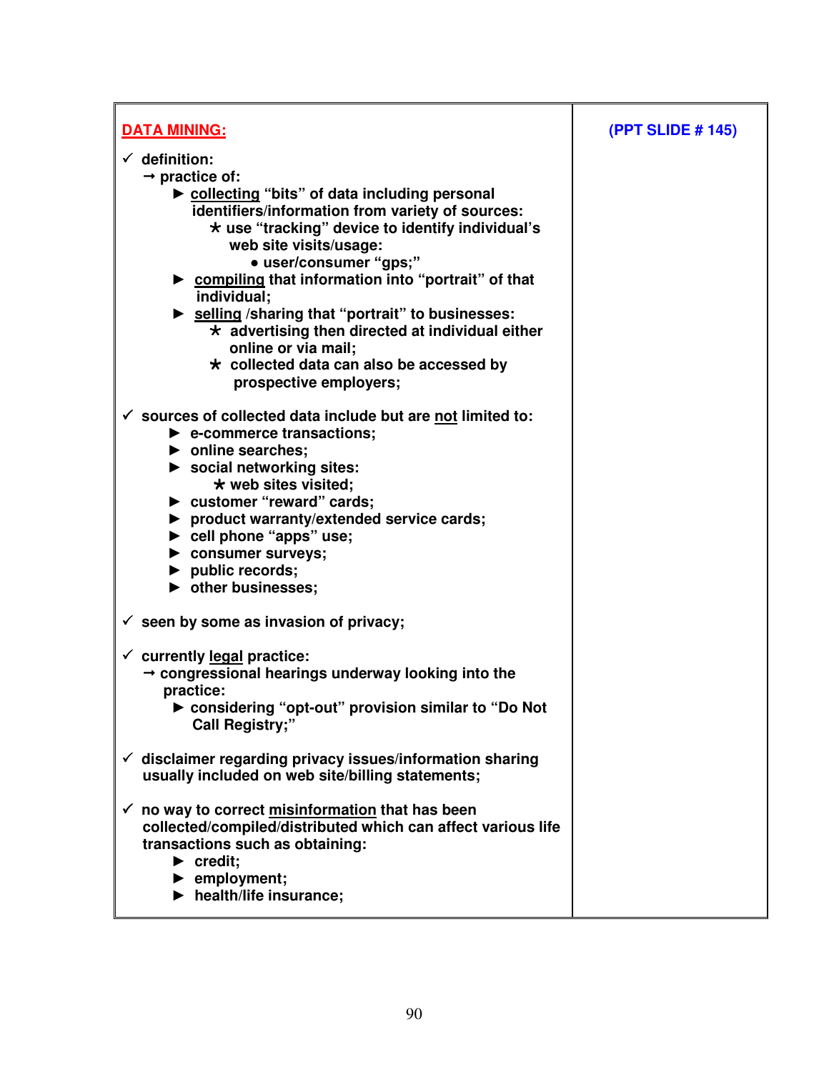| **DATA MINING:** | **(PPT SLIDE # 145)** |
|---|---|

**DATA MINING:**

**(PPT SLIDE # 145)**

- ✓ **definition:**
  - → **practice of:**
    - ► **collecting "bits" of data including personal identifiers/information from variety of sources:**
      - ★ **use "tracking" device to identify individual's web site visits/usage:**
        - ● **user/consumer "gps;"**
    - ► **compiling that information into "portrait" of that individual;**
    - ► **selling /sharing that "portrait" to businesses:**
      - ★ **advertising then directed at individual either online or via mail;**
      - ★ **collected data can also be accessed by prospective employers;**

- ✓ **sources of collected data include but are not limited to:**
  - ► **e-commerce transactions;**
  - ► **online searches;**
  - ► **social networking sites:**
    - ★ **web sites visited;**
  - ► **customer "reward" cards;**
  - ► **product warranty/extended service cards;**
  - ► **cell phone "apps" use;**
  - ► **consumer surveys;**
  - ► **public records;**
  - ► **other businesses;**

- ✓ **seen by some as invasion of privacy;**

- ✓ **currently legal practice:**
  - → **congressional hearings underway looking into the practice:**
    - ► **considering "opt-out" provision similar to "Do Not Call Registry;"**

- ✓ **disclaimer regarding privacy issues/information sharing usually included on web site/billing statements;**

- ✓ **no way to correct misinformation that has been collected/compiled/distributed which can affect various life transactions such as obtaining:**
  - ► **credit;**
  - ► **employment;**
  - ► **health/life insurance;**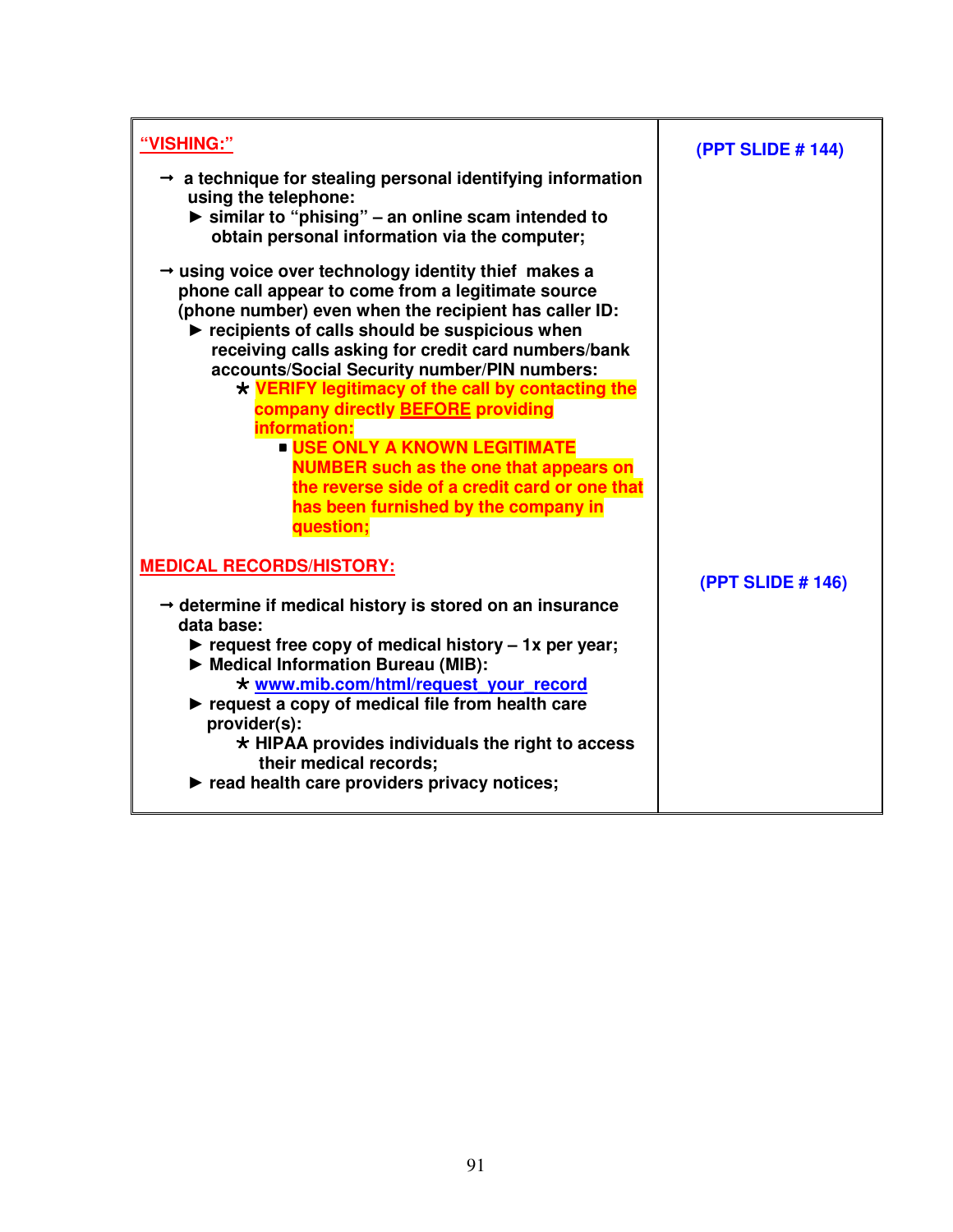| | |
|---|---|
| **"VISHING:"**<br><br>→ **a technique for stealing personal identifying information using the telephone:**<br>► **similar to "phising" – an online scam intended to obtain personal information via the computer;**<br><br>→ **using voice over technology identity thief makes a phone call appear to come from a legitimate source (phone number) even when the recipient has caller ID:**<br>► **recipients of calls should be suspicious when receiving calls asking for credit card numbers/bank accounts/Social Security number/PIN numbers:**<br>* **VERIFY legitimacy of the call by contacting the company directly BEFORE providing information:**<br>▪ **USE ONLY A KNOWN LEGITIMATE NUMBER such as the one that appears on the reverse side of a credit card or one that has been furnished by the company in question;** | **(PPT SLIDE # 144)** |
| **MEDICAL RECORDS/HISTORY:**<br><br>→ **determine if medical history is stored on an insurance data base:**<br>► **request free copy of medical history – 1x per year;**<br>► **Medical Information Bureau (MIB):**<br>* **www.mib.com/html/request_your_record**<br>► **request a copy of medical file from health care provider(s):**<br>* **HIPAA provides individuals the right to access their medical records;**<br>► **read health care providers privacy notices;** | **(PPT SLIDE # 146)** |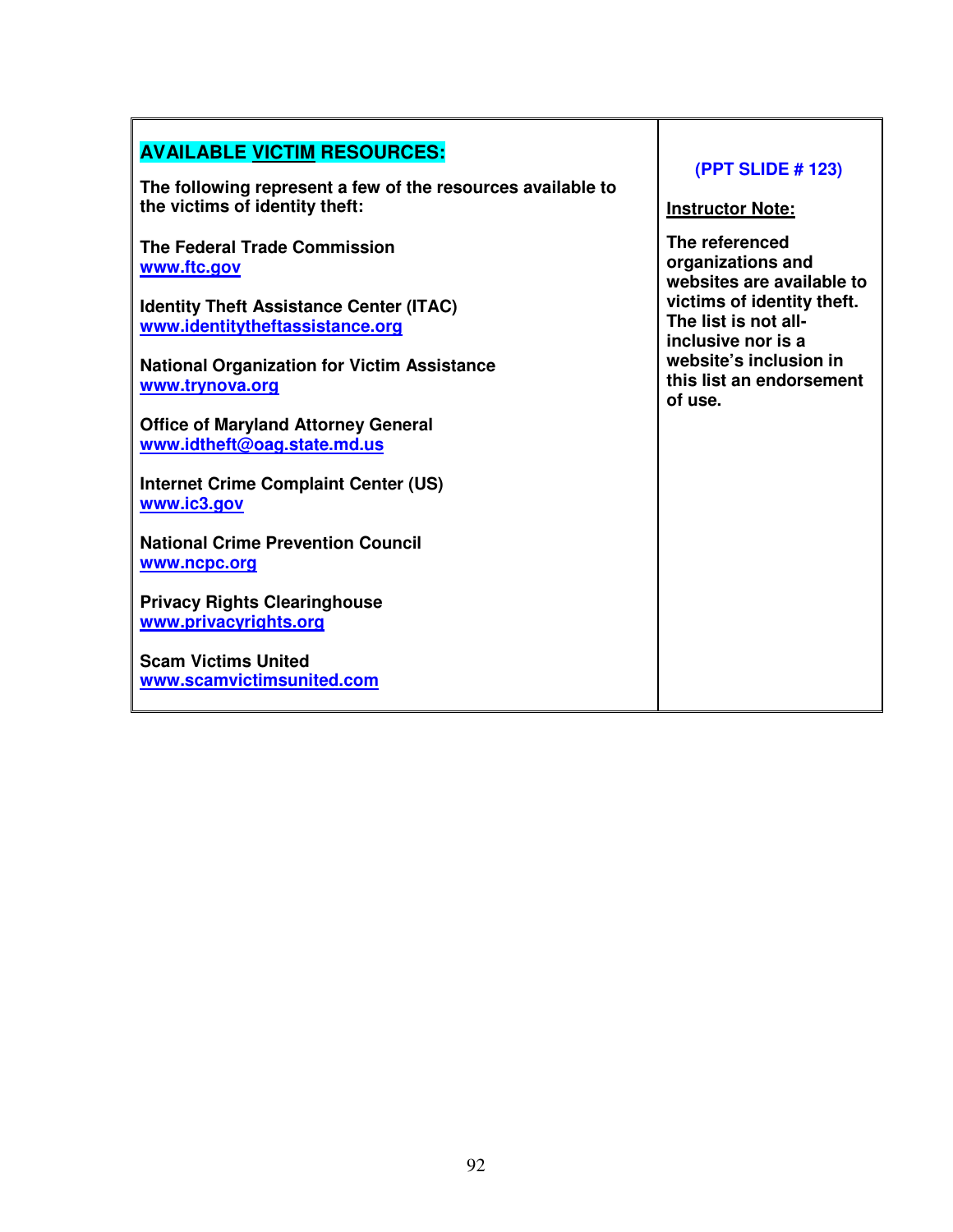| **AVAILABLE VICTIM RESOURCES:**<br><br>**The following represent a few of the resources available to the victims of identity theft:**<br><br>**The Federal Trade Commission**<br>**www.ftc.gov**<br><br>**Identity Theft Assistance Center (ITAC)**<br>**www.identitytheftassistance.org**<br><br>**National Organization for Victim Assistance**<br>**www.trynova.org**<br><br>**Office of Maryland Attorney General**<br>**www.idtheft@oag.state.md.us**<br><br>**Internet Crime Complaint Center (US)**<br>**www.ic3.gov**<br><br>**National Crime Prevention Council**<br>**www.ncpc.org**<br><br>**Privacy Rights Clearinghouse**<br>**www.privacyrights.org**<br><br>**Scam Victims United**<br>**www.scamvictimsunited.com** | **(PPT SLIDE # 123)**<br><br>**Instructor Note:**<br><br>**The referenced organizations and websites are available to victims of identity theft. The list is not all-inclusive nor is a website's inclusion in this list an endorsement of use.** |
| --- | --- |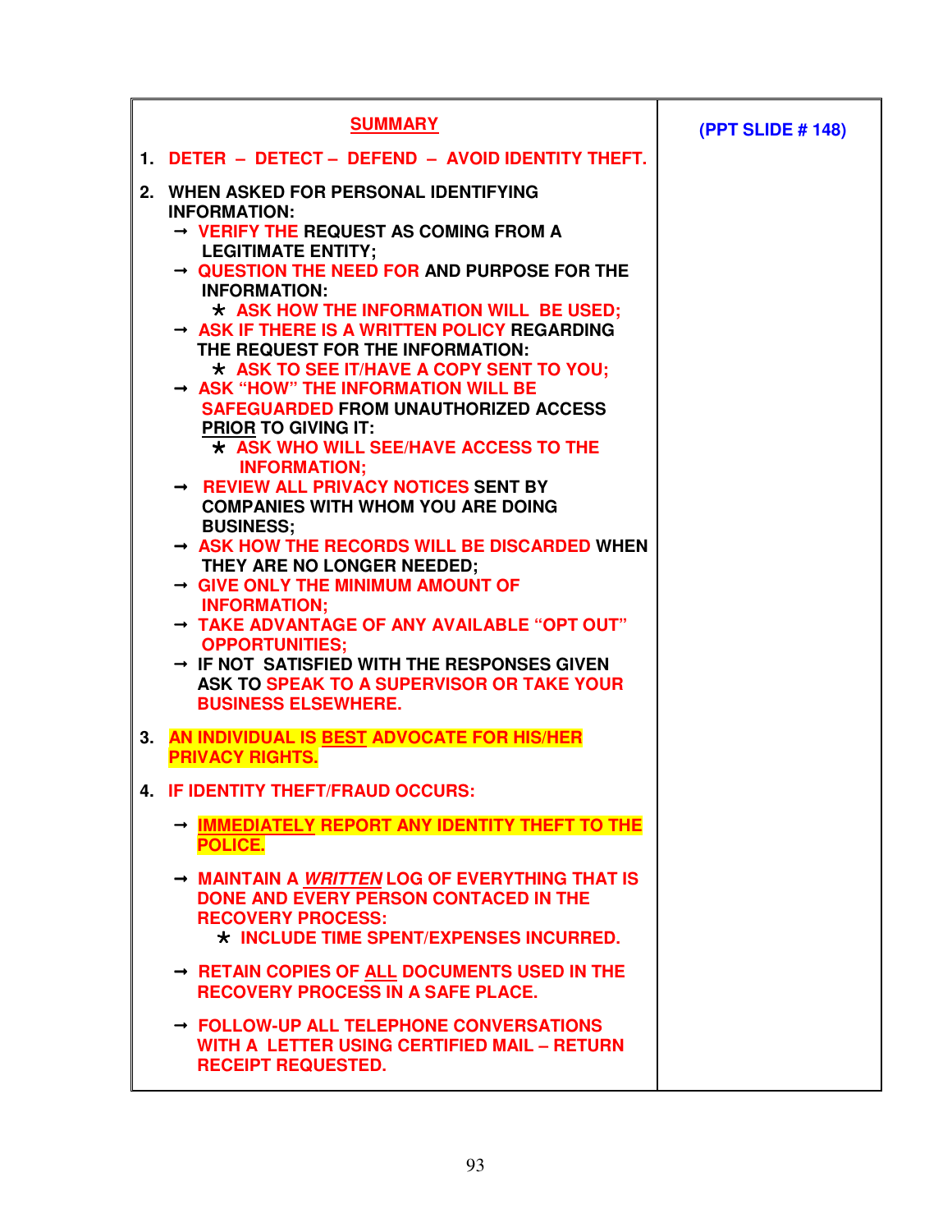| **SUMMARY** | **(PPT SLIDE # 148)** |
|---|---|
| 1. DETER – DETECT – DEFEND – AVOID IDENTITY THEFT. | |

## SUMMARY

**(PPT SLIDE # 148)**

1. **DETER – DETECT – DEFEND – AVOID IDENTITY THEFT.**

2. **WHEN ASKED FOR PERSONAL IDENTIFYING INFORMATION:**
   - → **VERIFY THE REQUEST AS COMING FROM A LEGITIMATE ENTITY;**
   - → **QUESTION THE NEED FOR AND PURPOSE FOR THE INFORMATION:**
     - * **ASK HOW THE INFORMATION WILL BE USED;**
   - → **ASK IF THERE IS A WRITTEN POLICY REGARDING THE REQUEST FOR THE INFORMATION:**
     - * **ASK TO SEE IT/HAVE A COPY SENT TO YOU;**
   - → **ASK "HOW" THE INFORMATION WILL BE SAFEGUARDED FROM UNAUTHORIZED ACCESS <u>PRIOR</u> TO GIVING IT:**
     - * **ASK WHO WILL SEE/HAVE ACCESS TO THE INFORMATION;**
   - → **REVIEW ALL PRIVACY NOTICES SENT BY COMPANIES WITH WHOM YOU ARE DOING BUSINESS;**
   - → **ASK HOW THE RECORDS WILL BE DISCARDED WHEN THEY ARE NO LONGER NEEDED;**
   - → **GIVE ONLY THE MINIMUM AMOUNT OF INFORMATION;**
   - → **TAKE ADVANTAGE OF ANY AVAILABLE "OPT OUT" OPPORTUNITIES;**
   - → **IF NOT SATISFIED WITH THE RESPONSES GIVEN ASK TO SPEAK TO A SUPERVISOR OR TAKE YOUR BUSINESS ELSEWHERE.**

3. **AN INDIVIDUAL IS <u>BEST</u> ADVOCATE FOR HIS/HER PRIVACY RIGHTS.**

4. **IF IDENTITY THEFT/FRAUD OCCURS:**
   - → **<u>IMMEDIATELY</u> REPORT ANY IDENTITY THEFT TO THE POLICE.**
   - → **MAINTAIN A <u>*WRITTEN*</u> LOG OF EVERYTHING THAT IS DONE AND EVERY PERSON CONTACED IN THE RECOVERY PROCESS:**
     - * **INCLUDE TIME SPENT/EXPENSES INCURRED.**
   - → **RETAIN COPIES OF <u>ALL</u> DOCUMENTS USED IN THE RECOVERY PROCESS IN A SAFE PLACE.**
   - → **FOLLOW-UP ALL TELEPHONE CONVERSATIONS WITH A LETTER USING CERTIFIED MAIL – RETURN RECEIPT REQUESTED.**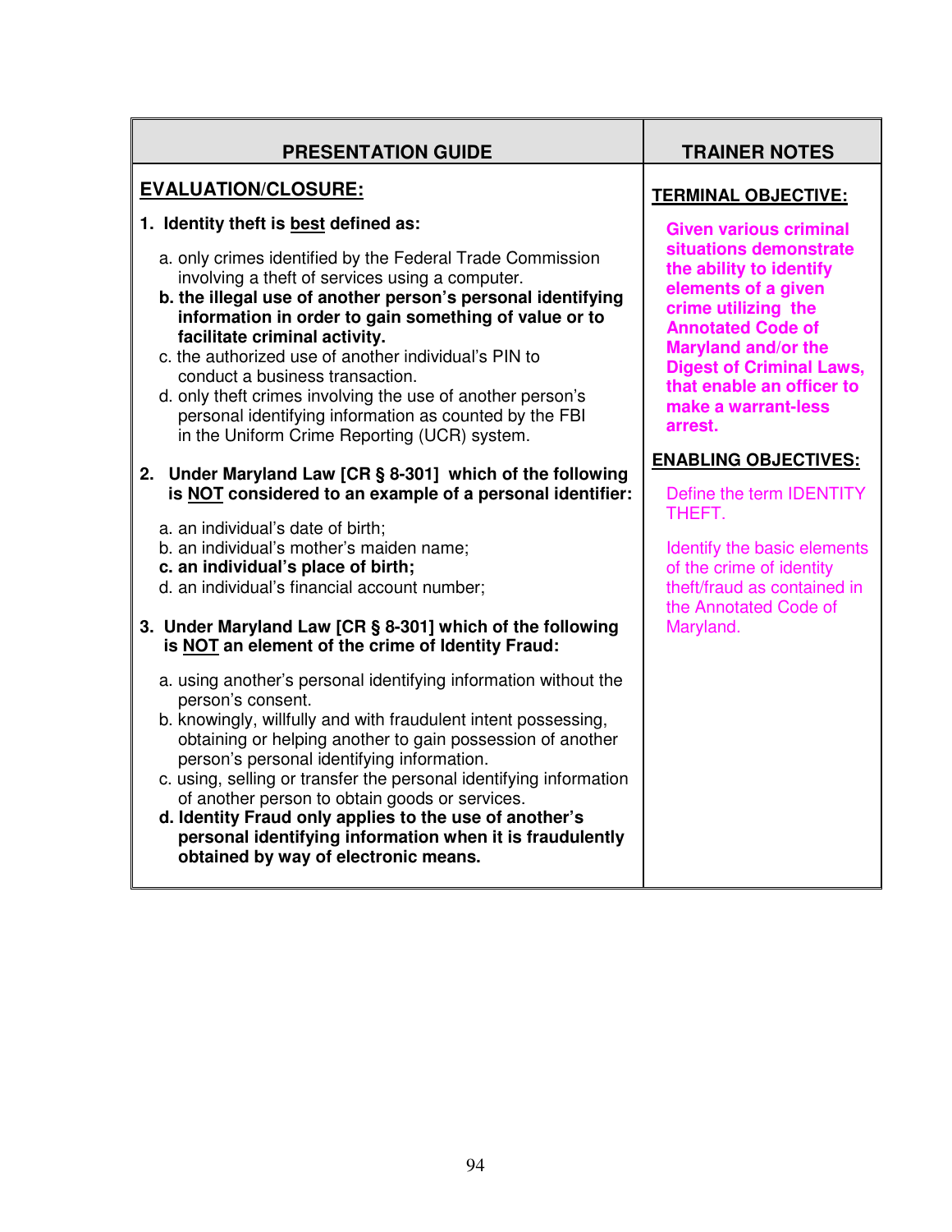| PRESENTATION GUIDE | TRAINER NOTES |
|---|---|
| <u>**EVALUATION/CLOSURE:**</u><br><br>**1. Identity theft is <u>best</u> defined as:**<br><br>a. only crimes identified by the Federal Trade Commission involving a theft of services using a computer.<br>**b. the illegal use of another person's personal identifying information in order to gain something of value or to facilitate criminal activity.**<br>c. the authorized use of another individual's PIN to conduct a business transaction.<br>d. only theft crimes involving the use of another person's personal identifying information as counted by the FBI in the Uniform Crime Reporting (UCR) system.<br><br>**2. Under Maryland Law [CR § 8-301] which of the following is <u>NOT</u> considered to an example of a personal identifier:**<br><br>a. an individual's date of birth;<br>b. an individual's mother's maiden name;<br>**c. an individual's place of birth;**<br>d. an individual's financial account number;<br><br>**3. Under Maryland Law [CR § 8-301] which of the following is <u>NOT</u> an element of the crime of Identity Fraud:**<br><br>a. using another's personal identifying information without the person's consent.<br>b. knowingly, willfully and with fraudulent intent possessing, obtaining or helping another to gain possession of another person's personal identifying information.<br>c. using, selling or transfer the personal identifying information of another person to obtain goods or services.<br>**d. Identity Fraud only applies to the use of another's personal identifying information when it is fraudulently obtained by way of electronic means.** | <u>**TERMINAL OBJECTIVE:**</u><br><br>**Given various criminal situations demonstrate the ability to identify elements of a given crime utilizing the Annotated Code of Maryland and/or the Digest of Criminal Laws, that enable an officer to make a warrant-less arrest.**<br><br><u>**ENABLING OBJECTIVES:**</u><br><br>Define the term IDENTITY THEFT.<br><br>Identify the basic elements of the crime of identity theft/fraud as contained in the Annotated Code of Maryland. |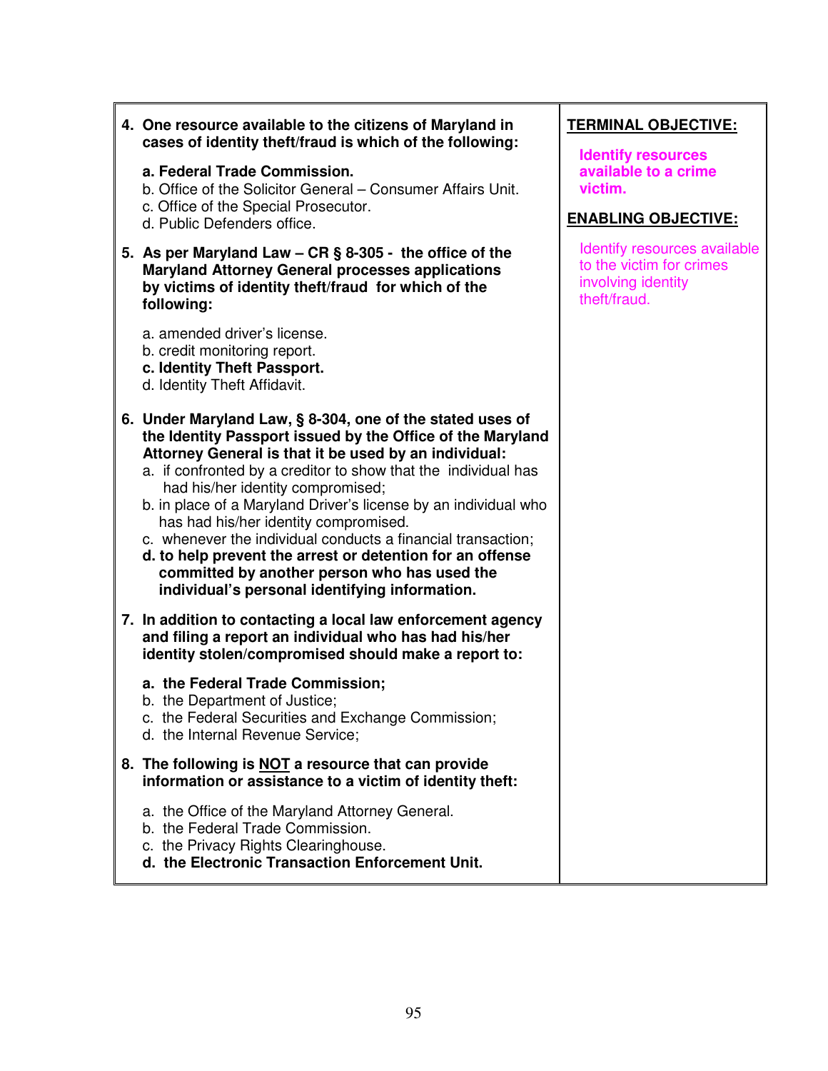**4. One resource available to the citizens of Maryland in cases of identity theft/fraud is which of the following:**

**a. Federal Trade Commission.**
b. Office of the Solicitor General – Consumer Affairs Unit.
c. Office of the Special Prosecutor.
d. Public Defenders office.

**5. As per Maryland Law – CR § 8-305 - the office of the Maryland Attorney General processes applications by victims of identity theft/fraud for which of the following:**

a. amended driver's license.
b. credit monitoring report.
**c. Identity Theft Passport.**
d. Identity Theft Affidavit.

**6. Under Maryland Law, § 8-304, one of the stated uses of the Identity Passport issued by the Office of the Maryland Attorney General is that it be used by an individual:**

a. if confronted by a creditor to show that the individual has had his/her identity compromised;
b. in place of a Maryland Driver's license by an individual who has had his/her identity compromised.
c. whenever the individual conducts a financial transaction;
**d. to help prevent the arrest or detention for an offense committed by another person who has used the individual's personal identifying information.**

**7. In addition to contacting a local law enforcement agency and filing a report an individual who has had his/her identity stolen/compromised should make a report to:**

**a. the Federal Trade Commission;**
b. the Department of Justice;
c. the Federal Securities and Exchange Commission;
d. the Internal Revenue Service;

**8. The following is NOT a resource that can provide information or assistance to a victim of identity theft:**

a. the Office of the Maryland Attorney General.
b. the Federal Trade Commission.
c. the Privacy Rights Clearinghouse.
**d. the Electronic Transaction Enforcement Unit.**

**TERMINAL OBJECTIVE:**

**Identify resources available to a crime victim.**

**ENABLING OBJECTIVE:**

Identify resources available to the victim for crimes involving identity theft/fraud.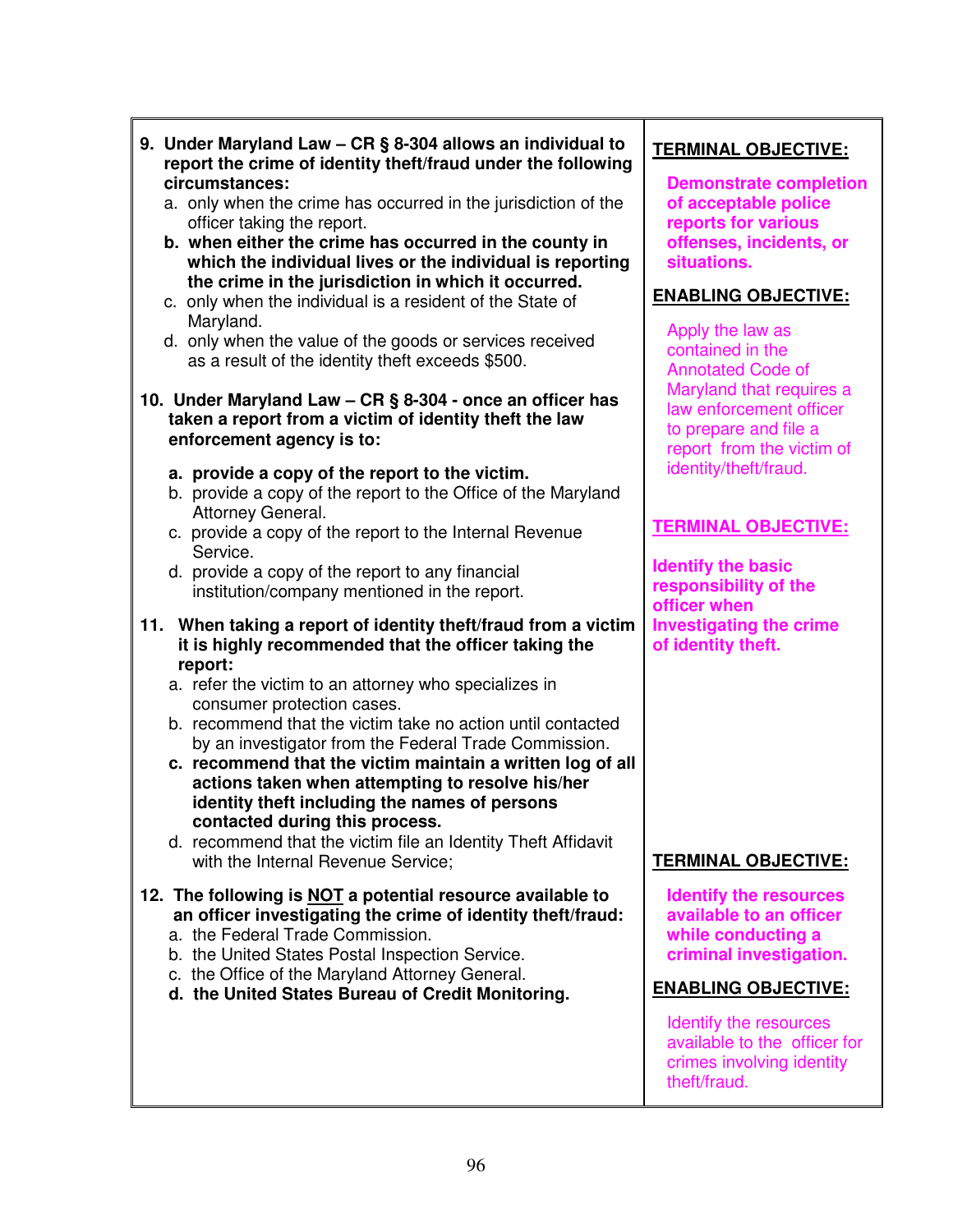**9. Under Maryland Law – CR § 8-304 allows an individual to report the crime of identity theft/fraud under the following circumstances:**

a. only when the crime has occurred in the jurisdiction of the officer taking the report.

**b. when either the crime has occurred in the county in which the individual lives or the individual is reporting the crime in the jurisdiction in which it occurred.**

c. only when the individual is a resident of the State of Maryland.

d. only when the value of the goods or services received as a result of the identity theft exceeds $500.

**10. Under Maryland Law – CR § 8-304 - once an officer has taken a report from a victim of identity theft the law enforcement agency is to:**

**a. provide a copy of the report to the victim.**

b. provide a copy of the report to the Office of the Maryland Attorney General.

c. provide a copy of the report to the Internal Revenue Service.

d. provide a copy of the report to any financial institution/company mentioned in the report.

**11. When taking a report of identity theft/fraud from a victim it is highly recommended that the officer taking the report:**

a. refer the victim to an attorney who specializes in consumer protection cases.

b. recommend that the victim take no action until contacted by an investigator from the Federal Trade Commission.

**c. recommend that the victim maintain a written log of all actions taken when attempting to resolve his/her identity theft including the names of persons contacted during this process.**

d. recommend that the victim file an Identity Theft Affidavit with the Internal Revenue Service;

**12. The following is NOT a potential resource available to an officer investigating the crime of identity theft/fraud:**

a. the Federal Trade Commission.

b. the United States Postal Inspection Service.

c. the Office of the Maryland Attorney General.

**d. the United States Bureau of Credit Monitoring.**

**TERMINAL OBJECTIVE:**

**Demonstrate completion of acceptable police reports for various offenses, incidents, or situations.**

**ENABLING OBJECTIVE:**

Apply the law as contained in the Annotated Code of Maryland that requires a law enforcement officer to prepare and file a report from the victim of identity/theft/fraud.

**TERMINAL OBJECTIVE:**

**Identify the basic responsibility of the officer when Investigating the crime of identity theft.**

**TERMINAL OBJECTIVE:**

**Identify the resources available to an officer while conducting a criminal investigation.**

**ENABLING OBJECTIVE:**

Identify the resources available to the officer for crimes involving identity theft/fraud.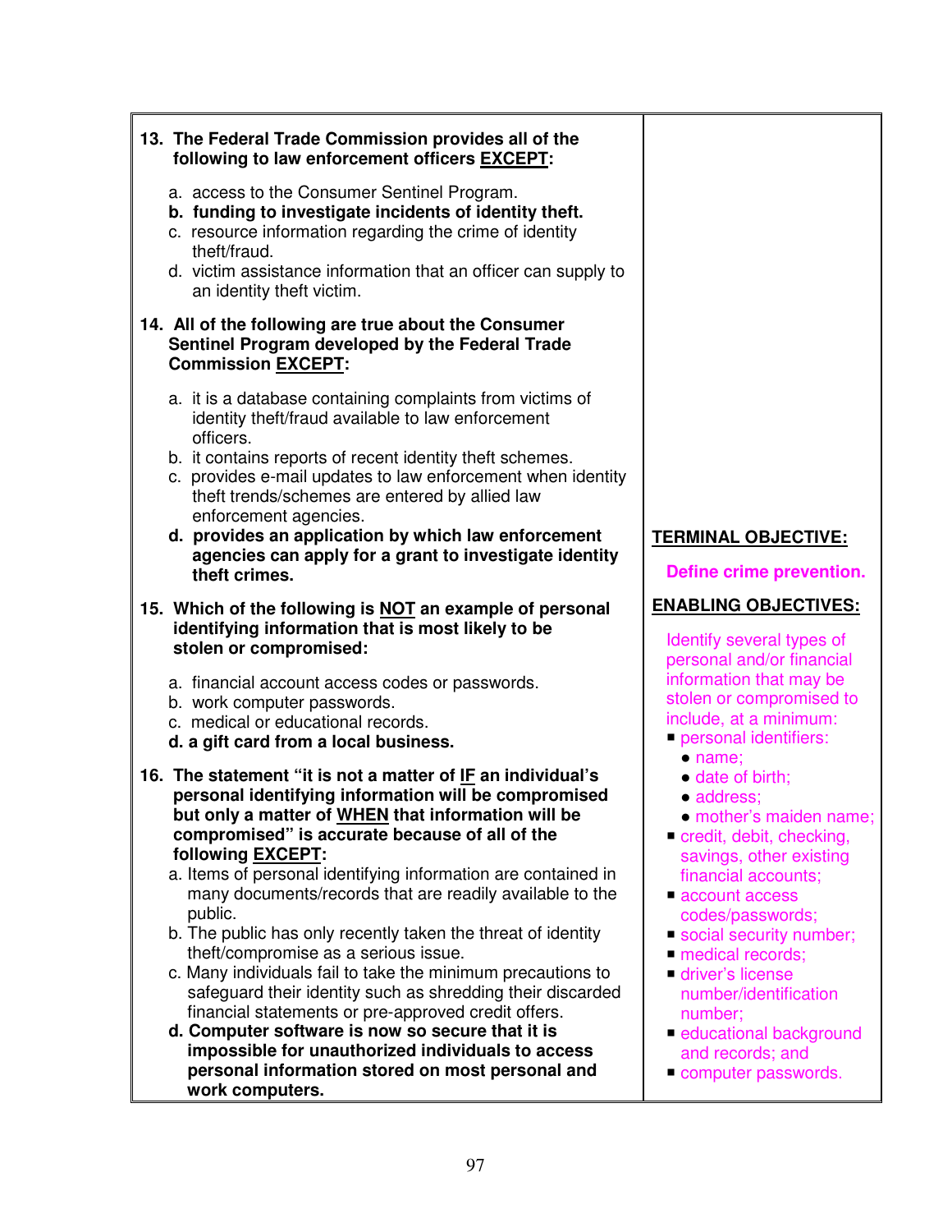**13. The Federal Trade Commission provides all of the following to law enforcement officers <u>EXCEPT</u>:**

a. access to the Consumer Sentinel Program.
**b. funding to investigate incidents of identity theft.**
c. resource information regarding the crime of identity theft/fraud.
d. victim assistance information that an officer can supply to an identity theft victim.

**14. All of the following are true about the Consumer Sentinel Program developed by the Federal Trade Commission <u>EXCEPT</u>:**

a. it is a database containing complaints from victims of identity theft/fraud available to law enforcement officers.
b. it contains reports of recent identity theft schemes.
c. provides e-mail updates to law enforcement when identity theft trends/schemes are entered by allied law enforcement agencies.
**d. provides an application by which law enforcement agencies can apply for a grant to investigate identity theft crimes.**

**15. Which of the following is <u>NOT</u> an example of personal identifying information that is most likely to be stolen or compromised:**

a. financial account access codes or passwords.
b. work computer passwords.
c. medical or educational records.
**d. a gift card from a local business.**

**16. The statement "it is not a matter of <u>IF</u> an individual's personal identifying information will be compromised but only a matter of <u>WHEN</u> that information will be compromised" is accurate because of all of the following <u>EXCEPT</u>:**

a. Items of personal identifying information are contained in many documents/records that are readily available to the public.
b. The public has only recently taken the threat of identity theft/compromise as a serious issue.
c. Many individuals fail to take the minimum precautions to safeguard their identity such as shredding their discarded financial statements or pre-approved credit offers.
**d. Computer software is now so secure that it is impossible for unauthorized individuals to access personal information stored on most personal and work computers.**

**<u>TERMINAL OBJECTIVE:</u>**

**Define crime prevention.**

**<u>ENABLING OBJECTIVES:</u>**

Identify several types of personal and/or financial information that may be stolen or compromised to include, at a minimum:

- personal identifiers:
  - name;
  - date of birth;
  - address;
  - mother's maiden name;
- credit, debit, checking, savings, other existing financial accounts;
- account access codes/passwords;
- social security number;
- medical records;
- driver's license number/identification number;
- educational background and records; and
- computer passwords.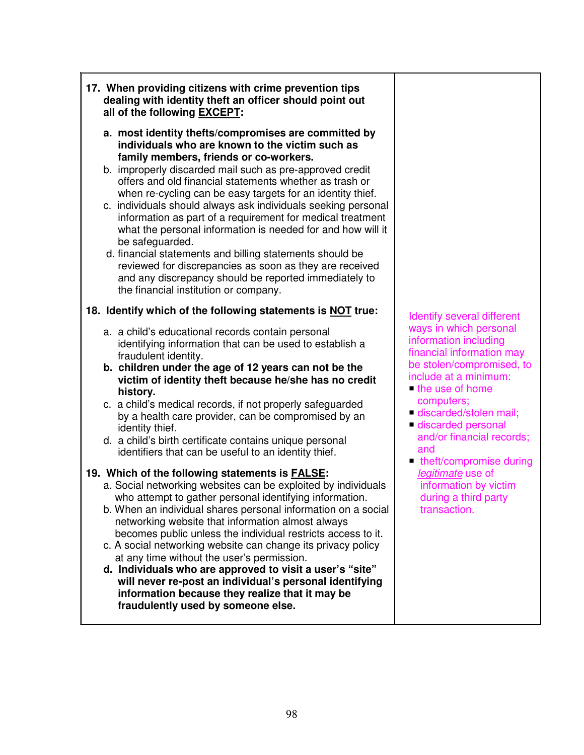| | |
|---|---|
| **17. When providing citizens with crime prevention tips dealing with identity theft an officer should point out all of the following <u>EXCEPT</u>:**<br><br>**a. most identity thefts/compromises are committed by individuals who are known to the victim such as family members, friends or co-workers.**<br>b. improperly discarded mail such as pre-approved credit offers and old financial statements whether as trash or when re-cycling can be easy targets for an identity thief.<br>c. individuals should always ask individuals seeking personal information as part of a requirement for medical treatment what the personal information is needed for and how will it be safeguarded.<br>d. financial statements and billing statements should be reviewed for discrepancies as soon as they are received and any discrepancy should be reported immediately to the financial institution or company. | |
| **18. Identify which of the following statements is <u>NOT</u> true:**<br><br>a. a child's educational records contain personal identifying information that can be used to establish a fraudulent identity.<br>**b. children under the age of 12 years can not be the victim of identity theft because he/she has no credit history.**<br>c. a child's medical records, if not properly safeguarded by a health care provider, can be compromised by an identity thief.<br>d. a child's birth certificate contains unique personal identifiers that can be useful to an identity thief.<br><br>**19. Which of the following statements is <u>FALSE</u>:**<br>a. Social networking websites can be exploited by individuals who attempt to gather personal identifying information.<br>b. When an individual shares personal information on a social networking website that information almost always becomes public unless the individual restricts access to it.<br>c. A social networking website can change its privacy policy at any time without the user's permission.<br>**d. Individuals who are approved to visit a user's "site" will never re-post an individual's personal identifying information because they realize that it may be fraudulently used by someone else.** | Identify several different ways in which personal information including financial information may be stolen/compromised, to include at a minimum:<br>▪ the use of home computers;<br>▪ discarded/stolen mail;<br>▪ discarded personal and/or financial records; and<br>▪ theft/compromise during *<u>legitimate</u>* use of information by victim during a third party transaction. |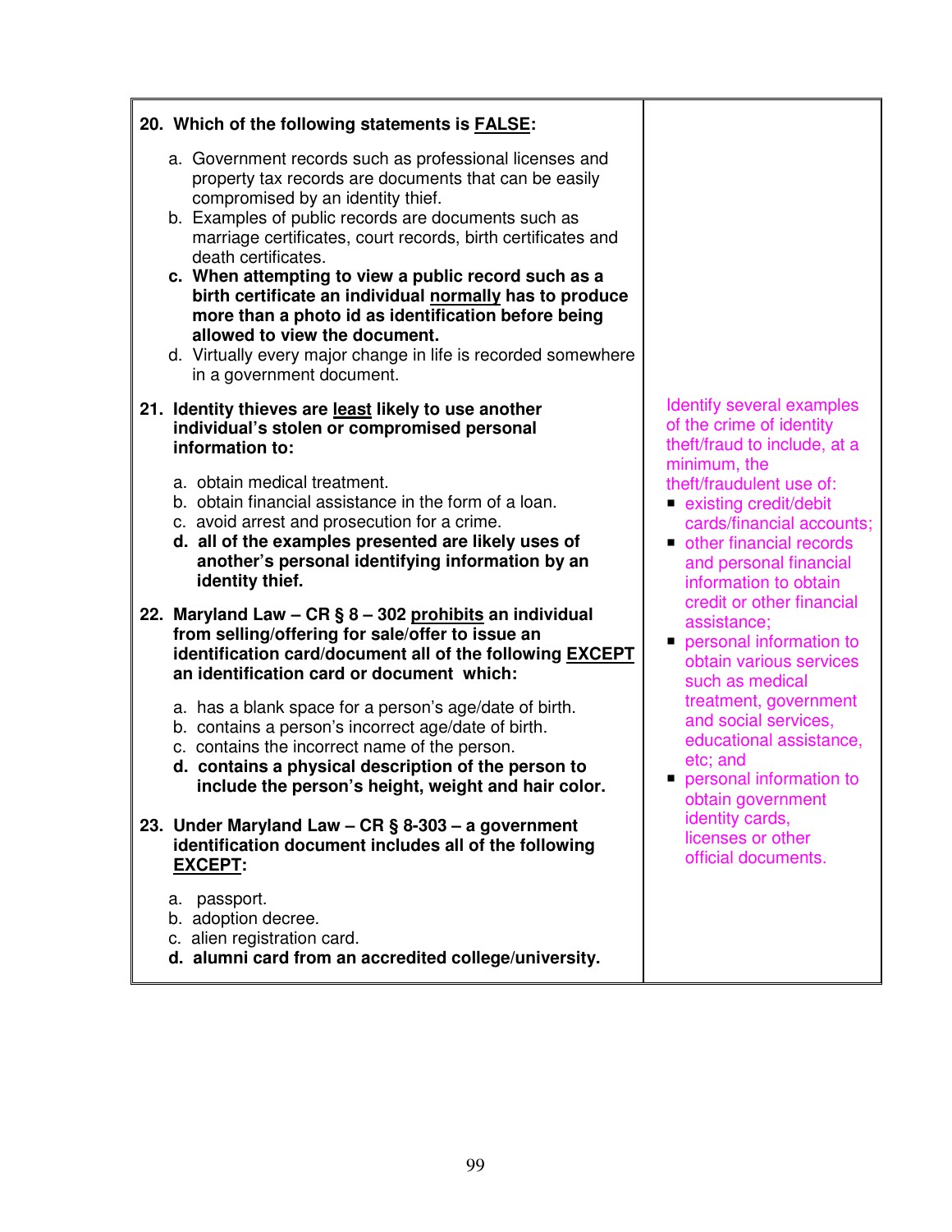| | |
|---|---|
| **20. Which of the following statements is <u>FALSE</u>:**<br><br>a. Government records such as professional licenses and property tax records are documents that can be easily compromised by an identity thief.<br>b. Examples of public records are documents such as marriage certificates, court records, birth certificates and death certificates.<br>**c. When attempting to view a public record such as a birth certificate an individual <u>normally</u> has to produce more than a photo id as identification before being allowed to view the document.**<br>d. Virtually every major change in life is recorded somewhere in a government document. | |
| **21. Identity thieves are <u>least</u> likely to use another individual's stolen or compromised personal information to:**<br><br>a. obtain medical treatment.<br>b. obtain financial assistance in the form of a loan.<br>c. avoid arrest and prosecution for a crime.<br>**d. all of the examples presented are likely uses of another's personal identifying information by an identity thief.**<br><br>**22. Maryland Law – CR § 8 – 302 <u>prohibits</u> an individual from selling/offering for sale/offer to issue an identification card/document all of the following <u>EXCEPT</u> an identification card or document which:**<br><br>a. has a blank space for a person's age/date of birth.<br>b. contains a person's incorrect age/date of birth.<br>c. contains the incorrect name of the person.<br>**d. contains a physical description of the person to include the person's height, weight and hair color.**<br><br>**23. Under Maryland Law – CR § 8-303 – a government identification document includes all of the following <u>EXCEPT</u>:**<br><br>a. passport.<br>b. adoption decree.<br>c. alien registration card.<br>**d. alumni card from an accredited college/university.** | Identify several examples of the crime of identity theft/fraud to include, at a minimum, the theft/fraudulent use of:<br>▪ existing credit/debit cards/financial accounts;<br>▪ other financial records and personal financial information to obtain credit or other financial assistance;<br>▪ personal information to obtain various services such as medical treatment, government and social services, educational assistance, etc; and<br>▪ personal information to obtain government identity cards, licenses or other official documents. |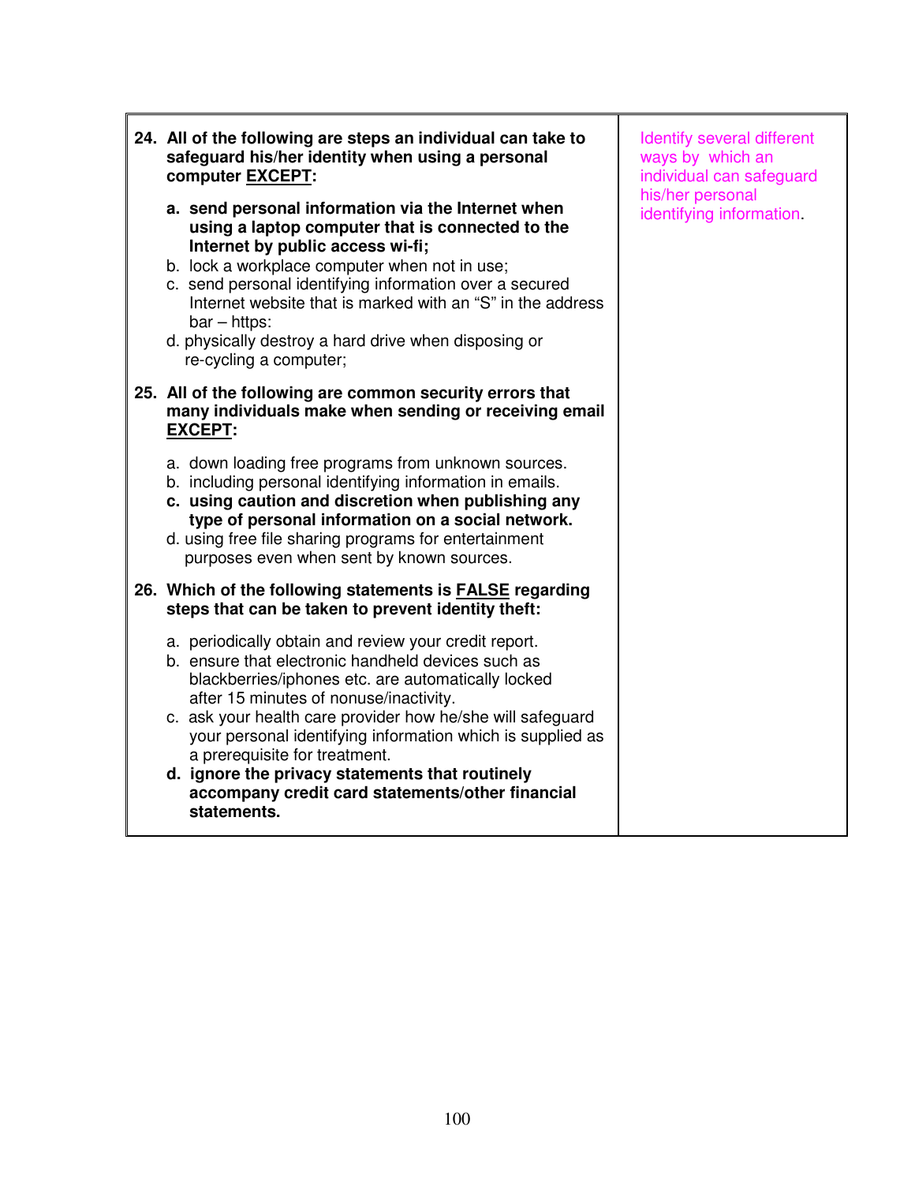| | |
|---|---|
| **24. All of the following are steps an individual can take to safeguard his/her identity when using a personal computer <u>EXCEPT</u>:**<br><br>**a. send personal information via the Internet when using a laptop computer that is connected to the Internet by public access wi-fi;**<br>b. lock a workplace computer when not in use;<br>c. send personal identifying information over a secured Internet website that is marked with an "S" in the address bar – https:<br>d. physically destroy a hard drive when disposing or re-cycling a computer;<br><br>**25. All of the following are common security errors that many individuals make when sending or receiving email <u>EXCEPT</u>:**<br><br>a. down loading free programs from unknown sources.<br>b. including personal identifying information in emails.<br>**c. using caution and discretion when publishing any type of personal information on a social network.**<br>d. using free file sharing programs for entertainment purposes even when sent by known sources.<br><br>**26. Which of the following statements is <u>FALSE</u> regarding steps that can be taken to prevent identity theft:**<br><br>a. periodically obtain and review your credit report.<br>b. ensure that electronic handheld devices such as blackberries/iphones etc. are automatically locked after 15 minutes of nonuse/inactivity.<br>c. ask your health care provider how he/she will safeguard your personal identifying information which is supplied as a prerequisite for treatment.<br>**d. ignore the privacy statements that routinely accompany credit card statements/other financial statements.** | Identify several different ways by which an individual can safeguard his/her personal identifying information. |